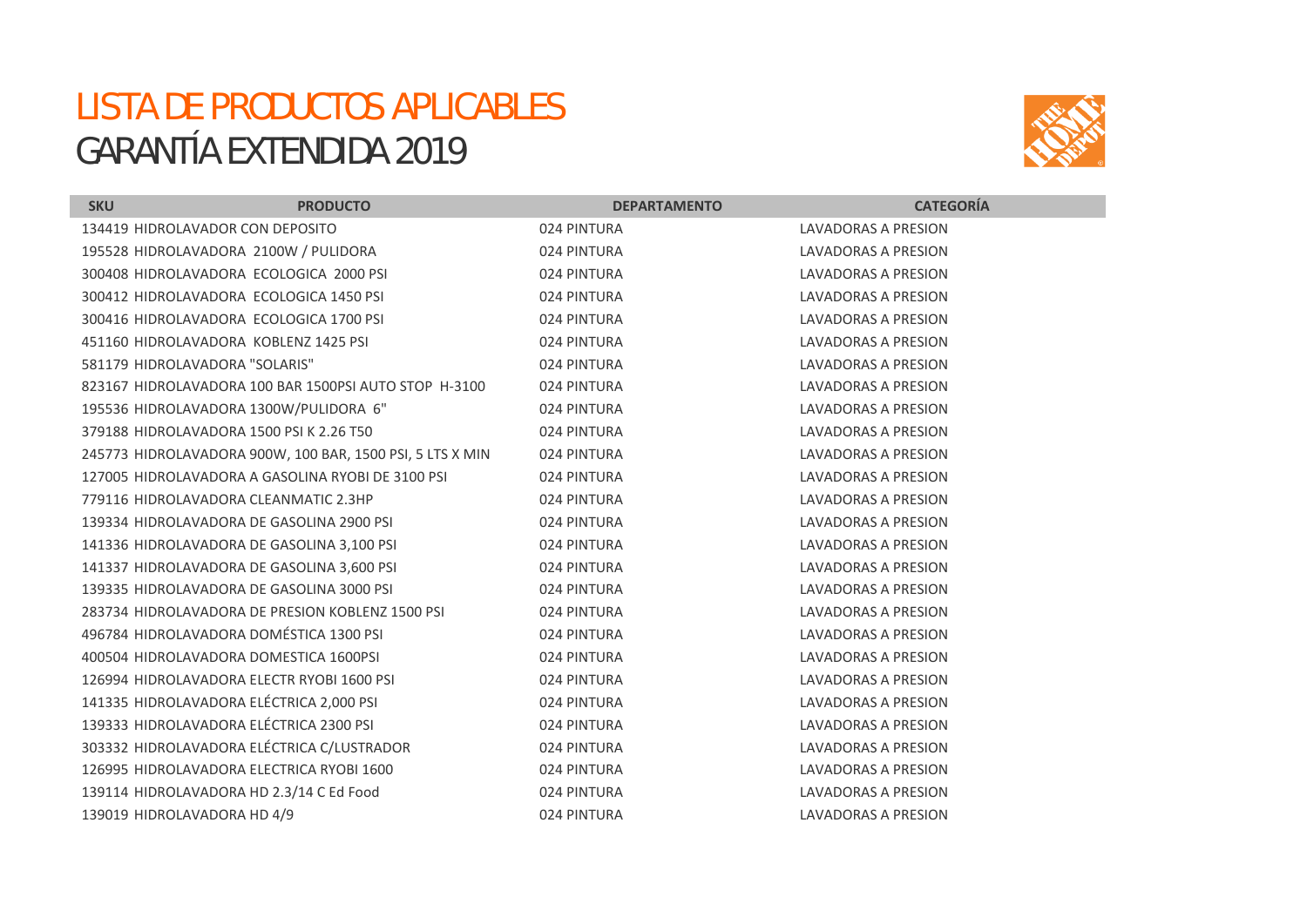# LISTA DE PRODUCTOS APLICABLES
## GARANTÍA EXTENDIDA 2019

| SKU | PRODUCTO | DEPARTAMENTO | CATEGORÍA |
|---|---|---|---|
| 134419 | HIDROLAVADOR CON DEPOSITO | 024 PINTURA | LAVADORAS A PRESION |
| 195528 | HIDROLAVADORA 2100W / PULIDORA | 024 PINTURA | LAVADORAS A PRESION |
| 300408 | HIDROLAVADORA ECOLOGICA 2000 PSI | 024 PINTURA | LAVADORAS A PRESION |
| 300412 | HIDROLAVADORA ECOLOGICA 1450 PSI | 024 PINTURA | LAVADORAS A PRESION |
| 300416 | HIDROLAVADORA ECOLOGICA 1700 PSI | 024 PINTURA | LAVADORAS A PRESION |
| 451160 | HIDROLAVADORA KOBLENZ 1425 PSI | 024 PINTURA | LAVADORAS A PRESION |
| 581179 | HIDROLAVADORA "SOLARIS" | 024 PINTURA | LAVADORAS A PRESION |
| 823167 | HIDROLAVADORA 100 BAR 1500PSI AUTO STOP H-3100 | 024 PINTURA | LAVADORAS A PRESION |
| 195536 | HIDROLAVADORA 1300W/PULIDORA 6" | 024 PINTURA | LAVADORAS A PRESION |
| 379188 | HIDROLAVADORA 1500 PSI K 2.26 T50 | 024 PINTURA | LAVADORAS A PRESION |
| 245773 | HIDROLAVADORA 900W, 100 BAR, 1500 PSI, 5 LTS X MIN | 024 PINTURA | LAVADORAS A PRESION |
| 127005 | HIDROLAVADORA A GASOLINA RYOBI DE 3100 PSI | 024 PINTURA | LAVADORAS A PRESION |
| 779116 | HIDROLAVADORA CLEANMATIC 2.3HP | 024 PINTURA | LAVADORAS A PRESION |
| 139334 | HIDROLAVADORA DE GASOLINA 2900 PSI | 024 PINTURA | LAVADORAS A PRESION |
| 141336 | HIDROLAVADORA DE GASOLINA 3,100 PSI | 024 PINTURA | LAVADORAS A PRESION |
| 141337 | HIDROLAVADORA DE GASOLINA 3,600 PSI | 024 PINTURA | LAVADORAS A PRESION |
| 139335 | HIDROLAVADORA DE GASOLINA 3000 PSI | 024 PINTURA | LAVADORAS A PRESION |
| 283734 | HIDROLAVADORA DE PRESION KOBLENZ 1500 PSI | 024 PINTURA | LAVADORAS A PRESION |
| 496784 | HIDROLAVADORA DOMÉSTICA 1300 PSI | 024 PINTURA | LAVADORAS A PRESION |
| 400504 | HIDROLAVADORA DOMESTICA 1600PSI | 024 PINTURA | LAVADORAS A PRESION |
| 126994 | HIDROLAVADORA ELECTR RYOBI 1600 PSI | 024 PINTURA | LAVADORAS A PRESION |
| 141335 | HIDROLAVADORA ELÉCTRICA 2,000 PSI | 024 PINTURA | LAVADORAS A PRESION |
| 139333 | HIDROLAVADORA ELÉCTRICA 2300 PSI | 024 PINTURA | LAVADORAS A PRESION |
| 303332 | HIDROLAVADORA ELÉCTRICA C/LUSTRADOR | 024 PINTURA | LAVADORAS A PRESION |
| 126995 | HIDROLAVADORA ELECTRICA RYOBI 1600 | 024 PINTURA | LAVADORAS A PRESION |
| 139114 | HIDROLAVADORA HD 2.3/14 C Ed Food | 024 PINTURA | LAVADORAS A PRESION |
| 139019 | HIDROLAVADORA HD 4/9 | 024 PINTURA | LAVADORAS A PRESION |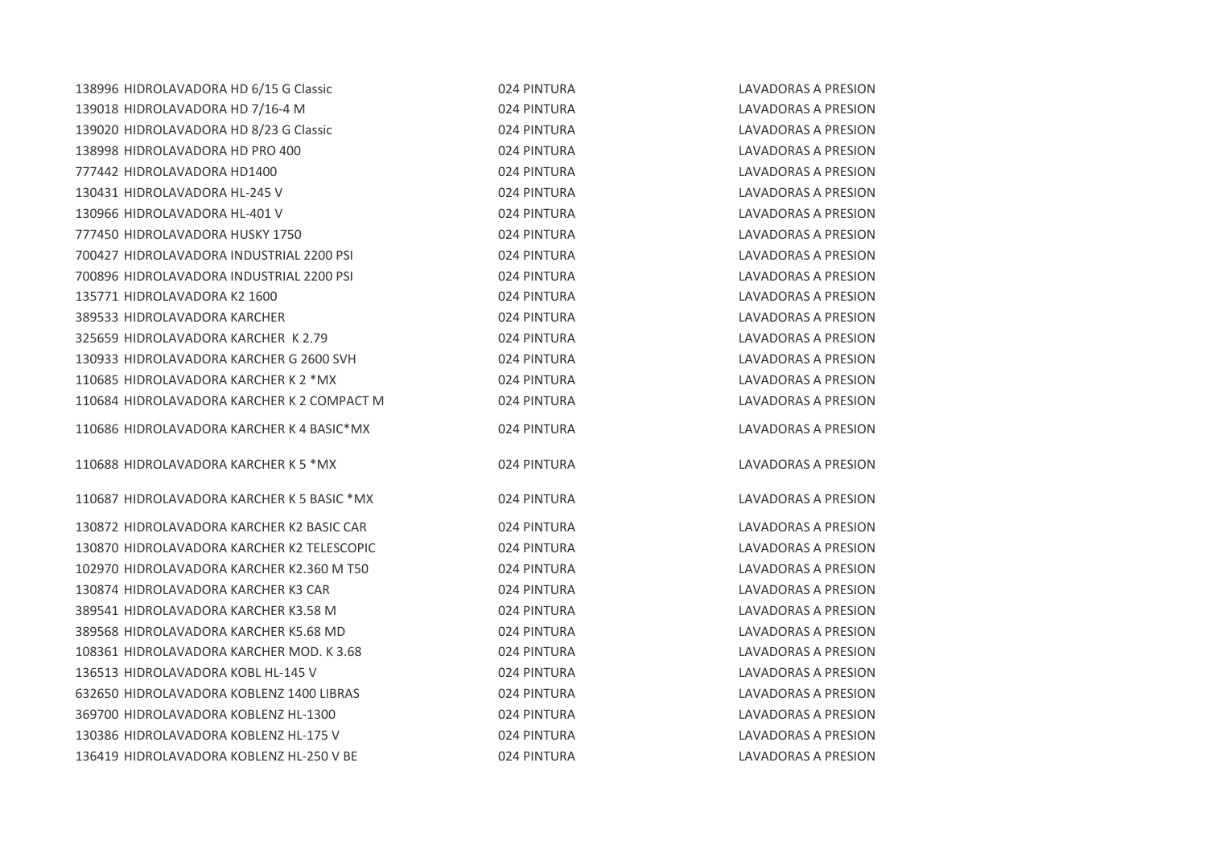| | | | |
|---|---|---|---|
| 138996 | HIDROLAVADORA HD 6/15 G Classic | 024 PINTURA | LAVADORAS A PRESION |
| 139018 | HIDROLAVADORA HD 7/16-4 M | 024 PINTURA | LAVADORAS A PRESION |
| 139020 | HIDROLAVADORA HD 8/23 G Classic | 024 PINTURA | LAVADORAS A PRESION |
| 138998 | HIDROLAVADORA HD PRO 400 | 024 PINTURA | LAVADORAS A PRESION |
| 777442 | HIDROLAVADORA HD1400 | 024 PINTURA | LAVADORAS A PRESION |
| 130431 | HIDROLAVADORA HL-245 V | 024 PINTURA | LAVADORAS A PRESION |
| 130966 | HIDROLAVADORA HL-401 V | 024 PINTURA | LAVADORAS A PRESION |
| 777450 | HIDROLAVADORA HUSKY 1750 | 024 PINTURA | LAVADORAS A PRESION |
| 700427 | HIDROLAVADORA INDUSTRIAL 2200 PSI | 024 PINTURA | LAVADORAS A PRESION |
| 700896 | HIDROLAVADORA INDUSTRIAL 2200 PSI | 024 PINTURA | LAVADORAS A PRESION |
| 135771 | HIDROLAVADORA K2 1600 | 024 PINTURA | LAVADORAS A PRESION |
| 389533 | HIDROLAVADORA KARCHER | 024 PINTURA | LAVADORAS A PRESION |
| 325659 | HIDROLAVADORA KARCHER K 2.79 | 024 PINTURA | LAVADORAS A PRESION |
| 130933 | HIDROLAVADORA KARCHER G 2600 SVH | 024 PINTURA | LAVADORAS A PRESION |
| 110685 | HIDROLAVADORA KARCHER K 2 *MX | 024 PINTURA | LAVADORAS A PRESION |
| 110684 | HIDROLAVADORA KARCHER K 2 COMPACT M | 024 PINTURA | LAVADORAS A PRESION |
| 110686 | HIDROLAVADORA KARCHER K 4 BASIC*MX | 024 PINTURA | LAVADORAS A PRESION |
| 110688 | HIDROLAVADORA KARCHER K 5 *MX | 024 PINTURA | LAVADORAS A PRESION |
| 110687 | HIDROLAVADORA KARCHER K 5 BASIC *MX | 024 PINTURA | LAVADORAS A PRESION |
| 130872 | HIDROLAVADORA KARCHER K2 BASIC CAR | 024 PINTURA | LAVADORAS A PRESION |
| 130870 | HIDROLAVADORA KARCHER K2 TELESCOPIC | 024 PINTURA | LAVADORAS A PRESION |
| 102970 | HIDROLAVADORA KARCHER K2.360 M T50 | 024 PINTURA | LAVADORAS A PRESION |
| 130874 | HIDROLAVADORA KARCHER K3 CAR | 024 PINTURA | LAVADORAS A PRESION |
| 389541 | HIDROLAVADORA KARCHER K3.58 M | 024 PINTURA | LAVADORAS A PRESION |
| 389568 | HIDROLAVADORA KARCHER K5.68 MD | 024 PINTURA | LAVADORAS A PRESION |
| 108361 | HIDROLAVADORA KARCHER MOD. K 3.68 | 024 PINTURA | LAVADORAS A PRESION |
| 136513 | HIDROLAVADORA KOBL HL-145 V | 024 PINTURA | LAVADORAS A PRESION |
| 632650 | HIDROLAVADORA KOBLENZ 1400 LIBRAS | 024 PINTURA | LAVADORAS A PRESION |
| 369700 | HIDROLAVADORA KOBLENZ HL-1300 | 024 PINTURA | LAVADORAS A PRESION |
| 130386 | HIDROLAVADORA KOBLENZ HL-175 V | 024 PINTURA | LAVADORAS A PRESION |
| 136419 | HIDROLAVADORA KOBLENZ HL-250 V BE | 024 PINTURA | LAVADORAS A PRESION |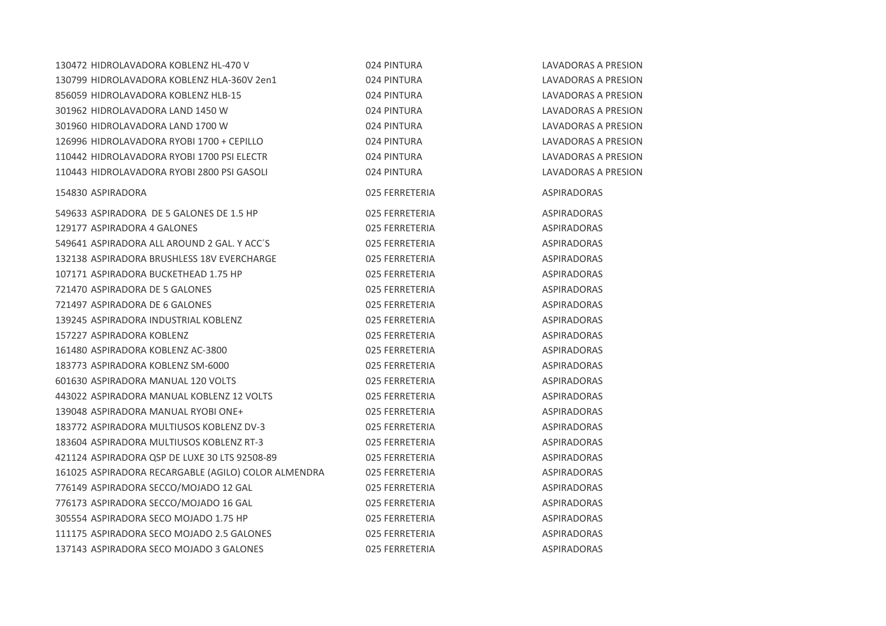| | | |
|---|---|---|
| 130472 HIDROLAVADORA KOBLENZ HL-470 V | 024 PINTURA | LAVADORAS A PRESION |
| 130799 HIDROLAVADORA KOBLENZ HLA-360V 2en1 | 024 PINTURA | LAVADORAS A PRESION |
| 856059 HIDROLAVADORA KOBLENZ HLB-15 | 024 PINTURA | LAVADORAS A PRESION |
| 301962 HIDROLAVADORA LAND 1450 W | 024 PINTURA | LAVADORAS A PRESION |
| 301960 HIDROLAVADORA LAND 1700 W | 024 PINTURA | LAVADORAS A PRESION |
| 126996 HIDROLAVADORA RYOBI 1700 + CEPILLO | 024 PINTURA | LAVADORAS A PRESION |
| 110442 HIDROLAVADORA RYOBI 1700 PSI ELECTR | 024 PINTURA | LAVADORAS A PRESION |
| 110443 HIDROLAVADORA RYOBI 2800 PSI GASOLI | 024 PINTURA | LAVADORAS A PRESION |
| 154830 ASPIRADORA | 025 FERRETERIA | ASPIRADORAS |
| 549633 ASPIRADORA DE 5 GALONES DE 1.5 HP | 025 FERRETERIA | ASPIRADORAS |
| 129177 ASPIRADORA 4 GALONES | 025 FERRETERIA | ASPIRADORAS |
| 549641 ASPIRADORA ALL AROUND 2 GAL. Y ACC´S | 025 FERRETERIA | ASPIRADORAS |
| 132138 ASPIRADORA BRUSHLESS 18V EVERCHARGE | 025 FERRETERIA | ASPIRADORAS |
| 107171 ASPIRADORA BUCKETHEAD 1.75 HP | 025 FERRETERIA | ASPIRADORAS |
| 721470 ASPIRADORA DE 5 GALONES | 025 FERRETERIA | ASPIRADORAS |
| 721497 ASPIRADORA DE 6 GALONES | 025 FERRETERIA | ASPIRADORAS |
| 139245 ASPIRADORA INDUSTRIAL KOBLENZ | 025 FERRETERIA | ASPIRADORAS |
| 157227 ASPIRADORA KOBLENZ | 025 FERRETERIA | ASPIRADORAS |
| 161480 ASPIRADORA KOBLENZ AC-3800 | 025 FERRETERIA | ASPIRADORAS |
| 183773 ASPIRADORA KOBLENZ SM-6000 | 025 FERRETERIA | ASPIRADORAS |
| 601630 ASPIRADORA MANUAL 120 VOLTS | 025 FERRETERIA | ASPIRADORAS |
| 443022 ASPIRADORA MANUAL KOBLENZ 12 VOLTS | 025 FERRETERIA | ASPIRADORAS |
| 139048 ASPIRADORA MANUAL RYOBI ONE+ | 025 FERRETERIA | ASPIRADORAS |
| 183772 ASPIRADORA MULTIUSOS KOBLENZ DV-3 | 025 FERRETERIA | ASPIRADORAS |
| 183604 ASPIRADORA MULTIUSOS KOBLENZ RT-3 | 025 FERRETERIA | ASPIRADORAS |
| 421124 ASPIRADORA QSP DE LUXE 30 LTS 92508-89 | 025 FERRETERIA | ASPIRADORAS |
| 161025 ASPIRADORA RECARGABLE (AGILO) COLOR ALMENDRA | 025 FERRETERIA | ASPIRADORAS |
| 776149 ASPIRADORA SECCO/MOJADO 12 GAL | 025 FERRETERIA | ASPIRADORAS |
| 776173 ASPIRADORA SECCO/MOJADO 16 GAL | 025 FERRETERIA | ASPIRADORAS |
| 305554 ASPIRADORA SECO MOJADO 1.75 HP | 025 FERRETERIA | ASPIRADORAS |
| 111175 ASPIRADORA SECO MOJADO 2.5 GALONES | 025 FERRETERIA | ASPIRADORAS |
| 137143 ASPIRADORA SECO MOJADO 3 GALONES | 025 FERRETERIA | ASPIRADORAS |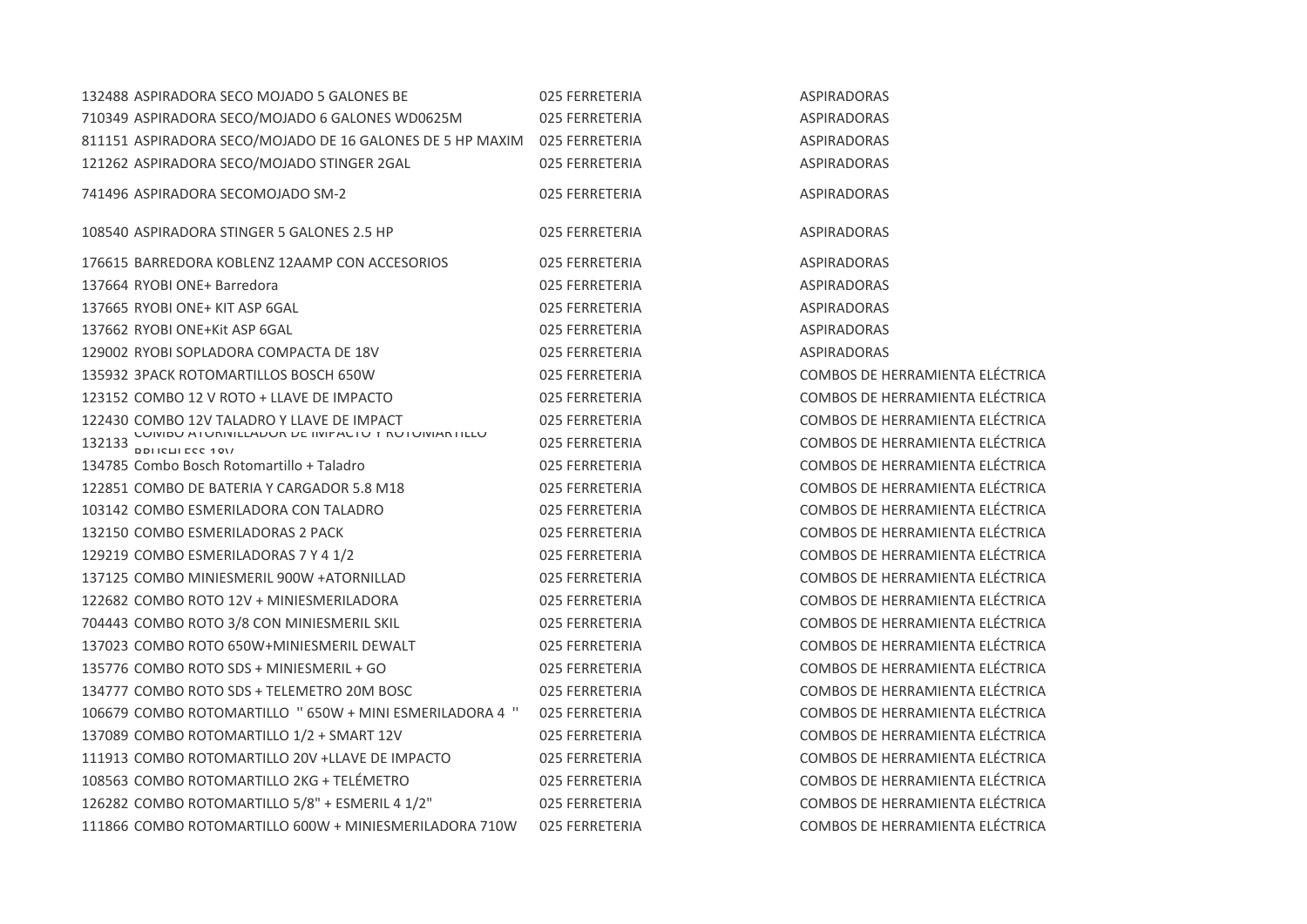| | | | |
|---|---|---|---|
| 132488 | ASPIRADORA SECO MOJADO 5 GALONES BE | 025 FERRETERIA | ASPIRADORAS |
| 710349 | ASPIRADORA SECO/MOJADO 6 GALONES WD0625M | 025 FERRETERIA | ASPIRADORAS |
| 811151 | ASPIRADORA SECO/MOJADO DE 16 GALONES DE 5 HP MAXIM | 025 FERRETERIA | ASPIRADORAS |
| 121262 | ASPIRADORA SECO/MOJADO STINGER 2GAL | 025 FERRETERIA | ASPIRADORAS |
| 741496 | ASPIRADORA SECOMOJADO SM-2 | 025 FERRETERIA | ASPIRADORAS |
| 108540 | ASPIRADORA STINGER 5 GALONES 2.5 HP | 025 FERRETERIA | ASPIRADORAS |
| 176615 | BARREDORA KOBLENZ 12AAMP CON ACCESORIOS | 025 FERRETERIA | ASPIRADORAS |
| 137664 | RYOBI ONE+ Barredora | 025 FERRETERIA | ASPIRADORAS |
| 137665 | RYOBI ONE+ KIT ASP 6GAL | 025 FERRETERIA | ASPIRADORAS |
| 137662 | RYOBI ONE+Kit ASP 6GAL | 025 FERRETERIA | ASPIRADORAS |
| 129002 | RYOBI SOPLADORA COMPACTA DE 18V | 025 FERRETERIA | ASPIRADORAS |
| 135932 | 3PACK ROTOMARTILLOS BOSCH 650W | 025 FERRETERIA | COMBOS DE HERRAMIENTA ELÉCTRICA |
| 123152 | COMBO 12 V ROTO + LLAVE DE IMPACTO | 025 FERRETERIA | COMBOS DE HERRAMIENTA ELÉCTRICA |
| 122430 | COMBO 12V TALADRO Y LLAVE DE IMPACT | 025 FERRETERIA | COMBOS DE HERRAMIENTA ELÉCTRICA |
| 132133 | COMBO ATORNILLADOR DE IMPACTO Y ROTOMARTILLO BRUSHLESS 18V | 025 FERRETERIA | COMBOS DE HERRAMIENTA ELÉCTRICA |
| 134785 | Combo Bosch Rotomartillo + Taladro | 025 FERRETERIA | COMBOS DE HERRAMIENTA ELÉCTRICA |
| 122851 | COMBO DE BATERIA Y CARGADOR 5.8 M18 | 025 FERRETERIA | COMBOS DE HERRAMIENTA ELÉCTRICA |
| 103142 | COMBO ESMERILADORA CON TALADRO | 025 FERRETERIA | COMBOS DE HERRAMIENTA ELÉCTRICA |
| 132150 | COMBO ESMERILADORAS 2 PACK | 025 FERRETERIA | COMBOS DE HERRAMIENTA ELÉCTRICA |
| 129219 | COMBO ESMERILADORAS 7 Y 4 1/2 | 025 FERRETERIA | COMBOS DE HERRAMIENTA ELÉCTRICA |
| 137125 | COMBO MINIESMERIL 900W +ATORNILLAD | 025 FERRETERIA | COMBOS DE HERRAMIENTA ELÉCTRICA |
| 122682 | COMBO ROTO 12V + MINIESMERILADORA | 025 FERRETERIA | COMBOS DE HERRAMIENTA ELÉCTRICA |
| 704443 | COMBO ROTO 3/8 CON MINIESMERIL SKIL | 025 FERRETERIA | COMBOS DE HERRAMIENTA ELÉCTRICA |
| 137023 | COMBO ROTO 650W+MINIESMERIL DEWALT | 025 FERRETERIA | COMBOS DE HERRAMIENTA ELÉCTRICA |
| 135776 | COMBO ROTO SDS + MINIESMERIL + GO | 025 FERRETERIA | COMBOS DE HERRAMIENTA ELÉCTRICA |
| 134777 | COMBO ROTO SDS + TELEMETRO 20M BOSC | 025 FERRETERIA | COMBOS DE HERRAMIENTA ELÉCTRICA |
| 106679 | COMBO ROTOMARTILLO '' 650W + MINI ESMERILADORA 4 '' | 025 FERRETERIA | COMBOS DE HERRAMIENTA ELÉCTRICA |
| 137089 | COMBO ROTOMARTILLO 1/2 + SMART 12V | 025 FERRETERIA | COMBOS DE HERRAMIENTA ELÉCTRICA |
| 111913 | COMBO ROTOMARTILLO 20V +LLAVE DE IMPACTO | 025 FERRETERIA | COMBOS DE HERRAMIENTA ELÉCTRICA |
| 108563 | COMBO ROTOMARTILLO 2KG + TELÉMETRO | 025 FERRETERIA | COMBOS DE HERRAMIENTA ELÉCTRICA |
| 126282 | COMBO ROTOMARTILLO 5/8" + ESMERIL 4 1/2" | 025 FERRETERIA | COMBOS DE HERRAMIENTA ELÉCTRICA |
| 111866 | COMBO ROTOMARTILLO 600W + MINIESMERILADORA 710W | 025 FERRETERIA | COMBOS DE HERRAMIENTA ELÉCTRICA |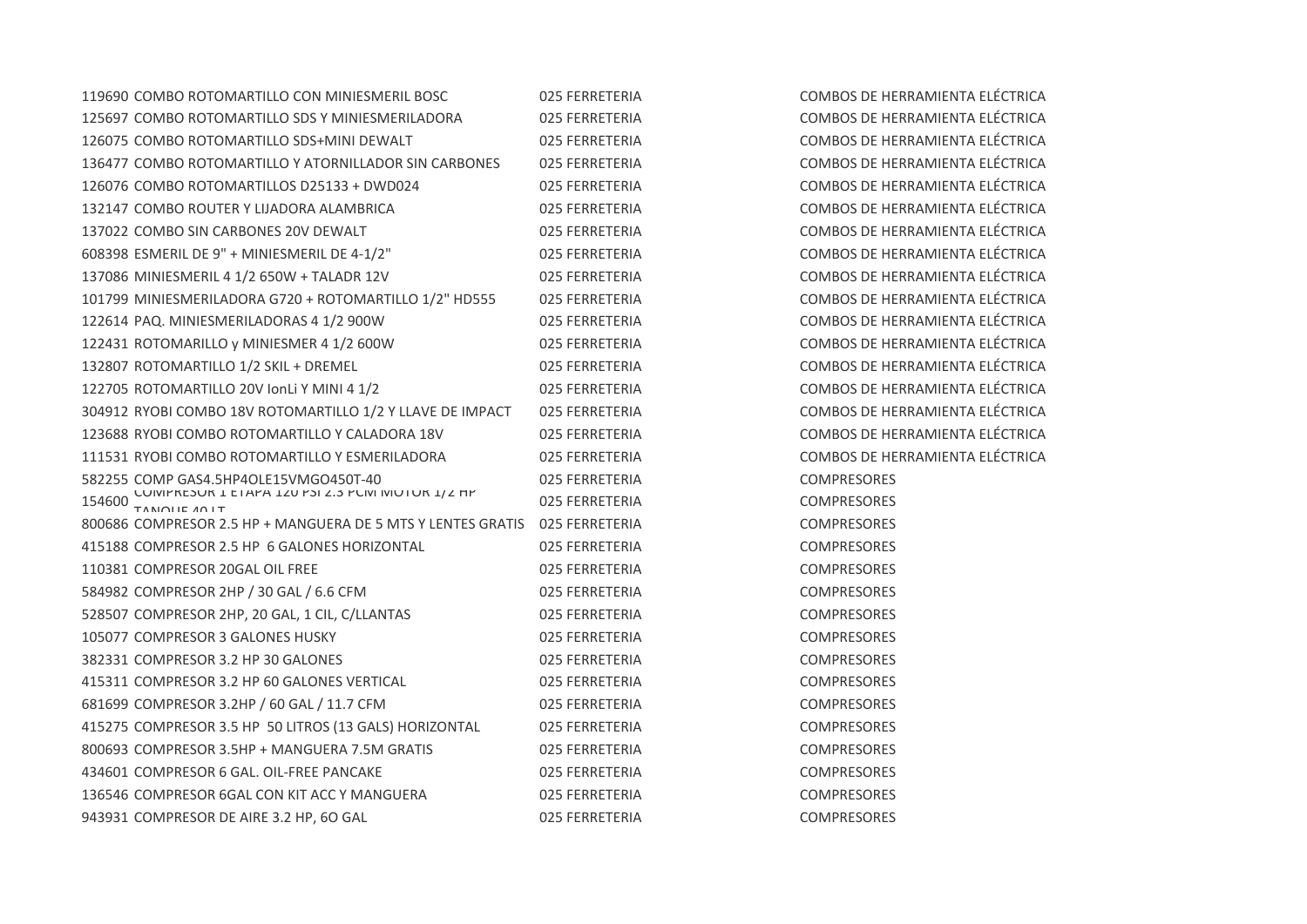| | | | |
|---|---|---|---|
| 119690 | COMBO ROTOMARTILLO CON MINIESMERIL BOSC | 025 FERRETERIA | COMBOS DE HERRAMIENTA ELÉCTRICA |
| 125697 | COMBO ROTOMARTILLO SDS Y MINIESMERILADORA | 025 FERRETERIA | COMBOS DE HERRAMIENTA ELÉCTRICA |
| 126075 | COMBO ROTOMARTILLO SDS+MINI DEWALT | 025 FERRETERIA | COMBOS DE HERRAMIENTA ELÉCTRICA |
| 136477 | COMBO ROTOMARTILLO Y ATORNILLADOR SIN CARBONES | 025 FERRETERIA | COMBOS DE HERRAMIENTA ELÉCTRICA |
| 126076 | COMBO ROTOMARTILLOS D25133 + DWD024 | 025 FERRETERIA | COMBOS DE HERRAMIENTA ELÉCTRICA |
| 132147 | COMBO ROUTER Y LIJADORA ALAMBRICA | 025 FERRETERIA | COMBOS DE HERRAMIENTA ELÉCTRICA |
| 137022 | COMBO SIN CARBONES 20V DEWALT | 025 FERRETERIA | COMBOS DE HERRAMIENTA ELÉCTRICA |
| 608398 | ESMERIL DE 9" + MINIESMERIL DE 4-1/2" | 025 FERRETERIA | COMBOS DE HERRAMIENTA ELÉCTRICA |
| 137086 | MINIESMERIL 4 1/2 650W + TALADR 12V | 025 FERRETERIA | COMBOS DE HERRAMIENTA ELÉCTRICA |
| 101799 | MINIESMERILADORA G720 + ROTOMARTILLO 1/2" HD555 | 025 FERRETERIA | COMBOS DE HERRAMIENTA ELÉCTRICA |
| 122614 | PAQ. MINIESMERILADORAS 4 1/2 900W | 025 FERRETERIA | COMBOS DE HERRAMIENTA ELÉCTRICA |
| 122431 | ROTOMARILLO y MINIESMER 4 1/2 600W | 025 FERRETERIA | COMBOS DE HERRAMIENTA ELÉCTRICA |
| 132807 | ROTOMARTILLO 1/2 SKIL + DREMEL | 025 FERRETERIA | COMBOS DE HERRAMIENTA ELÉCTRICA |
| 122705 | ROTOMARTILLO 20V IonLi Y MINI 4 1/2 | 025 FERRETERIA | COMBOS DE HERRAMIENTA ELÉCTRICA |
| 304912 | RYOBI COMBO 18V ROTOMARTILLO 1/2 Y LLAVE DE IMPACT | 025 FERRETERIA | COMBOS DE HERRAMIENTA ELÉCTRICA |
| 123688 | RYOBI COMBO ROTOMARTILLO Y CALADORA 18V | 025 FERRETERIA | COMBOS DE HERRAMIENTA ELÉCTRICA |
| 111531 | RYOBI COMBO ROTOMARTILLO Y ESMERILADORA | 025 FERRETERIA | COMBOS DE HERRAMIENTA ELÉCTRICA |
| 582255 | COMP GAS4.5HP4OLE15VMGO450T-40 | 025 FERRETERIA | COMPRESORES |
| 154600 | COMPRESOR 1 ETAPA 120 PSI 2.3 PCM MOTOR 1/2 HP TANQUE 40 LT | 025 FERRETERIA | COMPRESORES |
| 800686 | COMPRESOR 2.5 HP + MANGUERA DE 5 MTS Y LENTES GRATIS | 025 FERRETERIA | COMPRESORES |
| 415188 | COMPRESOR 2.5 HP 6 GALONES HORIZONTAL | 025 FERRETERIA | COMPRESORES |
| 110381 | COMPRESOR 20GAL OIL FREE | 025 FERRETERIA | COMPRESORES |
| 584982 | COMPRESOR 2HP / 30 GAL / 6.6 CFM | 025 FERRETERIA | COMPRESORES |
| 528507 | COMPRESOR 2HP, 20 GAL, 1 CIL, C/LLANTAS | 025 FERRETERIA | COMPRESORES |
| 105077 | COMPRESOR 3 GALONES HUSKY | 025 FERRETERIA | COMPRESORES |
| 382331 | COMPRESOR 3.2 HP 30 GALONES | 025 FERRETERIA | COMPRESORES |
| 415311 | COMPRESOR 3.2 HP 60 GALONES VERTICAL | 025 FERRETERIA | COMPRESORES |
| 681699 | COMPRESOR 3.2HP / 60 GAL / 11.7 CFM | 025 FERRETERIA | COMPRESORES |
| 415275 | COMPRESOR 3.5 HP 50 LITROS (13 GALS) HORIZONTAL | 025 FERRETERIA | COMPRESORES |
| 800693 | COMPRESOR 3.5HP + MANGUERA 7.5M GRATIS | 025 FERRETERIA | COMPRESORES |
| 434601 | COMPRESOR 6 GAL. OIL-FREE PANCAKE | 025 FERRETERIA | COMPRESORES |
| 136546 | COMPRESOR 6GAL CON KIT ACC Y MANGUERA | 025 FERRETERIA | COMPRESORES |
| 943931 | COMPRESOR DE AIRE 3.2 HP, 6O GAL | 025 FERRETERIA | COMPRESORES |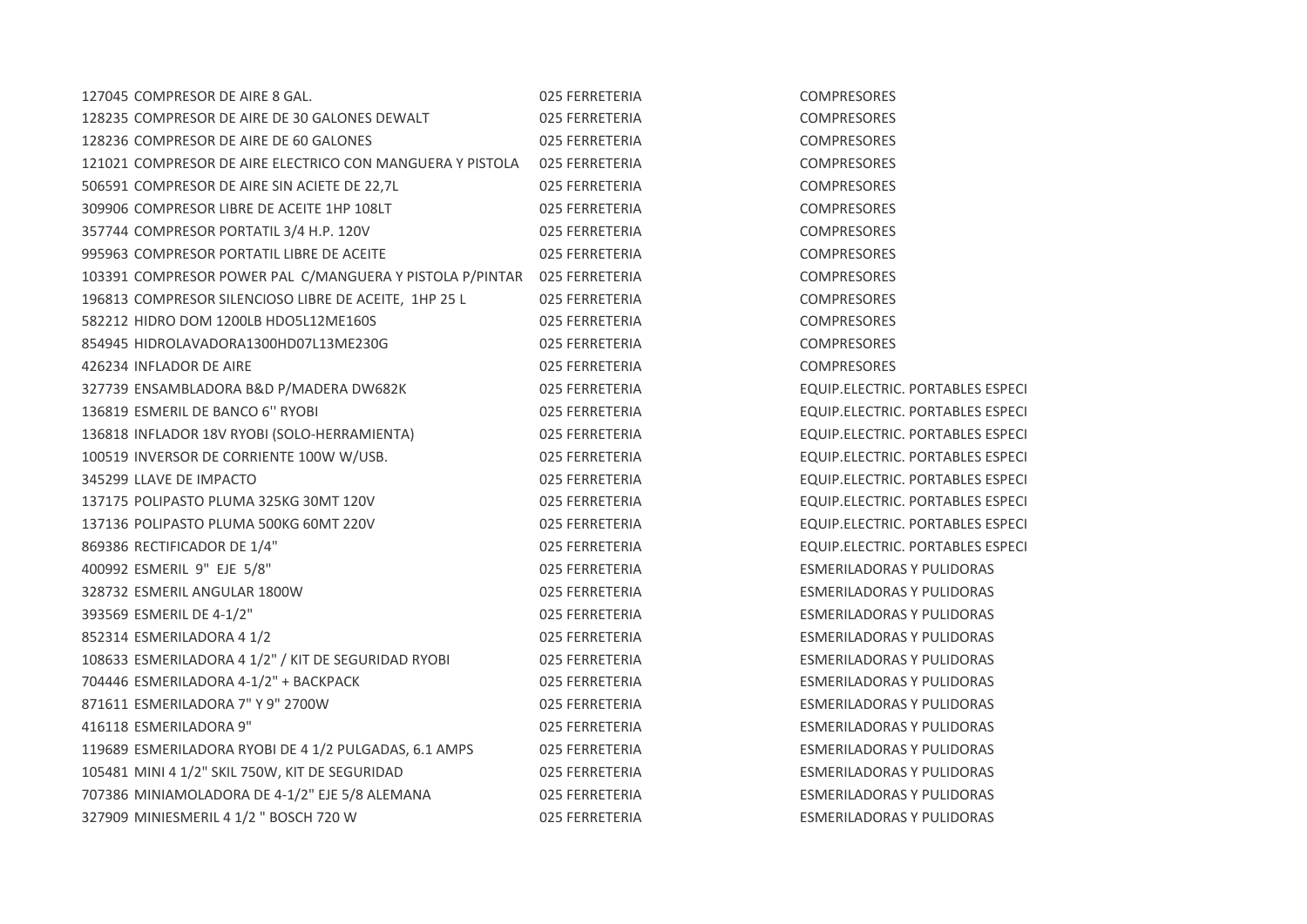| | | | |
|---|---|---|---|
| 127045 | COMPRESOR DE AIRE 8 GAL. | 025 FERRETERIA | COMPRESORES |
| 128235 | COMPRESOR DE AIRE DE 30 GALONES DEWALT | 025 FERRETERIA | COMPRESORES |
| 128236 | COMPRESOR DE AIRE DE 60 GALONES | 025 FERRETERIA | COMPRESORES |
| 121021 | COMPRESOR DE AIRE ELECTRICO CON MANGUERA Y PISTOLA | 025 FERRETERIA | COMPRESORES |
| 506591 | COMPRESOR DE AIRE SIN ACIETE DE 22,7L | 025 FERRETERIA | COMPRESORES |
| 309906 | COMPRESOR LIBRE DE ACEITE 1HP 108LT | 025 FERRETERIA | COMPRESORES |
| 357744 | COMPRESOR PORTATIL 3/4 H.P. 120V | 025 FERRETERIA | COMPRESORES |
| 995963 | COMPRESOR PORTATIL LIBRE DE ACEITE | 025 FERRETERIA | COMPRESORES |
| 103391 | COMPRESOR POWER PAL C/MANGUERA Y PISTOLA P/PINTAR | 025 FERRETERIA | COMPRESORES |
| 196813 | COMPRESOR SILENCIOSO LIBRE DE ACEITE, 1HP 25 L | 025 FERRETERIA | COMPRESORES |
| 582212 | HIDRO DOM 1200LB HDO5L12ME160S | 025 FERRETERIA | COMPRESORES |
| 854945 | HIDROLAVADORA1300HD07L13ME230G | 025 FERRETERIA | COMPRESORES |
| 426234 | INFLADOR DE AIRE | 025 FERRETERIA | COMPRESORES |
| 327739 | ENSAMBLADORA B&D P/MADERA DW682K | 025 FERRETERIA | EQUIP.ELECTRIC. PORTABLES ESPECI |
| 136819 | ESMERIL DE BANCO 6'' RYOBI | 025 FERRETERIA | EQUIP.ELECTRIC. PORTABLES ESPECI |
| 136818 | INFLADOR 18V RYOBI (SOLO-HERRAMIENTA) | 025 FERRETERIA | EQUIP.ELECTRIC. PORTABLES ESPECI |
| 100519 | INVERSOR DE CORRIENTE 100W W/USB. | 025 FERRETERIA | EQUIP.ELECTRIC. PORTABLES ESPECI |
| 345299 | LLAVE DE IMPACTO | 025 FERRETERIA | EQUIP.ELECTRIC. PORTABLES ESPECI |
| 137175 | POLIPASTO PLUMA 325KG 30MT 120V | 025 FERRETERIA | EQUIP.ELECTRIC. PORTABLES ESPECI |
| 137136 | POLIPASTO PLUMA 500KG 60MT 220V | 025 FERRETERIA | EQUIP.ELECTRIC. PORTABLES ESPECI |
| 869386 | RECTIFICADOR DE 1/4" | 025 FERRETERIA | EQUIP.ELECTRIC. PORTABLES ESPECI |
| 400992 | ESMERIL 9" EJE 5/8" | 025 FERRETERIA | ESMERILADORAS Y PULIDORAS |
| 328732 | ESMERIL ANGULAR 1800W | 025 FERRETERIA | ESMERILADORAS Y PULIDORAS |
| 393569 | ESMERIL DE 4-1/2" | 025 FERRETERIA | ESMERILADORAS Y PULIDORAS |
| 852314 | ESMERILADORA 4 1/2 | 025 FERRETERIA | ESMERILADORAS Y PULIDORAS |
| 108633 | ESMERILADORA 4 1/2" / KIT DE SEGURIDAD RYOBI | 025 FERRETERIA | ESMERILADORAS Y PULIDORAS |
| 704446 | ESMERILADORA 4-1/2" + BACKPACK | 025 FERRETERIA | ESMERILADORAS Y PULIDORAS |
| 871611 | ESMERILADORA 7" Y 9" 2700W | 025 FERRETERIA | ESMERILADORAS Y PULIDORAS |
| 416118 | ESMERILADORA 9" | 025 FERRETERIA | ESMERILADORAS Y PULIDORAS |
| 119689 | ESMERILADORA RYOBI DE 4 1/2 PULGADAS, 6.1 AMPS | 025 FERRETERIA | ESMERILADORAS Y PULIDORAS |
| 105481 | MINI 4 1/2" SKIL 750W, KIT DE SEGURIDAD | 025 FERRETERIA | ESMERILADORAS Y PULIDORAS |
| 707386 | MINIAMOLADORA DE 4-1/2" EJE 5/8 ALEMANA | 025 FERRETERIA | ESMERILADORAS Y PULIDORAS |
| 327909 | MINIESMERIL 4 1/2 " BOSCH 720 W | 025 FERRETERIA | ESMERILADORAS Y PULIDORAS |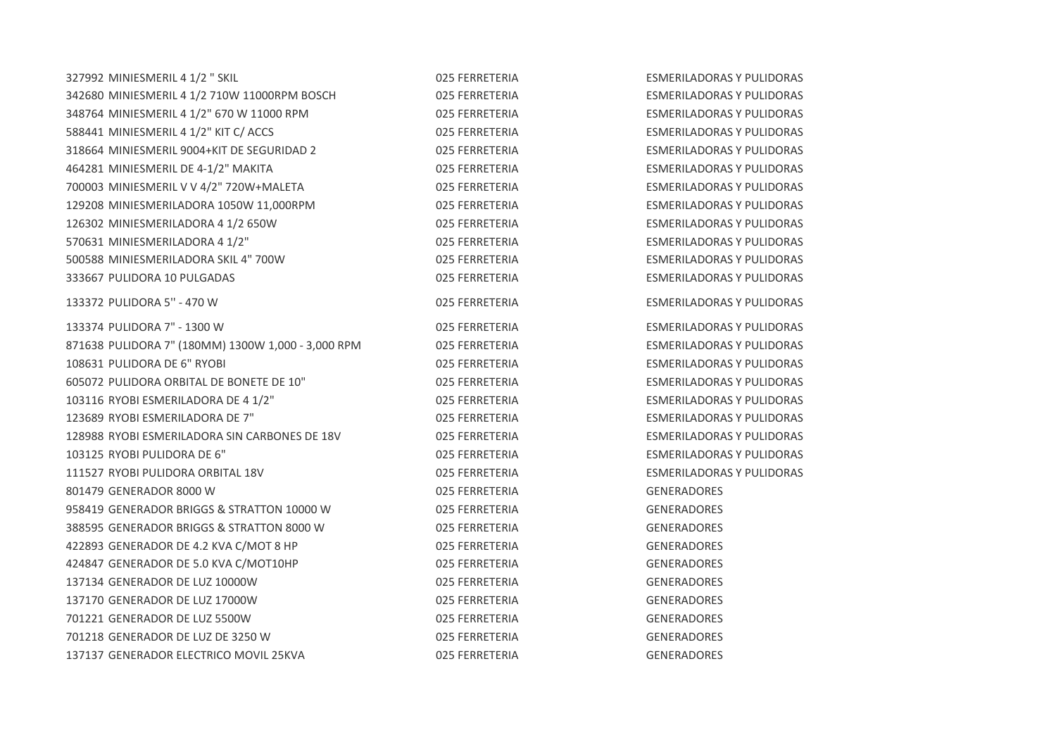| | | | |
|---|---|---|---|
| 327992 | MINIESMERIL 4 1/2 " SKIL | 025 FERRETERIA | ESMERILADORAS Y PULIDORAS |
| 342680 | MINIESMERIL 4 1/2 710W 11000RPM BOSCH | 025 FERRETERIA | ESMERILADORAS Y PULIDORAS |
| 348764 | MINIESMERIL 4 1/2" 670 W 11000 RPM | 025 FERRETERIA | ESMERILADORAS Y PULIDORAS |
| 588441 | MINIESMERIL 4 1/2" KIT C/ ACCS | 025 FERRETERIA | ESMERILADORAS Y PULIDORAS |
| 318664 | MINIESMERIL 9004+KIT DE SEGURIDAD 2 | 025 FERRETERIA | ESMERILADORAS Y PULIDORAS |
| 464281 | MINIESMERIL DE 4-1/2" MAKITA | 025 FERRETERIA | ESMERILADORAS Y PULIDORAS |
| 700003 | MINIESMERIL V V 4/2" 720W+MALETA | 025 FERRETERIA | ESMERILADORAS Y PULIDORAS |
| 129208 | MINIESMERILADORA 1050W 11,000RPM | 025 FERRETERIA | ESMERILADORAS Y PULIDORAS |
| 126302 | MINIESMERILADORA 4 1/2 650W | 025 FERRETERIA | ESMERILADORAS Y PULIDORAS |
| 570631 | MINIESMERILADORA 4 1/2" | 025 FERRETERIA | ESMERILADORAS Y PULIDORAS |
| 500588 | MINIESMERILADORA SKIL 4" 700W | 025 FERRETERIA | ESMERILADORAS Y PULIDORAS |
| 333667 | PULIDORA 10 PULGADAS | 025 FERRETERIA | ESMERILADORAS Y PULIDORAS |
| 133372 | PULIDORA 5'' - 470 W | 025 FERRETERIA | ESMERILADORAS Y PULIDORAS |
| 133374 | PULIDORA 7" - 1300 W | 025 FERRETERIA | ESMERILADORAS Y PULIDORAS |
| 871638 | PULIDORA 7" (180MM) 1300W 1,000 - 3,000 RPM | 025 FERRETERIA | ESMERILADORAS Y PULIDORAS |
| 108631 | PULIDORA DE 6" RYOBI | 025 FERRETERIA | ESMERILADORAS Y PULIDORAS |
| 605072 | PULIDORA ORBITAL DE BONETE DE 10" | 025 FERRETERIA | ESMERILADORAS Y PULIDORAS |
| 103116 | RYOBI ESMERILADORA DE 4 1/2" | 025 FERRETERIA | ESMERILADORAS Y PULIDORAS |
| 123689 | RYOBI ESMERILADORA DE 7" | 025 FERRETERIA | ESMERILADORAS Y PULIDORAS |
| 128988 | RYOBI ESMERILADORA SIN CARBONES DE 18V | 025 FERRETERIA | ESMERILADORAS Y PULIDORAS |
| 103125 | RYOBI PULIDORA DE 6" | 025 FERRETERIA | ESMERILADORAS Y PULIDORAS |
| 111527 | RYOBI PULIDORA ORBITAL 18V | 025 FERRETERIA | ESMERILADORAS Y PULIDORAS |
| 801479 | GENERADOR 8000 W | 025 FERRETERIA | GENERADORES |
| 958419 | GENERADOR BRIGGS & STRATTON 10000 W | 025 FERRETERIA | GENERADORES |
| 388595 | GENERADOR BRIGGS & STRATTON 8000 W | 025 FERRETERIA | GENERADORES |
| 422893 | GENERADOR DE 4.2 KVA C/MOT 8 HP | 025 FERRETERIA | GENERADORES |
| 424847 | GENERADOR DE 5.0 KVA C/MOT10HP | 025 FERRETERIA | GENERADORES |
| 137134 | GENERADOR DE LUZ 10000W | 025 FERRETERIA | GENERADORES |
| 137170 | GENERADOR DE LUZ 17000W | 025 FERRETERIA | GENERADORES |
| 701221 | GENERADOR DE LUZ 5500W | 025 FERRETERIA | GENERADORES |
| 701218 | GENERADOR DE LUZ DE 3250 W | 025 FERRETERIA | GENERADORES |
| 137137 | GENERADOR ELECTRICO MOVIL 25KVA | 025 FERRETERIA | GENERADORES |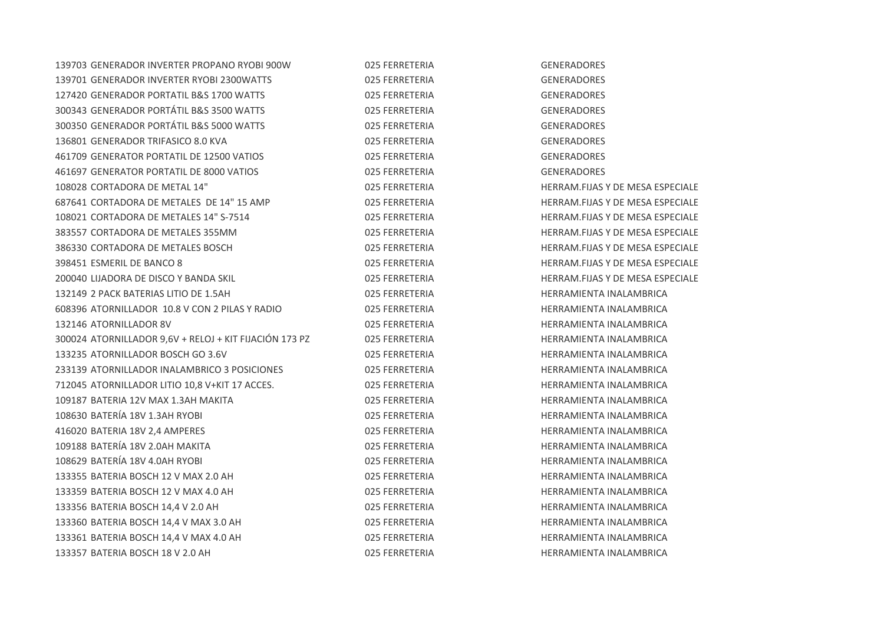| | | |
|---|---|---|
| 139703 GENERADOR INVERTER PROPANO RYOBI 900W | 025 FERRETERIA | GENERADORES |
| 139701 GENERADOR INVERTER RYOBI 2300WATTS | 025 FERRETERIA | GENERADORES |
| 127420 GENERADOR PORTATIL B&S 1700 WATTS | 025 FERRETERIA | GENERADORES |
| 300343 GENERADOR PORTÁTIL B&S 3500 WATTS | 025 FERRETERIA | GENERADORES |
| 300350 GENERADOR PORTÁTIL B&S 5000 WATTS | 025 FERRETERIA | GENERADORES |
| 136801 GENERADOR TRIFASICO 8.0 KVA | 025 FERRETERIA | GENERADORES |
| 461709 GENERATOR PORTATIL DE 12500 VATIOS | 025 FERRETERIA | GENERADORES |
| 461697 GENERATOR PORTATIL DE 8000 VATIOS | 025 FERRETERIA | GENERADORES |
| 108028 CORTADORA DE METAL 14" | 025 FERRETERIA | HERRAM.FIJAS Y DE MESA ESPECIALE |
| 687641 CORTADORA DE METALES DE 14" 15 AMP | 025 FERRETERIA | HERRAM.FIJAS Y DE MESA ESPECIALE |
| 108021 CORTADORA DE METALES 14" S-7514 | 025 FERRETERIA | HERRAM.FIJAS Y DE MESA ESPECIALE |
| 383557 CORTADORA DE METALES 355MM | 025 FERRETERIA | HERRAM.FIJAS Y DE MESA ESPECIALE |
| 386330 CORTADORA DE METALES BOSCH | 025 FERRETERIA | HERRAM.FIJAS Y DE MESA ESPECIALE |
| 398451 ESMERIL DE BANCO 8 | 025 FERRETERIA | HERRAM.FIJAS Y DE MESA ESPECIALE |
| 200040 LIJADORA DE DISCO Y BANDA SKIL | 025 FERRETERIA | HERRAM.FIJAS Y DE MESA ESPECIALE |
| 132149 2 PACK BATERIAS LITIO DE 1.5AH | 025 FERRETERIA | HERRAMIENTA INALAMBRICA |
| 608396 ATORNILLADOR 10.8 V CON 2 PILAS Y RADIO | 025 FERRETERIA | HERRAMIENTA INALAMBRICA |
| 132146 ATORNILLADOR 8V | 025 FERRETERIA | HERRAMIENTA INALAMBRICA |
| 300024 ATORNILLADOR 9,6V + RELOJ + KIT FIJACIÓN 173 PZ | 025 FERRETERIA | HERRAMIENTA INALAMBRICA |
| 133235 ATORNILLADOR BOSCH GO 3.6V | 025 FERRETERIA | HERRAMIENTA INALAMBRICA |
| 233139 ATORNILLADOR INALAMBRICO 3 POSICIONES | 025 FERRETERIA | HERRAMIENTA INALAMBRICA |
| 712045 ATORNILLADOR LITIO 10,8 V+KIT 17 ACCES. | 025 FERRETERIA | HERRAMIENTA INALAMBRICA |
| 109187 BATERIA 12V MAX 1.3AH MAKITA | 025 FERRETERIA | HERRAMIENTA INALAMBRICA |
| 108630 BATERÍA 18V 1.3AH RYOBI | 025 FERRETERIA | HERRAMIENTA INALAMBRICA |
| 416020 BATERIA 18V 2,4 AMPERES | 025 FERRETERIA | HERRAMIENTA INALAMBRICA |
| 109188 BATERÍA 18V 2.0AH MAKITA | 025 FERRETERIA | HERRAMIENTA INALAMBRICA |
| 108629 BATERÍA 18V 4.0AH RYOBI | 025 FERRETERIA | HERRAMIENTA INALAMBRICA |
| 133355 BATERIA BOSCH 12 V MAX 2.0 AH | 025 FERRETERIA | HERRAMIENTA INALAMBRICA |
| 133359 BATERIA BOSCH 12 V MAX 4.0 AH | 025 FERRETERIA | HERRAMIENTA INALAMBRICA |
| 133356 BATERIA BOSCH 14,4 V 2.0 AH | 025 FERRETERIA | HERRAMIENTA INALAMBRICA |
| 133360 BATERIA BOSCH 14,4 V MAX 3.0 AH | 025 FERRETERIA | HERRAMIENTA INALAMBRICA |
| 133361 BATERIA BOSCH 14,4 V MAX 4.0 AH | 025 FERRETERIA | HERRAMIENTA INALAMBRICA |
| 133357 BATERIA BOSCH 18 V 2.0 AH | 025 FERRETERIA | HERRAMIENTA INALAMBRICA |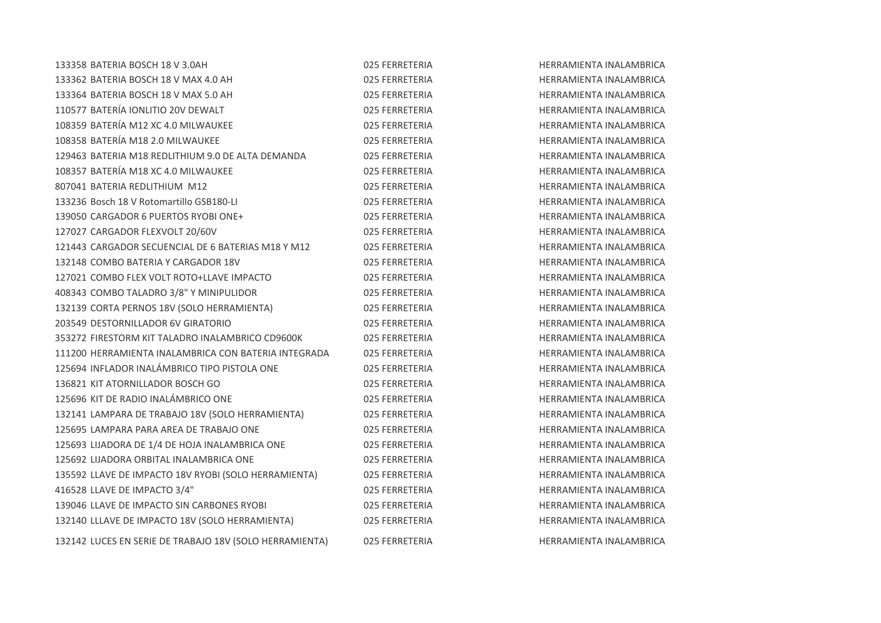| | | | |
|---|---|---|---|
| 133358 | BATERIA BOSCH 18 V 3.0AH | 025 FERRETERIA | HERRAMIENTA INALAMBRICA |
| 133362 | BATERIA BOSCH 18 V MAX 4.0 AH | 025 FERRETERIA | HERRAMIENTA INALAMBRICA |
| 133364 | BATERIA BOSCH 18 V MAX 5.0 AH | 025 FERRETERIA | HERRAMIENTA INALAMBRICA |
| 110577 | BATERÍA IONLITIO 20V DEWALT | 025 FERRETERIA | HERRAMIENTA INALAMBRICA |
| 108359 | BATERÍA M12 XC 4.0 MILWAUKEE | 025 FERRETERIA | HERRAMIENTA INALAMBRICA |
| 108358 | BATERÍA M18 2.0 MILWAUKEE | 025 FERRETERIA | HERRAMIENTA INALAMBRICA |
| 129463 | BATERIA M18 REDLITHIUM 9.0 DE ALTA DEMANDA | 025 FERRETERIA | HERRAMIENTA INALAMBRICA |
| 108357 | BATERÍA M18 XC 4.0 MILWAUKEE | 025 FERRETERIA | HERRAMIENTA INALAMBRICA |
| 807041 | BATERIA REDLITHIUM M12 | 025 FERRETERIA | HERRAMIENTA INALAMBRICA |
| 133236 | Bosch 18 V Rotomartillo GSB180-LI | 025 FERRETERIA | HERRAMIENTA INALAMBRICA |
| 139050 | CARGADOR 6 PUERTOS RYOBI ONE+ | 025 FERRETERIA | HERRAMIENTA INALAMBRICA |
| 127027 | CARGADOR FLEXVOLT 20/60V | 025 FERRETERIA | HERRAMIENTA INALAMBRICA |
| 121443 | CARGADOR SECUENCIAL DE 6 BATERIAS M18 Y M12 | 025 FERRETERIA | HERRAMIENTA INALAMBRICA |
| 132148 | COMBO BATERIA Y CARGADOR 18V | 025 FERRETERIA | HERRAMIENTA INALAMBRICA |
| 127021 | COMBO FLEX VOLT ROTO+LLAVE IMPACTO | 025 FERRETERIA | HERRAMIENTA INALAMBRICA |
| 408343 | COMBO TALADRO 3/8" Y MINIPULIDOR | 025 FERRETERIA | HERRAMIENTA INALAMBRICA |
| 132139 | CORTA PERNOS 18V (SOLO HERRAMIENTA) | 025 FERRETERIA | HERRAMIENTA INALAMBRICA |
| 203549 | DESTORNILLADOR 6V GIRATORIO | 025 FERRETERIA | HERRAMIENTA INALAMBRICA |
| 353272 | FIRESTORM KIT TALADRO INALAMBRICO CD9600K | 025 FERRETERIA | HERRAMIENTA INALAMBRICA |
| 111200 | HERRAMIENTA INALAMBRICA CON BATERIA INTEGRADA | 025 FERRETERIA | HERRAMIENTA INALAMBRICA |
| 125694 | INFLADOR INALÁMBRICO TIPO PISTOLA ONE | 025 FERRETERIA | HERRAMIENTA INALAMBRICA |
| 136821 | KIT ATORNILLADOR BOSCH GO | 025 FERRETERIA | HERRAMIENTA INALAMBRICA |
| 125696 | KIT DE RADIO INALÁMBRICO ONE | 025 FERRETERIA | HERRAMIENTA INALAMBRICA |
| 132141 | LAMPARA DE TRABAJO 18V (SOLO HERRAMIENTA) | 025 FERRETERIA | HERRAMIENTA INALAMBRICA |
| 125695 | LAMPARA PARA AREA DE TRABAJO ONE | 025 FERRETERIA | HERRAMIENTA INALAMBRICA |
| 125693 | LIJADORA DE 1/4 DE HOJA INALAMBRICA ONE | 025 FERRETERIA | HERRAMIENTA INALAMBRICA |
| 125692 | LIJADORA ORBITAL INALAMBRICA ONE | 025 FERRETERIA | HERRAMIENTA INALAMBRICA |
| 135592 | LLAVE DE IMPACTO 18V RYOBI (SOLO HERRAMIENTA) | 025 FERRETERIA | HERRAMIENTA INALAMBRICA |
| 416528 | LLAVE DE IMPACTO 3/4" | 025 FERRETERIA | HERRAMIENTA INALAMBRICA |
| 139046 | LLAVE DE IMPACTO SIN CARBONES RYOBI | 025 FERRETERIA | HERRAMIENTA INALAMBRICA |
| 132140 | LLLAVE DE IMPACTO 18V (SOLO HERRAMIENTA) | 025 FERRETERIA | HERRAMIENTA INALAMBRICA |
| 132142 | LUCES EN SERIE DE TRABAJO 18V (SOLO HERRAMIENTA) | 025 FERRETERIA | HERRAMIENTA INALAMBRICA |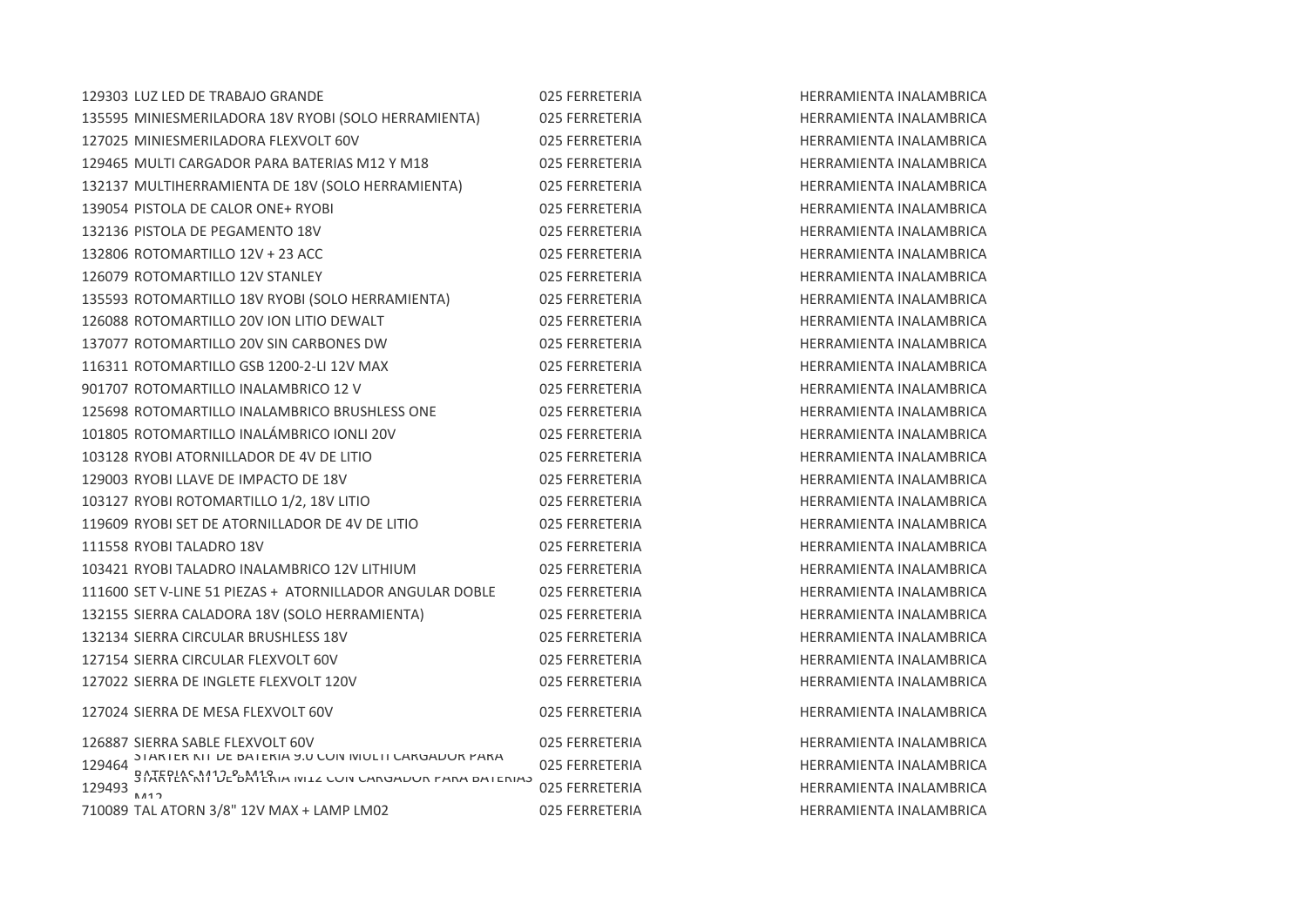| | | | |
|---|---|---|---|
| 129303 | LUZ LED DE TRABAJO GRANDE | 025 FERRETERIA | HERRAMIENTA INALAMBRICA |
| 135595 | MINIESMERILADORA 18V RYOBI (SOLO HERRAMIENTA) | 025 FERRETERIA | HERRAMIENTA INALAMBRICA |
| 127025 | MINIESMERILADORA FLEXVOLT 60V | 025 FERRETERIA | HERRAMIENTA INALAMBRICA |
| 129465 | MULTI CARGADOR PARA BATERIAS M12 Y M18 | 025 FERRETERIA | HERRAMIENTA INALAMBRICA |
| 132137 | MULTIHERRAMIENTA DE 18V (SOLO HERRAMIENTA) | 025 FERRETERIA | HERRAMIENTA INALAMBRICA |
| 139054 | PISTOLA DE CALOR ONE+ RYOBI | 025 FERRETERIA | HERRAMIENTA INALAMBRICA |
| 132136 | PISTOLA DE PEGAMENTO 18V | 025 FERRETERIA | HERRAMIENTA INALAMBRICA |
| 132806 | ROTOMARTILLO 12V + 23 ACC | 025 FERRETERIA | HERRAMIENTA INALAMBRICA |
| 126079 | ROTOMARTILLO 12V STANLEY | 025 FERRETERIA | HERRAMIENTA INALAMBRICA |
| 135593 | ROTOMARTILLO 18V RYOBI (SOLO HERRAMIENTA) | 025 FERRETERIA | HERRAMIENTA INALAMBRICA |
| 126088 | ROTOMARTILLO 20V ION LITIO DEWALT | 025 FERRETERIA | HERRAMIENTA INALAMBRICA |
| 137077 | ROTOMARTILLO 20V SIN CARBONES DW | 025 FERRETERIA | HERRAMIENTA INALAMBRICA |
| 116311 | ROTOMARTILLO GSB 1200-2-LI 12V MAX | 025 FERRETERIA | HERRAMIENTA INALAMBRICA |
| 901707 | ROTOMARTILLO INALAMBRICO 12 V | 025 FERRETERIA | HERRAMIENTA INALAMBRICA |
| 125698 | ROTOMARTILLO INALAMBRICO BRUSHLESS ONE | 025 FERRETERIA | HERRAMIENTA INALAMBRICA |
| 101805 | ROTOMARTILLO INALÁMBRICO IONLI 20V | 025 FERRETERIA | HERRAMIENTA INALAMBRICA |
| 103128 | RYOBI ATORNILLADOR DE 4V DE LITIO | 025 FERRETERIA | HERRAMIENTA INALAMBRICA |
| 129003 | RYOBI LLAVE DE IMPACTO DE 18V | 025 FERRETERIA | HERRAMIENTA INALAMBRICA |
| 103127 | RYOBI ROTOMARTILLO 1/2, 18V LITIO | 025 FERRETERIA | HERRAMIENTA INALAMBRICA |
| 119609 | RYOBI SET DE ATORNILLADOR DE 4V DE LITIO | 025 FERRETERIA | HERRAMIENTA INALAMBRICA |
| 111558 | RYOBI TALADRO 18V | 025 FERRETERIA | HERRAMIENTA INALAMBRICA |
| 103421 | RYOBI TALADRO INALAMBRICO 12V LITHIUM | 025 FERRETERIA | HERRAMIENTA INALAMBRICA |
| 111600 | SET V-LINE 51 PIEZAS + ATORNILLADOR ANGULAR DOBLE | 025 FERRETERIA | HERRAMIENTA INALAMBRICA |
| 132155 | SIERRA CALADORA 18V (SOLO HERRAMIENTA) | 025 FERRETERIA | HERRAMIENTA INALAMBRICA |
| 132134 | SIERRA CIRCULAR BRUSHLESS 18V | 025 FERRETERIA | HERRAMIENTA INALAMBRICA |
| 127154 | SIERRA CIRCULAR FLEXVOLT 60V | 025 FERRETERIA | HERRAMIENTA INALAMBRICA |
| 127022 | SIERRA DE INGLETE FLEXVOLT 120V | 025 FERRETERIA | HERRAMIENTA INALAMBRICA |
| 127024 | SIERRA DE MESA FLEXVOLT 60V | 025 FERRETERIA | HERRAMIENTA INALAMBRICA |
| 126887 | SIERRA SABLE FLEXVOLT 60V | 025 FERRETERIA | HERRAMIENTA INALAMBRICA |
| 129464 | STARTER KIT DE BATERIA 9.0 CON MULTI CARGADOR PARA BATERIAS M12 & M18 | 025 FERRETERIA | HERRAMIENTA INALAMBRICA |
| 129493 | STARTER KIT DE BATERIA M12 CON CARGADOR PARA BATERIAS M12 | 025 FERRETERIA | HERRAMIENTA INALAMBRICA |
| 710089 | TAL ATORN 3/8" 12V MAX + LAMP LM02 | 025 FERRETERIA | HERRAMIENTA INALAMBRICA |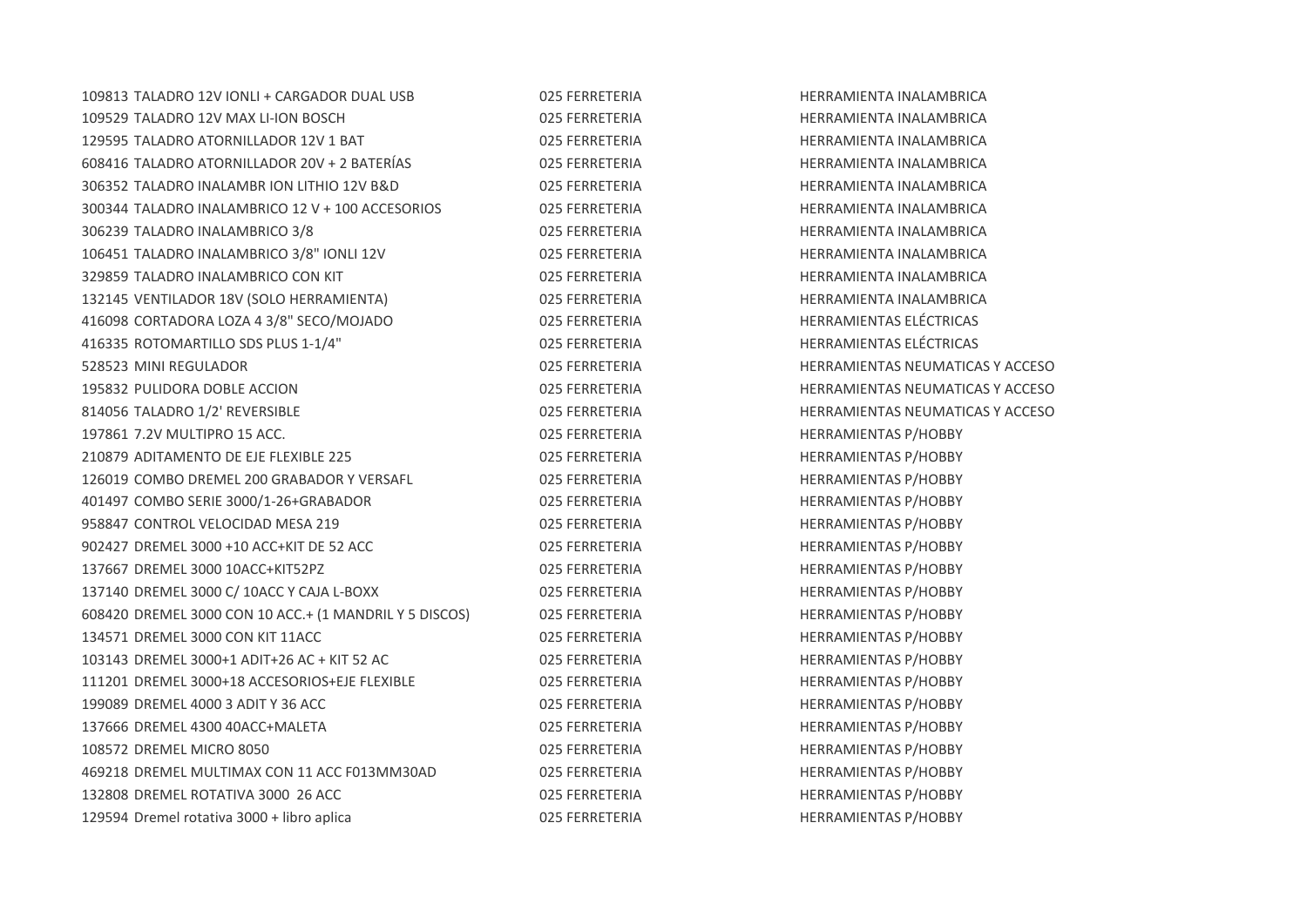| | | |
|---|---|---|
| 109813 TALADRO 12V IONLI + CARGADOR DUAL USB | 025 FERRETERIA | HERRAMIENTA INALAMBRICA |
| 109529 TALADRO 12V MAX LI-ION BOSCH | 025 FERRETERIA | HERRAMIENTA INALAMBRICA |
| 129595 TALADRO ATORNILLADOR 12V 1 BAT | 025 FERRETERIA | HERRAMIENTA INALAMBRICA |
| 608416 TALADRO ATORNILLADOR 20V + 2 BATERÍAS | 025 FERRETERIA | HERRAMIENTA INALAMBRICA |
| 306352 TALADRO INALAMBR ION LITHIO 12V B&D | 025 FERRETERIA | HERRAMIENTA INALAMBRICA |
| 300344 TALADRO INALAMBRICO 12 V + 100 ACCESORIOS | 025 FERRETERIA | HERRAMIENTA INALAMBRICA |
| 306239 TALADRO INALAMBRICO 3/8 | 025 FERRETERIA | HERRAMIENTA INALAMBRICA |
| 106451 TALADRO INALAMBRICO 3/8" IONLI 12V | 025 FERRETERIA | HERRAMIENTA INALAMBRICA |
| 329859 TALADRO INALAMBRICO CON KIT | 025 FERRETERIA | HERRAMIENTA INALAMBRICA |
| 132145 VENTILADOR 18V (SOLO HERRAMIENTA) | 025 FERRETERIA | HERRAMIENTA INALAMBRICA |
| 416098 CORTADORA LOZA 4 3/8" SECO/MOJADO | 025 FERRETERIA | HERRAMIENTAS ELÉCTRICAS |
| 416335 ROTOMARTILLO SDS PLUS 1-1/4" | 025 FERRETERIA | HERRAMIENTAS ELÉCTRICAS |
| 528523 MINI REGULADOR | 025 FERRETERIA | HERRAMIENTAS NEUMATICAS Y ACCESO |
| 195832 PULIDORA DOBLE ACCION | 025 FERRETERIA | HERRAMIENTAS NEUMATICAS Y ACCESO |
| 814056 TALADRO 1/2' REVERSIBLE | 025 FERRETERIA | HERRAMIENTAS NEUMATICAS Y ACCESO |
| 197861 7.2V MULTIPRO 15 ACC. | 025 FERRETERIA | HERRAMIENTAS P/HOBBY |
| 210879 ADITAMENTO DE EJE FLEXIBLE 225 | 025 FERRETERIA | HERRAMIENTAS P/HOBBY |
| 126019 COMBO DREMEL 200 GRABADOR Y VERSAFL | 025 FERRETERIA | HERRAMIENTAS P/HOBBY |
| 401497 COMBO SERIE 3000/1-26+GRABADOR | 025 FERRETERIA | HERRAMIENTAS P/HOBBY |
| 958847 CONTROL VELOCIDAD MESA 219 | 025 FERRETERIA | HERRAMIENTAS P/HOBBY |
| 902427 DREMEL 3000 +10 ACC+KIT DE 52 ACC | 025 FERRETERIA | HERRAMIENTAS P/HOBBY |
| 137667 DREMEL 3000 10ACC+KIT52PZ | 025 FERRETERIA | HERRAMIENTAS P/HOBBY |
| 137140 DREMEL 3000 C/ 10ACC Y CAJA L-BOXX | 025 FERRETERIA | HERRAMIENTAS P/HOBBY |
| 608420 DREMEL 3000 CON 10 ACC.+ (1 MANDRIL Y 5 DISCOS) | 025 FERRETERIA | HERRAMIENTAS P/HOBBY |
| 134571 DREMEL 3000 CON KIT 11ACC | 025 FERRETERIA | HERRAMIENTAS P/HOBBY |
| 103143 DREMEL 3000+1 ADIT+26 AC + KIT 52 AC | 025 FERRETERIA | HERRAMIENTAS P/HOBBY |
| 111201 DREMEL 3000+18 ACCESORIOS+EJE FLEXIBLE | 025 FERRETERIA | HERRAMIENTAS P/HOBBY |
| 199089 DREMEL 4000 3 ADIT Y 36 ACC | 025 FERRETERIA | HERRAMIENTAS P/HOBBY |
| 137666 DREMEL 4300 40ACC+MALETA | 025 FERRETERIA | HERRAMIENTAS P/HOBBY |
| 108572 DREMEL MICRO 8050 | 025 FERRETERIA | HERRAMIENTAS P/HOBBY |
| 469218 DREMEL MULTIMAX CON 11 ACC F013MM30AD | 025 FERRETERIA | HERRAMIENTAS P/HOBBY |
| 132808 DREMEL ROTATIVA 3000 26 ACC | 025 FERRETERIA | HERRAMIENTAS P/HOBBY |
| 129594 Dremel rotativa 3000 + libro aplica | 025 FERRETERIA | HERRAMIENTAS P/HOBBY |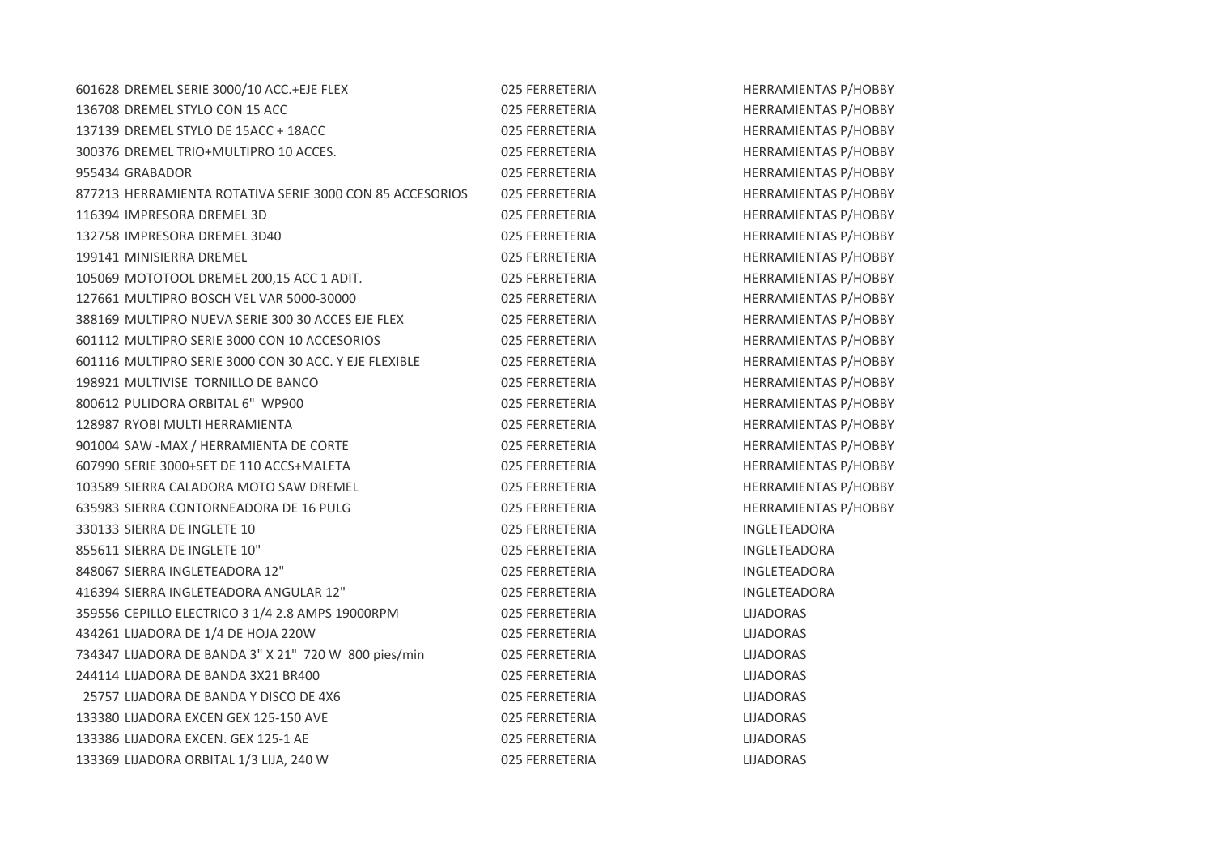| | | | |
|---|---|---|---|
| 601628 | DREMEL SERIE 3000/10 ACC.+EJE FLEX | 025 FERRETERIA | HERRAMIENTAS P/HOBBY |
| 136708 | DREMEL STYLO CON 15 ACC | 025 FERRETERIA | HERRAMIENTAS P/HOBBY |
| 137139 | DREMEL STYLO DE 15ACC + 18ACC | 025 FERRETERIA | HERRAMIENTAS P/HOBBY |
| 300376 | DREMEL TRIO+MULTIPRO 10 ACCES. | 025 FERRETERIA | HERRAMIENTAS P/HOBBY |
| 955434 | GRABADOR | 025 FERRETERIA | HERRAMIENTAS P/HOBBY |
| 877213 | HERRAMIENTA ROTATIVA SERIE 3000 CON 85 ACCESORIOS | 025 FERRETERIA | HERRAMIENTAS P/HOBBY |
| 116394 | IMPRESORA DREMEL 3D | 025 FERRETERIA | HERRAMIENTAS P/HOBBY |
| 132758 | IMPRESORA DREMEL 3D40 | 025 FERRETERIA | HERRAMIENTAS P/HOBBY |
| 199141 | MINISIERRA DREMEL | 025 FERRETERIA | HERRAMIENTAS P/HOBBY |
| 105069 | MOTOTOOL DREMEL 200,15 ACC 1 ADIT. | 025 FERRETERIA | HERRAMIENTAS P/HOBBY |
| 127661 | MULTIPRO BOSCH VEL VAR 5000-30000 | 025 FERRETERIA | HERRAMIENTAS P/HOBBY |
| 388169 | MULTIPRO NUEVA SERIE 300 30 ACCES EJE FLEX | 025 FERRETERIA | HERRAMIENTAS P/HOBBY |
| 601112 | MULTIPRO SERIE 3000 CON 10 ACCESORIOS | 025 FERRETERIA | HERRAMIENTAS P/HOBBY |
| 601116 | MULTIPRO SERIE 3000 CON 30 ACC. Y EJE FLEXIBLE | 025 FERRETERIA | HERRAMIENTAS P/HOBBY |
| 198921 | MULTIVISE TORNILLO DE BANCO | 025 FERRETERIA | HERRAMIENTAS P/HOBBY |
| 800612 | PULIDORA ORBITAL 6" WP900 | 025 FERRETERIA | HERRAMIENTAS P/HOBBY |
| 128987 | RYOBI MULTI HERRAMIENTA | 025 FERRETERIA | HERRAMIENTAS P/HOBBY |
| 901004 | SAW -MAX / HERRAMIENTA DE CORTE | 025 FERRETERIA | HERRAMIENTAS P/HOBBY |
| 607990 | SERIE 3000+SET DE 110 ACCS+MALETA | 025 FERRETERIA | HERRAMIENTAS P/HOBBY |
| 103589 | SIERRA CALADORA MOTO SAW DREMEL | 025 FERRETERIA | HERRAMIENTAS P/HOBBY |
| 635983 | SIERRA CONTORNEADORA DE 16 PULG | 025 FERRETERIA | HERRAMIENTAS P/HOBBY |
| 330133 | SIERRA DE INGLETE 10 | 025 FERRETERIA | INGLETEADORA |
| 855611 | SIERRA DE INGLETE 10" | 025 FERRETERIA | INGLETEADORA |
| 848067 | SIERRA INGLETEADORA 12" | 025 FERRETERIA | INGLETEADORA |
| 416394 | SIERRA INGLETEADORA ANGULAR 12" | 025 FERRETERIA | INGLETEADORA |
| 359556 | CEPILLO ELECTRICO 3 1/4 2.8 AMPS 19000RPM | 025 FERRETERIA | LIJADORAS |
| 434261 | LIJADORA DE 1/4 DE HOJA 220W | 025 FERRETERIA | LIJADORAS |
| 734347 | LIJADORA DE BANDA 3" X 21" 720 W 800 pies/min | 025 FERRETERIA | LIJADORAS |
| 244114 | LIJADORA DE BANDA 3X21 BR400 | 025 FERRETERIA | LIJADORAS |
| 25757 | LIJADORA DE BANDA Y DISCO DE 4X6 | 025 FERRETERIA | LIJADORAS |
| 133380 | LIJADORA EXCEN GEX 125-150 AVE | 025 FERRETERIA | LIJADORAS |
| 133386 | LIJADORA EXCEN. GEX 125-1 AE | 025 FERRETERIA | LIJADORAS |
| 133369 | LIJADORA ORBITAL 1/3 LIJA, 240 W | 025 FERRETERIA | LIJADORAS |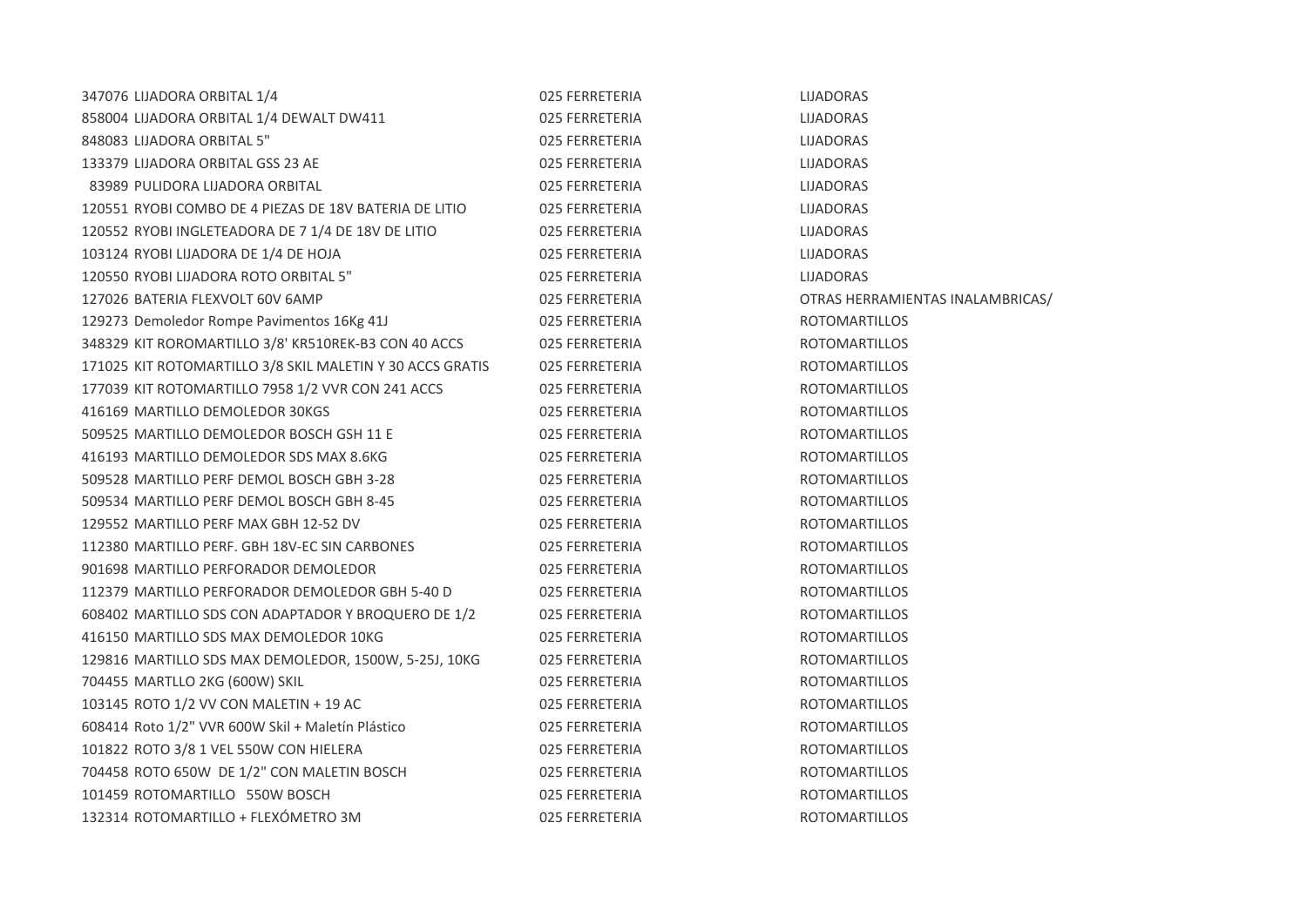| | | |
|---|---|---|
| 347076 LIJADORA ORBITAL 1/4 | 025 FERRETERIA | LIJADORAS |
| 858004 LIJADORA ORBITAL 1/4 DEWALT DW411 | 025 FERRETERIA | LIJADORAS |
| 848083 LIJADORA ORBITAL 5" | 025 FERRETERIA | LIJADORAS |
| 133379 LIJADORA ORBITAL GSS 23 AE | 025 FERRETERIA | LIJADORAS |
| 83989 PULIDORA LIJADORA ORBITAL | 025 FERRETERIA | LIJADORAS |
| 120551 RYOBI COMBO DE 4 PIEZAS DE 18V BATERIA DE LITIO | 025 FERRETERIA | LIJADORAS |
| 120552 RYOBI INGLETEADORA DE 7 1/4 DE 18V DE LITIO | 025 FERRETERIA | LIJADORAS |
| 103124 RYOBI LIJADORA DE 1/4 DE HOJA | 025 FERRETERIA | LIJADORAS |
| 120550 RYOBI LIJADORA ROTO ORBITAL 5" | 025 FERRETERIA | LIJADORAS |
| 127026 BATERIA FLEXVOLT 60V 6AMP | 025 FERRETERIA | OTRAS HERRAMIENTAS INALAMBRICAS/ |
| 129273 Demoledor Rompe Pavimentos 16Kg 41J | 025 FERRETERIA | ROTOMARTILLOS |
| 348329 KIT ROROMARTILLO 3/8' KR510REK-B3 CON 40 ACCS | 025 FERRETERIA | ROTOMARTILLOS |
| 171025 KIT ROTOMARTILLO 3/8 SKIL MALETIN Y 30 ACCS GRATIS | 025 FERRETERIA | ROTOMARTILLOS |
| 177039 KIT ROTOMARTILLO 7958 1/2 VVR CON 241 ACCS | 025 FERRETERIA | ROTOMARTILLOS |
| 416169 MARTILLO DEMOLEDOR 30KGS | 025 FERRETERIA | ROTOMARTILLOS |
| 509525 MARTILLO DEMOLEDOR BOSCH GSH 11 E | 025 FERRETERIA | ROTOMARTILLOS |
| 416193 MARTILLO DEMOLEDOR SDS MAX 8.6KG | 025 FERRETERIA | ROTOMARTILLOS |
| 509528 MARTILLO PERF DEMOL BOSCH GBH 3-28 | 025 FERRETERIA | ROTOMARTILLOS |
| 509534 MARTILLO PERF DEMOL BOSCH GBH 8-45 | 025 FERRETERIA | ROTOMARTILLOS |
| 129552 MARTILLO PERF MAX GBH 12-52 DV | 025 FERRETERIA | ROTOMARTILLOS |
| 112380 MARTILLO PERF. GBH 18V-EC SIN CARBONES | 025 FERRETERIA | ROTOMARTILLOS |
| 901698 MARTILLO PERFORADOR DEMOLEDOR | 025 FERRETERIA | ROTOMARTILLOS |
| 112379 MARTILLO PERFORADOR DEMOLEDOR GBH 5-40 D | 025 FERRETERIA | ROTOMARTILLOS |
| 608402 MARTILLO SDS CON ADAPTADOR Y BROQUERO DE 1/2 | 025 FERRETERIA | ROTOMARTILLOS |
| 416150 MARTILLO SDS MAX DEMOLEDOR 10KG | 025 FERRETERIA | ROTOMARTILLOS |
| 129816 MARTILLO SDS MAX DEMOLEDOR, 1500W, 5-25J, 10KG | 025 FERRETERIA | ROTOMARTILLOS |
| 704455 MARTLLO 2KG (600W) SKIL | 025 FERRETERIA | ROTOMARTILLOS |
| 103145 ROTO 1/2 VV CON MALETIN + 19 AC | 025 FERRETERIA | ROTOMARTILLOS |
| 608414 Roto 1/2" VVR 600W Skil + Maletín Plástico | 025 FERRETERIA | ROTOMARTILLOS |
| 101822 ROTO 3/8 1 VEL 550W CON HIELERA | 025 FERRETERIA | ROTOMARTILLOS |
| 704458 ROTO 650W DE 1/2" CON MALETIN BOSCH | 025 FERRETERIA | ROTOMARTILLOS |
| 101459 ROTOMARTILLO 550W BOSCH | 025 FERRETERIA | ROTOMARTILLOS |
| 132314 ROTOMARTILLO + FLEXÓMETRO 3M | 025 FERRETERIA | ROTOMARTILLOS |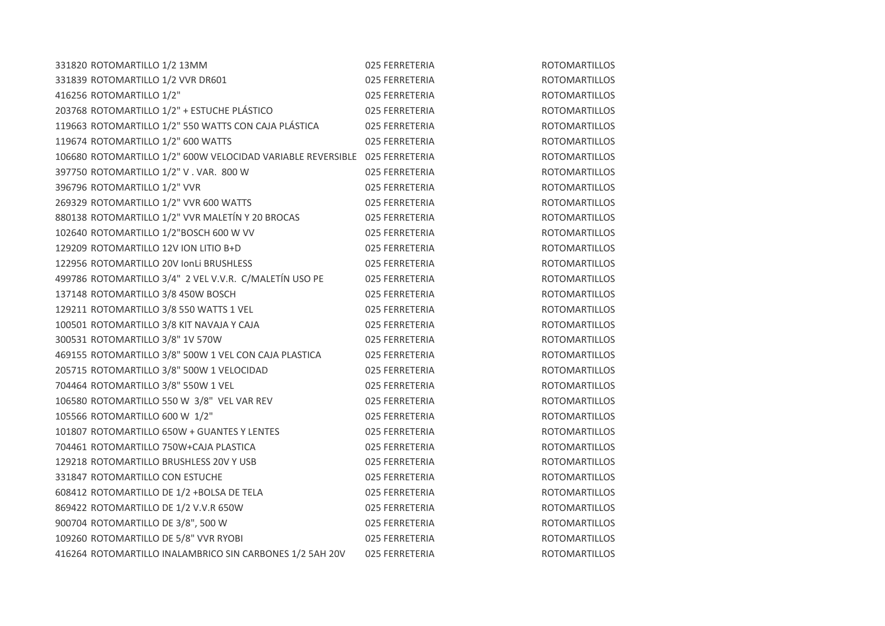| | | | |
|---|---|---|---|
| 331820 | ROTOMARTILLO 1/2 13MM | 025 FERRETERIA | ROTOMARTILLOS |
| 331839 | ROTOMARTILLO 1/2 VVR DR601 | 025 FERRETERIA | ROTOMARTILLOS |
| 416256 | ROTOMARTILLO 1/2" | 025 FERRETERIA | ROTOMARTILLOS |
| 203768 | ROTOMARTILLO 1/2" + ESTUCHE PLÁSTICO | 025 FERRETERIA | ROTOMARTILLOS |
| 119663 | ROTOMARTILLO 1/2" 550 WATTS CON CAJA PLÁSTICA | 025 FERRETERIA | ROTOMARTILLOS |
| 119674 | ROTOMARTILLO 1/2" 600 WATTS | 025 FERRETERIA | ROTOMARTILLOS |
| 106680 | ROTOMARTILLO 1/2" 600W VELOCIDAD VARIABLE REVERSIBLE | 025 FERRETERIA | ROTOMARTILLOS |
| 397750 | ROTOMARTILLO 1/2" V . VAR. 800 W | 025 FERRETERIA | ROTOMARTILLOS |
| 396796 | ROTOMARTILLO 1/2" VVR | 025 FERRETERIA | ROTOMARTILLOS |
| 269329 | ROTOMARTILLO 1/2" VVR 600 WATTS | 025 FERRETERIA | ROTOMARTILLOS |
| 880138 | ROTOMARTILLO 1/2" VVR MALETÍN Y 20 BROCAS | 025 FERRETERIA | ROTOMARTILLOS |
| 102640 | ROTOMARTILLO 1/2"BOSCH 600 W VV | 025 FERRETERIA | ROTOMARTILLOS |
| 129209 | ROTOMARTILLO 12V ION LITIO B+D | 025 FERRETERIA | ROTOMARTILLOS |
| 122956 | ROTOMARTILLO 20V IonLi BRUSHLESS | 025 FERRETERIA | ROTOMARTILLOS |
| 499786 | ROTOMARTILLO 3/4" 2 VEL V.V.R. C/MALETÍN USO PE | 025 FERRETERIA | ROTOMARTILLOS |
| 137148 | ROTOMARTILLO 3/8 450W BOSCH | 025 FERRETERIA | ROTOMARTILLOS |
| 129211 | ROTOMARTILLO 3/8 550 WATTS 1 VEL | 025 FERRETERIA | ROTOMARTILLOS |
| 100501 | ROTOMARTILLO 3/8 KIT NAVAJA Y CAJA | 025 FERRETERIA | ROTOMARTILLOS |
| 300531 | ROTOMARTILLO 3/8" 1V 570W | 025 FERRETERIA | ROTOMARTILLOS |
| 469155 | ROTOMARTILLO 3/8" 500W 1 VEL CON CAJA PLASTICA | 025 FERRETERIA | ROTOMARTILLOS |
| 205715 | ROTOMARTILLO 3/8" 500W 1 VELOCIDAD | 025 FERRETERIA | ROTOMARTILLOS |
| 704464 | ROTOMARTILLO 3/8" 550W 1 VEL | 025 FERRETERIA | ROTOMARTILLOS |
| 106580 | ROTOMARTILLO 550 W 3/8" VEL VAR REV | 025 FERRETERIA | ROTOMARTILLOS |
| 105566 | ROTOMARTILLO 600 W 1/2" | 025 FERRETERIA | ROTOMARTILLOS |
| 101807 | ROTOMARTILLO 650W + GUANTES Y LENTES | 025 FERRETERIA | ROTOMARTILLOS |
| 704461 | ROTOMARTILLO 750W+CAJA PLASTICA | 025 FERRETERIA | ROTOMARTILLOS |
| 129218 | ROTOMARTILLO BRUSHLESS 20V Y USB | 025 FERRETERIA | ROTOMARTILLOS |
| 331847 | ROTOMARTILLO CON ESTUCHE | 025 FERRETERIA | ROTOMARTILLOS |
| 608412 | ROTOMARTILLO DE 1/2 +BOLSA DE TELA | 025 FERRETERIA | ROTOMARTILLOS |
| 869422 | ROTOMARTILLO DE 1/2 V.V.R 650W | 025 FERRETERIA | ROTOMARTILLOS |
| 900704 | ROTOMARTILLO DE 3/8", 500 W | 025 FERRETERIA | ROTOMARTILLOS |
| 109260 | ROTOMARTILLO DE 5/8" VVR RYOBI | 025 FERRETERIA | ROTOMARTILLOS |
| 416264 | ROTOMARTILLO INALAMBRICO SIN CARBONES 1/2 5AH 20V | 025 FERRETERIA | ROTOMARTILLOS |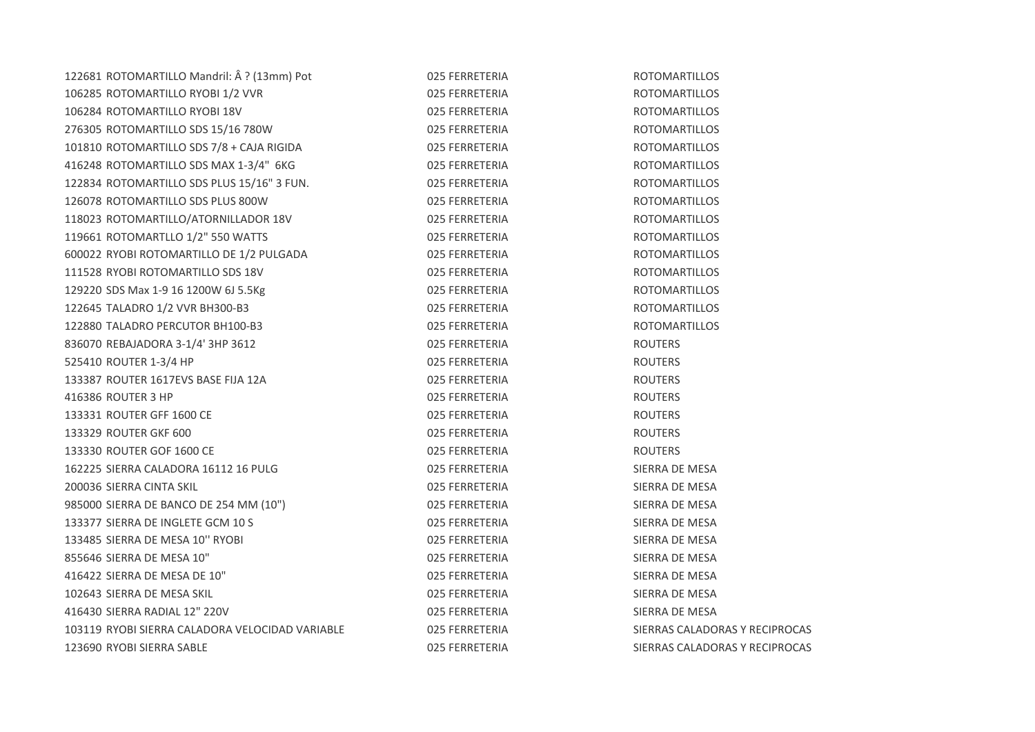| | | |
|---|---|---|
| 122681 ROTOMARTILLO Mandril: Â ? (13mm) Pot | 025 FERRETERIA | ROTOMARTILLOS |
| 106285 ROTOMARTILLO RYOBI 1/2 VVR | 025 FERRETERIA | ROTOMARTILLOS |
| 106284 ROTOMARTILLO RYOBI 18V | 025 FERRETERIA | ROTOMARTILLOS |
| 276305 ROTOMARTILLO SDS 15/16 780W | 025 FERRETERIA | ROTOMARTILLOS |
| 101810 ROTOMARTILLO SDS 7/8 + CAJA RIGIDA | 025 FERRETERIA | ROTOMARTILLOS |
| 416248 ROTOMARTILLO SDS MAX 1-3/4" 6KG | 025 FERRETERIA | ROTOMARTILLOS |
| 122834 ROTOMARTILLO SDS PLUS 15/16" 3 FUN. | 025 FERRETERIA | ROTOMARTILLOS |
| 126078 ROTOMARTILLO SDS PLUS 800W | 025 FERRETERIA | ROTOMARTILLOS |
| 118023 ROTOMARTILLO/ATORNILLADOR 18V | 025 FERRETERIA | ROTOMARTILLOS |
| 119661 ROTOMARTLLO 1/2" 550 WATTS | 025 FERRETERIA | ROTOMARTILLOS |
| 600022 RYOBI ROTOMARTILLO DE 1/2 PULGADA | 025 FERRETERIA | ROTOMARTILLOS |
| 111528 RYOBI ROTOMARTILLO SDS 18V | 025 FERRETERIA | ROTOMARTILLOS |
| 129220 SDS Max 1-9 16 1200W 6J 5.5Kg | 025 FERRETERIA | ROTOMARTILLOS |
| 122645 TALADRO 1/2 VVR BH300-B3 | 025 FERRETERIA | ROTOMARTILLOS |
| 122880 TALADRO PERCUTOR BH100-B3 | 025 FERRETERIA | ROTOMARTILLOS |
| 836070 REBAJADORA 3-1/4' 3HP 3612 | 025 FERRETERIA | ROUTERS |
| 525410 ROUTER 1-3/4 HP | 025 FERRETERIA | ROUTERS |
| 133387 ROUTER 1617EVS BASE FIJA 12A | 025 FERRETERIA | ROUTERS |
| 416386 ROUTER 3 HP | 025 FERRETERIA | ROUTERS |
| 133331 ROUTER GFF 1600 CE | 025 FERRETERIA | ROUTERS |
| 133329 ROUTER GKF 600 | 025 FERRETERIA | ROUTERS |
| 133330 ROUTER GOF 1600 CE | 025 FERRETERIA | ROUTERS |
| 162225 SIERRA CALADORA 16112 16 PULG | 025 FERRETERIA | SIERRA DE MESA |
| 200036 SIERRA CINTA SKIL | 025 FERRETERIA | SIERRA DE MESA |
| 985000 SIERRA DE BANCO DE 254 MM (10") | 025 FERRETERIA | SIERRA DE MESA |
| 133377 SIERRA DE INGLETE GCM 10 S | 025 FERRETERIA | SIERRA DE MESA |
| 133485 SIERRA DE MESA 10'' RYOBI | 025 FERRETERIA | SIERRA DE MESA |
| 855646 SIERRA DE MESA 10" | 025 FERRETERIA | SIERRA DE MESA |
| 416422 SIERRA DE MESA DE 10" | 025 FERRETERIA | SIERRA DE MESA |
| 102643 SIERRA DE MESA SKIL | 025 FERRETERIA | SIERRA DE MESA |
| 416430 SIERRA RADIAL 12" 220V | 025 FERRETERIA | SIERRA DE MESA |
| 103119 RYOBI SIERRA CALADORA VELOCIDAD VARIABLE | 025 FERRETERIA | SIERRAS CALADORAS Y RECIPROCAS |
| 123690 RYOBI SIERRA SABLE | 025 FERRETERIA | SIERRAS CALADORAS Y RECIPROCAS |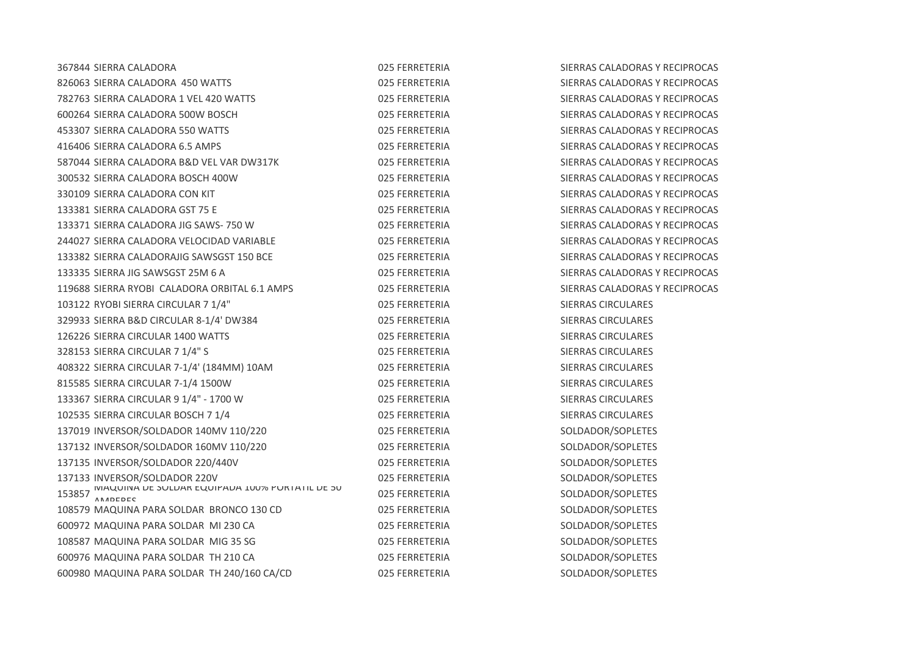| | | | |
|---|---|---|---|
| 367844 | SIERRA CALADORA | 025 FERRETERIA | SIERRAS CALADORAS Y RECIPROCAS |
| 826063 | SIERRA CALADORA 450 WATTS | 025 FERRETERIA | SIERRAS CALADORAS Y RECIPROCAS |
| 782763 | SIERRA CALADORA 1 VEL 420 WATTS | 025 FERRETERIA | SIERRAS CALADORAS Y RECIPROCAS |
| 600264 | SIERRA CALADORA 500W BOSCH | 025 FERRETERIA | SIERRAS CALADORAS Y RECIPROCAS |
| 453307 | SIERRA CALADORA 550 WATTS | 025 FERRETERIA | SIERRAS CALADORAS Y RECIPROCAS |
| 416406 | SIERRA CALADORA 6.5 AMPS | 025 FERRETERIA | SIERRAS CALADORAS Y RECIPROCAS |
| 587044 | SIERRA CALADORA B&D VEL VAR DW317K | 025 FERRETERIA | SIERRAS CALADORAS Y RECIPROCAS |
| 300532 | SIERRA CALADORA BOSCH 400W | 025 FERRETERIA | SIERRAS CALADORAS Y RECIPROCAS |
| 330109 | SIERRA CALADORA CON KIT | 025 FERRETERIA | SIERRAS CALADORAS Y RECIPROCAS |
| 133381 | SIERRA CALADORA GST 75 E | 025 FERRETERIA | SIERRAS CALADORAS Y RECIPROCAS |
| 133371 | SIERRA CALADORA JIG SAWS- 750 W | 025 FERRETERIA | SIERRAS CALADORAS Y RECIPROCAS |
| 244027 | SIERRA CALADORA VELOCIDAD VARIABLE | 025 FERRETERIA | SIERRAS CALADORAS Y RECIPROCAS |
| 133382 | SIERRA CALADORAJIG SAWSGST 150 BCE | 025 FERRETERIA | SIERRAS CALADORAS Y RECIPROCAS |
| 133335 | SIERRA JIG SAWSGST 25M 6 A | 025 FERRETERIA | SIERRAS CALADORAS Y RECIPROCAS |
| 119688 | SIERRA RYOBI CALADORA ORBITAL 6.1 AMPS | 025 FERRETERIA | SIERRAS CALADORAS Y RECIPROCAS |
| 103122 | RYOBI SIERRA CIRCULAR 7 1/4" | 025 FERRETERIA | SIERRAS CIRCULARES |
| 329933 | SIERRA B&D CIRCULAR 8-1/4' DW384 | 025 FERRETERIA | SIERRAS CIRCULARES |
| 126226 | SIERRA CIRCULAR 1400 WATTS | 025 FERRETERIA | SIERRAS CIRCULARES |
| 328153 | SIERRA CIRCULAR 7 1/4" S | 025 FERRETERIA | SIERRAS CIRCULARES |
| 408322 | SIERRA CIRCULAR 7-1/4' (184MM) 10AM | 025 FERRETERIA | SIERRAS CIRCULARES |
| 815585 | SIERRA CIRCULAR 7-1/4 1500W | 025 FERRETERIA | SIERRAS CIRCULARES |
| 133367 | SIERRA CIRCULAR 9 1/4" - 1700 W | 025 FERRETERIA | SIERRAS CIRCULARES |
| 102535 | SIERRA CIRCULAR BOSCH 7 1/4 | 025 FERRETERIA | SIERRAS CIRCULARES |
| 137019 | INVERSOR/SOLDADOR 140MV 110/220 | 025 FERRETERIA | SOLDADOR/SOPLETES |
| 137132 | INVERSOR/SOLDADOR 160MV 110/220 | 025 FERRETERIA | SOLDADOR/SOPLETES |
| 137135 | INVERSOR/SOLDADOR 220/440V | 025 FERRETERIA | SOLDADOR/SOPLETES |
| 137133 | INVERSOR/SOLDADOR 220V | 025 FERRETERIA | SOLDADOR/SOPLETES |
| 153857 | MAQUINA DE SOLDAR EQUIPADA 100% PORTATIL DE 50 AMPERES | 025 FERRETERIA | SOLDADOR/SOPLETES |
| 108579 | MAQUINA PARA SOLDAR BRONCO 130 CD | 025 FERRETERIA | SOLDADOR/SOPLETES |
| 600972 | MAQUINA PARA SOLDAR MI 230 CA | 025 FERRETERIA | SOLDADOR/SOPLETES |
| 108587 | MAQUINA PARA SOLDAR MIG 35 SG | 025 FERRETERIA | SOLDADOR/SOPLETES |
| 600976 | MAQUINA PARA SOLDAR TH 210 CA | 025 FERRETERIA | SOLDADOR/SOPLETES |
| 600980 | MAQUINA PARA SOLDAR TH 240/160 CA/CD | 025 FERRETERIA | SOLDADOR/SOPLETES |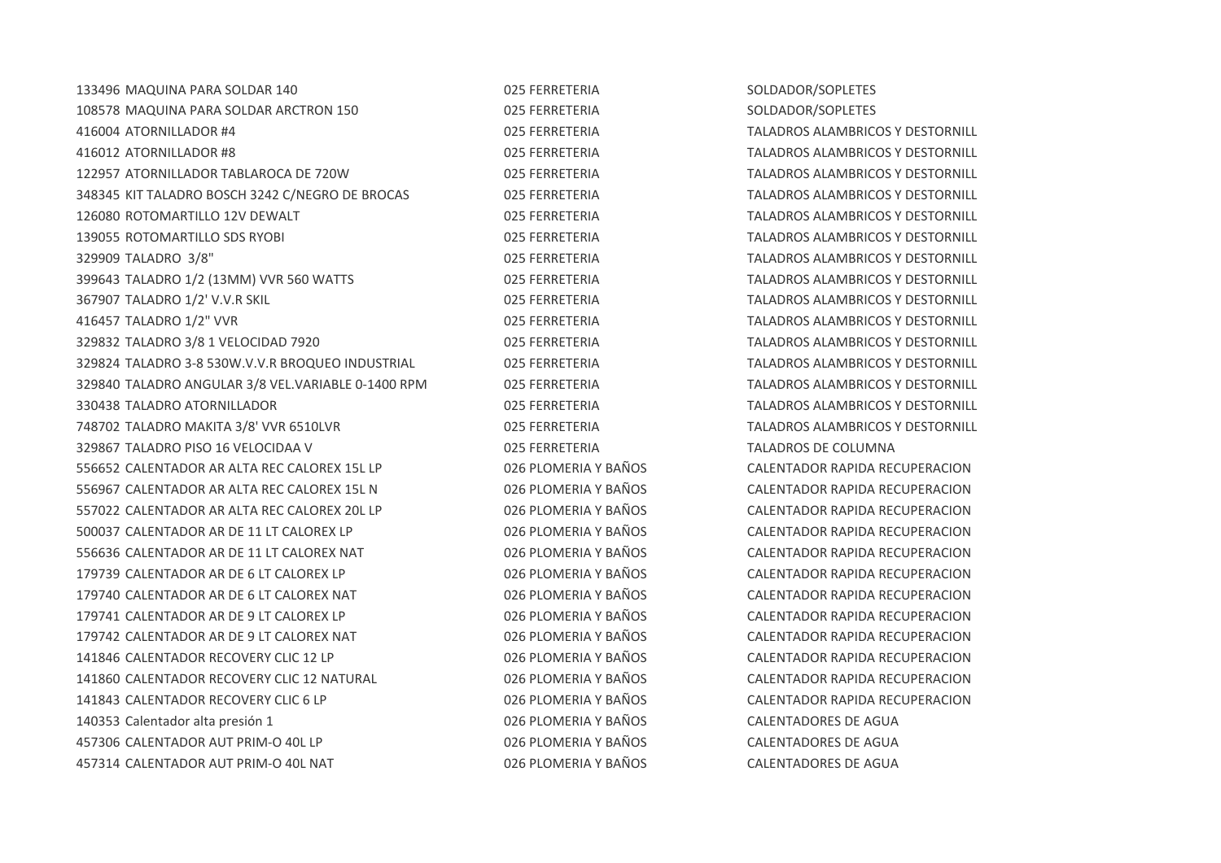| | | | |
|---|---|---|---|
| 133496 | MAQUINA PARA SOLDAR 140 | 025 FERRETERIA | SOLDADOR/SOPLETES |
| 108578 | MAQUINA PARA SOLDAR ARCTRON 150 | 025 FERRETERIA | SOLDADOR/SOPLETES |
| 416004 | ATORNILLADOR #4 | 025 FERRETERIA | TALADROS ALAMBRICOS Y DESTORNILL |
| 416012 | ATORNILLADOR #8 | 025 FERRETERIA | TALADROS ALAMBRICOS Y DESTORNILL |
| 122957 | ATORNILLADOR TABLAROCA DE 720W | 025 FERRETERIA | TALADROS ALAMBRICOS Y DESTORNILL |
| 348345 | KIT TALADRO BOSCH 3242 C/NEGRO DE BROCAS | 025 FERRETERIA | TALADROS ALAMBRICOS Y DESTORNILL |
| 126080 | ROTOMARTILLO 12V DEWALT | 025 FERRETERIA | TALADROS ALAMBRICOS Y DESTORNILL |
| 139055 | ROTOMARTILLO SDS RYOBI | 025 FERRETERIA | TALADROS ALAMBRICOS Y DESTORNILL |
| 329909 | TALADRO 3/8" | 025 FERRETERIA | TALADROS ALAMBRICOS Y DESTORNILL |
| 399643 | TALADRO 1/2 (13MM) VVR 560 WATTS | 025 FERRETERIA | TALADROS ALAMBRICOS Y DESTORNILL |
| 367907 | TALADRO 1/2' V.V.R SKIL | 025 FERRETERIA | TALADROS ALAMBRICOS Y DESTORNILL |
| 416457 | TALADRO 1/2" VVR | 025 FERRETERIA | TALADROS ALAMBRICOS Y DESTORNILL |
| 329832 | TALADRO 3/8 1 VELOCIDAD 7920 | 025 FERRETERIA | TALADROS ALAMBRICOS Y DESTORNILL |
| 329824 | TALADRO 3-8 530W.V.V.R BROQUEO INDUSTRIAL | 025 FERRETERIA | TALADROS ALAMBRICOS Y DESTORNILL |
| 329840 | TALADRO ANGULAR 3/8 VEL.VARIABLE 0-1400 RPM | 025 FERRETERIA | TALADROS ALAMBRICOS Y DESTORNILL |
| 330438 | TALADRO ATORNILLADOR | 025 FERRETERIA | TALADROS ALAMBRICOS Y DESTORNILL |
| 748702 | TALADRO MAKITA 3/8' VVR 6510LVR | 025 FERRETERIA | TALADROS ALAMBRICOS Y DESTORNILL |
| 329867 | TALADRO PISO 16 VELOCIDAA V | 025 FERRETERIA | TALADROS DE COLUMNA |
| 556652 | CALENTADOR AR ALTA REC CALOREX 15L LP | 026 PLOMERIA Y BAÑOS | CALENTADOR RAPIDA RECUPERACION |
| 556967 | CALENTADOR AR ALTA REC CALOREX 15L N | 026 PLOMERIA Y BAÑOS | CALENTADOR RAPIDA RECUPERACION |
| 557022 | CALENTADOR AR ALTA REC CALOREX 20L LP | 026 PLOMERIA Y BAÑOS | CALENTADOR RAPIDA RECUPERACION |
| 500037 | CALENTADOR AR DE 11 LT CALOREX LP | 026 PLOMERIA Y BAÑOS | CALENTADOR RAPIDA RECUPERACION |
| 556636 | CALENTADOR AR DE 11 LT CALOREX NAT | 026 PLOMERIA Y BAÑOS | CALENTADOR RAPIDA RECUPERACION |
| 179739 | CALENTADOR AR DE 6 LT CALOREX LP | 026 PLOMERIA Y BAÑOS | CALENTADOR RAPIDA RECUPERACION |
| 179740 | CALENTADOR AR DE 6 LT CALOREX NAT | 026 PLOMERIA Y BAÑOS | CALENTADOR RAPIDA RECUPERACION |
| 179741 | CALENTADOR AR DE 9 LT CALOREX LP | 026 PLOMERIA Y BAÑOS | CALENTADOR RAPIDA RECUPERACION |
| 179742 | CALENTADOR AR DE 9 LT CALOREX NAT | 026 PLOMERIA Y BAÑOS | CALENTADOR RAPIDA RECUPERACION |
| 141846 | CALENTADOR RECOVERY CLIC 12 LP | 026 PLOMERIA Y BAÑOS | CALENTADOR RAPIDA RECUPERACION |
| 141860 | CALENTADOR RECOVERY CLIC 12 NATURAL | 026 PLOMERIA Y BAÑOS | CALENTADOR RAPIDA RECUPERACION |
| 141843 | CALENTADOR RECOVERY CLIC 6 LP | 026 PLOMERIA Y BAÑOS | CALENTADOR RAPIDA RECUPERACION |
| 140353 | Calentador alta presión 1 | 026 PLOMERIA Y BAÑOS | CALENTADORES DE AGUA |
| 457306 | CALENTADOR AUT PRIM-O 40L LP | 026 PLOMERIA Y BAÑOS | CALENTADORES DE AGUA |
| 457314 | CALENTADOR AUT PRIM-O 40L NAT | 026 PLOMERIA Y BAÑOS | CALENTADORES DE AGUA |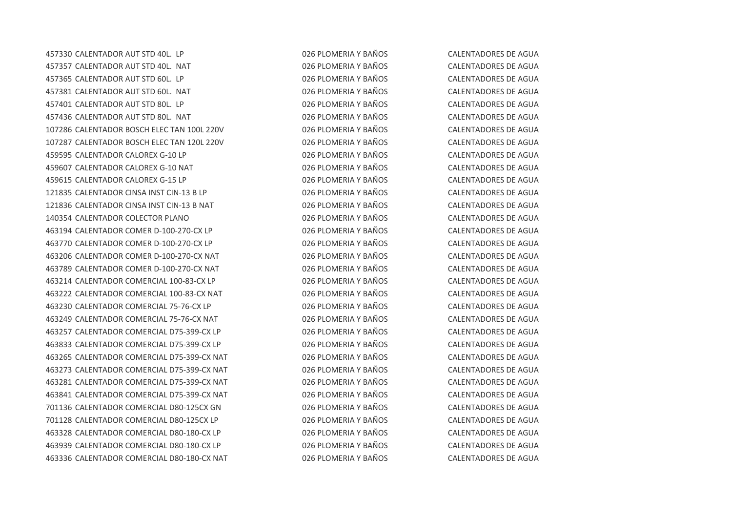| | | | |
|---|---|---|---|
| 457330 | CALENTADOR AUT STD 40L. LP | 026 PLOMERIA Y BAÑOS | CALENTADORES DE AGUA |
| 457357 | CALENTADOR AUT STD 40L. NAT | 026 PLOMERIA Y BAÑOS | CALENTADORES DE AGUA |
| 457365 | CALENTADOR AUT STD 60L. LP | 026 PLOMERIA Y BAÑOS | CALENTADORES DE AGUA |
| 457381 | CALENTADOR AUT STD 60L. NAT | 026 PLOMERIA Y BAÑOS | CALENTADORES DE AGUA |
| 457401 | CALENTADOR AUT STD 80L. LP | 026 PLOMERIA Y BAÑOS | CALENTADORES DE AGUA |
| 457436 | CALENTADOR AUT STD 80L. NAT | 026 PLOMERIA Y BAÑOS | CALENTADORES DE AGUA |
| 107286 | CALENTADOR BOSCH ELEC TAN 100L 220V | 026 PLOMERIA Y BAÑOS | CALENTADORES DE AGUA |
| 107287 | CALENTADOR BOSCH ELEC TAN 120L 220V | 026 PLOMERIA Y BAÑOS | CALENTADORES DE AGUA |
| 459595 | CALENTADOR CALOREX G-10 LP | 026 PLOMERIA Y BAÑOS | CALENTADORES DE AGUA |
| 459607 | CALENTADOR CALOREX G-10 NAT | 026 PLOMERIA Y BAÑOS | CALENTADORES DE AGUA |
| 459615 | CALENTADOR CALOREX G-15 LP | 026 PLOMERIA Y BAÑOS | CALENTADORES DE AGUA |
| 121835 | CALENTADOR CINSA INST CIN-13 B LP | 026 PLOMERIA Y BAÑOS | CALENTADORES DE AGUA |
| 121836 | CALENTADOR CINSA INST CIN-13 B NAT | 026 PLOMERIA Y BAÑOS | CALENTADORES DE AGUA |
| 140354 | CALENTADOR COLECTOR PLANO | 026 PLOMERIA Y BAÑOS | CALENTADORES DE AGUA |
| 463194 | CALENTADOR COMER D-100-270-CX LP | 026 PLOMERIA Y BAÑOS | CALENTADORES DE AGUA |
| 463770 | CALENTADOR COMER D-100-270-CX LP | 026 PLOMERIA Y BAÑOS | CALENTADORES DE AGUA |
| 463206 | CALENTADOR COMER D-100-270-CX NAT | 026 PLOMERIA Y BAÑOS | CALENTADORES DE AGUA |
| 463789 | CALENTADOR COMER D-100-270-CX NAT | 026 PLOMERIA Y BAÑOS | CALENTADORES DE AGUA |
| 463214 | CALENTADOR COMERCIAL 100-83-CX LP | 026 PLOMERIA Y BAÑOS | CALENTADORES DE AGUA |
| 463222 | CALENTADOR COMERCIAL 100-83-CX NAT | 026 PLOMERIA Y BAÑOS | CALENTADORES DE AGUA |
| 463230 | CALENTADOR COMERCIAL 75-76-CX LP | 026 PLOMERIA Y BAÑOS | CALENTADORES DE AGUA |
| 463249 | CALENTADOR COMERCIAL 75-76-CX NAT | 026 PLOMERIA Y BAÑOS | CALENTADORES DE AGUA |
| 463257 | CALENTADOR COMERCIAL D75-399-CX LP | 026 PLOMERIA Y BAÑOS | CALENTADORES DE AGUA |
| 463833 | CALENTADOR COMERCIAL D75-399-CX LP | 026 PLOMERIA Y BAÑOS | CALENTADORES DE AGUA |
| 463265 | CALENTADOR COMERCIAL D75-399-CX NAT | 026 PLOMERIA Y BAÑOS | CALENTADORES DE AGUA |
| 463273 | CALENTADOR COMERCIAL D75-399-CX NAT | 026 PLOMERIA Y BAÑOS | CALENTADORES DE AGUA |
| 463281 | CALENTADOR COMERCIAL D75-399-CX NAT | 026 PLOMERIA Y BAÑOS | CALENTADORES DE AGUA |
| 463841 | CALENTADOR COMERCIAL D75-399-CX NAT | 026 PLOMERIA Y BAÑOS | CALENTADORES DE AGUA |
| 701136 | CALENTADOR COMERCIAL D80-125CX GN | 026 PLOMERIA Y BAÑOS | CALENTADORES DE AGUA |
| 701128 | CALENTADOR COMERCIAL D80-125CX LP | 026 PLOMERIA Y BAÑOS | CALENTADORES DE AGUA |
| 463328 | CALENTADOR COMERCIAL D80-180-CX LP | 026 PLOMERIA Y BAÑOS | CALENTADORES DE AGUA |
| 463939 | CALENTADOR COMERCIAL D80-180-CX LP | 026 PLOMERIA Y BAÑOS | CALENTADORES DE AGUA |
| 463336 | CALENTADOR COMERCIAL D80-180-CX NAT | 026 PLOMERIA Y BAÑOS | CALENTADORES DE AGUA |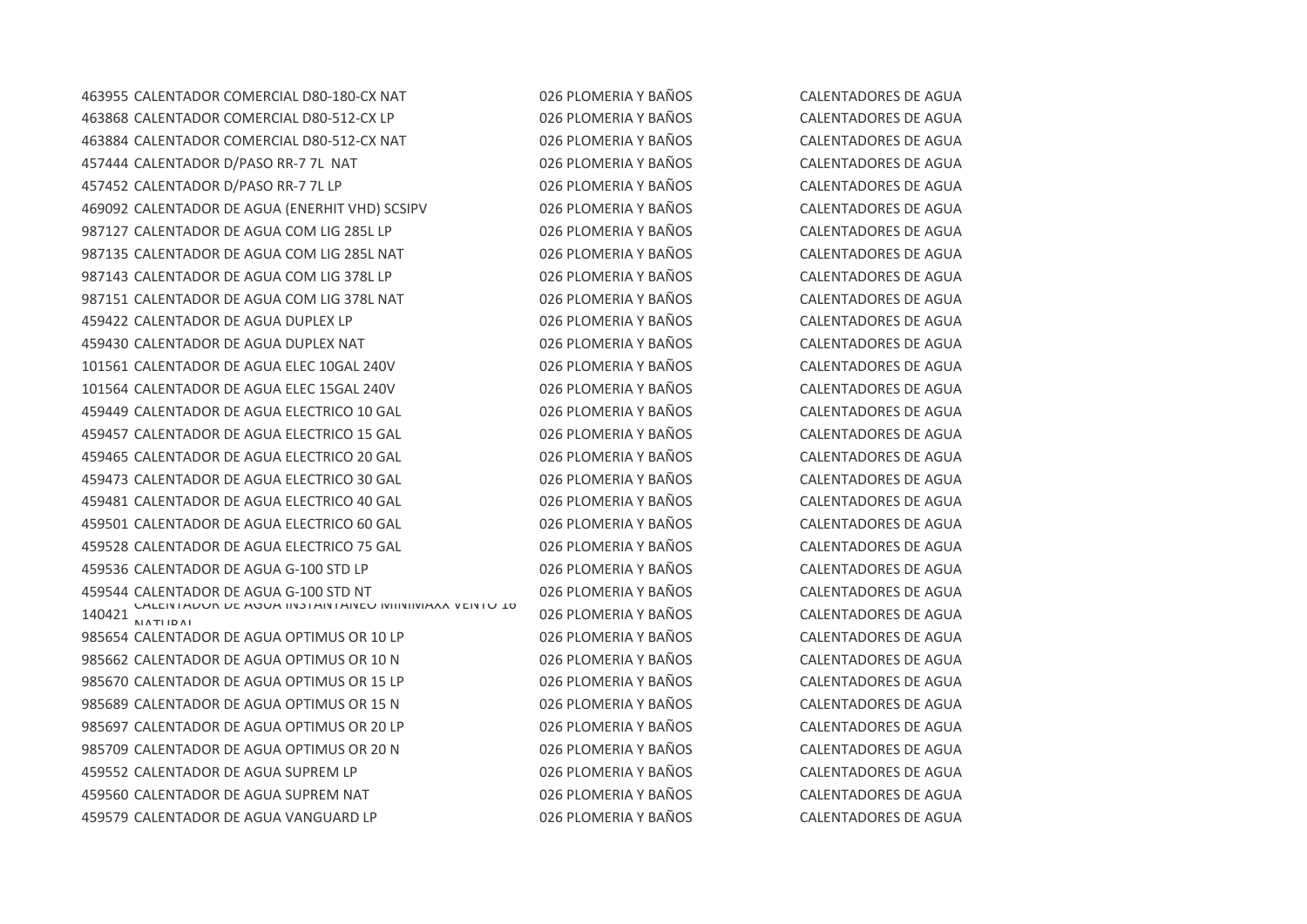| | | | |
|---|---|---|---|
| 463955 | CALENTADOR COMERCIAL D80-180-CX NAT | 026 PLOMERIA Y BAÑOS | CALENTADORES DE AGUA |
| 463868 | CALENTADOR COMERCIAL D80-512-CX LP | 026 PLOMERIA Y BAÑOS | CALENTADORES DE AGUA |
| 463884 | CALENTADOR COMERCIAL D80-512-CX NAT | 026 PLOMERIA Y BAÑOS | CALENTADORES DE AGUA |
| 457444 | CALENTADOR D/PASO RR-7 7L NAT | 026 PLOMERIA Y BAÑOS | CALENTADORES DE AGUA |
| 457452 | CALENTADOR D/PASO RR-7 7L LP | 026 PLOMERIA Y BAÑOS | CALENTADORES DE AGUA |
| 469092 | CALENTADOR DE AGUA (ENERHIT VHD) SCSIPV | 026 PLOMERIA Y BAÑOS | CALENTADORES DE AGUA |
| 987127 | CALENTADOR DE AGUA COM LIG 285L LP | 026 PLOMERIA Y BAÑOS | CALENTADORES DE AGUA |
| 987135 | CALENTADOR DE AGUA COM LIG 285L NAT | 026 PLOMERIA Y BAÑOS | CALENTADORES DE AGUA |
| 987143 | CALENTADOR DE AGUA COM LIG 378L LP | 026 PLOMERIA Y BAÑOS | CALENTADORES DE AGUA |
| 987151 | CALENTADOR DE AGUA COM LIG 378L NAT | 026 PLOMERIA Y BAÑOS | CALENTADORES DE AGUA |
| 459422 | CALENTADOR DE AGUA DUPLEX LP | 026 PLOMERIA Y BAÑOS | CALENTADORES DE AGUA |
| 459430 | CALENTADOR DE AGUA DUPLEX NAT | 026 PLOMERIA Y BAÑOS | CALENTADORES DE AGUA |
| 101561 | CALENTADOR DE AGUA ELEC 10GAL 240V | 026 PLOMERIA Y BAÑOS | CALENTADORES DE AGUA |
| 101564 | CALENTADOR DE AGUA ELEC 15GAL 240V | 026 PLOMERIA Y BAÑOS | CALENTADORES DE AGUA |
| 459449 | CALENTADOR DE AGUA ELECTRICO 10 GAL | 026 PLOMERIA Y BAÑOS | CALENTADORES DE AGUA |
| 459457 | CALENTADOR DE AGUA ELECTRICO 15 GAL | 026 PLOMERIA Y BAÑOS | CALENTADORES DE AGUA |
| 459465 | CALENTADOR DE AGUA ELECTRICO 20 GAL | 026 PLOMERIA Y BAÑOS | CALENTADORES DE AGUA |
| 459473 | CALENTADOR DE AGUA ELECTRICO 30 GAL | 026 PLOMERIA Y BAÑOS | CALENTADORES DE AGUA |
| 459481 | CALENTADOR DE AGUA ELECTRICO 40 GAL | 026 PLOMERIA Y BAÑOS | CALENTADORES DE AGUA |
| 459501 | CALENTADOR DE AGUA ELECTRICO 60 GAL | 026 PLOMERIA Y BAÑOS | CALENTADORES DE AGUA |
| 459528 | CALENTADOR DE AGUA ELECTRICO 75 GAL | 026 PLOMERIA Y BAÑOS | CALENTADORES DE AGUA |
| 459536 | CALENTADOR DE AGUA G-100 STD LP | 026 PLOMERIA Y BAÑOS | CALENTADORES DE AGUA |
| 459544 | CALENTADOR DE AGUA G-100 STD NT | 026 PLOMERIA Y BAÑOS | CALENTADORES DE AGUA |
| 140421 | CALENTADOR DE AGUA INSTANTANEO MINIMAXX VENTO 16 NATURAL | 026 PLOMERIA Y BAÑOS | CALENTADORES DE AGUA |
| 985654 | CALENTADOR DE AGUA OPTIMUS OR 10 LP | 026 PLOMERIA Y BAÑOS | CALENTADORES DE AGUA |
| 985662 | CALENTADOR DE AGUA OPTIMUS OR 10 N | 026 PLOMERIA Y BAÑOS | CALENTADORES DE AGUA |
| 985670 | CALENTADOR DE AGUA OPTIMUS OR 15 LP | 026 PLOMERIA Y BAÑOS | CALENTADORES DE AGUA |
| 985689 | CALENTADOR DE AGUA OPTIMUS OR 15 N | 026 PLOMERIA Y BAÑOS | CALENTADORES DE AGUA |
| 985697 | CALENTADOR DE AGUA OPTIMUS OR 20 LP | 026 PLOMERIA Y BAÑOS | CALENTADORES DE AGUA |
| 985709 | CALENTADOR DE AGUA OPTIMUS OR 20 N | 026 PLOMERIA Y BAÑOS | CALENTADORES DE AGUA |
| 459552 | CALENTADOR DE AGUA SUPREM LP | 026 PLOMERIA Y BAÑOS | CALENTADORES DE AGUA |
| 459560 | CALENTADOR DE AGUA SUPREM NAT | 026 PLOMERIA Y BAÑOS | CALENTADORES DE AGUA |
| 459579 | CALENTADOR DE AGUA VANGUARD LP | 026 PLOMERIA Y BAÑOS | CALENTADORES DE AGUA |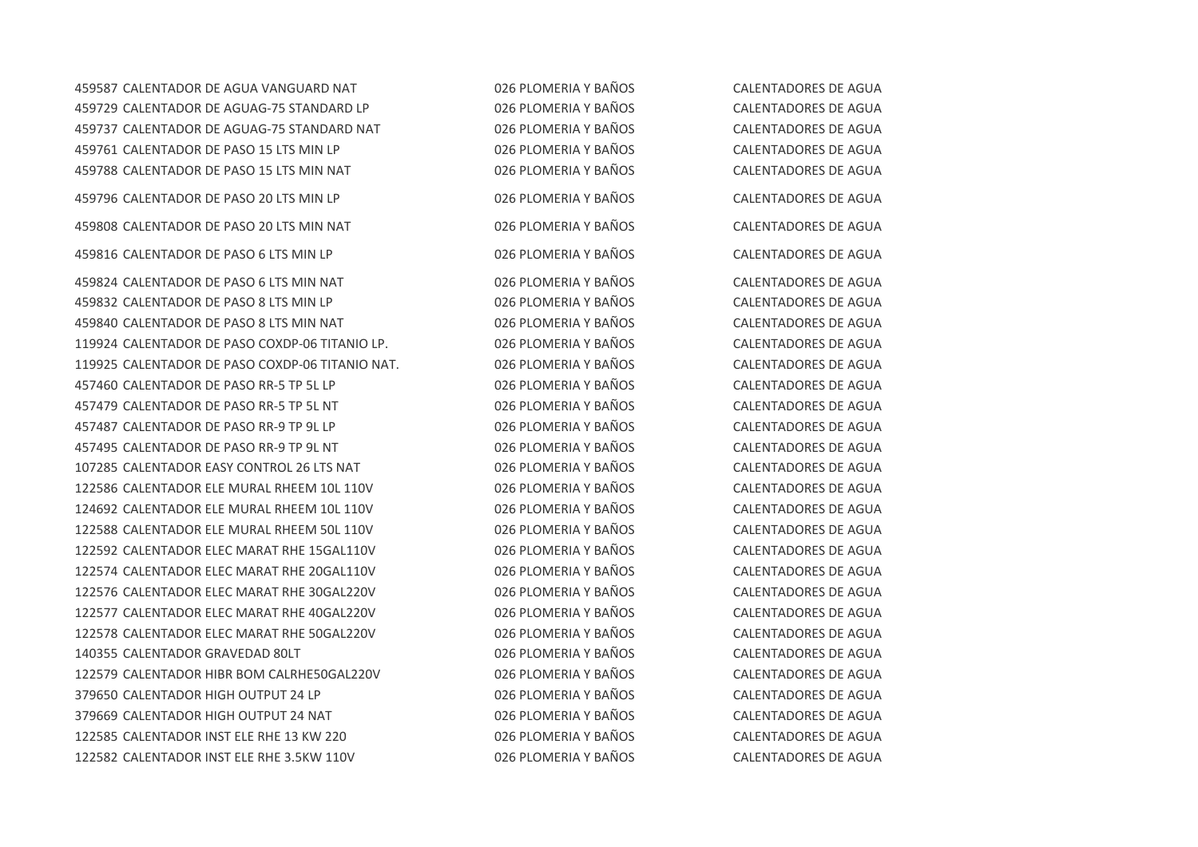| | | | |
|---|---|---|---|
| 459587 | CALENTADOR DE AGUA VANGUARD NAT | 026 PLOMERIA Y BAÑOS | CALENTADORES DE AGUA |
| 459729 | CALENTADOR DE AGUAG-75 STANDARD LP | 026 PLOMERIA Y BAÑOS | CALENTADORES DE AGUA |
| 459737 | CALENTADOR DE AGUAG-75 STANDARD NAT | 026 PLOMERIA Y BAÑOS | CALENTADORES DE AGUA |
| 459761 | CALENTADOR DE PASO 15 LTS MIN LP | 026 PLOMERIA Y BAÑOS | CALENTADORES DE AGUA |
| 459788 | CALENTADOR DE PASO 15 LTS MIN NAT | 026 PLOMERIA Y BAÑOS | CALENTADORES DE AGUA |
| 459796 | CALENTADOR DE PASO 20 LTS MIN LP | 026 PLOMERIA Y BAÑOS | CALENTADORES DE AGUA |
| 459808 | CALENTADOR DE PASO 20 LTS MIN NAT | 026 PLOMERIA Y BAÑOS | CALENTADORES DE AGUA |
| 459816 | CALENTADOR DE PASO 6 LTS MIN LP | 026 PLOMERIA Y BAÑOS | CALENTADORES DE AGUA |
| 459824 | CALENTADOR DE PASO 6 LTS MIN NAT | 026 PLOMERIA Y BAÑOS | CALENTADORES DE AGUA |
| 459832 | CALENTADOR DE PASO 8 LTS MIN LP | 026 PLOMERIA Y BAÑOS | CALENTADORES DE AGUA |
| 459840 | CALENTADOR DE PASO 8 LTS MIN NAT | 026 PLOMERIA Y BAÑOS | CALENTADORES DE AGUA |
| 119924 | CALENTADOR DE PASO COXDP-06 TITANIO LP. | 026 PLOMERIA Y BAÑOS | CALENTADORES DE AGUA |
| 119925 | CALENTADOR DE PASO COXDP-06 TITANIO NAT. | 026 PLOMERIA Y BAÑOS | CALENTADORES DE AGUA |
| 457460 | CALENTADOR DE PASO RR-5 TP 5L LP | 026 PLOMERIA Y BAÑOS | CALENTADORES DE AGUA |
| 457479 | CALENTADOR DE PASO RR-5 TP 5L NT | 026 PLOMERIA Y BAÑOS | CALENTADORES DE AGUA |
| 457487 | CALENTADOR DE PASO RR-9 TP 9L LP | 026 PLOMERIA Y BAÑOS | CALENTADORES DE AGUA |
| 457495 | CALENTADOR DE PASO RR-9 TP 9L NT | 026 PLOMERIA Y BAÑOS | CALENTADORES DE AGUA |
| 107285 | CALENTADOR EASY CONTROL 26 LTS NAT | 026 PLOMERIA Y BAÑOS | CALENTADORES DE AGUA |
| 122586 | CALENTADOR ELE MURAL RHEEM 10L 110V | 026 PLOMERIA Y BAÑOS | CALENTADORES DE AGUA |
| 124692 | CALENTADOR ELE MURAL RHEEM 10L 110V | 026 PLOMERIA Y BAÑOS | CALENTADORES DE AGUA |
| 122588 | CALENTADOR ELE MURAL RHEEM 50L 110V | 026 PLOMERIA Y BAÑOS | CALENTADORES DE AGUA |
| 122592 | CALENTADOR ELEC MARAT RHE 15GAL110V | 026 PLOMERIA Y BAÑOS | CALENTADORES DE AGUA |
| 122574 | CALENTADOR ELEC MARAT RHE 20GAL110V | 026 PLOMERIA Y BAÑOS | CALENTADORES DE AGUA |
| 122576 | CALENTADOR ELEC MARAT RHE 30GAL220V | 026 PLOMERIA Y BAÑOS | CALENTADORES DE AGUA |
| 122577 | CALENTADOR ELEC MARAT RHE 40GAL220V | 026 PLOMERIA Y BAÑOS | CALENTADORES DE AGUA |
| 122578 | CALENTADOR ELEC MARAT RHE 50GAL220V | 026 PLOMERIA Y BAÑOS | CALENTADORES DE AGUA |
| 140355 | CALENTADOR GRAVEDAD 80LT | 026 PLOMERIA Y BAÑOS | CALENTADORES DE AGUA |
| 122579 | CALENTADOR HIBR BOM CALRHE50GAL220V | 026 PLOMERIA Y BAÑOS | CALENTADORES DE AGUA |
| 379650 | CALENTADOR HIGH OUTPUT 24 LP | 026 PLOMERIA Y BAÑOS | CALENTADORES DE AGUA |
| 379669 | CALENTADOR HIGH OUTPUT 24 NAT | 026 PLOMERIA Y BAÑOS | CALENTADORES DE AGUA |
| 122585 | CALENTADOR INST ELE RHE 13 KW 220 | 026 PLOMERIA Y BAÑOS | CALENTADORES DE AGUA |
| 122582 | CALENTADOR INST ELE RHE 3.5KW 110V | 026 PLOMERIA Y BAÑOS | CALENTADORES DE AGUA |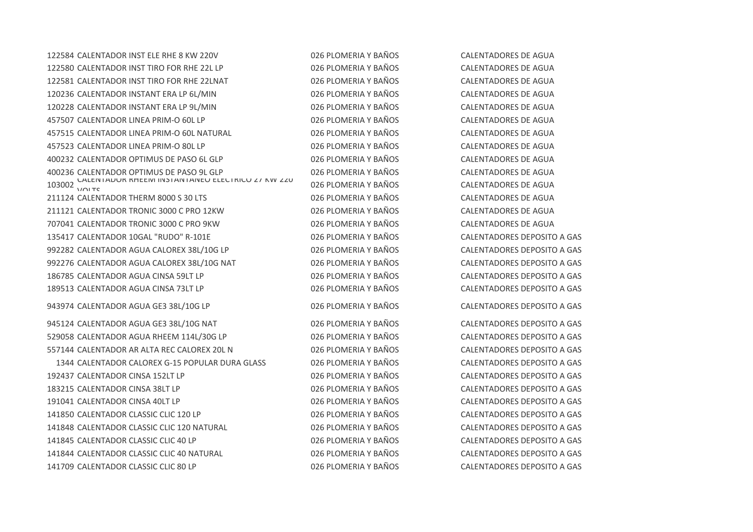| | | | |
|---|---|---|---|
| 122584 | CALENTADOR INST ELE RHE 8 KW 220V | 026 PLOMERIA Y BAÑOS | CALENTADORES DE AGUA |
| 122580 | CALENTADOR INST TIRO FOR RHE 22L LP | 026 PLOMERIA Y BAÑOS | CALENTADORES DE AGUA |
| 122581 | CALENTADOR INST TIRO FOR RHE 22LNAT | 026 PLOMERIA Y BAÑOS | CALENTADORES DE AGUA |
| 120236 | CALENTADOR INSTANT ERA LP 6L/MIN | 026 PLOMERIA Y BAÑOS | CALENTADORES DE AGUA |
| 120228 | CALENTADOR INSTANT ERA LP 9L/MIN | 026 PLOMERIA Y BAÑOS | CALENTADORES DE AGUA |
| 457507 | CALENTADOR LINEA PRIM-O 60L LP | 026 PLOMERIA Y BAÑOS | CALENTADORES DE AGUA |
| 457515 | CALENTADOR LINEA PRIM-O 60L NATURAL | 026 PLOMERIA Y BAÑOS | CALENTADORES DE AGUA |
| 457523 | CALENTADOR LINEA PRIM-O 80L LP | 026 PLOMERIA Y BAÑOS | CALENTADORES DE AGUA |
| 400232 | CALENTADOR OPTIMUS DE PASO 6L GLP | 026 PLOMERIA Y BAÑOS | CALENTADORES DE AGUA |
| 400236 | CALENTADOR OPTIMUS DE PASO 9L GLP | 026 PLOMERIA Y BAÑOS | CALENTADORES DE AGUA |
| 103002 | CALENTADOR RHEEM INSTANTANEO ELECTRICO 27 KW 220 VOLTS | 026 PLOMERIA Y BAÑOS | CALENTADORES DE AGUA |
| 211124 | CALENTADOR THERM 8000 S 30 LTS | 026 PLOMERIA Y BAÑOS | CALENTADORES DE AGUA |
| 211121 | CALENTADOR TRONIC 3000 C PRO 12KW | 026 PLOMERIA Y BAÑOS | CALENTADORES DE AGUA |
| 707041 | CALENTADOR TRONIC 3000 C PRO 9KW | 026 PLOMERIA Y BAÑOS | CALENTADORES DE AGUA |
| 135417 | CALENTADOR 10GAL "RUDO" R-101E | 026 PLOMERIA Y BAÑOS | CALENTADORES DEPOSITO A GAS |
| 992282 | CALENTADOR AGUA CALOREX 38L/10G LP | 026 PLOMERIA Y BAÑOS | CALENTADORES DEPOSITO A GAS |
| 992276 | CALENTADOR AGUA CALOREX 38L/10G NAT | 026 PLOMERIA Y BAÑOS | CALENTADORES DEPOSITO A GAS |
| 186785 | CALENTADOR AGUA CINSA 59LT LP | 026 PLOMERIA Y BAÑOS | CALENTADORES DEPOSITO A GAS |
| 189513 | CALENTADOR AGUA CINSA 73LT LP | 026 PLOMERIA Y BAÑOS | CALENTADORES DEPOSITO A GAS |
| 943974 | CALENTADOR AGUA GE3 38L/10G LP | 026 PLOMERIA Y BAÑOS | CALENTADORES DEPOSITO A GAS |
| 945124 | CALENTADOR AGUA GE3 38L/10G NAT | 026 PLOMERIA Y BAÑOS | CALENTADORES DEPOSITO A GAS |
| 529058 | CALENTADOR AGUA RHEEM 114L/30G LP | 026 PLOMERIA Y BAÑOS | CALENTADORES DEPOSITO A GAS |
| 557144 | CALENTADOR AR ALTA REC CALOREX 20L N | 026 PLOMERIA Y BAÑOS | CALENTADORES DEPOSITO A GAS |
| 1344 | CALENTADOR CALOREX G-15 POPULAR DURA GLASS | 026 PLOMERIA Y BAÑOS | CALENTADORES DEPOSITO A GAS |
| 192437 | CALENTADOR CINSA 152LT LP | 026 PLOMERIA Y BAÑOS | CALENTADORES DEPOSITO A GAS |
| 183215 | CALENTADOR CINSA 38LT LP | 026 PLOMERIA Y BAÑOS | CALENTADORES DEPOSITO A GAS |
| 191041 | CALENTADOR CINSA 40LT LP | 026 PLOMERIA Y BAÑOS | CALENTADORES DEPOSITO A GAS |
| 141850 | CALENTADOR CLASSIC CLIC 120 LP | 026 PLOMERIA Y BAÑOS | CALENTADORES DEPOSITO A GAS |
| 141848 | CALENTADOR CLASSIC CLIC 120 NATURAL | 026 PLOMERIA Y BAÑOS | CALENTADORES DEPOSITO A GAS |
| 141845 | CALENTADOR CLASSIC CLIC 40 LP | 026 PLOMERIA Y BAÑOS | CALENTADORES DEPOSITO A GAS |
| 141844 | CALENTADOR CLASSIC CLIC 40 NATURAL | 026 PLOMERIA Y BAÑOS | CALENTADORES DEPOSITO A GAS |
| 141709 | CALENTADOR CLASSIC CLIC 80 LP | 026 PLOMERIA Y BAÑOS | CALENTADORES DEPOSITO A GAS |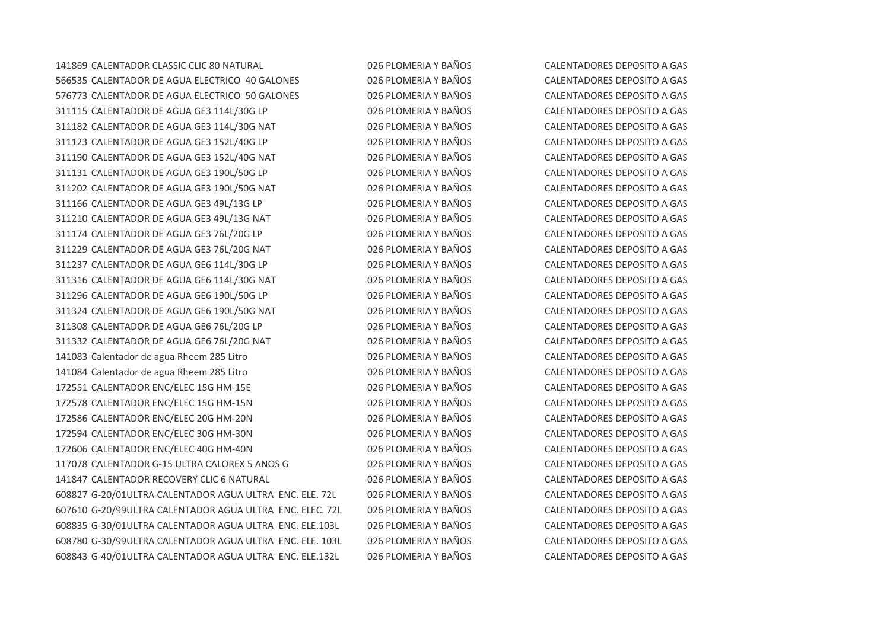| | | | |
|---|---|---|---|
| 141869 | CALENTADOR CLASSIC CLIC 80 NATURAL | 026 PLOMERIA Y BAÑOS | CALENTADORES DEPOSITO A GAS |
| 566535 | CALENTADOR DE AGUA ELECTRICO  40 GALONES | 026 PLOMERIA Y BAÑOS | CALENTADORES DEPOSITO A GAS |
| 576773 | CALENTADOR DE AGUA ELECTRICO  50 GALONES | 026 PLOMERIA Y BAÑOS | CALENTADORES DEPOSITO A GAS |
| 311115 | CALENTADOR DE AGUA GE3 114L/30G LP | 026 PLOMERIA Y BAÑOS | CALENTADORES DEPOSITO A GAS |
| 311182 | CALENTADOR DE AGUA GE3 114L/30G NAT | 026 PLOMERIA Y BAÑOS | CALENTADORES DEPOSITO A GAS |
| 311123 | CALENTADOR DE AGUA GE3 152L/40G LP | 026 PLOMERIA Y BAÑOS | CALENTADORES DEPOSITO A GAS |
| 311190 | CALENTADOR DE AGUA GE3 152L/40G NAT | 026 PLOMERIA Y BAÑOS | CALENTADORES DEPOSITO A GAS |
| 311131 | CALENTADOR DE AGUA GE3 190L/50G LP | 026 PLOMERIA Y BAÑOS | CALENTADORES DEPOSITO A GAS |
| 311202 | CALENTADOR DE AGUA GE3 190L/50G NAT | 026 PLOMERIA Y BAÑOS | CALENTADORES DEPOSITO A GAS |
| 311166 | CALENTADOR DE AGUA GE3 49L/13G LP | 026 PLOMERIA Y BAÑOS | CALENTADORES DEPOSITO A GAS |
| 311210 | CALENTADOR DE AGUA GE3 49L/13G NAT | 026 PLOMERIA Y BAÑOS | CALENTADORES DEPOSITO A GAS |
| 311174 | CALENTADOR DE AGUA GE3 76L/20G LP | 026 PLOMERIA Y BAÑOS | CALENTADORES DEPOSITO A GAS |
| 311229 | CALENTADOR DE AGUA GE3 76L/20G NAT | 026 PLOMERIA Y BAÑOS | CALENTADORES DEPOSITO A GAS |
| 311237 | CALENTADOR DE AGUA GE6 114L/30G LP | 026 PLOMERIA Y BAÑOS | CALENTADORES DEPOSITO A GAS |
| 311316 | CALENTADOR DE AGUA GE6 114L/30G NAT | 026 PLOMERIA Y BAÑOS | CALENTADORES DEPOSITO A GAS |
| 311296 | CALENTADOR DE AGUA GE6 190L/50G LP | 026 PLOMERIA Y BAÑOS | CALENTADORES DEPOSITO A GAS |
| 311324 | CALENTADOR DE AGUA GE6 190L/50G NAT | 026 PLOMERIA Y BAÑOS | CALENTADORES DEPOSITO A GAS |
| 311308 | CALENTADOR DE AGUA GE6 76L/20G LP | 026 PLOMERIA Y BAÑOS | CALENTADORES DEPOSITO A GAS |
| 311332 | CALENTADOR DE AGUA GE6 76L/20G NAT | 026 PLOMERIA Y BAÑOS | CALENTADORES DEPOSITO A GAS |
| 141083 | Calentador de agua Rheem 285 Litro | 026 PLOMERIA Y BAÑOS | CALENTADORES DEPOSITO A GAS |
| 141084 | Calentador de agua Rheem 285 Litro | 026 PLOMERIA Y BAÑOS | CALENTADORES DEPOSITO A GAS |
| 172551 | CALENTADOR ENC/ELEC 15G HM-15E | 026 PLOMERIA Y BAÑOS | CALENTADORES DEPOSITO A GAS |
| 172578 | CALENTADOR ENC/ELEC 15G HM-15N | 026 PLOMERIA Y BAÑOS | CALENTADORES DEPOSITO A GAS |
| 172586 | CALENTADOR ENC/ELEC 20G HM-20N | 026 PLOMERIA Y BAÑOS | CALENTADORES DEPOSITO A GAS |
| 172594 | CALENTADOR ENC/ELEC 30G HM-30N | 026 PLOMERIA Y BAÑOS | CALENTADORES DEPOSITO A GAS |
| 172606 | CALENTADOR ENC/ELEC 40G HM-40N | 026 PLOMERIA Y BAÑOS | CALENTADORES DEPOSITO A GAS |
| 117078 | CALENTADOR G-15 ULTRA CALOREX 5 ANOS G | 026 PLOMERIA Y BAÑOS | CALENTADORES DEPOSITO A GAS |
| 141847 | CALENTADOR RECOVERY CLIC 6 NATURAL | 026 PLOMERIA Y BAÑOS | CALENTADORES DEPOSITO A GAS |
| 608827 | G-20/01ULTRA CALENTADOR AGUA ULTRA  ENC. ELE. 72L | 026 PLOMERIA Y BAÑOS | CALENTADORES DEPOSITO A GAS |
| 607610 | G-20/99ULTRA CALENTADOR AGUA ULTRA  ENC. ELEC. 72L | 026 PLOMERIA Y BAÑOS | CALENTADORES DEPOSITO A GAS |
| 608835 | G-30/01ULTRA CALENTADOR AGUA ULTRA  ENC. ELE.103L | 026 PLOMERIA Y BAÑOS | CALENTADORES DEPOSITO A GAS |
| 608780 | G-30/99ULTRA CALENTADOR AGUA ULTRA  ENC. ELE. 103L | 026 PLOMERIA Y BAÑOS | CALENTADORES DEPOSITO A GAS |
| 608843 | G-40/01ULTRA CALENTADOR AGUA ULTRA  ENC. ELE.132L | 026 PLOMERIA Y BAÑOS | CALENTADORES DEPOSITO A GAS |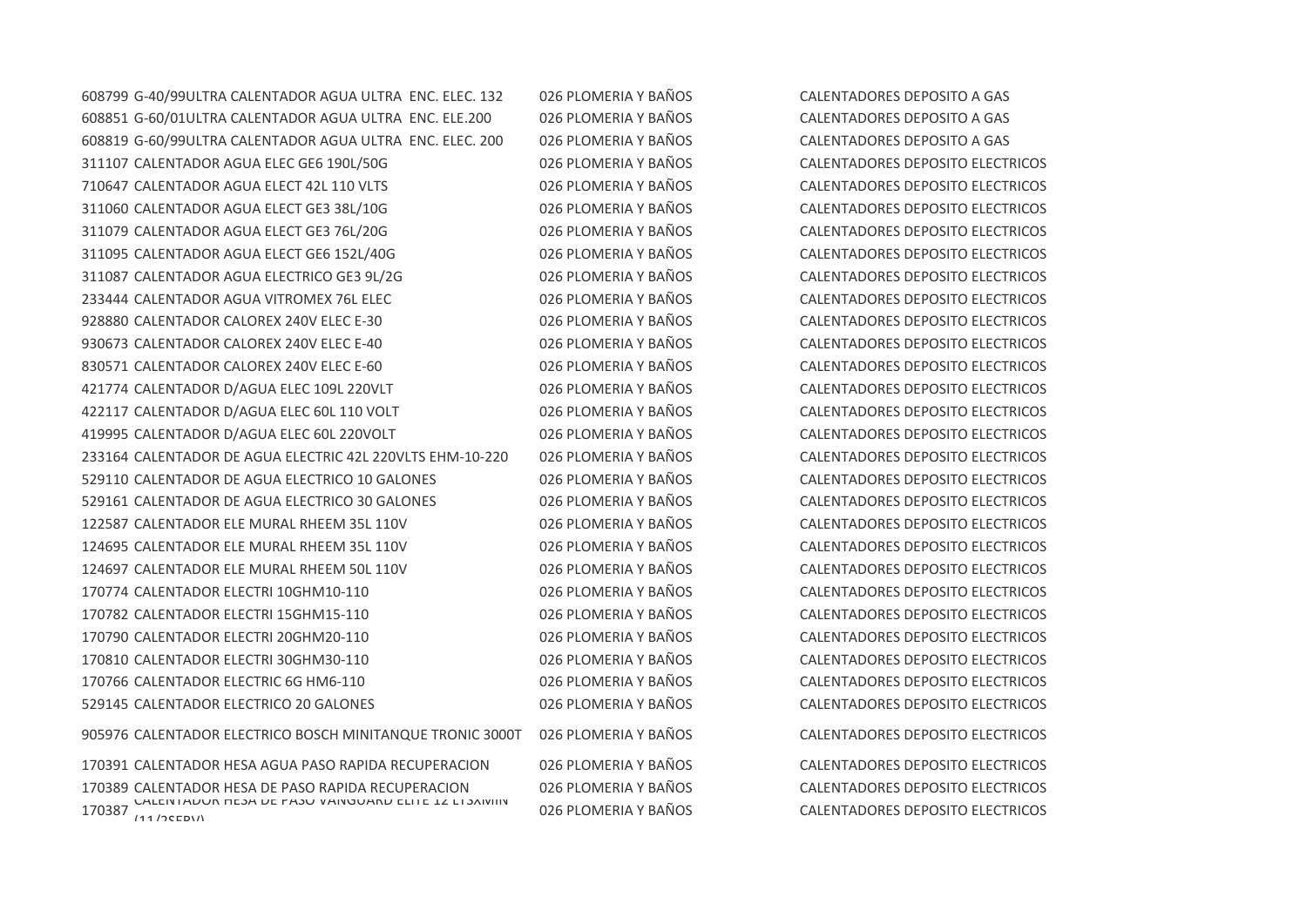| | | | |
|---|---|---|---|
| 608799 | G-40/99ULTRA CALENTADOR AGUA ULTRA ENC. ELEC. 132 | 026 PLOMERIA Y BAÑOS | CALENTADORES DEPOSITO A GAS |
| 608851 | G-60/01ULTRA CALENTADOR AGUA ULTRA ENC. ELE.200 | 026 PLOMERIA Y BAÑOS | CALENTADORES DEPOSITO A GAS |
| 608819 | G-60/99ULTRA CALENTADOR AGUA ULTRA ENC. ELEC. 200 | 026 PLOMERIA Y BAÑOS | CALENTADORES DEPOSITO A GAS |
| 311107 | CALENTADOR AGUA ELEC GE6 190L/50G | 026 PLOMERIA Y BAÑOS | CALENTADORES DEPOSITO ELECTRICOS |
| 710647 | CALENTADOR AGUA ELECT 42L 110 VLTS | 026 PLOMERIA Y BAÑOS | CALENTADORES DEPOSITO ELECTRICOS |
| 311060 | CALENTADOR AGUA ELECT GE3 38L/10G | 026 PLOMERIA Y BAÑOS | CALENTADORES DEPOSITO ELECTRICOS |
| 311079 | CALENTADOR AGUA ELECT GE3 76L/20G | 026 PLOMERIA Y BAÑOS | CALENTADORES DEPOSITO ELECTRICOS |
| 311095 | CALENTADOR AGUA ELECT GE6 152L/40G | 026 PLOMERIA Y BAÑOS | CALENTADORES DEPOSITO ELECTRICOS |
| 311087 | CALENTADOR AGUA ELECTRICO GE3 9L/2G | 026 PLOMERIA Y BAÑOS | CALENTADORES DEPOSITO ELECTRICOS |
| 233444 | CALENTADOR AGUA VITROMEX 76L ELEC | 026 PLOMERIA Y BAÑOS | CALENTADORES DEPOSITO ELECTRICOS |
| 928880 | CALENTADOR CALOREX 240V ELEC E-30 | 026 PLOMERIA Y BAÑOS | CALENTADORES DEPOSITO ELECTRICOS |
| 930673 | CALENTADOR CALOREX 240V ELEC E-40 | 026 PLOMERIA Y BAÑOS | CALENTADORES DEPOSITO ELECTRICOS |
| 830571 | CALENTADOR CALOREX 240V ELEC E-60 | 026 PLOMERIA Y BAÑOS | CALENTADORES DEPOSITO ELECTRICOS |
| 421774 | CALENTADOR D/AGUA ELEC 109L 220VLT | 026 PLOMERIA Y BAÑOS | CALENTADORES DEPOSITO ELECTRICOS |
| 422117 | CALENTADOR D/AGUA ELEC 60L 110 VOLT | 026 PLOMERIA Y BAÑOS | CALENTADORES DEPOSITO ELECTRICOS |
| 419995 | CALENTADOR D/AGUA ELEC 60L 220VOLT | 026 PLOMERIA Y BAÑOS | CALENTADORES DEPOSITO ELECTRICOS |
| 233164 | CALENTADOR DE AGUA ELECTRIC 42L 220VLTS EHM-10-220 | 026 PLOMERIA Y BAÑOS | CALENTADORES DEPOSITO ELECTRICOS |
| 529110 | CALENTADOR DE AGUA ELECTRICO 10 GALONES | 026 PLOMERIA Y BAÑOS | CALENTADORES DEPOSITO ELECTRICOS |
| 529161 | CALENTADOR DE AGUA ELECTRICO 30 GALONES | 026 PLOMERIA Y BAÑOS | CALENTADORES DEPOSITO ELECTRICOS |
| 122587 | CALENTADOR ELE MURAL RHEEM 35L 110V | 026 PLOMERIA Y BAÑOS | CALENTADORES DEPOSITO ELECTRICOS |
| 124695 | CALENTADOR ELE MURAL RHEEM 35L 110V | 026 PLOMERIA Y BAÑOS | CALENTADORES DEPOSITO ELECTRICOS |
| 124697 | CALENTADOR ELE MURAL RHEEM 50L 110V | 026 PLOMERIA Y BAÑOS | CALENTADORES DEPOSITO ELECTRICOS |
| 170774 | CALENTADOR ELECTRI 10GHM10-110 | 026 PLOMERIA Y BAÑOS | CALENTADORES DEPOSITO ELECTRICOS |
| 170782 | CALENTADOR ELECTRI 15GHM15-110 | 026 PLOMERIA Y BAÑOS | CALENTADORES DEPOSITO ELECTRICOS |
| 170790 | CALENTADOR ELECTRI 20GHM20-110 | 026 PLOMERIA Y BAÑOS | CALENTADORES DEPOSITO ELECTRICOS |
| 170810 | CALENTADOR ELECTRI 30GHM30-110 | 026 PLOMERIA Y BAÑOS | CALENTADORES DEPOSITO ELECTRICOS |
| 170766 | CALENTADOR ELECTRIC 6G HM6-110 | 026 PLOMERIA Y BAÑOS | CALENTADORES DEPOSITO ELECTRICOS |
| 529145 | CALENTADOR ELECTRICO 20 GALONES | 026 PLOMERIA Y BAÑOS | CALENTADORES DEPOSITO ELECTRICOS |
| 905976 | CALENTADOR ELECTRICO BOSCH MINITANQUE TRONIC 3000T | 026 PLOMERIA Y BAÑOS | CALENTADORES DEPOSITO ELECTRICOS |
| 170391 | CALENTADOR HESA AGUA PASO RAPIDA RECUPERACION | 026 PLOMERIA Y BAÑOS | CALENTADORES DEPOSITO ELECTRICOS |
| 170389 | CALENTADOR HESA DE PASO RAPIDA RECUPERACION | 026 PLOMERIA Y BAÑOS | CALENTADORES DEPOSITO ELECTRICOS |
| 170387 | CALENTADOR HESA DE PASO VANGUARD ELITE 12 LTSXMIN (11/2SERV) | 026 PLOMERIA Y BAÑOS | CALENTADORES DEPOSITO ELECTRICOS |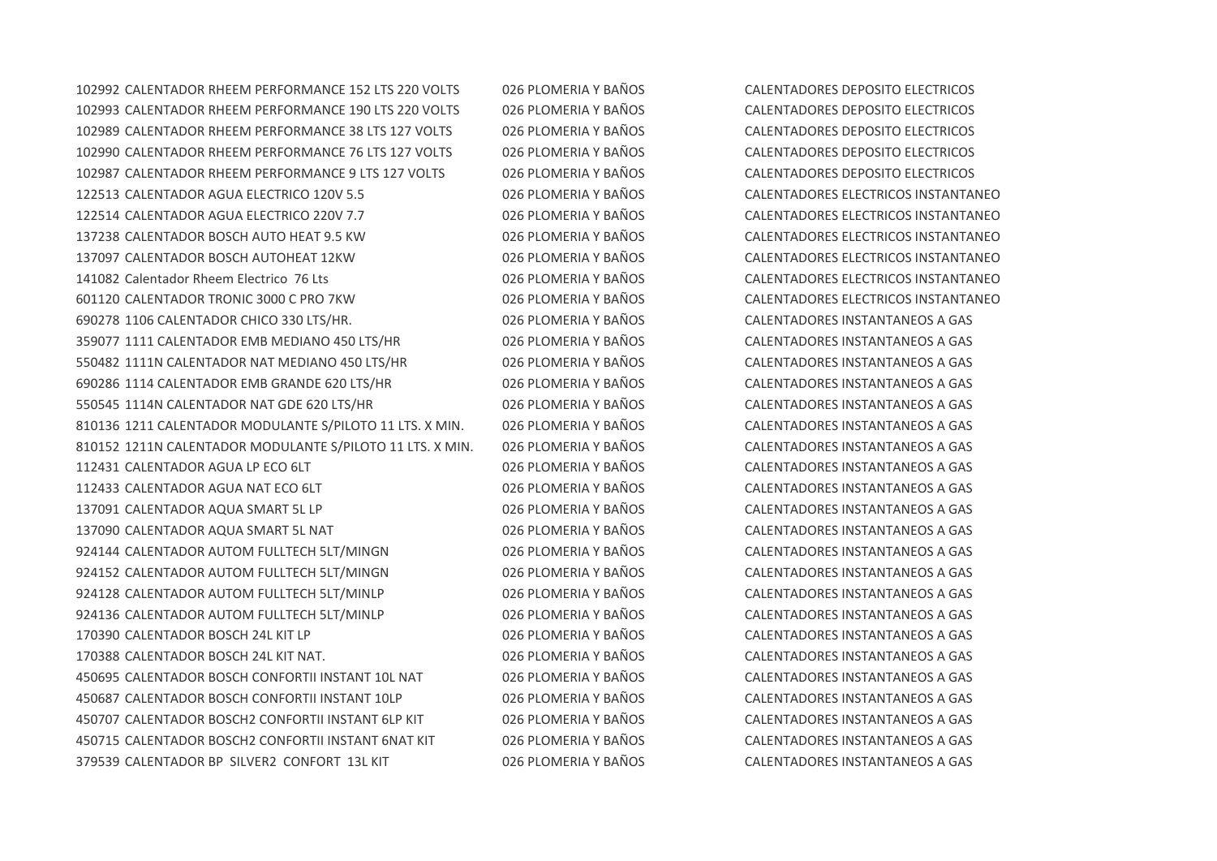| | | | |
|---|---|---|---|
| 102992 | CALENTADOR RHEEM PERFORMANCE 152 LTS 220 VOLTS | 026 PLOMERIA Y BAÑOS | CALENTADORES DEPOSITO ELECTRICOS |
| 102993 | CALENTADOR RHEEM PERFORMANCE 190 LTS 220 VOLTS | 026 PLOMERIA Y BAÑOS | CALENTADORES DEPOSITO ELECTRICOS |
| 102989 | CALENTADOR RHEEM PERFORMANCE 38 LTS 127 VOLTS | 026 PLOMERIA Y BAÑOS | CALENTADORES DEPOSITO ELECTRICOS |
| 102990 | CALENTADOR RHEEM PERFORMANCE 76 LTS 127 VOLTS | 026 PLOMERIA Y BAÑOS | CALENTADORES DEPOSITO ELECTRICOS |
| 102987 | CALENTADOR RHEEM PERFORMANCE 9 LTS 127 VOLTS | 026 PLOMERIA Y BAÑOS | CALENTADORES DEPOSITO ELECTRICOS |
| 122513 | CALENTADOR AGUA ELECTRICO 120V 5.5 | 026 PLOMERIA Y BAÑOS | CALENTADORES ELECTRICOS INSTANTANEO |
| 122514 | CALENTADOR AGUA ELECTRICO 220V 7.7 | 026 PLOMERIA Y BAÑOS | CALENTADORES ELECTRICOS INSTANTANEO |
| 137238 | CALENTADOR BOSCH AUTO HEAT 9.5 KW | 026 PLOMERIA Y BAÑOS | CALENTADORES ELECTRICOS INSTANTANEO |
| 137097 | CALENTADOR BOSCH AUTOHEAT 12KW | 026 PLOMERIA Y BAÑOS | CALENTADORES ELECTRICOS INSTANTANEO |
| 141082 | Calentador Rheem Electrico 76 Lts | 026 PLOMERIA Y BAÑOS | CALENTADORES ELECTRICOS INSTANTANEO |
| 601120 | CALENTADOR TRONIC 3000 C PRO 7KW | 026 PLOMERIA Y BAÑOS | CALENTADORES ELECTRICOS INSTANTANEO |
| 690278 | 1106 CALENTADOR CHICO 330 LTS/HR. | 026 PLOMERIA Y BAÑOS | CALENTADORES INSTANTANEOS A GAS |
| 359077 | 1111 CALENTADOR EMB MEDIANO 450 LTS/HR | 026 PLOMERIA Y BAÑOS | CALENTADORES INSTANTANEOS A GAS |
| 550482 | 1111N CALENTADOR NAT MEDIANO 450 LTS/HR | 026 PLOMERIA Y BAÑOS | CALENTADORES INSTANTANEOS A GAS |
| 690286 | 1114 CALENTADOR EMB GRANDE 620 LTS/HR | 026 PLOMERIA Y BAÑOS | CALENTADORES INSTANTANEOS A GAS |
| 550545 | 1114N CALENTADOR NAT GDE 620 LTS/HR | 026 PLOMERIA Y BAÑOS | CALENTADORES INSTANTANEOS A GAS |
| 810136 | 1211 CALENTADOR MODULANTE S/PILOTO 11 LTS. X MIN. | 026 PLOMERIA Y BAÑOS | CALENTADORES INSTANTANEOS A GAS |
| 810152 | 1211N CALENTADOR MODULANTE S/PILOTO 11 LTS. X MIN. | 026 PLOMERIA Y BAÑOS | CALENTADORES INSTANTANEOS A GAS |
| 112431 | CALENTADOR AGUA LP ECO 6LT | 026 PLOMERIA Y BAÑOS | CALENTADORES INSTANTANEOS A GAS |
| 112433 | CALENTADOR AGUA NAT ECO 6LT | 026 PLOMERIA Y BAÑOS | CALENTADORES INSTANTANEOS A GAS |
| 137091 | CALENTADOR AQUA SMART 5L LP | 026 PLOMERIA Y BAÑOS | CALENTADORES INSTANTANEOS A GAS |
| 137090 | CALENTADOR AQUA SMART 5L NAT | 026 PLOMERIA Y BAÑOS | CALENTADORES INSTANTANEOS A GAS |
| 924144 | CALENTADOR AUTOM FULLTECH 5LT/MINGN | 026 PLOMERIA Y BAÑOS | CALENTADORES INSTANTANEOS A GAS |
| 924152 | CALENTADOR AUTOM FULLTECH 5LT/MINGN | 026 PLOMERIA Y BAÑOS | CALENTADORES INSTANTANEOS A GAS |
| 924128 | CALENTADOR AUTOM FULLTECH 5LT/MINLP | 026 PLOMERIA Y BAÑOS | CALENTADORES INSTANTANEOS A GAS |
| 924136 | CALENTADOR AUTOM FULLTECH 5LT/MINLP | 026 PLOMERIA Y BAÑOS | CALENTADORES INSTANTANEOS A GAS |
| 170390 | CALENTADOR BOSCH 24L KIT LP | 026 PLOMERIA Y BAÑOS | CALENTADORES INSTANTANEOS A GAS |
| 170388 | CALENTADOR BOSCH 24L KIT NAT. | 026 PLOMERIA Y BAÑOS | CALENTADORES INSTANTANEOS A GAS |
| 450695 | CALENTADOR BOSCH CONFORTII INSTANT 10L NAT | 026 PLOMERIA Y BAÑOS | CALENTADORES INSTANTANEOS A GAS |
| 450687 | CALENTADOR BOSCH CONFORTII INSTANT 10LP | 026 PLOMERIA Y BAÑOS | CALENTADORES INSTANTANEOS A GAS |
| 450707 | CALENTADOR BOSCH2 CONFORTII INSTANT 6LP KIT | 026 PLOMERIA Y BAÑOS | CALENTADORES INSTANTANEOS A GAS |
| 450715 | CALENTADOR BOSCH2 CONFORTII INSTANT 6NAT KIT | 026 PLOMERIA Y BAÑOS | CALENTADORES INSTANTANEOS A GAS |
| 379539 | CALENTADOR BP SILVER2 CONFORT 13L KIT | 026 PLOMERIA Y BAÑOS | CALENTADORES INSTANTANEOS A GAS |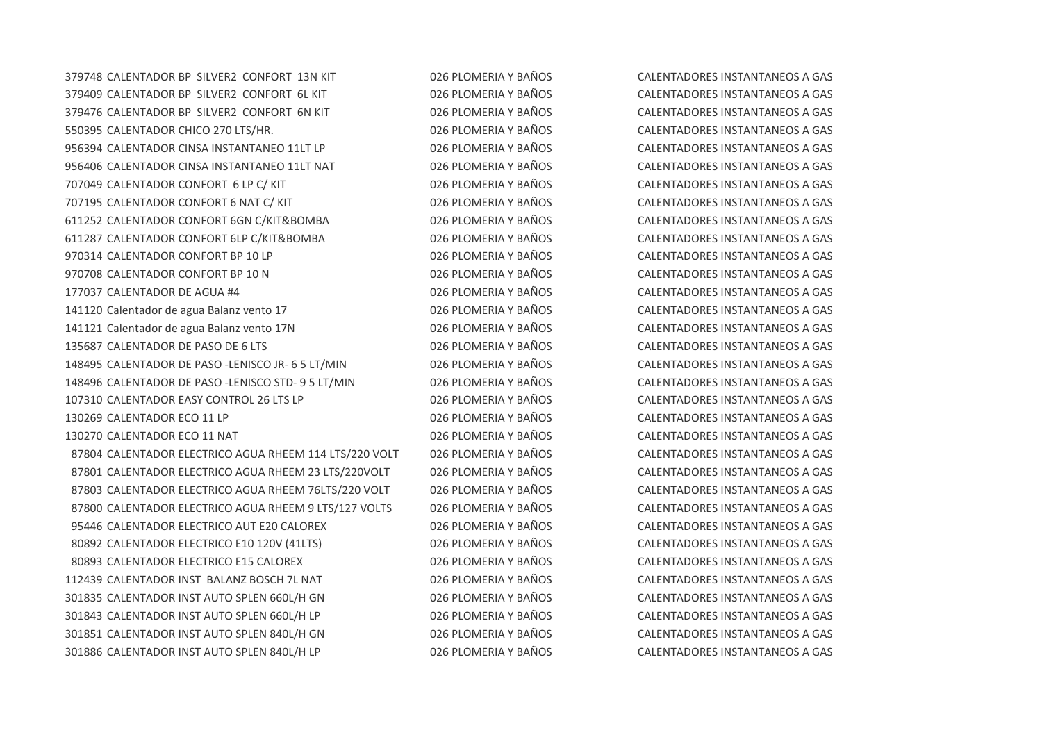| | | | |
|---|---|---|---|
| 379748 | CALENTADOR BP SILVER2 CONFORT 13N KIT | 026 PLOMERIA Y BAÑOS | CALENTADORES INSTANTANEOS A GAS |
| 379409 | CALENTADOR BP SILVER2 CONFORT 6L KIT | 026 PLOMERIA Y BAÑOS | CALENTADORES INSTANTANEOS A GAS |
| 379476 | CALENTADOR BP SILVER2 CONFORT 6N KIT | 026 PLOMERIA Y BAÑOS | CALENTADORES INSTANTANEOS A GAS |
| 550395 | CALENTADOR CHICO 270 LTS/HR. | 026 PLOMERIA Y BAÑOS | CALENTADORES INSTANTANEOS A GAS |
| 956394 | CALENTADOR CINSA INSTANTANEO 11LT LP | 026 PLOMERIA Y BAÑOS | CALENTADORES INSTANTANEOS A GAS |
| 956406 | CALENTADOR CINSA INSTANTANEO 11LT NAT | 026 PLOMERIA Y BAÑOS | CALENTADORES INSTANTANEOS A GAS |
| 707049 | CALENTADOR CONFORT 6 LP C/ KIT | 026 PLOMERIA Y BAÑOS | CALENTADORES INSTANTANEOS A GAS |
| 707195 | CALENTADOR CONFORT 6 NAT C/ KIT | 026 PLOMERIA Y BAÑOS | CALENTADORES INSTANTANEOS A GAS |
| 611252 | CALENTADOR CONFORT 6GN C/KIT&BOMBA | 026 PLOMERIA Y BAÑOS | CALENTADORES INSTANTANEOS A GAS |
| 611287 | CALENTADOR CONFORT 6LP C/KIT&BOMBA | 026 PLOMERIA Y BAÑOS | CALENTADORES INSTANTANEOS A GAS |
| 970314 | CALENTADOR CONFORT BP 10 LP | 026 PLOMERIA Y BAÑOS | CALENTADORES INSTANTANEOS A GAS |
| 970708 | CALENTADOR CONFORT BP 10 N | 026 PLOMERIA Y BAÑOS | CALENTADORES INSTANTANEOS A GAS |
| 177037 | CALENTADOR DE AGUA #4 | 026 PLOMERIA Y BAÑOS | CALENTADORES INSTANTANEOS A GAS |
| 141120 | Calentador de agua Balanz vento 17 | 026 PLOMERIA Y BAÑOS | CALENTADORES INSTANTANEOS A GAS |
| 141121 | Calentador de agua Balanz vento 17N | 026 PLOMERIA Y BAÑOS | CALENTADORES INSTANTANEOS A GAS |
| 135687 | CALENTADOR DE PASO DE 6 LTS | 026 PLOMERIA Y BAÑOS | CALENTADORES INSTANTANEOS A GAS |
| 148495 | CALENTADOR DE PASO -LENISCO JR- 6 5 LT/MIN | 026 PLOMERIA Y BAÑOS | CALENTADORES INSTANTANEOS A GAS |
| 148496 | CALENTADOR DE PASO -LENISCO STD- 9 5 LT/MIN | 026 PLOMERIA Y BAÑOS | CALENTADORES INSTANTANEOS A GAS |
| 107310 | CALENTADOR EASY CONTROL 26 LTS LP | 026 PLOMERIA Y BAÑOS | CALENTADORES INSTANTANEOS A GAS |
| 130269 | CALENTADOR ECO 11 LP | 026 PLOMERIA Y BAÑOS | CALENTADORES INSTANTANEOS A GAS |
| 130270 | CALENTADOR ECO 11 NAT | 026 PLOMERIA Y BAÑOS | CALENTADORES INSTANTANEOS A GAS |
| 87804 | CALENTADOR ELECTRICO AGUA RHEEM 114 LTS/220 VOLT | 026 PLOMERIA Y BAÑOS | CALENTADORES INSTANTANEOS A GAS |
| 87801 | CALENTADOR ELECTRICO AGUA RHEEM 23 LTS/220VOLT | 026 PLOMERIA Y BAÑOS | CALENTADORES INSTANTANEOS A GAS |
| 87803 | CALENTADOR ELECTRICO AGUA RHEEM 76LTS/220 VOLT | 026 PLOMERIA Y BAÑOS | CALENTADORES INSTANTANEOS A GAS |
| 87800 | CALENTADOR ELECTRICO AGUA RHEEM 9 LTS/127 VOLTS | 026 PLOMERIA Y BAÑOS | CALENTADORES INSTANTANEOS A GAS |
| 95446 | CALENTADOR ELECTRICO AUT E20 CALOREX | 026 PLOMERIA Y BAÑOS | CALENTADORES INSTANTANEOS A GAS |
| 80892 | CALENTADOR ELECTRICO E10 120V (41LTS) | 026 PLOMERIA Y BAÑOS | CALENTADORES INSTANTANEOS A GAS |
| 80893 | CALENTADOR ELECTRICO E15 CALOREX | 026 PLOMERIA Y BAÑOS | CALENTADORES INSTANTANEOS A GAS |
| 112439 | CALENTADOR INST BALANZ BOSCH 7L NAT | 026 PLOMERIA Y BAÑOS | CALENTADORES INSTANTANEOS A GAS |
| 301835 | CALENTADOR INST AUTO SPLEN 660L/H GN | 026 PLOMERIA Y BAÑOS | CALENTADORES INSTANTANEOS A GAS |
| 301843 | CALENTADOR INST AUTO SPLEN 660L/H LP | 026 PLOMERIA Y BAÑOS | CALENTADORES INSTANTANEOS A GAS |
| 301851 | CALENTADOR INST AUTO SPLEN 840L/H GN | 026 PLOMERIA Y BAÑOS | CALENTADORES INSTANTANEOS A GAS |
| 301886 | CALENTADOR INST AUTO SPLEN 840L/H LP | 026 PLOMERIA Y BAÑOS | CALENTADORES INSTANTANEOS A GAS |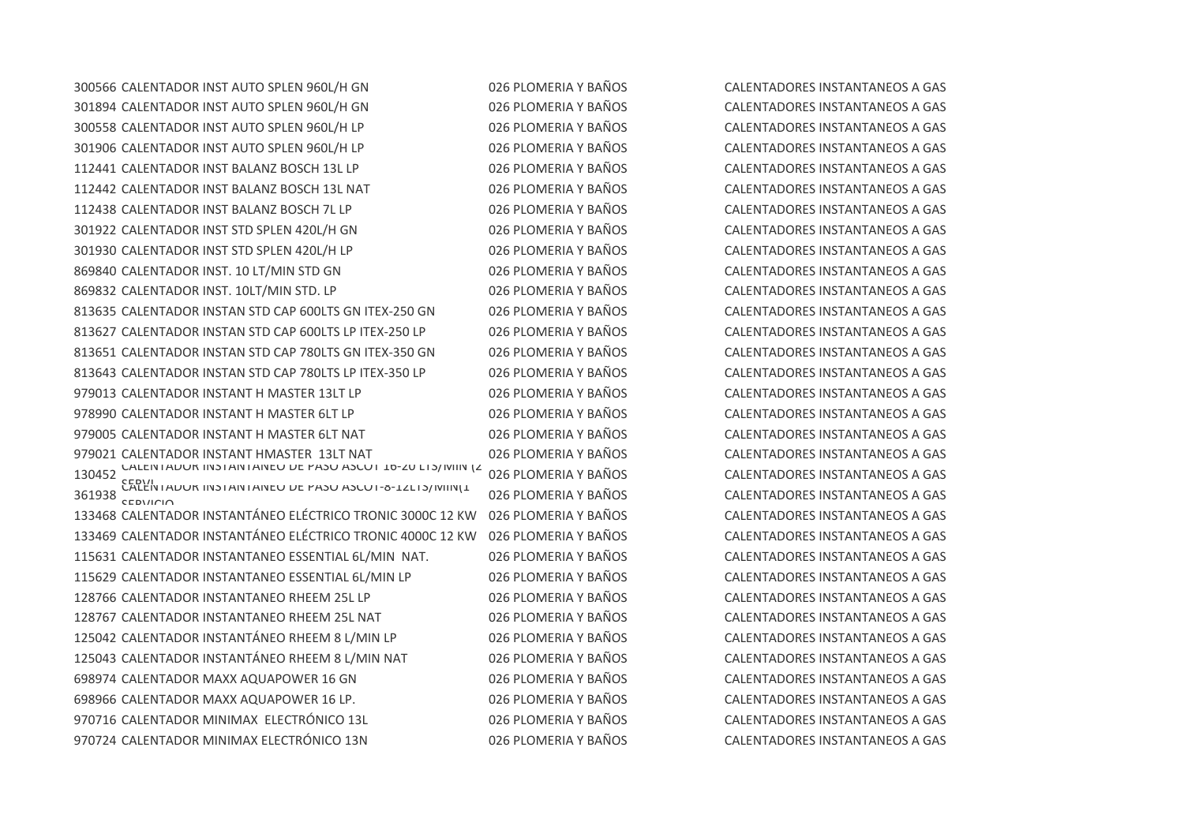| | | | |
|---|---|---|---|
| 300566 | CALENTADOR INST AUTO SPLEN 960L/H GN | 026 PLOMERIA Y BAÑOS | CALENTADORES INSTANTANEOS A GAS |
| 301894 | CALENTADOR INST AUTO SPLEN 960L/H GN | 026 PLOMERIA Y BAÑOS | CALENTADORES INSTANTANEOS A GAS |
| 300558 | CALENTADOR INST AUTO SPLEN 960L/H LP | 026 PLOMERIA Y BAÑOS | CALENTADORES INSTANTANEOS A GAS |
| 301906 | CALENTADOR INST AUTO SPLEN 960L/H LP | 026 PLOMERIA Y BAÑOS | CALENTADORES INSTANTANEOS A GAS |
| 112441 | CALENTADOR INST BALANZ BOSCH 13L LP | 026 PLOMERIA Y BAÑOS | CALENTADORES INSTANTANEOS A GAS |
| 112442 | CALENTADOR INST BALANZ BOSCH 13L NAT | 026 PLOMERIA Y BAÑOS | CALENTADORES INSTANTANEOS A GAS |
| 112438 | CALENTADOR INST BALANZ BOSCH 7L LP | 026 PLOMERIA Y BAÑOS | CALENTADORES INSTANTANEOS A GAS |
| 301922 | CALENTADOR INST STD SPLEN 420L/H GN | 026 PLOMERIA Y BAÑOS | CALENTADORES INSTANTANEOS A GAS |
| 301930 | CALENTADOR INST STD SPLEN 420L/H LP | 026 PLOMERIA Y BAÑOS | CALENTADORES INSTANTANEOS A GAS |
| 869840 | CALENTADOR INST. 10 LT/MIN STD GN | 026 PLOMERIA Y BAÑOS | CALENTADORES INSTANTANEOS A GAS |
| 869832 | CALENTADOR INST. 10LT/MIN STD. LP | 026 PLOMERIA Y BAÑOS | CALENTADORES INSTANTANEOS A GAS |
| 813635 | CALENTADOR INSTAN STD CAP 600LTS GN ITEX-250 GN | 026 PLOMERIA Y BAÑOS | CALENTADORES INSTANTANEOS A GAS |
| 813627 | CALENTADOR INSTAN STD CAP 600LTS LP ITEX-250 LP | 026 PLOMERIA Y BAÑOS | CALENTADORES INSTANTANEOS A GAS |
| 813651 | CALENTADOR INSTAN STD CAP 780LTS GN ITEX-350 GN | 026 PLOMERIA Y BAÑOS | CALENTADORES INSTANTANEOS A GAS |
| 813643 | CALENTADOR INSTAN STD CAP 780LTS LP ITEX-350 LP | 026 PLOMERIA Y BAÑOS | CALENTADORES INSTANTANEOS A GAS |
| 979013 | CALENTADOR INSTANT H MASTER 13LT LP | 026 PLOMERIA Y BAÑOS | CALENTADORES INSTANTANEOS A GAS |
| 978990 | CALENTADOR INSTANT H MASTER 6LT LP | 026 PLOMERIA Y BAÑOS | CALENTADORES INSTANTANEOS A GAS |
| 979005 | CALENTADOR INSTANT H MASTER 6LT NAT | 026 PLOMERIA Y BAÑOS | CALENTADORES INSTANTANEOS A GAS |
| 979021 | CALENTADOR INSTANT HMASTER 13LT NAT | 026 PLOMERIA Y BAÑOS | CALENTADORES INSTANTANEOS A GAS |
| 130452 | CALENTADOR INSTANTANEO DE PASO ASCOT 16-20 LTS/MIN (2 SERVI | 026 PLOMERIA Y BAÑOS | CALENTADORES INSTANTANEOS A GAS |
| 361938 | CALENTADOR INSTANTANEO DE PASO ASCOT-8-12LTS/MIN(1 SERVICIO | 026 PLOMERIA Y BAÑOS | CALENTADORES INSTANTANEOS A GAS |
| 133468 | CALENTADOR INSTANTÁNEO ELÉCTRICO TRONIC 3000C 12 KW | 026 PLOMERIA Y BAÑOS | CALENTADORES INSTANTANEOS A GAS |
| 133469 | CALENTADOR INSTANTÁNEO ELÉCTRICO TRONIC 4000C 12 KW | 026 PLOMERIA Y BAÑOS | CALENTADORES INSTANTANEOS A GAS |
| 115631 | CALENTADOR INSTANTANEO ESSENTIAL 6L/MIN NAT. | 026 PLOMERIA Y BAÑOS | CALENTADORES INSTANTANEOS A GAS |
| 115629 | CALENTADOR INSTANTANEO ESSENTIAL 6L/MIN LP | 026 PLOMERIA Y BAÑOS | CALENTADORES INSTANTANEOS A GAS |
| 128766 | CALENTADOR INSTANTANEO RHEEM 25L LP | 026 PLOMERIA Y BAÑOS | CALENTADORES INSTANTANEOS A GAS |
| 128767 | CALENTADOR INSTANTANEO RHEEM 25L NAT | 026 PLOMERIA Y BAÑOS | CALENTADORES INSTANTANEOS A GAS |
| 125042 | CALENTADOR INSTANTÁNEO RHEEM 8 L/MIN LP | 026 PLOMERIA Y BAÑOS | CALENTADORES INSTANTANEOS A GAS |
| 125043 | CALENTADOR INSTANTÁNEO RHEEM 8 L/MIN NAT | 026 PLOMERIA Y BAÑOS | CALENTADORES INSTANTANEOS A GAS |
| 698974 | CALENTADOR MAXX AQUAPOWER 16 GN | 026 PLOMERIA Y BAÑOS | CALENTADORES INSTANTANEOS A GAS |
| 698966 | CALENTADOR MAXX AQUAPOWER 16 LP. | 026 PLOMERIA Y BAÑOS | CALENTADORES INSTANTANEOS A GAS |
| 970716 | CALENTADOR MINIMAX ELECTRÓNICO 13L | 026 PLOMERIA Y BAÑOS | CALENTADORES INSTANTANEOS A GAS |
| 970724 | CALENTADOR MINIMAX ELECTRÓNICO 13N | 026 PLOMERIA Y BAÑOS | CALENTADORES INSTANTANEOS A GAS |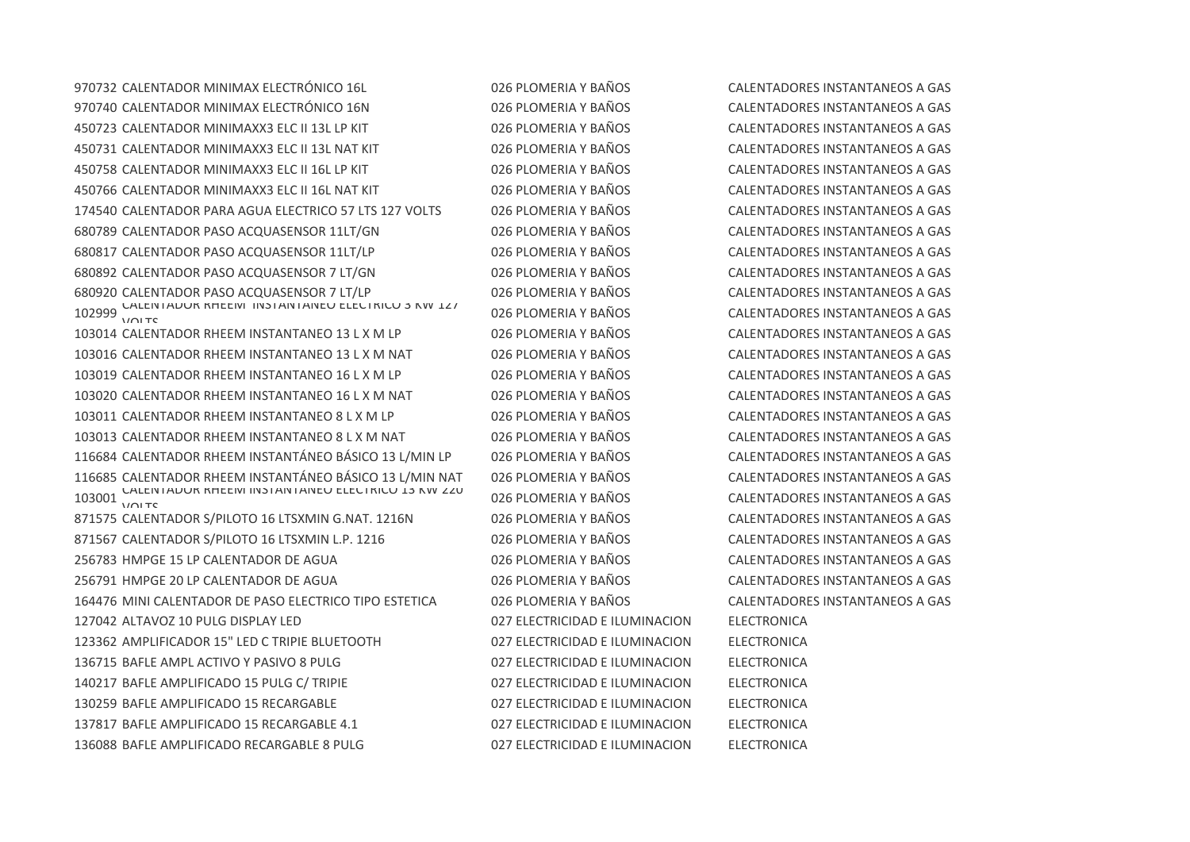| | | | |
|---|---|---|---|
| 970732 | CALENTADOR MINIMAX ELECTRÓNICO 16L | 026 PLOMERIA Y BAÑOS | CALENTADORES INSTANTANEOS A GAS |
| 970740 | CALENTADOR MINIMAX ELECTRÓNICO 16N | 026 PLOMERIA Y BAÑOS | CALENTADORES INSTANTANEOS A GAS |
| 450723 | CALENTADOR MINIMAXX3 ELC II 13L LP KIT | 026 PLOMERIA Y BAÑOS | CALENTADORES INSTANTANEOS A GAS |
| 450731 | CALENTADOR MINIMAXX3 ELC II 13L NAT KIT | 026 PLOMERIA Y BAÑOS | CALENTADORES INSTANTANEOS A GAS |
| 450758 | CALENTADOR MINIMAXX3 ELC II 16L LP KIT | 026 PLOMERIA Y BAÑOS | CALENTADORES INSTANTANEOS A GAS |
| 450766 | CALENTADOR MINIMAXX3 ELC II 16L NAT KIT | 026 PLOMERIA Y BAÑOS | CALENTADORES INSTANTANEOS A GAS |
| 174540 | CALENTADOR PARA AGUA ELECTRICO 57 LTS 127 VOLTS | 026 PLOMERIA Y BAÑOS | CALENTADORES INSTANTANEOS A GAS |
| 680789 | CALENTADOR PASO ACQUASENSOR 11LT/GN | 026 PLOMERIA Y BAÑOS | CALENTADORES INSTANTANEOS A GAS |
| 680817 | CALENTADOR PASO ACQUASENSOR 11LT/LP | 026 PLOMERIA Y BAÑOS | CALENTADORES INSTANTANEOS A GAS |
| 680892 | CALENTADOR PASO ACQUASENSOR 7 LT/GN | 026 PLOMERIA Y BAÑOS | CALENTADORES INSTANTANEOS A GAS |
| 680920 | CALENTADOR PASO ACQUASENSOR 7 LT/LP | 026 PLOMERIA Y BAÑOS | CALENTADORES INSTANTANEOS A GAS |
| 102999 | CALENTADOR RHEEM INSTANTANEO ELECTRICO 3 KW 127 VOLTS | 026 PLOMERIA Y BAÑOS | CALENTADORES INSTANTANEOS A GAS |
| 103014 | CALENTADOR RHEEM INSTANTANEO 13 L X M LP | 026 PLOMERIA Y BAÑOS | CALENTADORES INSTANTANEOS A GAS |
| 103016 | CALENTADOR RHEEM INSTANTANEO 13 L X M NAT | 026 PLOMERIA Y BAÑOS | CALENTADORES INSTANTANEOS A GAS |
| 103019 | CALENTADOR RHEEM INSTANTANEO 16 L X M LP | 026 PLOMERIA Y BAÑOS | CALENTADORES INSTANTANEOS A GAS |
| 103020 | CALENTADOR RHEEM INSTANTANEO 16 L X M NAT | 026 PLOMERIA Y BAÑOS | CALENTADORES INSTANTANEOS A GAS |
| 103011 | CALENTADOR RHEEM INSTANTANEO 8 L X M LP | 026 PLOMERIA Y BAÑOS | CALENTADORES INSTANTANEOS A GAS |
| 103013 | CALENTADOR RHEEM INSTANTANEO 8 L X M NAT | 026 PLOMERIA Y BAÑOS | CALENTADORES INSTANTANEOS A GAS |
| 116684 | CALENTADOR RHEEM INSTANTÁNEO BÁSICO 13 L/MIN LP | 026 PLOMERIA Y BAÑOS | CALENTADORES INSTANTANEOS A GAS |
| 116685 | CALENTADOR RHEEM INSTANTÁNEO BÁSICO 13 L/MIN NAT | 026 PLOMERIA Y BAÑOS | CALENTADORES INSTANTANEOS A GAS |
| 103001 | CALENTADOR RHEEM INSTANTANEO ELECTRICO 13 KW 220 VOLTS | 026 PLOMERIA Y BAÑOS | CALENTADORES INSTANTANEOS A GAS |
| 871575 | CALENTADOR S/PILOTO 16 LTSXMIN G.NAT. 1216N | 026 PLOMERIA Y BAÑOS | CALENTADORES INSTANTANEOS A GAS |
| 871567 | CALENTADOR S/PILOTO 16 LTSXMIN L.P. 1216 | 026 PLOMERIA Y BAÑOS | CALENTADORES INSTANTANEOS A GAS |
| 256783 | HMPGE 15 LP CALENTADOR DE AGUA | 026 PLOMERIA Y BAÑOS | CALENTADORES INSTANTANEOS A GAS |
| 256791 | HMPGE 20 LP CALENTADOR DE AGUA | 026 PLOMERIA Y BAÑOS | CALENTADORES INSTANTANEOS A GAS |
| 164476 | MINI CALENTADOR DE PASO ELECTRICO TIPO ESTETICA | 026 PLOMERIA Y BAÑOS | CALENTADORES INSTANTANEOS A GAS |
| 127042 | ALTAVOZ 10 PULG DISPLAY LED | 027 ELECTRICIDAD E ILUMINACION | ELECTRONICA |
| 123362 | AMPLIFICADOR 15" LED C TRIPIE BLUETOOTH | 027 ELECTRICIDAD E ILUMINACION | ELECTRONICA |
| 136715 | BAFLE AMPL ACTIVO Y PASIVO 8 PULG | 027 ELECTRICIDAD E ILUMINACION | ELECTRONICA |
| 140217 | BAFLE AMPLIFICADO 15 PULG C/ TRIPIE | 027 ELECTRICIDAD E ILUMINACION | ELECTRONICA |
| 130259 | BAFLE AMPLIFICADO 15 RECARGABLE | 027 ELECTRICIDAD E ILUMINACION | ELECTRONICA |
| 137817 | BAFLE AMPLIFICADO 15 RECARGABLE 4.1 | 027 ELECTRICIDAD E ILUMINACION | ELECTRONICA |
| 136088 | BAFLE AMPLIFICADO RECARGABLE 8 PULG | 027 ELECTRICIDAD E ILUMINACION | ELECTRONICA |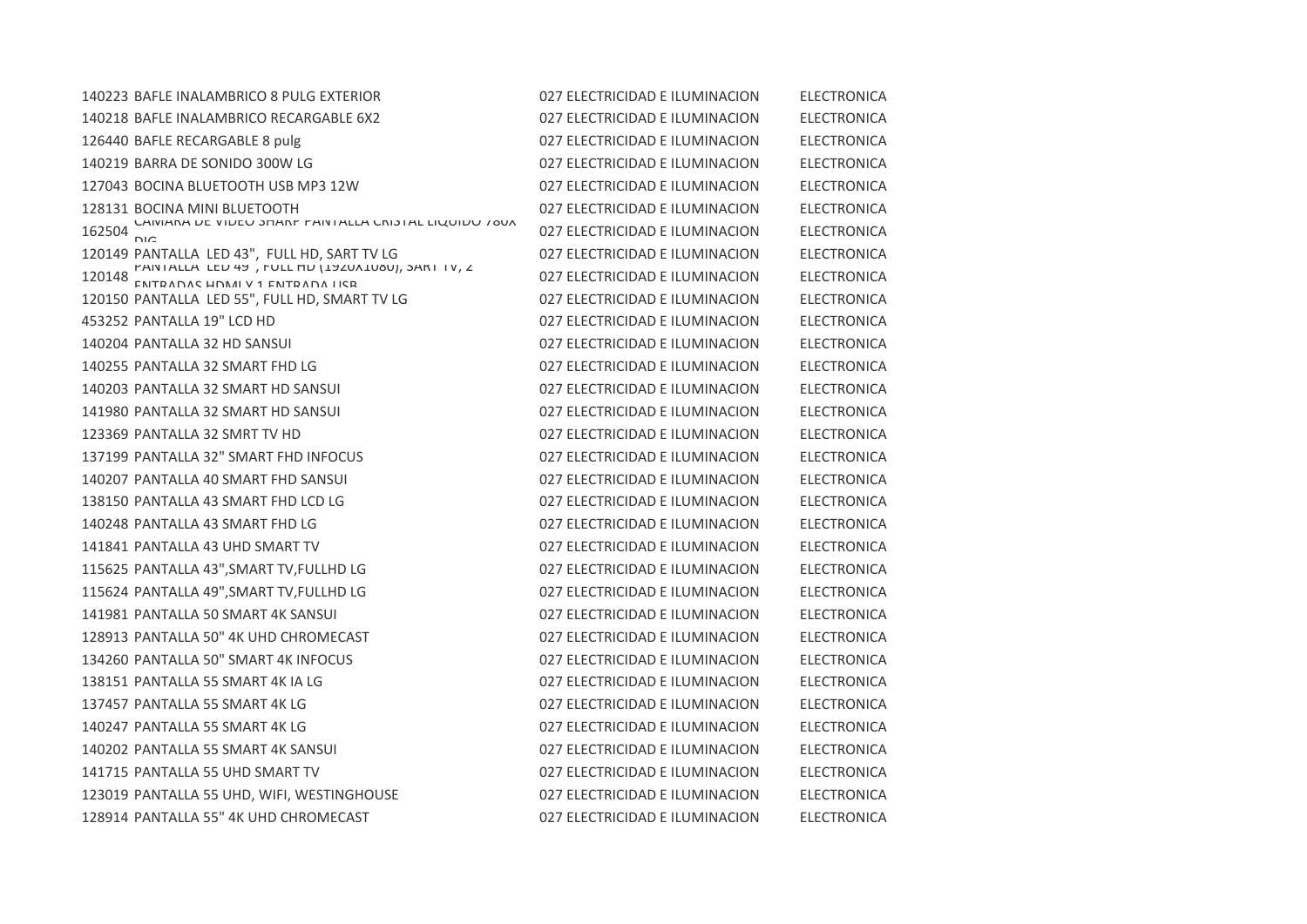| | | | |
|---|---|---|---|
| 140223 | BAFLE INALAMBRICO 8 PULG EXTERIOR | 027 ELECTRICIDAD E ILUMINACION | ELECTRONICA |
| 140218 | BAFLE INALAMBRICO RECARGABLE 6X2 | 027 ELECTRICIDAD E ILUMINACION | ELECTRONICA |
| 126440 | BAFLE RECARGABLE 8 pulg | 027 ELECTRICIDAD E ILUMINACION | ELECTRONICA |
| 140219 | BARRA DE SONIDO 300W LG | 027 ELECTRICIDAD E ILUMINACION | ELECTRONICA |
| 127043 | BOCINA BLUETOOTH USB MP3 12W | 027 ELECTRICIDAD E ILUMINACION | ELECTRONICA |
| 128131 | BOCINA MINI BLUETOOTH | 027 ELECTRICIDAD E ILUMINACION | ELECTRONICA |
| 162504 | CAMARA DE VIDEO SHARP PANTALLA CRISTAL LIQUIDO 780X DIG | 027 ELECTRICIDAD E ILUMINACION | ELECTRONICA |
| 120149 | PANTALLA LED 43", FULL HD, SART TV LG | 027 ELECTRICIDAD E ILUMINACION | ELECTRONICA |
| 120148 | PANTALLA LED 49", FULL HD (1920X1080), SART TV, 2 ENTRADAS HDMI Y 1 ENTRADA USB | 027 ELECTRICIDAD E ILUMINACION | ELECTRONICA |
| 120150 | PANTALLA LED 55", FULL HD, SMART TV LG | 027 ELECTRICIDAD E ILUMINACION | ELECTRONICA |
| 453252 | PANTALLA 19" LCD HD | 027 ELECTRICIDAD E ILUMINACION | ELECTRONICA |
| 140204 | PANTALLA 32 HD SANSUI | 027 ELECTRICIDAD E ILUMINACION | ELECTRONICA |
| 140255 | PANTALLA 32 SMART FHD LG | 027 ELECTRICIDAD E ILUMINACION | ELECTRONICA |
| 140203 | PANTALLA 32 SMART HD SANSUI | 027 ELECTRICIDAD E ILUMINACION | ELECTRONICA |
| 141980 | PANTALLA 32 SMART HD SANSUI | 027 ELECTRICIDAD E ILUMINACION | ELECTRONICA |
| 123369 | PANTALLA 32 SMRT TV HD | 027 ELECTRICIDAD E ILUMINACION | ELECTRONICA |
| 137199 | PANTALLA 32" SMART FHD INFOCUS | 027 ELECTRICIDAD E ILUMINACION | ELECTRONICA |
| 140207 | PANTALLA 40 SMART FHD SANSUI | 027 ELECTRICIDAD E ILUMINACION | ELECTRONICA |
| 138150 | PANTALLA 43 SMART FHD LCD LG | 027 ELECTRICIDAD E ILUMINACION | ELECTRONICA |
| 140248 | PANTALLA 43 SMART FHD LG | 027 ELECTRICIDAD E ILUMINACION | ELECTRONICA |
| 141841 | PANTALLA 43 UHD SMART TV | 027 ELECTRICIDAD E ILUMINACION | ELECTRONICA |
| 115625 | PANTALLA 43",SMART TV,FULLHD LG | 027 ELECTRICIDAD E ILUMINACION | ELECTRONICA |
| 115624 | PANTALLA 49",SMART TV,FULLHD LG | 027 ELECTRICIDAD E ILUMINACION | ELECTRONICA |
| 141981 | PANTALLA 50 SMART 4K SANSUI | 027 ELECTRICIDAD E ILUMINACION | ELECTRONICA |
| 128913 | PANTALLA 50" 4K UHD CHROMECAST | 027 ELECTRICIDAD E ILUMINACION | ELECTRONICA |
| 134260 | PANTALLA 50" SMART 4K INFOCUS | 027 ELECTRICIDAD E ILUMINACION | ELECTRONICA |
| 138151 | PANTALLA 55 SMART 4K IA LG | 027 ELECTRICIDAD E ILUMINACION | ELECTRONICA |
| 137457 | PANTALLA 55 SMART 4K LG | 027 ELECTRICIDAD E ILUMINACION | ELECTRONICA |
| 140247 | PANTALLA 55 SMART 4K LG | 027 ELECTRICIDAD E ILUMINACION | ELECTRONICA |
| 140202 | PANTALLA 55 SMART 4K SANSUI | 027 ELECTRICIDAD E ILUMINACION | ELECTRONICA |
| 141715 | PANTALLA 55 UHD SMART TV | 027 ELECTRICIDAD E ILUMINACION | ELECTRONICA |
| 123019 | PANTALLA 55 UHD, WIFI, WESTINGHOUSE | 027 ELECTRICIDAD E ILUMINACION | ELECTRONICA |
| 128914 | PANTALLA 55" 4K UHD CHROMECAST | 027 ELECTRICIDAD E ILUMINACION | ELECTRONICA |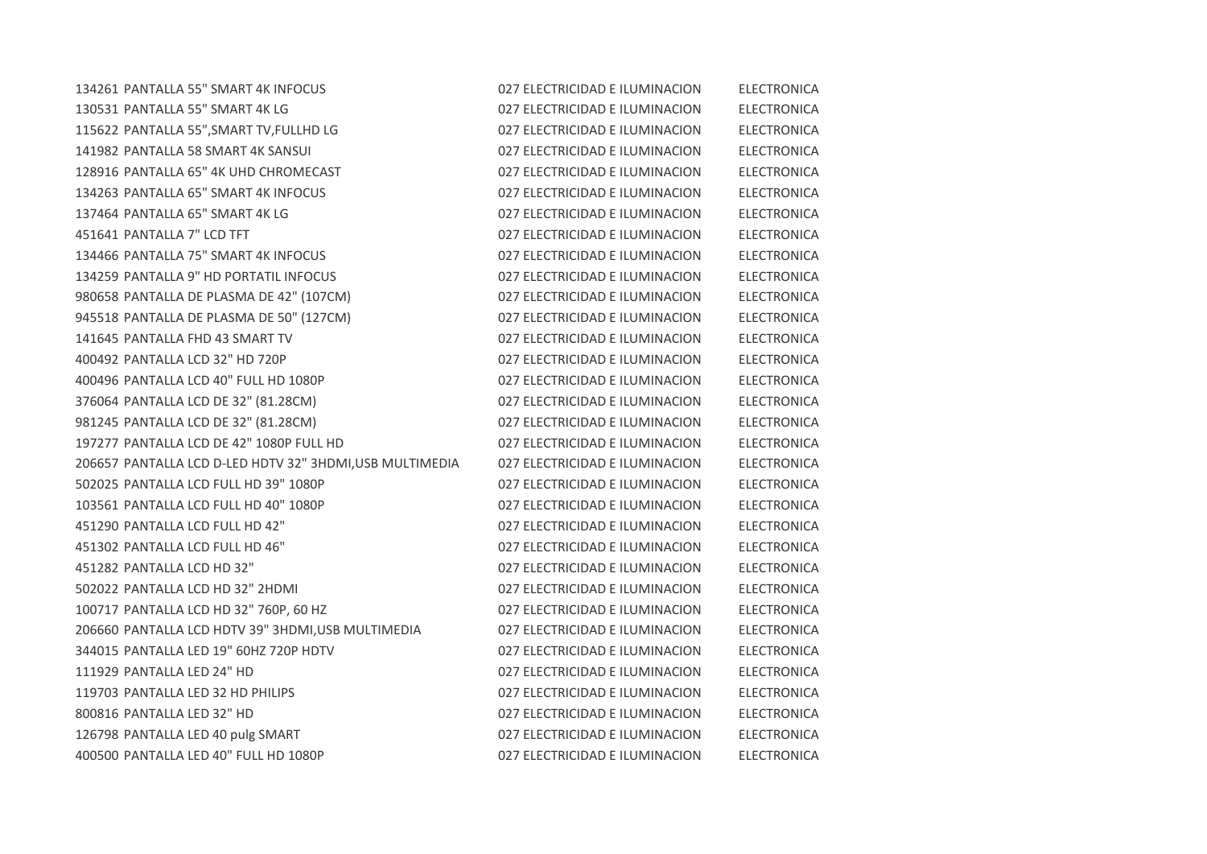| | | | |
|---|---|---|---|
| 134261 | PANTALLA 55" SMART 4K INFOCUS | 027 ELECTRICIDAD E ILUMINACION | ELECTRONICA |
| 130531 | PANTALLA 55" SMART 4K LG | 027 ELECTRICIDAD E ILUMINACION | ELECTRONICA |
| 115622 | PANTALLA 55",SMART TV,FULLHD LG | 027 ELECTRICIDAD E ILUMINACION | ELECTRONICA |
| 141982 | PANTALLA 58 SMART 4K SANSUI | 027 ELECTRICIDAD E ILUMINACION | ELECTRONICA |
| 128916 | PANTALLA 65" 4K UHD CHROMECAST | 027 ELECTRICIDAD E ILUMINACION | ELECTRONICA |
| 134263 | PANTALLA 65" SMART 4K INFOCUS | 027 ELECTRICIDAD E ILUMINACION | ELECTRONICA |
| 137464 | PANTALLA 65" SMART 4K LG | 027 ELECTRICIDAD E ILUMINACION | ELECTRONICA |
| 451641 | PANTALLA 7" LCD TFT | 027 ELECTRICIDAD E ILUMINACION | ELECTRONICA |
| 134466 | PANTALLA 75" SMART 4K INFOCUS | 027 ELECTRICIDAD E ILUMINACION | ELECTRONICA |
| 134259 | PANTALLA 9" HD PORTATIL INFOCUS | 027 ELECTRICIDAD E ILUMINACION | ELECTRONICA |
| 980658 | PANTALLA DE PLASMA DE 42" (107CM) | 027 ELECTRICIDAD E ILUMINACION | ELECTRONICA |
| 945518 | PANTALLA DE PLASMA DE 50" (127CM) | 027 ELECTRICIDAD E ILUMINACION | ELECTRONICA |
| 141645 | PANTALLA FHD 43 SMART TV | 027 ELECTRICIDAD E ILUMINACION | ELECTRONICA |
| 400492 | PANTALLA LCD 32" HD 720P | 027 ELECTRICIDAD E ILUMINACION | ELECTRONICA |
| 400496 | PANTALLA LCD 40" FULL HD 1080P | 027 ELECTRICIDAD E ILUMINACION | ELECTRONICA |
| 376064 | PANTALLA LCD DE 32" (81.28CM) | 027 ELECTRICIDAD E ILUMINACION | ELECTRONICA |
| 981245 | PANTALLA LCD DE 32" (81.28CM) | 027 ELECTRICIDAD E ILUMINACION | ELECTRONICA |
| 197277 | PANTALLA LCD DE 42" 1080P FULL HD | 027 ELECTRICIDAD E ILUMINACION | ELECTRONICA |
| 206657 | PANTALLA LCD D-LED HDTV 32" 3HDMI,USB MULTIMEDIA | 027 ELECTRICIDAD E ILUMINACION | ELECTRONICA |
| 502025 | PANTALLA LCD FULL HD 39" 1080P | 027 ELECTRICIDAD E ILUMINACION | ELECTRONICA |
| 103561 | PANTALLA LCD FULL HD 40" 1080P | 027 ELECTRICIDAD E ILUMINACION | ELECTRONICA |
| 451290 | PANTALLA LCD FULL HD 42" | 027 ELECTRICIDAD E ILUMINACION | ELECTRONICA |
| 451302 | PANTALLA LCD FULL HD 46" | 027 ELECTRICIDAD E ILUMINACION | ELECTRONICA |
| 451282 | PANTALLA LCD HD 32" | 027 ELECTRICIDAD E ILUMINACION | ELECTRONICA |
| 502022 | PANTALLA LCD HD 32" 2HDMI | 027 ELECTRICIDAD E ILUMINACION | ELECTRONICA |
| 100717 | PANTALLA LCD HD 32" 760P, 60 HZ | 027 ELECTRICIDAD E ILUMINACION | ELECTRONICA |
| 206660 | PANTALLA LCD HDTV 39" 3HDMI,USB MULTIMEDIA | 027 ELECTRICIDAD E ILUMINACION | ELECTRONICA |
| 344015 | PANTALLA LED 19" 60HZ 720P HDTV | 027 ELECTRICIDAD E ILUMINACION | ELECTRONICA |
| 111929 | PANTALLA LED 24" HD | 027 ELECTRICIDAD E ILUMINACION | ELECTRONICA |
| 119703 | PANTALLA LED 32 HD PHILIPS | 027 ELECTRICIDAD E ILUMINACION | ELECTRONICA |
| 800816 | PANTALLA LED 32" HD | 027 ELECTRICIDAD E ILUMINACION | ELECTRONICA |
| 126798 | PANTALLA LED 40 pulg SMART | 027 ELECTRICIDAD E ILUMINACION | ELECTRONICA |
| 400500 | PANTALLA LED 40" FULL HD 1080P | 027 ELECTRICIDAD E ILUMINACION | ELECTRONICA |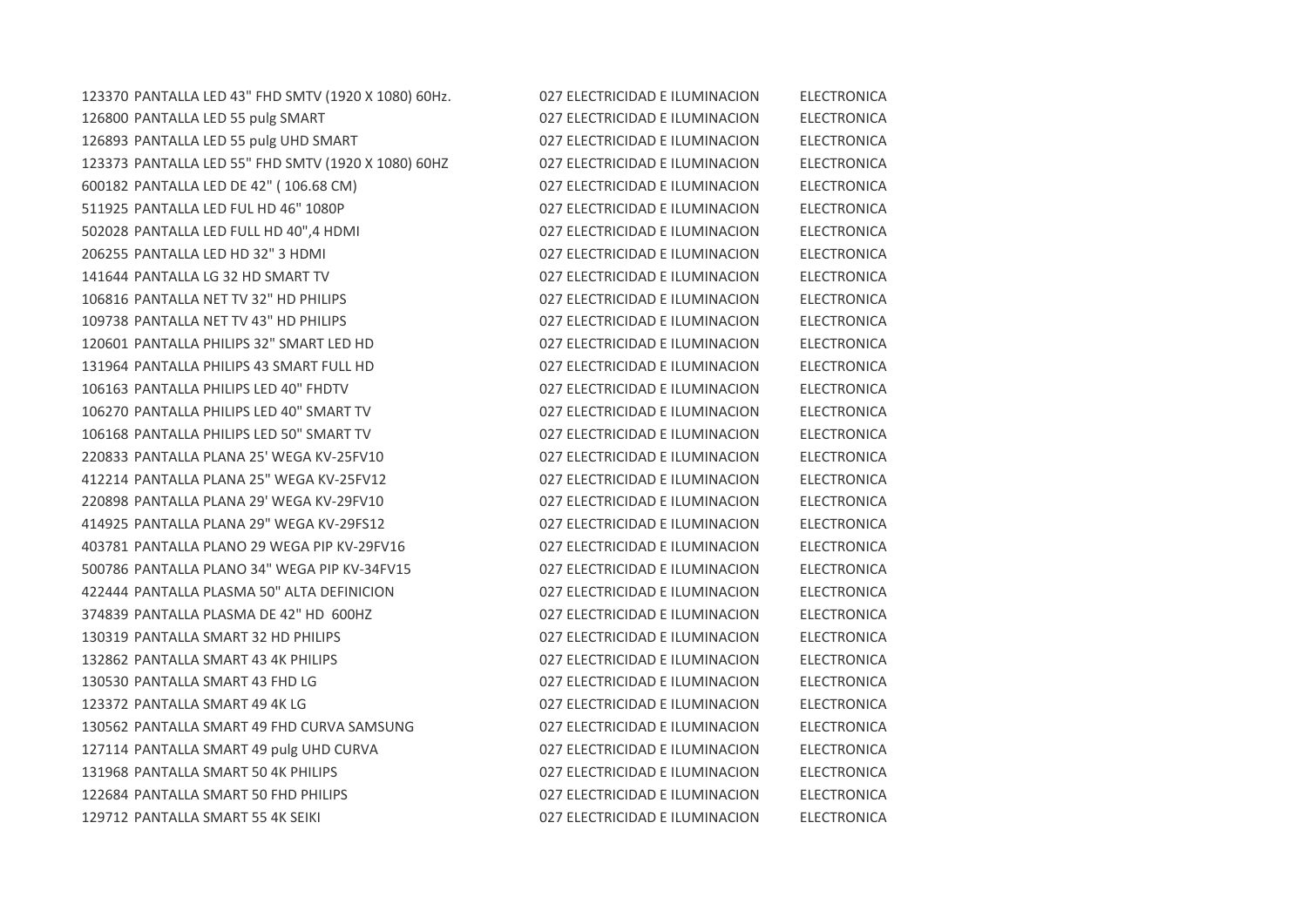| | | | |
|---|---|---|---|
| 123370 | PANTALLA LED 43" FHD SMTV (1920 X 1080) 60Hz. | 027 ELECTRICIDAD E ILUMINACION | ELECTRONICA |
| 126800 | PANTALLA LED 55 pulg SMART | 027 ELECTRICIDAD E ILUMINACION | ELECTRONICA |
| 126893 | PANTALLA LED 55 pulg UHD SMART | 027 ELECTRICIDAD E ILUMINACION | ELECTRONICA |
| 123373 | PANTALLA LED 55" FHD SMTV (1920 X 1080) 60HZ | 027 ELECTRICIDAD E ILUMINACION | ELECTRONICA |
| 600182 | PANTALLA LED DE 42" ( 106.68 CM) | 027 ELECTRICIDAD E ILUMINACION | ELECTRONICA |
| 511925 | PANTALLA LED FUL HD 46" 1080P | 027 ELECTRICIDAD E ILUMINACION | ELECTRONICA |
| 502028 | PANTALLA LED FULL HD 40",4 HDMI | 027 ELECTRICIDAD E ILUMINACION | ELECTRONICA |
| 206255 | PANTALLA LED HD 32" 3 HDMI | 027 ELECTRICIDAD E ILUMINACION | ELECTRONICA |
| 141644 | PANTALLA LG 32 HD SMART TV | 027 ELECTRICIDAD E ILUMINACION | ELECTRONICA |
| 106816 | PANTALLA NET TV 32" HD PHILIPS | 027 ELECTRICIDAD E ILUMINACION | ELECTRONICA |
| 109738 | PANTALLA NET TV 43" HD PHILIPS | 027 ELECTRICIDAD E ILUMINACION | ELECTRONICA |
| 120601 | PANTALLA PHILIPS 32" SMART LED HD | 027 ELECTRICIDAD E ILUMINACION | ELECTRONICA |
| 131964 | PANTALLA PHILIPS 43 SMART FULL HD | 027 ELECTRICIDAD E ILUMINACION | ELECTRONICA |
| 106163 | PANTALLA PHILIPS LED 40" FHDTV | 027 ELECTRICIDAD E ILUMINACION | ELECTRONICA |
| 106270 | PANTALLA PHILIPS LED 40" SMART TV | 027 ELECTRICIDAD E ILUMINACION | ELECTRONICA |
| 106168 | PANTALLA PHILIPS LED 50" SMART TV | 027 ELECTRICIDAD E ILUMINACION | ELECTRONICA |
| 220833 | PANTALLA PLANA 25' WEGA KV-25FV10 | 027 ELECTRICIDAD E ILUMINACION | ELECTRONICA |
| 412214 | PANTALLA PLANA 25" WEGA KV-25FV12 | 027 ELECTRICIDAD E ILUMINACION | ELECTRONICA |
| 220898 | PANTALLA PLANA 29' WEGA KV-29FV10 | 027 ELECTRICIDAD E ILUMINACION | ELECTRONICA |
| 414925 | PANTALLA PLANA 29" WEGA KV-29FS12 | 027 ELECTRICIDAD E ILUMINACION | ELECTRONICA |
| 403781 | PANTALLA PLANO 29 WEGA PIP KV-29FV16 | 027 ELECTRICIDAD E ILUMINACION | ELECTRONICA |
| 500786 | PANTALLA PLANO 34" WEGA PIP KV-34FV15 | 027 ELECTRICIDAD E ILUMINACION | ELECTRONICA |
| 422444 | PANTALLA PLASMA 50" ALTA DEFINICION | 027 ELECTRICIDAD E ILUMINACION | ELECTRONICA |
| 374839 | PANTALLA PLASMA DE 42" HD 600HZ | 027 ELECTRICIDAD E ILUMINACION | ELECTRONICA |
| 130319 | PANTALLA SMART 32 HD PHILIPS | 027 ELECTRICIDAD E ILUMINACION | ELECTRONICA |
| 132862 | PANTALLA SMART 43 4K PHILIPS | 027 ELECTRICIDAD E ILUMINACION | ELECTRONICA |
| 130530 | PANTALLA SMART 43 FHD LG | 027 ELECTRICIDAD E ILUMINACION | ELECTRONICA |
| 123372 | PANTALLA SMART 49 4K LG | 027 ELECTRICIDAD E ILUMINACION | ELECTRONICA |
| 130562 | PANTALLA SMART 49 FHD CURVA SAMSUNG | 027 ELECTRICIDAD E ILUMINACION | ELECTRONICA |
| 127114 | PANTALLA SMART 49 pulg UHD CURVA | 027 ELECTRICIDAD E ILUMINACION | ELECTRONICA |
| 131968 | PANTALLA SMART 50 4K PHILIPS | 027 ELECTRICIDAD E ILUMINACION | ELECTRONICA |
| 122684 | PANTALLA SMART 50 FHD PHILIPS | 027 ELECTRICIDAD E ILUMINACION | ELECTRONICA |
| 129712 | PANTALLA SMART 55 4K SEIKI | 027 ELECTRICIDAD E ILUMINACION | ELECTRONICA |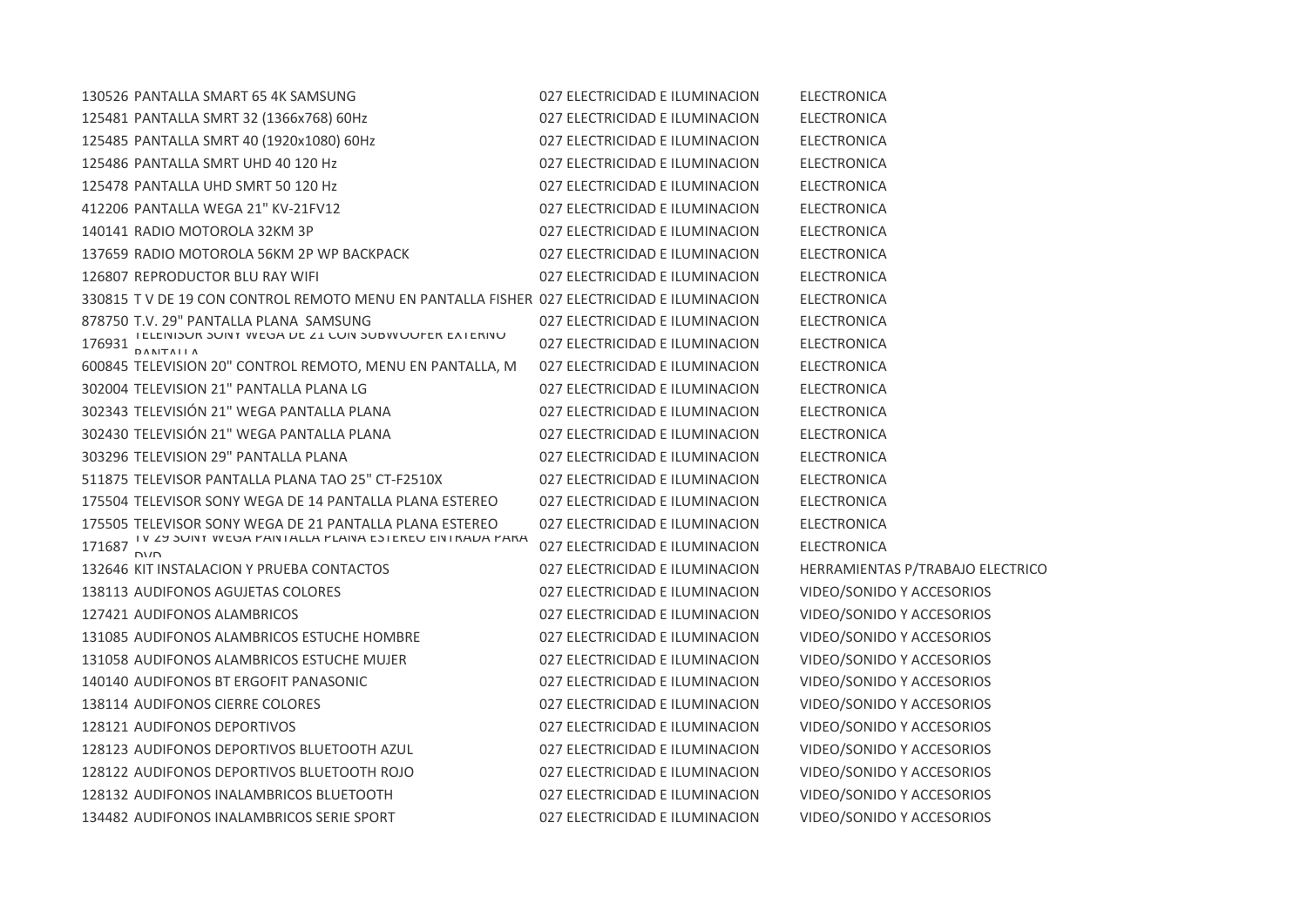| | | | |
|---|---|---|---|
| 130526 | PANTALLA SMART 65 4K SAMSUNG | 027 ELECTRICIDAD E ILUMINACION | ELECTRONICA |
| 125481 | PANTALLA SMRT 32 (1366x768) 60Hz | 027 ELECTRICIDAD E ILUMINACION | ELECTRONICA |
| 125485 | PANTALLA SMRT 40 (1920x1080) 60Hz | 027 ELECTRICIDAD E ILUMINACION | ELECTRONICA |
| 125486 | PANTALLA SMRT UHD 40 120 Hz | 027 ELECTRICIDAD E ILUMINACION | ELECTRONICA |
| 125478 | PANTALLA UHD SMRT 50 120 Hz | 027 ELECTRICIDAD E ILUMINACION | ELECTRONICA |
| 412206 | PANTALLA WEGA 21" KV-21FV12 | 027 ELECTRICIDAD E ILUMINACION | ELECTRONICA |
| 140141 | RADIO MOTOROLA 32KM 3P | 027 ELECTRICIDAD E ILUMINACION | ELECTRONICA |
| 137659 | RADIO MOTOROLA 56KM 2P WP BACKPACK | 027 ELECTRICIDAD E ILUMINACION | ELECTRONICA |
| 126807 | REPRODUCTOR BLU RAY WIFI | 027 ELECTRICIDAD E ILUMINACION | ELECTRONICA |
| 330815 | T V DE 19 CON CONTROL REMOTO MENU EN PANTALLA FISHER | 027 ELECTRICIDAD E ILUMINACION | ELECTRONICA |
| 878750 | T.V. 29" PANTALLA PLANA SAMSUNG | 027 ELECTRICIDAD E ILUMINACION | ELECTRONICA |
| 176931 | TELEVISOR SONY WEGA DE 21 CON SUBWOOFER EXTERNO PANTALLA | 027 ELECTRICIDAD E ILUMINACION | ELECTRONICA |
| 600845 | TELEVISION 20" CONTROL REMOTO, MENU EN PANTALLA, M | 027 ELECTRICIDAD E ILUMINACION | ELECTRONICA |
| 302004 | TELEVISION 21" PANTALLA PLANA LG | 027 ELECTRICIDAD E ILUMINACION | ELECTRONICA |
| 302343 | TELEVISIÓN 21" WEGA PANTALLA PLANA | 027 ELECTRICIDAD E ILUMINACION | ELECTRONICA |
| 302430 | TELEVISIÓN 21" WEGA PANTALLA PLANA | 027 ELECTRICIDAD E ILUMINACION | ELECTRONICA |
| 303296 | TELEVISION 29" PANTALLA PLANA | 027 ELECTRICIDAD E ILUMINACION | ELECTRONICA |
| 511875 | TELEVISOR PANTALLA PLANA TAO 25" CT-F2510X | 027 ELECTRICIDAD E ILUMINACION | ELECTRONICA |
| 175504 | TELEVISOR SONY WEGA DE 14 PANTALLA PLANA ESTEREO | 027 ELECTRICIDAD E ILUMINACION | ELECTRONICA |
| 175505 | TELEVISOR SONY WEGA DE 21 PANTALLA PLANA ESTEREO | 027 ELECTRICIDAD E ILUMINACION | ELECTRONICA |
| 171687 | TV 29 SONY WEGA PANTALLA PLANA ESTEREO ENTRADA PARA DVD | 027 ELECTRICIDAD E ILUMINACION | ELECTRONICA |
| 132646 | KIT INSTALACION Y PRUEBA CONTACTOS | 027 ELECTRICIDAD E ILUMINACION | HERRAMIENTAS P/TRABAJO ELECTRICO |
| 138113 | AUDIFONOS AGUJETAS COLORES | 027 ELECTRICIDAD E ILUMINACION | VIDEO/SONIDO Y ACCESORIOS |
| 127421 | AUDIFONOS ALAMBRICOS | 027 ELECTRICIDAD E ILUMINACION | VIDEO/SONIDO Y ACCESORIOS |
| 131085 | AUDIFONOS ALAMBRICOS ESTUCHE HOMBRE | 027 ELECTRICIDAD E ILUMINACION | VIDEO/SONIDO Y ACCESORIOS |
| 131058 | AUDIFONOS ALAMBRICOS ESTUCHE MUJER | 027 ELECTRICIDAD E ILUMINACION | VIDEO/SONIDO Y ACCESORIOS |
| 140140 | AUDIFONOS BT ERGOFIT PANASONIC | 027 ELECTRICIDAD E ILUMINACION | VIDEO/SONIDO Y ACCESORIOS |
| 138114 | AUDIFONOS CIERRE COLORES | 027 ELECTRICIDAD E ILUMINACION | VIDEO/SONIDO Y ACCESORIOS |
| 128121 | AUDIFONOS DEPORTIVOS | 027 ELECTRICIDAD E ILUMINACION | VIDEO/SONIDO Y ACCESORIOS |
| 128123 | AUDIFONOS DEPORTIVOS BLUETOOTH AZUL | 027 ELECTRICIDAD E ILUMINACION | VIDEO/SONIDO Y ACCESORIOS |
| 128122 | AUDIFONOS DEPORTIVOS BLUETOOTH ROJO | 027 ELECTRICIDAD E ILUMINACION | VIDEO/SONIDO Y ACCESORIOS |
| 128132 | AUDIFONOS INALAMBRICOS BLUETOOTH | 027 ELECTRICIDAD E ILUMINACION | VIDEO/SONIDO Y ACCESORIOS |
| 134482 | AUDIFONOS INALAMBRICOS SERIE SPORT | 027 ELECTRICIDAD E ILUMINACION | VIDEO/SONIDO Y ACCESORIOS |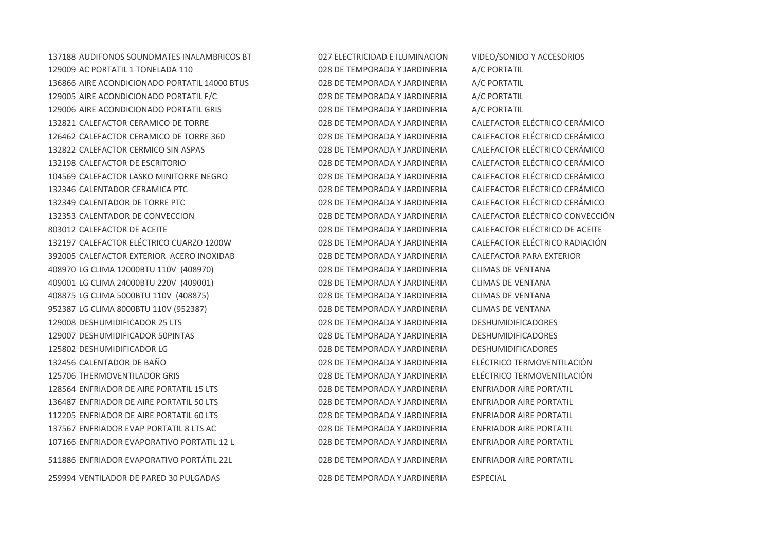| | | | |
|---|---|---|---|
| 137188 | AUDIFONOS SOUNDMATES INALAMBRICOS BT | 027 ELECTRICIDAD E ILUMINACION | VIDEO/SONIDO Y ACCESORIOS |
| 129009 | AC PORTATIL 1 TONELADA 110 | 028 DE TEMPORADA Y JARDINERIA | A/C PORTATIL |
| 136866 | AIRE ACONDICIONADO PORTATIL 14000 BTUS | 028 DE TEMPORADA Y JARDINERIA | A/C PORTATIL |
| 129005 | AIRE ACONDICIONADO PORTATIL F/C | 028 DE TEMPORADA Y JARDINERIA | A/C PORTATIL |
| 129006 | AIRE ACONDICIONADO PORTATIL GRIS | 028 DE TEMPORADA Y JARDINERIA | A/C PORTATIL |
| 132821 | CALEFACTOR CERAMICO DE TORRE | 028 DE TEMPORADA Y JARDINERIA | CALEFACTOR ELÉCTRICO CERÁMICO |
| 126462 | CALEFACTOR CERAMICO DE TORRE 360 | 028 DE TEMPORADA Y JARDINERIA | CALEFACTOR ELÉCTRICO CERÁMICO |
| 132822 | CALEFACTOR CERMICO SIN ASPAS | 028 DE TEMPORADA Y JARDINERIA | CALEFACTOR ELÉCTRICO CERÁMICO |
| 132198 | CALEFACTOR DE ESCRITORIO | 028 DE TEMPORADA Y JARDINERIA | CALEFACTOR ELÉCTRICO CERÁMICO |
| 104569 | CALEFACTOR LASKO MINITORRE NEGRO | 028 DE TEMPORADA Y JARDINERIA | CALEFACTOR ELÉCTRICO CERÁMICO |
| 132346 | CALENTADOR CERAMICA PTC | 028 DE TEMPORADA Y JARDINERIA | CALEFACTOR ELÉCTRICO CERÁMICO |
| 132349 | CALENTADOR DE TORRE PTC | 028 DE TEMPORADA Y JARDINERIA | CALEFACTOR ELÉCTRICO CERÁMICO |
| 132353 | CALENTADOR DE CONVECCION | 028 DE TEMPORADA Y JARDINERIA | CALEFACTOR ELÉCTRICO CONVECCIÓN |
| 803012 | CALEFACTOR DE ACEITE | 028 DE TEMPORADA Y JARDINERIA | CALEFACTOR ELÉCTRICO DE ACEITE |
| 132197 | CALEFACTOR ELÉCTRICO CUARZO 1200W | 028 DE TEMPORADA Y JARDINERIA | CALEFACTOR ELÉCTRICO RADIACIÓN |
| 392005 | CALEFACTOR EXTERIOR ACERO INOXIDAB | 028 DE TEMPORADA Y JARDINERIA | CALEFACTOR PARA EXTERIOR |
| 408970 | LG CLIMA 12000BTU 110V (408970) | 028 DE TEMPORADA Y JARDINERIA | CLIMAS DE VENTANA |
| 409001 | LG CLIMA 24000BTU 220V (409001) | 028 DE TEMPORADA Y JARDINERIA | CLIMAS DE VENTANA |
| 408875 | LG CLIMA 5000BTU 110V (408875) | 028 DE TEMPORADA Y JARDINERIA | CLIMAS DE VENTANA |
| 952387 | LG CLIMA 8000BTU 110V (952387) | 028 DE TEMPORADA Y JARDINERIA | CLIMAS DE VENTANA |
| 129008 | DESHUMIDIFICADOR 25 LTS | 028 DE TEMPORADA Y JARDINERIA | DESHUMIDIFICADORES |
| 129007 | DESHUMIDIFICADOR 50PINTAS | 028 DE TEMPORADA Y JARDINERIA | DESHUMIDIFICADORES |
| 125802 | DESHUMIDIFICADOR LG | 028 DE TEMPORADA Y JARDINERIA | DESHUMIDIFICADORES |
| 132456 | CALENTADOR DE BAÑO | 028 DE TEMPORADA Y JARDINERIA | ELÉCTRICO TERMOVENTILACIÓN |
| 125706 | THERMOVENTILADOR GRIS | 028 DE TEMPORADA Y JARDINERIA | ELÉCTRICO TERMOVENTILACIÓN |
| 128564 | ENFRIADOR DE AIRE PORTATIL 15 LTS | 028 DE TEMPORADA Y JARDINERIA | ENFRIADOR AIRE PORTATIL |
| 136487 | ENFRIADOR DE AIRE PORTATIL 50 LTS | 028 DE TEMPORADA Y JARDINERIA | ENFRIADOR AIRE PORTATIL |
| 112205 | ENFRIADOR DE AIRE PORTATIL 60 LTS | 028 DE TEMPORADA Y JARDINERIA | ENFRIADOR AIRE PORTATIL |
| 137567 | ENFRIADOR EVAP PORTATIL 8 LTS AC | 028 DE TEMPORADA Y JARDINERIA | ENFRIADOR AIRE PORTATIL |
| 107166 | ENFRIADOR EVAPORATIVO PORTATIL 12 L | 028 DE TEMPORADA Y JARDINERIA | ENFRIADOR AIRE PORTATIL |
| 511886 | ENFRIADOR EVAPORATIVO PORTÁTIL 22L | 028 DE TEMPORADA Y JARDINERIA | ENFRIADOR AIRE PORTATIL |
| 259994 | VENTILADOR DE PARED 30 PULGADAS | 028 DE TEMPORADA Y JARDINERIA | ESPECIAL |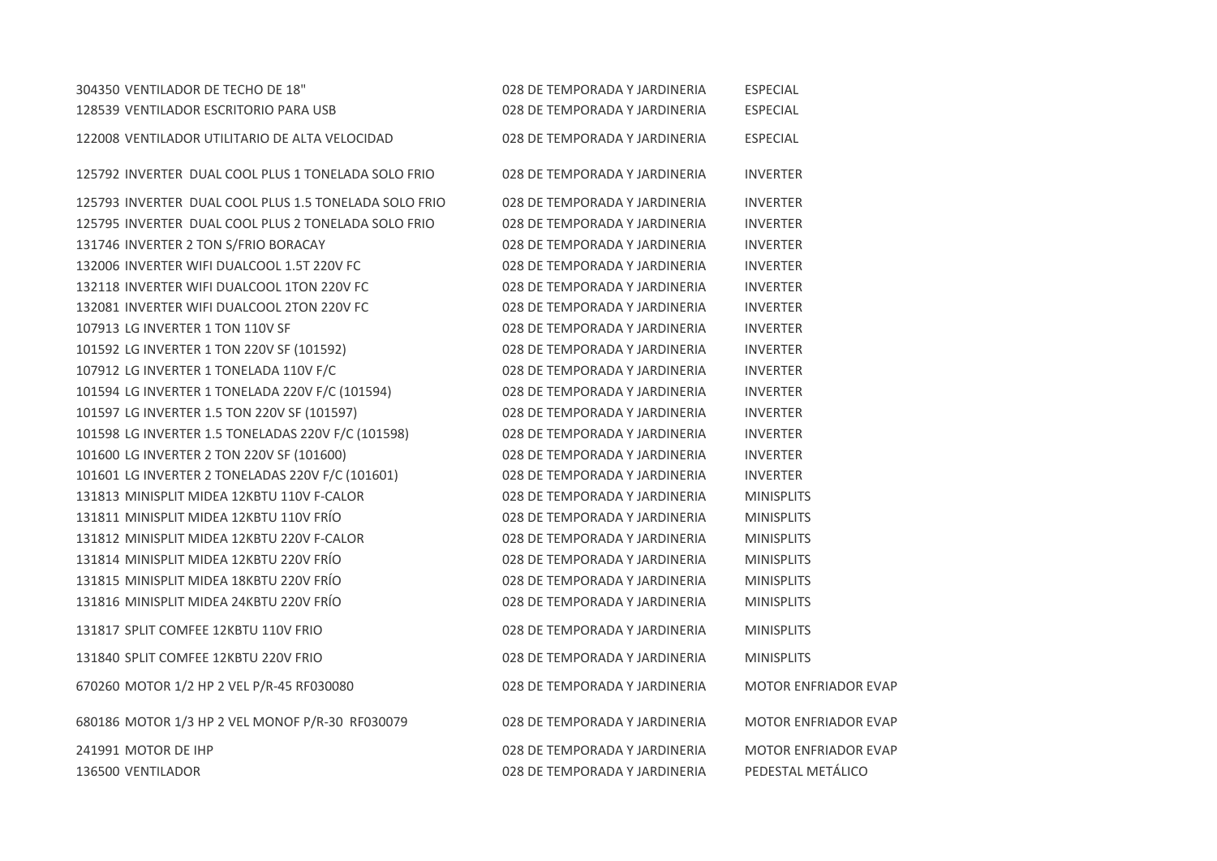| | | | |
|---|---|---|---|
| 304350 | VENTILADOR DE TECHO DE 18" | 028 DE TEMPORADA Y JARDINERIA | ESPECIAL |
| 128539 | VENTILADOR ESCRITORIO PARA USB | 028 DE TEMPORADA Y JARDINERIA | ESPECIAL |
| 122008 | VENTILADOR UTILITARIO DE ALTA VELOCIDAD | 028 DE TEMPORADA Y JARDINERIA | ESPECIAL |
| 125792 | INVERTER DUAL COOL PLUS 1 TONELADA SOLO FRIO | 028 DE TEMPORADA Y JARDINERIA | INVERTER |
| 125793 | INVERTER DUAL COOL PLUS 1.5 TONELADA SOLO FRIO | 028 DE TEMPORADA Y JARDINERIA | INVERTER |
| 125795 | INVERTER DUAL COOL PLUS 2 TONELADA SOLO FRIO | 028 DE TEMPORADA Y JARDINERIA | INVERTER |
| 131746 | INVERTER 2 TON S/FRIO BORACAY | 028 DE TEMPORADA Y JARDINERIA | INVERTER |
| 132006 | INVERTER WIFI DUALCOOL 1.5T 220V FC | 028 DE TEMPORADA Y JARDINERIA | INVERTER |
| 132118 | INVERTER WIFI DUALCOOL 1TON 220V FC | 028 DE TEMPORADA Y JARDINERIA | INVERTER |
| 132081 | INVERTER WIFI DUALCOOL 2TON 220V FC | 028 DE TEMPORADA Y JARDINERIA | INVERTER |
| 107913 | LG INVERTER 1 TON 110V SF | 028 DE TEMPORADA Y JARDINERIA | INVERTER |
| 101592 | LG INVERTER 1 TON 220V SF (101592) | 028 DE TEMPORADA Y JARDINERIA | INVERTER |
| 107912 | LG INVERTER 1 TONELADA 110V F/C | 028 DE TEMPORADA Y JARDINERIA | INVERTER |
| 101594 | LG INVERTER 1 TONELADA 220V F/C (101594) | 028 DE TEMPORADA Y JARDINERIA | INVERTER |
| 101597 | LG INVERTER 1.5 TON 220V SF (101597) | 028 DE TEMPORADA Y JARDINERIA | INVERTER |
| 101598 | LG INVERTER 1.5 TONELADAS 220V F/C (101598) | 028 DE TEMPORADA Y JARDINERIA | INVERTER |
| 101600 | LG INVERTER 2 TON 220V SF (101600) | 028 DE TEMPORADA Y JARDINERIA | INVERTER |
| 101601 | LG INVERTER 2 TONELADAS 220V F/C (101601) | 028 DE TEMPORADA Y JARDINERIA | INVERTER |
| 131813 | MINISPLIT MIDEA 12KBTU 110V F-CALOR | 028 DE TEMPORADA Y JARDINERIA | MINISPLITS |
| 131811 | MINISPLIT MIDEA 12KBTU 110V FRÍO | 028 DE TEMPORADA Y JARDINERIA | MINISPLITS |
| 131812 | MINISPLIT MIDEA 12KBTU 220V F-CALOR | 028 DE TEMPORADA Y JARDINERIA | MINISPLITS |
| 131814 | MINISPLIT MIDEA 12KBTU 220V FRÍO | 028 DE TEMPORADA Y JARDINERIA | MINISPLITS |
| 131815 | MINISPLIT MIDEA 18KBTU 220V FRÍO | 028 DE TEMPORADA Y JARDINERIA | MINISPLITS |
| 131816 | MINISPLIT MIDEA 24KBTU 220V FRÍO | 028 DE TEMPORADA Y JARDINERIA | MINISPLITS |
| 131817 | SPLIT COMFEE 12KBTU 110V FRIO | 028 DE TEMPORADA Y JARDINERIA | MINISPLITS |
| 131840 | SPLIT COMFEE 12KBTU 220V FRIO | 028 DE TEMPORADA Y JARDINERIA | MINISPLITS |
| 670260 | MOTOR 1/2 HP 2 VEL P/R-45 RF030080 | 028 DE TEMPORADA Y JARDINERIA | MOTOR ENFRIADOR EVAP |
| 680186 | MOTOR 1/3 HP 2 VEL MONOF P/R-30 RF030079 | 028 DE TEMPORADA Y JARDINERIA | MOTOR ENFRIADOR EVAP |
| 241991 | MOTOR DE IHP | 028 DE TEMPORADA Y JARDINERIA | MOTOR ENFRIADOR EVAP |
| 136500 | VENTILADOR | 028 DE TEMPORADA Y JARDINERIA | PEDESTAL METÁLICO |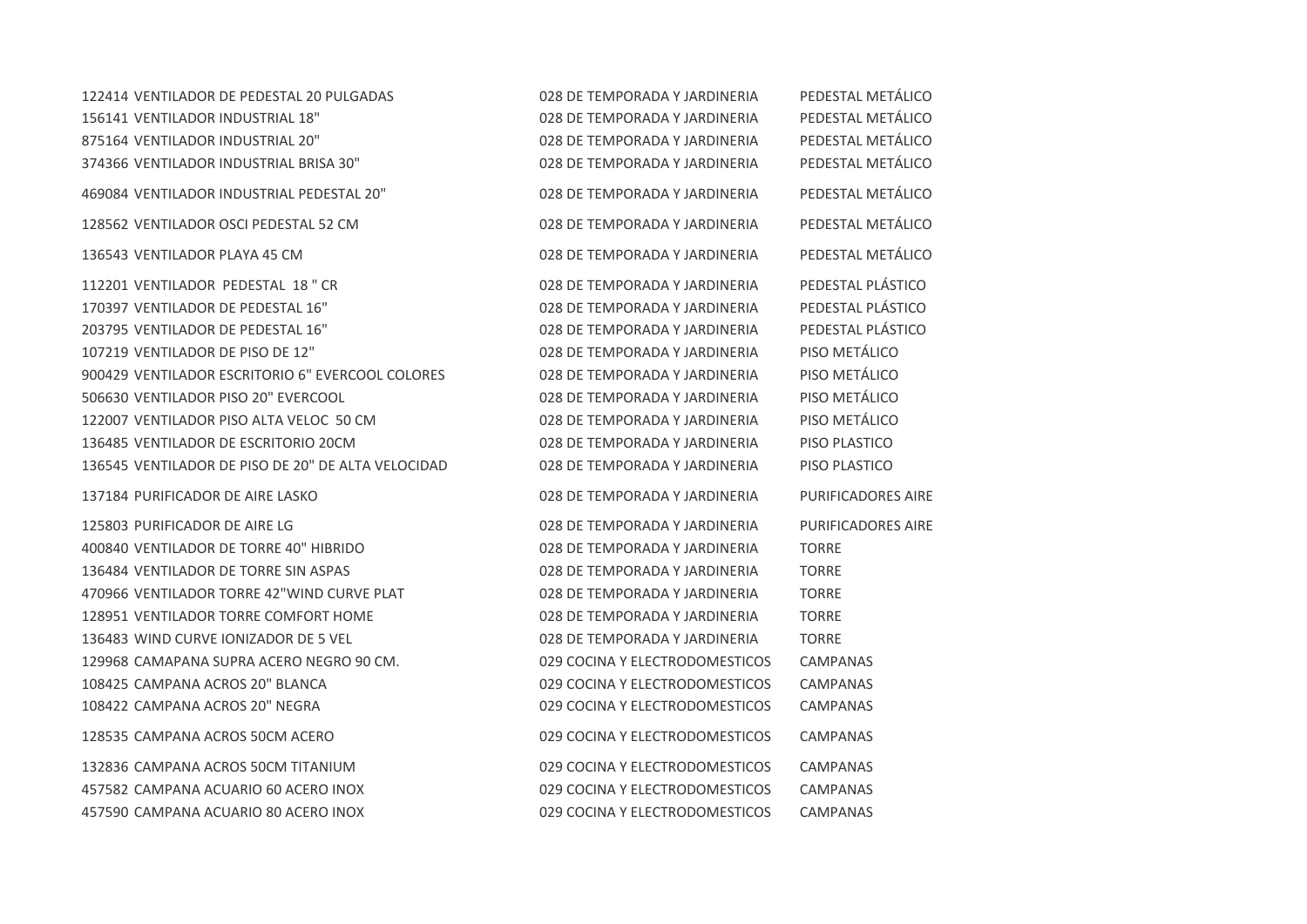| | | | |
|---|---|---|---|
| 122414 | VENTILADOR DE PEDESTAL 20 PULGADAS | 028 DE TEMPORADA Y JARDINERIA | PEDESTAL METÁLICO |
| 156141 | VENTILADOR INDUSTRIAL 18" | 028 DE TEMPORADA Y JARDINERIA | PEDESTAL METÁLICO |
| 875164 | VENTILADOR INDUSTRIAL 20" | 028 DE TEMPORADA Y JARDINERIA | PEDESTAL METÁLICO |
| 374366 | VENTILADOR INDUSTRIAL BRISA 30" | 028 DE TEMPORADA Y JARDINERIA | PEDESTAL METÁLICO |
| 469084 | VENTILADOR INDUSTRIAL PEDESTAL 20" | 028 DE TEMPORADA Y JARDINERIA | PEDESTAL METÁLICO |
| 128562 | VENTILADOR OSCI PEDESTAL 52 CM | 028 DE TEMPORADA Y JARDINERIA | PEDESTAL METÁLICO |
| 136543 | VENTILADOR PLAYA 45 CM | 028 DE TEMPORADA Y JARDINERIA | PEDESTAL METÁLICO |
| 112201 | VENTILADOR PEDESTAL 18 " CR | 028 DE TEMPORADA Y JARDINERIA | PEDESTAL PLÁSTICO |
| 170397 | VENTILADOR DE PEDESTAL 16" | 028 DE TEMPORADA Y JARDINERIA | PEDESTAL PLÁSTICO |
| 203795 | VENTILADOR DE PEDESTAL 16" | 028 DE TEMPORADA Y JARDINERIA | PEDESTAL PLÁSTICO |
| 107219 | VENTILADOR DE PISO DE 12" | 028 DE TEMPORADA Y JARDINERIA | PISO METÁLICO |
| 900429 | VENTILADOR ESCRITORIO 6" EVERCOOL COLORES | 028 DE TEMPORADA Y JARDINERIA | PISO METÁLICO |
| 506630 | VENTILADOR PISO 20" EVERCOOL | 028 DE TEMPORADA Y JARDINERIA | PISO METÁLICO |
| 122007 | VENTILADOR PISO ALTA VELOC 50 CM | 028 DE TEMPORADA Y JARDINERIA | PISO METÁLICO |
| 136485 | VENTILADOR DE ESCRITORIO 20CM | 028 DE TEMPORADA Y JARDINERIA | PISO PLASTICO |
| 136545 | VENTILADOR DE PISO DE 20" DE ALTA VELOCIDAD | 028 DE TEMPORADA Y JARDINERIA | PISO PLASTICO |
| 137184 | PURIFICADOR DE AIRE LASKO | 028 DE TEMPORADA Y JARDINERIA | PURIFICADORES AIRE |
| 125803 | PURIFICADOR DE AIRE LG | 028 DE TEMPORADA Y JARDINERIA | PURIFICADORES AIRE |
| 400840 | VENTILADOR DE TORRE 40" HIBRIDO | 028 DE TEMPORADA Y JARDINERIA | TORRE |
| 136484 | VENTILADOR DE TORRE SIN ASPAS | 028 DE TEMPORADA Y JARDINERIA | TORRE |
| 470966 | VENTILADOR TORRE 42"WIND CURVE PLAT | 028 DE TEMPORADA Y JARDINERIA | TORRE |
| 128951 | VENTILADOR TORRE COMFORT HOME | 028 DE TEMPORADA Y JARDINERIA | TORRE |
| 136483 | WIND CURVE IONIZADOR DE 5 VEL | 028 DE TEMPORADA Y JARDINERIA | TORRE |
| 129968 | CAMAPANA SUPRA ACERO NEGRO 90 CM. | 029 COCINA Y ELECTRODOMESTICOS | CAMPANAS |
| 108425 | CAMPANA ACROS 20" BLANCA | 029 COCINA Y ELECTRODOMESTICOS | CAMPANAS |
| 108422 | CAMPANA ACROS 20" NEGRA | 029 COCINA Y ELECTRODOMESTICOS | CAMPANAS |
| 128535 | CAMPANA ACROS 50CM ACERO | 029 COCINA Y ELECTRODOMESTICOS | CAMPANAS |
| 132836 | CAMPANA ACROS 50CM TITANIUM | 029 COCINA Y ELECTRODOMESTICOS | CAMPANAS |
| 457582 | CAMPANA ACUARIO 60 ACERO INOX | 029 COCINA Y ELECTRODOMESTICOS | CAMPANAS |
| 457590 | CAMPANA ACUARIO 80 ACERO INOX | 029 COCINA Y ELECTRODOMESTICOS | CAMPANAS |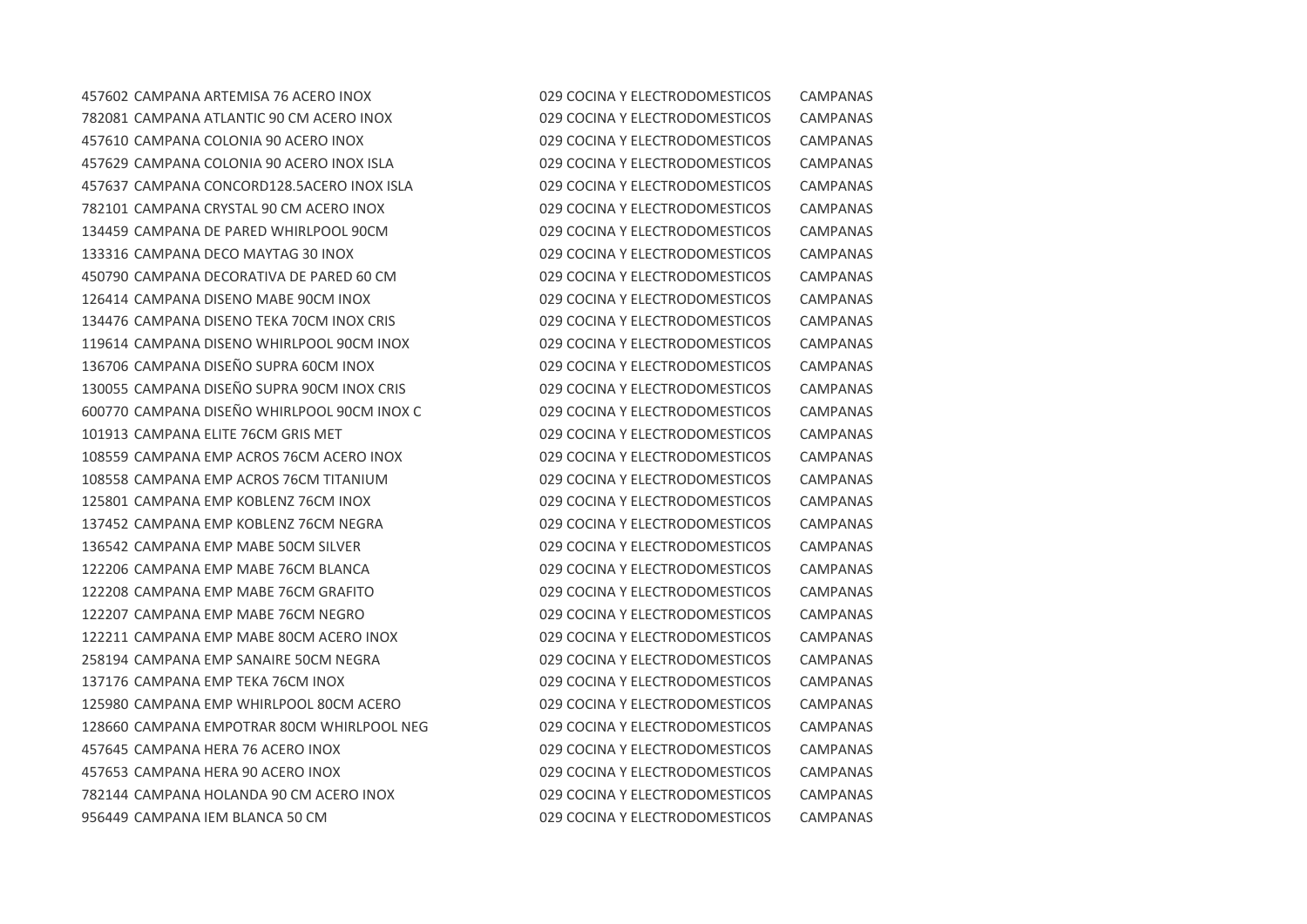| | | | |
|---|---|---|---|
| 457602 | CAMPANA ARTEMISA 76 ACERO INOX | 029 COCINA Y ELECTRODOMESTICOS | CAMPANAS |
| 782081 | CAMPANA ATLANTIC 90 CM ACERO INOX | 029 COCINA Y ELECTRODOMESTICOS | CAMPANAS |
| 457610 | CAMPANA COLONIA 90 ACERO INOX | 029 COCINA Y ELECTRODOMESTICOS | CAMPANAS |
| 457629 | CAMPANA COLONIA 90 ACERO INOX ISLA | 029 COCINA Y ELECTRODOMESTICOS | CAMPANAS |
| 457637 | CAMPANA CONCORD128.5ACERO INOX ISLA | 029 COCINA Y ELECTRODOMESTICOS | CAMPANAS |
| 782101 | CAMPANA CRYSTAL 90 CM ACERO INOX | 029 COCINA Y ELECTRODOMESTICOS | CAMPANAS |
| 134459 | CAMPANA DE PARED WHIRLPOOL 90CM | 029 COCINA Y ELECTRODOMESTICOS | CAMPANAS |
| 133316 | CAMPANA DECO MAYTAG 30 INOX | 029 COCINA Y ELECTRODOMESTICOS | CAMPANAS |
| 450790 | CAMPANA DECORATIVA DE PARED 60 CM | 029 COCINA Y ELECTRODOMESTICOS | CAMPANAS |
| 126414 | CAMPANA DISENO MABE 90CM INOX | 029 COCINA Y ELECTRODOMESTICOS | CAMPANAS |
| 134476 | CAMPANA DISENO TEKA 70CM INOX CRIS | 029 COCINA Y ELECTRODOMESTICOS | CAMPANAS |
| 119614 | CAMPANA DISENO WHIRLPOOL 90CM INOX | 029 COCINA Y ELECTRODOMESTICOS | CAMPANAS |
| 136706 | CAMPANA DISEÑO SUPRA 60CM INOX | 029 COCINA Y ELECTRODOMESTICOS | CAMPANAS |
| 130055 | CAMPANA DISEÑO SUPRA 90CM INOX CRIS | 029 COCINA Y ELECTRODOMESTICOS | CAMPANAS |
| 600770 | CAMPANA DISEÑO WHIRLPOOL 90CM INOX C | 029 COCINA Y ELECTRODOMESTICOS | CAMPANAS |
| 101913 | CAMPANA ELITE 76CM GRIS MET | 029 COCINA Y ELECTRODOMESTICOS | CAMPANAS |
| 108559 | CAMPANA EMP ACROS 76CM ACERO INOX | 029 COCINA Y ELECTRODOMESTICOS | CAMPANAS |
| 108558 | CAMPANA EMP ACROS 76CM TITANIUM | 029 COCINA Y ELECTRODOMESTICOS | CAMPANAS |
| 125801 | CAMPANA EMP KOBLENZ 76CM INOX | 029 COCINA Y ELECTRODOMESTICOS | CAMPANAS |
| 137452 | CAMPANA EMP KOBLENZ 76CM NEGRA | 029 COCINA Y ELECTRODOMESTICOS | CAMPANAS |
| 136542 | CAMPANA EMP MABE 50CM SILVER | 029 COCINA Y ELECTRODOMESTICOS | CAMPANAS |
| 122206 | CAMPANA EMP MABE 76CM BLANCA | 029 COCINA Y ELECTRODOMESTICOS | CAMPANAS |
| 122208 | CAMPANA EMP MABE 76CM GRAFITO | 029 COCINA Y ELECTRODOMESTICOS | CAMPANAS |
| 122207 | CAMPANA EMP MABE 76CM NEGRO | 029 COCINA Y ELECTRODOMESTICOS | CAMPANAS |
| 122211 | CAMPANA EMP MABE 80CM ACERO INOX | 029 COCINA Y ELECTRODOMESTICOS | CAMPANAS |
| 258194 | CAMPANA EMP SANAIRE 50CM NEGRA | 029 COCINA Y ELECTRODOMESTICOS | CAMPANAS |
| 137176 | CAMPANA EMP TEKA 76CM INOX | 029 COCINA Y ELECTRODOMESTICOS | CAMPANAS |
| 125980 | CAMPANA EMP WHIRLPOOL 80CM ACERO | 029 COCINA Y ELECTRODOMESTICOS | CAMPANAS |
| 128660 | CAMPANA EMPOTRAR 80CM WHIRLPOOL NEG | 029 COCINA Y ELECTRODOMESTICOS | CAMPANAS |
| 457645 | CAMPANA HERA 76 ACERO INOX | 029 COCINA Y ELECTRODOMESTICOS | CAMPANAS |
| 457653 | CAMPANA HERA 90 ACERO INOX | 029 COCINA Y ELECTRODOMESTICOS | CAMPANAS |
| 782144 | CAMPANA HOLANDA 90 CM ACERO INOX | 029 COCINA Y ELECTRODOMESTICOS | CAMPANAS |
| 956449 | CAMPANA IEM BLANCA 50 CM | 029 COCINA Y ELECTRODOMESTICOS | CAMPANAS |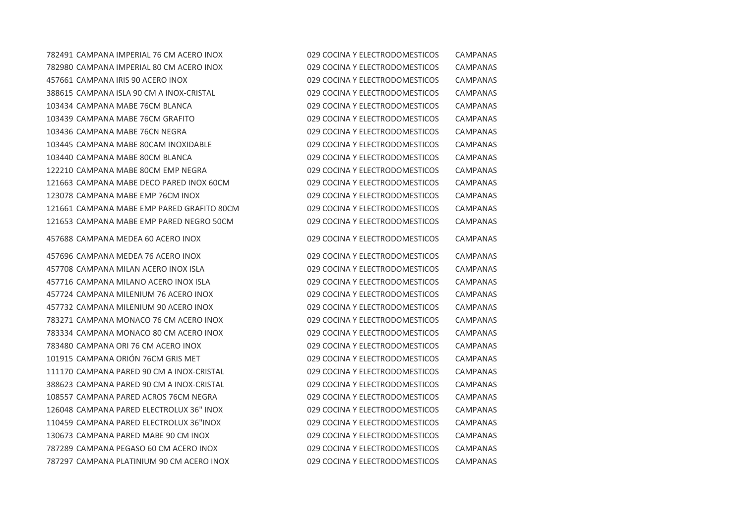| | | | |
|---|---|---|---|
| 782491 | CAMPANA IMPERIAL 76 CM ACERO INOX | 029 COCINA Y ELECTRODOMESTICOS | CAMPANAS |
| 782980 | CAMPANA IMPERIAL 80 CM ACERO INOX | 029 COCINA Y ELECTRODOMESTICOS | CAMPANAS |
| 457661 | CAMPANA IRIS 90 ACERO INOX | 029 COCINA Y ELECTRODOMESTICOS | CAMPANAS |
| 388615 | CAMPANA ISLA 90 CM A INOX-CRISTAL | 029 COCINA Y ELECTRODOMESTICOS | CAMPANAS |
| 103434 | CAMPANA MABE 76CM BLANCA | 029 COCINA Y ELECTRODOMESTICOS | CAMPANAS |
| 103439 | CAMPANA MABE 76CM GRAFITO | 029 COCINA Y ELECTRODOMESTICOS | CAMPANAS |
| 103436 | CAMPANA MABE 76CN NEGRA | 029 COCINA Y ELECTRODOMESTICOS | CAMPANAS |
| 103445 | CAMPANA MABE 80CAM INOXIDABLE | 029 COCINA Y ELECTRODOMESTICOS | CAMPANAS |
| 103440 | CAMPANA MABE 80CM BLANCA | 029 COCINA Y ELECTRODOMESTICOS | CAMPANAS |
| 122210 | CAMPANA MABE 80CM EMP NEGRA | 029 COCINA Y ELECTRODOMESTICOS | CAMPANAS |
| 121663 | CAMPANA MABE DECO PARED INOX 60CM | 029 COCINA Y ELECTRODOMESTICOS | CAMPANAS |
| 123078 | CAMPANA MABE EMP 76CM INOX | 029 COCINA Y ELECTRODOMESTICOS | CAMPANAS |
| 121661 | CAMPANA MABE EMP PARED GRAFITO 80CM | 029 COCINA Y ELECTRODOMESTICOS | CAMPANAS |
| 121653 | CAMPANA MABE EMP PARED NEGRO 50CM | 029 COCINA Y ELECTRODOMESTICOS | CAMPANAS |
| 457688 | CAMPANA MEDEA 60 ACERO INOX | 029 COCINA Y ELECTRODOMESTICOS | CAMPANAS |
| 457696 | CAMPANA MEDEA 76 ACERO INOX | 029 COCINA Y ELECTRODOMESTICOS | CAMPANAS |
| 457708 | CAMPANA MILAN ACERO INOX ISLA | 029 COCINA Y ELECTRODOMESTICOS | CAMPANAS |
| 457716 | CAMPANA MILANO ACERO INOX ISLA | 029 COCINA Y ELECTRODOMESTICOS | CAMPANAS |
| 457724 | CAMPANA MILENIUM 76 ACERO INOX | 029 COCINA Y ELECTRODOMESTICOS | CAMPANAS |
| 457732 | CAMPANA MILENIUM 90 ACERO INOX | 029 COCINA Y ELECTRODOMESTICOS | CAMPANAS |
| 783271 | CAMPANA MONACO 76 CM ACERO INOX | 029 COCINA Y ELECTRODOMESTICOS | CAMPANAS |
| 783334 | CAMPANA MONACO 80 CM ACERO INOX | 029 COCINA Y ELECTRODOMESTICOS | CAMPANAS |
| 783480 | CAMPANA ORI 76 CM ACERO INOX | 029 COCINA Y ELECTRODOMESTICOS | CAMPANAS |
| 101915 | CAMPANA ORIÓN 76CM GRIS MET | 029 COCINA Y ELECTRODOMESTICOS | CAMPANAS |
| 111170 | CAMPANA PARED 90 CM A INOX-CRISTAL | 029 COCINA Y ELECTRODOMESTICOS | CAMPANAS |
| 388623 | CAMPANA PARED 90 CM A INOX-CRISTAL | 029 COCINA Y ELECTRODOMESTICOS | CAMPANAS |
| 108557 | CAMPANA PARED ACROS 76CM NEGRA | 029 COCINA Y ELECTRODOMESTICOS | CAMPANAS |
| 126048 | CAMPANA PARED ELECTROLUX 36" INOX | 029 COCINA Y ELECTRODOMESTICOS | CAMPANAS |
| 110459 | CAMPANA PARED ELECTROLUX 36"INOX | 029 COCINA Y ELECTRODOMESTICOS | CAMPANAS |
| 130673 | CAMPANA PARED MABE 90 CM INOX | 029 COCINA Y ELECTRODOMESTICOS | CAMPANAS |
| 787289 | CAMPANA PEGASO 60 CM ACERO INOX | 029 COCINA Y ELECTRODOMESTICOS | CAMPANAS |
| 787297 | CAMPANA PLATINIUM 90 CM ACERO INOX | 029 COCINA Y ELECTRODOMESTICOS | CAMPANAS |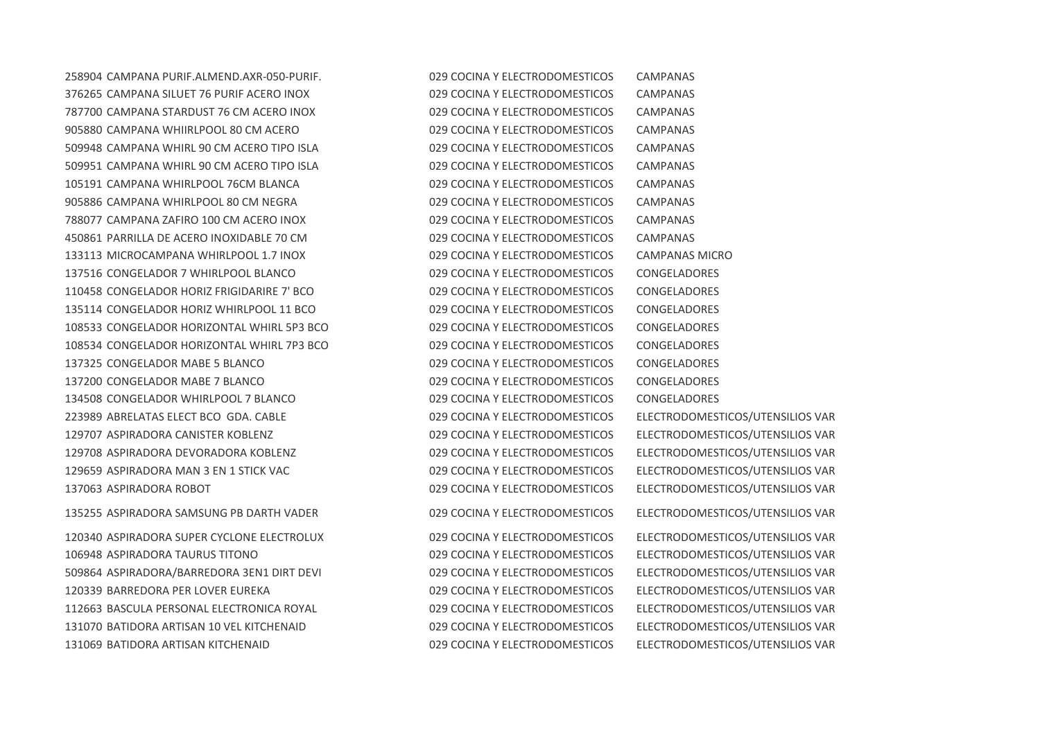| | | | |
|---|---|---|---|
| 258904 | CAMPANA PURIF.ALMEND.AXR-050-PURIF. | 029 COCINA Y ELECTRODOMESTICOS | CAMPANAS |
| 376265 | CAMPANA SILUET 76 PURIF ACERO INOX | 029 COCINA Y ELECTRODOMESTICOS | CAMPANAS |
| 787700 | CAMPANA STARDUST 76 CM ACERO INOX | 029 COCINA Y ELECTRODOMESTICOS | CAMPANAS |
| 905880 | CAMPANA WHIIRLPOOL 80 CM ACERO | 029 COCINA Y ELECTRODOMESTICOS | CAMPANAS |
| 509948 | CAMPANA WHIRL 90 CM ACERO TIPO ISLA | 029 COCINA Y ELECTRODOMESTICOS | CAMPANAS |
| 509951 | CAMPANA WHIRL 90 CM ACERO TIPO ISLA | 029 COCINA Y ELECTRODOMESTICOS | CAMPANAS |
| 105191 | CAMPANA WHIRLPOOL 76CM BLANCA | 029 COCINA Y ELECTRODOMESTICOS | CAMPANAS |
| 905886 | CAMPANA WHIRLPOOL 80 CM NEGRA | 029 COCINA Y ELECTRODOMESTICOS | CAMPANAS |
| 788077 | CAMPANA ZAFIRO 100 CM ACERO INOX | 029 COCINA Y ELECTRODOMESTICOS | CAMPANAS |
| 450861 | PARRILLA DE ACERO INOXIDABLE 70 CM | 029 COCINA Y ELECTRODOMESTICOS | CAMPANAS |
| 133113 | MICROCAMPANA WHIRLPOOL 1.7 INOX | 029 COCINA Y ELECTRODOMESTICOS | CAMPANAS MICRO |
| 137516 | CONGELADOR 7 WHIRLPOOL BLANCO | 029 COCINA Y ELECTRODOMESTICOS | CONGELADORES |
| 110458 | CONGELADOR HORIZ FRIGIDARIRE 7' BCO | 029 COCINA Y ELECTRODOMESTICOS | CONGELADORES |
| 135114 | CONGELADOR HORIZ WHIRLPOOL 11 BCO | 029 COCINA Y ELECTRODOMESTICOS | CONGELADORES |
| 108533 | CONGELADOR HORIZONTAL WHIRL 5P3 BCO | 029 COCINA Y ELECTRODOMESTICOS | CONGELADORES |
| 108534 | CONGELADOR HORIZONTAL WHIRL 7P3 BCO | 029 COCINA Y ELECTRODOMESTICOS | CONGELADORES |
| 137325 | CONGELADOR MABE 5 BLANCO | 029 COCINA Y ELECTRODOMESTICOS | CONGELADORES |
| 137200 | CONGELADOR MABE 7 BLANCO | 029 COCINA Y ELECTRODOMESTICOS | CONGELADORES |
| 134508 | CONGELADOR WHIRLPOOL 7 BLANCO | 029 COCINA Y ELECTRODOMESTICOS | CONGELADORES |
| 223989 | ABRELATAS ELECT BCO GDA. CABLE | 029 COCINA Y ELECTRODOMESTICOS | ELECTRODOMESTICOS/UTENSILIOS VAR |
| 129707 | ASPIRADORA CANISTER KOBLENZ | 029 COCINA Y ELECTRODOMESTICOS | ELECTRODOMESTICOS/UTENSILIOS VAR |
| 129708 | ASPIRADORA DEVORADORA KOBLENZ | 029 COCINA Y ELECTRODOMESTICOS | ELECTRODOMESTICOS/UTENSILIOS VAR |
| 129659 | ASPIRADORA MAN 3 EN 1 STICK VAC | 029 COCINA Y ELECTRODOMESTICOS | ELECTRODOMESTICOS/UTENSILIOS VAR |
| 137063 | ASPIRADORA ROBOT | 029 COCINA Y ELECTRODOMESTICOS | ELECTRODOMESTICOS/UTENSILIOS VAR |
| 135255 | ASPIRADORA SAMSUNG PB DARTH VADER | 029 COCINA Y ELECTRODOMESTICOS | ELECTRODOMESTICOS/UTENSILIOS VAR |
| 120340 | ASPIRADORA SUPER CYCLONE ELECTROLUX | 029 COCINA Y ELECTRODOMESTICOS | ELECTRODOMESTICOS/UTENSILIOS VAR |
| 106948 | ASPIRADORA TAURUS TITONO | 029 COCINA Y ELECTRODOMESTICOS | ELECTRODOMESTICOS/UTENSILIOS VAR |
| 509864 | ASPIRADORA/BARREDORA 3EN1 DIRT DEVI | 029 COCINA Y ELECTRODOMESTICOS | ELECTRODOMESTICOS/UTENSILIOS VAR |
| 120339 | BARREDORA PER LOVER EUREKA | 029 COCINA Y ELECTRODOMESTICOS | ELECTRODOMESTICOS/UTENSILIOS VAR |
| 112663 | BASCULA PERSONAL ELECTRONICA ROYAL | 029 COCINA Y ELECTRODOMESTICOS | ELECTRODOMESTICOS/UTENSILIOS VAR |
| 131070 | BATIDORA ARTISAN 10 VEL KITCHENAID | 029 COCINA Y ELECTRODOMESTICOS | ELECTRODOMESTICOS/UTENSILIOS VAR |
| 131069 | BATIDORA ARTISAN KITCHENAID | 029 COCINA Y ELECTRODOMESTICOS | ELECTRODOMESTICOS/UTENSILIOS VAR |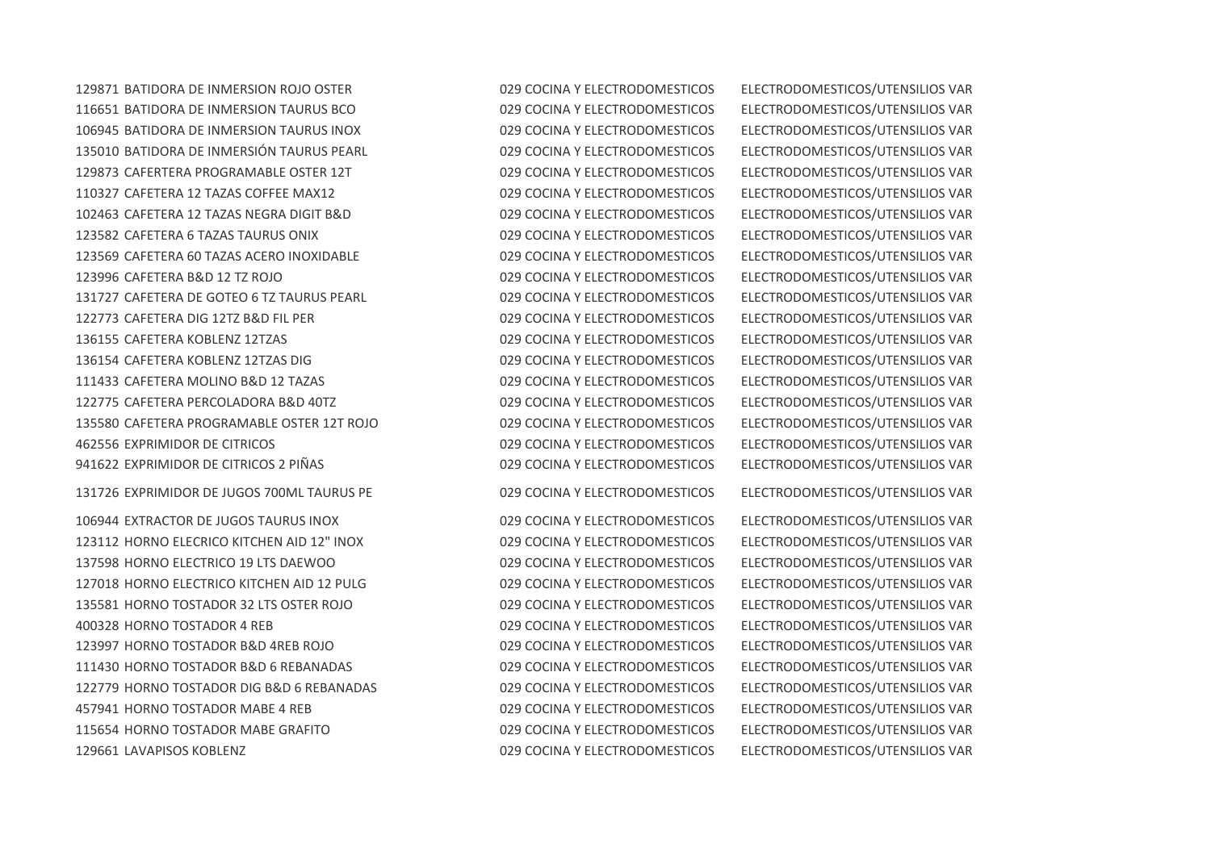| | | | |
|---|---|---|---|
| 129871 | BATIDORA DE INMERSION ROJO OSTER | 029 COCINA Y ELECTRODOMESTICOS | ELECTRODOMESTICOS/UTENSILIOS VAR |
| 116651 | BATIDORA DE INMERSION TAURUS BCO | 029 COCINA Y ELECTRODOMESTICOS | ELECTRODOMESTICOS/UTENSILIOS VAR |
| 106945 | BATIDORA DE INMERSION TAURUS INOX | 029 COCINA Y ELECTRODOMESTICOS | ELECTRODOMESTICOS/UTENSILIOS VAR |
| 135010 | BATIDORA DE INMERSIÓN TAURUS PEARL | 029 COCINA Y ELECTRODOMESTICOS | ELECTRODOMESTICOS/UTENSILIOS VAR |
| 129873 | CAFERTERA PROGRAMABLE OSTER 12T | 029 COCINA Y ELECTRODOMESTICOS | ELECTRODOMESTICOS/UTENSILIOS VAR |
| 110327 | CAFETERA 12 TAZAS COFFEE MAX12 | 029 COCINA Y ELECTRODOMESTICOS | ELECTRODOMESTICOS/UTENSILIOS VAR |
| 102463 | CAFETERA 12 TAZAS NEGRA DIGIT B&D | 029 COCINA Y ELECTRODOMESTICOS | ELECTRODOMESTICOS/UTENSILIOS VAR |
| 123582 | CAFETERA 6 TAZAS TAURUS ONIX | 029 COCINA Y ELECTRODOMESTICOS | ELECTRODOMESTICOS/UTENSILIOS VAR |
| 123569 | CAFETERA 60 TAZAS ACERO INOXIDABLE | 029 COCINA Y ELECTRODOMESTICOS | ELECTRODOMESTICOS/UTENSILIOS VAR |
| 123996 | CAFETERA B&D 12 TZ ROJO | 029 COCINA Y ELECTRODOMESTICOS | ELECTRODOMESTICOS/UTENSILIOS VAR |
| 131727 | CAFETERA DE GOTEO 6 TZ TAURUS PEARL | 029 COCINA Y ELECTRODOMESTICOS | ELECTRODOMESTICOS/UTENSILIOS VAR |
| 122773 | CAFETERA DIG 12TZ B&D FIL PER | 029 COCINA Y ELECTRODOMESTICOS | ELECTRODOMESTICOS/UTENSILIOS VAR |
| 136155 | CAFETERA KOBLENZ 12TZAS | 029 COCINA Y ELECTRODOMESTICOS | ELECTRODOMESTICOS/UTENSILIOS VAR |
| 136154 | CAFETERA KOBLENZ 12TZAS DIG | 029 COCINA Y ELECTRODOMESTICOS | ELECTRODOMESTICOS/UTENSILIOS VAR |
| 111433 | CAFETERA MOLINO B&D 12 TAZAS | 029 COCINA Y ELECTRODOMESTICOS | ELECTRODOMESTICOS/UTENSILIOS VAR |
| 122775 | CAFETERA PERCOLADORA B&D 40TZ | 029 COCINA Y ELECTRODOMESTICOS | ELECTRODOMESTICOS/UTENSILIOS VAR |
| 135580 | CAFETERA PROGRAMABLE OSTER 12T ROJO | 029 COCINA Y ELECTRODOMESTICOS | ELECTRODOMESTICOS/UTENSILIOS VAR |
| 462556 | EXPRIMIDOR DE CITRICOS | 029 COCINA Y ELECTRODOMESTICOS | ELECTRODOMESTICOS/UTENSILIOS VAR |
| 941622 | EXPRIMIDOR DE CITRICOS 2 PIÑAS | 029 COCINA Y ELECTRODOMESTICOS | ELECTRODOMESTICOS/UTENSILIOS VAR |
| 131726 | EXPRIMIDOR DE JUGOS 700ML TAURUS PE | 029 COCINA Y ELECTRODOMESTICOS | ELECTRODOMESTICOS/UTENSILIOS VAR |
| 106944 | EXTRACTOR DE JUGOS TAURUS INOX | 029 COCINA Y ELECTRODOMESTICOS | ELECTRODOMESTICOS/UTENSILIOS VAR |
| 123112 | HORNO ELECRICO KITCHEN AID 12" INOX | 029 COCINA Y ELECTRODOMESTICOS | ELECTRODOMESTICOS/UTENSILIOS VAR |
| 137598 | HORNO ELECTRICO 19 LTS DAEWOO | 029 COCINA Y ELECTRODOMESTICOS | ELECTRODOMESTICOS/UTENSILIOS VAR |
| 127018 | HORNO ELECTRICO KITCHEN AID 12 PULG | 029 COCINA Y ELECTRODOMESTICOS | ELECTRODOMESTICOS/UTENSILIOS VAR |
| 135581 | HORNO TOSTADOR 32 LTS OSTER ROJO | 029 COCINA Y ELECTRODOMESTICOS | ELECTRODOMESTICOS/UTENSILIOS VAR |
| 400328 | HORNO TOSTADOR 4 REB | 029 COCINA Y ELECTRODOMESTICOS | ELECTRODOMESTICOS/UTENSILIOS VAR |
| 123997 | HORNO TOSTADOR B&D 4REB ROJO | 029 COCINA Y ELECTRODOMESTICOS | ELECTRODOMESTICOS/UTENSILIOS VAR |
| 111430 | HORNO TOSTADOR B&D 6 REBANADAS | 029 COCINA Y ELECTRODOMESTICOS | ELECTRODOMESTICOS/UTENSILIOS VAR |
| 122779 | HORNO TOSTADOR DIG B&D 6 REBANADAS | 029 COCINA Y ELECTRODOMESTICOS | ELECTRODOMESTICOS/UTENSILIOS VAR |
| 457941 | HORNO TOSTADOR MABE 4 REB | 029 COCINA Y ELECTRODOMESTICOS | ELECTRODOMESTICOS/UTENSILIOS VAR |
| 115654 | HORNO TOSTADOR MABE GRAFITO | 029 COCINA Y ELECTRODOMESTICOS | ELECTRODOMESTICOS/UTENSILIOS VAR |
| 129661 | LAVAPISOS KOBLENZ | 029 COCINA Y ELECTRODOMESTICOS | ELECTRODOMESTICOS/UTENSILIOS VAR |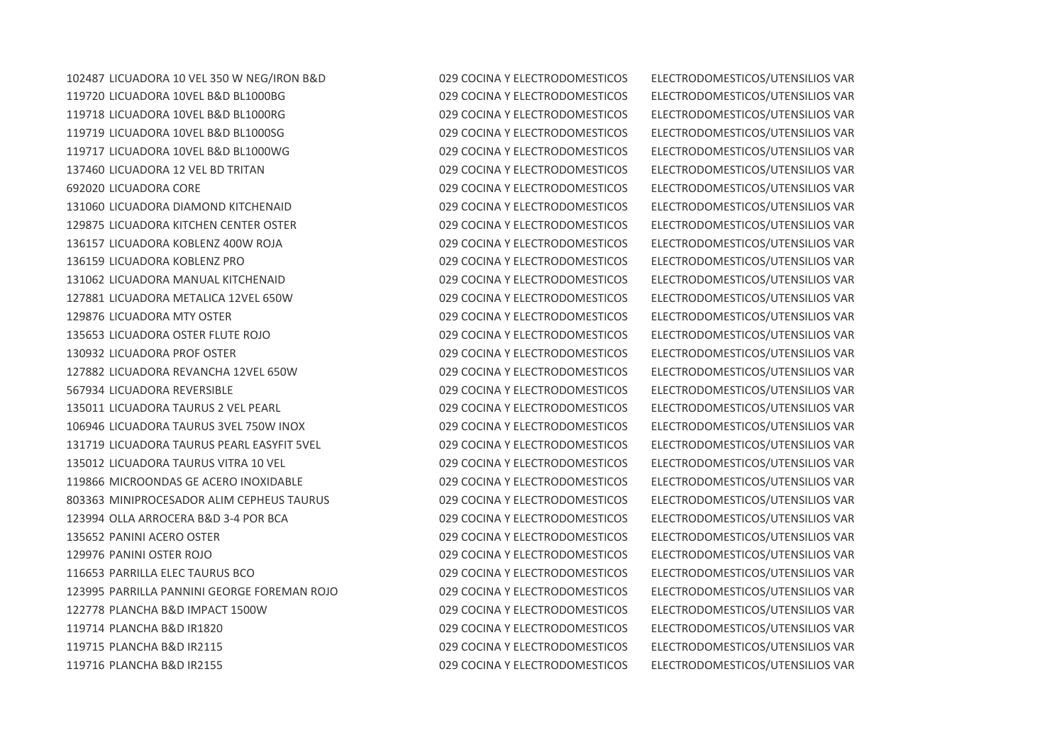| | | |
|---|---|---|
| 102487 LICUADORA 10 VEL 350 W NEG/IRON B&D | 029 COCINA Y ELECTRODOMESTICOS | ELECTRODOMESTICOS/UTENSILIOS VAR |
| 119720 LICUADORA 10VEL B&D BL1000BG | 029 COCINA Y ELECTRODOMESTICOS | ELECTRODOMESTICOS/UTENSILIOS VAR |
| 119718 LICUADORA 10VEL B&D BL1000RG | 029 COCINA Y ELECTRODOMESTICOS | ELECTRODOMESTICOS/UTENSILIOS VAR |
| 119719 LICUADORA 10VEL B&D BL1000SG | 029 COCINA Y ELECTRODOMESTICOS | ELECTRODOMESTICOS/UTENSILIOS VAR |
| 119717 LICUADORA 10VEL B&D BL1000WG | 029 COCINA Y ELECTRODOMESTICOS | ELECTRODOMESTICOS/UTENSILIOS VAR |
| 137460 LICUADORA 12 VEL BD TRITAN | 029 COCINA Y ELECTRODOMESTICOS | ELECTRODOMESTICOS/UTENSILIOS VAR |
| 692020 LICUADORA CORE | 029 COCINA Y ELECTRODOMESTICOS | ELECTRODOMESTICOS/UTENSILIOS VAR |
| 131060 LICUADORA DIAMOND KITCHENAID | 029 COCINA Y ELECTRODOMESTICOS | ELECTRODOMESTICOS/UTENSILIOS VAR |
| 129875 LICUADORA KITCHEN CENTER OSTER | 029 COCINA Y ELECTRODOMESTICOS | ELECTRODOMESTICOS/UTENSILIOS VAR |
| 136157 LICUADORA KOBLENZ 400W ROJA | 029 COCINA Y ELECTRODOMESTICOS | ELECTRODOMESTICOS/UTENSILIOS VAR |
| 136159 LICUADORA KOBLENZ PRO | 029 COCINA Y ELECTRODOMESTICOS | ELECTRODOMESTICOS/UTENSILIOS VAR |
| 131062 LICUADORA MANUAL KITCHENAID | 029 COCINA Y ELECTRODOMESTICOS | ELECTRODOMESTICOS/UTENSILIOS VAR |
| 127881 LICUADORA METALICA 12VEL 650W | 029 COCINA Y ELECTRODOMESTICOS | ELECTRODOMESTICOS/UTENSILIOS VAR |
| 129876 LICUADORA MTY OSTER | 029 COCINA Y ELECTRODOMESTICOS | ELECTRODOMESTICOS/UTENSILIOS VAR |
| 135653 LICUADORA OSTER FLUTE ROJO | 029 COCINA Y ELECTRODOMESTICOS | ELECTRODOMESTICOS/UTENSILIOS VAR |
| 130932 LICUADORA PROF OSTER | 029 COCINA Y ELECTRODOMESTICOS | ELECTRODOMESTICOS/UTENSILIOS VAR |
| 127882 LICUADORA REVANCHA 12VEL 650W | 029 COCINA Y ELECTRODOMESTICOS | ELECTRODOMESTICOS/UTENSILIOS VAR |
| 567934 LICUADORA REVERSIBLE | 029 COCINA Y ELECTRODOMESTICOS | ELECTRODOMESTICOS/UTENSILIOS VAR |
| 135011 LICUADORA TAURUS 2 VEL PEARL | 029 COCINA Y ELECTRODOMESTICOS | ELECTRODOMESTICOS/UTENSILIOS VAR |
| 106946 LICUADORA TAURUS 3VEL 750W INOX | 029 COCINA Y ELECTRODOMESTICOS | ELECTRODOMESTICOS/UTENSILIOS VAR |
| 131719 LICUADORA TAURUS PEARL EASYFIT 5VEL | 029 COCINA Y ELECTRODOMESTICOS | ELECTRODOMESTICOS/UTENSILIOS VAR |
| 135012 LICUADORA TAURUS VITRA 10 VEL | 029 COCINA Y ELECTRODOMESTICOS | ELECTRODOMESTICOS/UTENSILIOS VAR |
| 119866 MICROONDAS GE ACERO INOXIDABLE | 029 COCINA Y ELECTRODOMESTICOS | ELECTRODOMESTICOS/UTENSILIOS VAR |
| 803363 MINIPROCESADOR ALIM CEPHEUS TAURUS | 029 COCINA Y ELECTRODOMESTICOS | ELECTRODOMESTICOS/UTENSILIOS VAR |
| 123994 OLLA ARROCERA B&D 3-4 POR BCA | 029 COCINA Y ELECTRODOMESTICOS | ELECTRODOMESTICOS/UTENSILIOS VAR |
| 135652 PANINI ACERO OSTER | 029 COCINA Y ELECTRODOMESTICOS | ELECTRODOMESTICOS/UTENSILIOS VAR |
| 129976 PANINI OSTER ROJO | 029 COCINA Y ELECTRODOMESTICOS | ELECTRODOMESTICOS/UTENSILIOS VAR |
| 116653 PARRILLA ELEC TAURUS BCO | 029 COCINA Y ELECTRODOMESTICOS | ELECTRODOMESTICOS/UTENSILIOS VAR |
| 123995 PARRILLA PANNINI GEORGE FOREMAN ROJO | 029 COCINA Y ELECTRODOMESTICOS | ELECTRODOMESTICOS/UTENSILIOS VAR |
| 122778 PLANCHA B&D IMPACT 1500W | 029 COCINA Y ELECTRODOMESTICOS | ELECTRODOMESTICOS/UTENSILIOS VAR |
| 119714 PLANCHA B&D IR1820 | 029 COCINA Y ELECTRODOMESTICOS | ELECTRODOMESTICOS/UTENSILIOS VAR |
| 119715 PLANCHA B&D IR2115 | 029 COCINA Y ELECTRODOMESTICOS | ELECTRODOMESTICOS/UTENSILIOS VAR |
| 119716 PLANCHA B&D IR2155 | 029 COCINA Y ELECTRODOMESTICOS | ELECTRODOMESTICOS/UTENSILIOS VAR |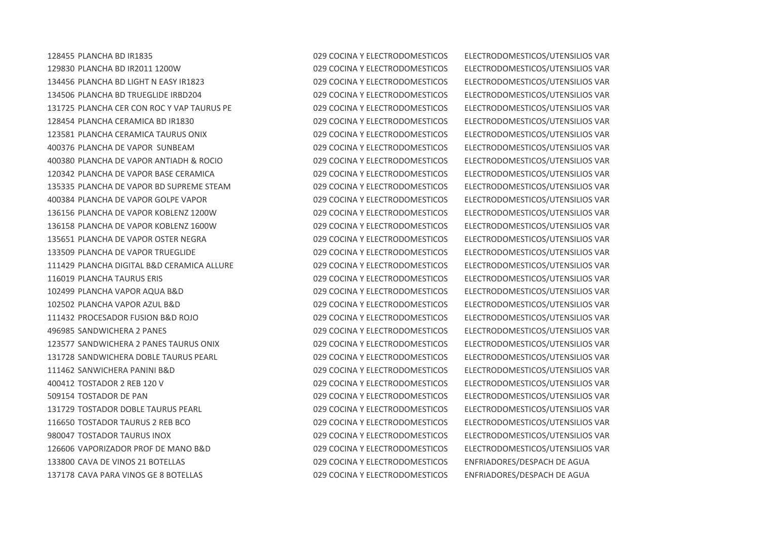| | | | |
|---|---|---|---|
| 128455 | PLANCHA BD IR1835 | 029 COCINA Y ELECTRODOMESTICOS | ELECTRODOMESTICOS/UTENSILIOS VAR |
| 129830 | PLANCHA BD IR2011 1200W | 029 COCINA Y ELECTRODOMESTICOS | ELECTRODOMESTICOS/UTENSILIOS VAR |
| 134456 | PLANCHA BD LIGHT N EASY IR1823 | 029 COCINA Y ELECTRODOMESTICOS | ELECTRODOMESTICOS/UTENSILIOS VAR |
| 134506 | PLANCHA BD TRUEGLIDE IRBD204 | 029 COCINA Y ELECTRODOMESTICOS | ELECTRODOMESTICOS/UTENSILIOS VAR |
| 131725 | PLANCHA CER CON ROC Y VAP TAURUS PE | 029 COCINA Y ELECTRODOMESTICOS | ELECTRODOMESTICOS/UTENSILIOS VAR |
| 128454 | PLANCHA CERAMICA BD IR1830 | 029 COCINA Y ELECTRODOMESTICOS | ELECTRODOMESTICOS/UTENSILIOS VAR |
| 123581 | PLANCHA CERAMICA TAURUS ONIX | 029 COCINA Y ELECTRODOMESTICOS | ELECTRODOMESTICOS/UTENSILIOS VAR |
| 400376 | PLANCHA DE VAPOR SUNBEAM | 029 COCINA Y ELECTRODOMESTICOS | ELECTRODOMESTICOS/UTENSILIOS VAR |
| 400380 | PLANCHA DE VAPOR ANTIADH & ROCIO | 029 COCINA Y ELECTRODOMESTICOS | ELECTRODOMESTICOS/UTENSILIOS VAR |
| 120342 | PLANCHA DE VAPOR BASE CERAMICA | 029 COCINA Y ELECTRODOMESTICOS | ELECTRODOMESTICOS/UTENSILIOS VAR |
| 135335 | PLANCHA DE VAPOR BD SUPREME STEAM | 029 COCINA Y ELECTRODOMESTICOS | ELECTRODOMESTICOS/UTENSILIOS VAR |
| 400384 | PLANCHA DE VAPOR GOLPE VAPOR | 029 COCINA Y ELECTRODOMESTICOS | ELECTRODOMESTICOS/UTENSILIOS VAR |
| 136156 | PLANCHA DE VAPOR KOBLENZ 1200W | 029 COCINA Y ELECTRODOMESTICOS | ELECTRODOMESTICOS/UTENSILIOS VAR |
| 136158 | PLANCHA DE VAPOR KOBLENZ 1600W | 029 COCINA Y ELECTRODOMESTICOS | ELECTRODOMESTICOS/UTENSILIOS VAR |
| 135651 | PLANCHA DE VAPOR OSTER NEGRA | 029 COCINA Y ELECTRODOMESTICOS | ELECTRODOMESTICOS/UTENSILIOS VAR |
| 133509 | PLANCHA DE VAPOR TRUEGLIDE | 029 COCINA Y ELECTRODOMESTICOS | ELECTRODOMESTICOS/UTENSILIOS VAR |
| 111429 | PLANCHA DIGITAL B&D CERAMICA ALLURE | 029 COCINA Y ELECTRODOMESTICOS | ELECTRODOMESTICOS/UTENSILIOS VAR |
| 116019 | PLANCHA TAURUS ERIS | 029 COCINA Y ELECTRODOMESTICOS | ELECTRODOMESTICOS/UTENSILIOS VAR |
| 102499 | PLANCHA VAPOR AQUA B&D | 029 COCINA Y ELECTRODOMESTICOS | ELECTRODOMESTICOS/UTENSILIOS VAR |
| 102502 | PLANCHA VAPOR AZUL B&D | 029 COCINA Y ELECTRODOMESTICOS | ELECTRODOMESTICOS/UTENSILIOS VAR |
| 111432 | PROCESADOR FUSION B&D ROJO | 029 COCINA Y ELECTRODOMESTICOS | ELECTRODOMESTICOS/UTENSILIOS VAR |
| 496985 | SANDWICHERA 2 PANES | 029 COCINA Y ELECTRODOMESTICOS | ELECTRODOMESTICOS/UTENSILIOS VAR |
| 123577 | SANDWICHERA 2 PANES TAURUS ONIX | 029 COCINA Y ELECTRODOMESTICOS | ELECTRODOMESTICOS/UTENSILIOS VAR |
| 131728 | SANDWICHERA DOBLE TAURUS PEARL | 029 COCINA Y ELECTRODOMESTICOS | ELECTRODOMESTICOS/UTENSILIOS VAR |
| 111462 | SANWICHERA PANINI B&D | 029 COCINA Y ELECTRODOMESTICOS | ELECTRODOMESTICOS/UTENSILIOS VAR |
| 400412 | TOSTADOR 2 REB 120 V | 029 COCINA Y ELECTRODOMESTICOS | ELECTRODOMESTICOS/UTENSILIOS VAR |
| 509154 | TOSTADOR DE PAN | 029 COCINA Y ELECTRODOMESTICOS | ELECTRODOMESTICOS/UTENSILIOS VAR |
| 131729 | TOSTADOR DOBLE TAURUS PEARL | 029 COCINA Y ELECTRODOMESTICOS | ELECTRODOMESTICOS/UTENSILIOS VAR |
| 116650 | TOSTADOR TAURUS 2 REB BCO | 029 COCINA Y ELECTRODOMESTICOS | ELECTRODOMESTICOS/UTENSILIOS VAR |
| 980047 | TOSTADOR TAURUS INOX | 029 COCINA Y ELECTRODOMESTICOS | ELECTRODOMESTICOS/UTENSILIOS VAR |
| 126606 | VAPORIZADOR PROF DE MANO B&D | 029 COCINA Y ELECTRODOMESTICOS | ELECTRODOMESTICOS/UTENSILIOS VAR |
| 133800 | CAVA DE VINOS 21 BOTELLAS | 029 COCINA Y ELECTRODOMESTICOS | ENFRIADORES/DESPACH DE AGUA |
| 137178 | CAVA PARA VINOS GE 8 BOTELLAS | 029 COCINA Y ELECTRODOMESTICOS | ENFRIADORES/DESPACH DE AGUA |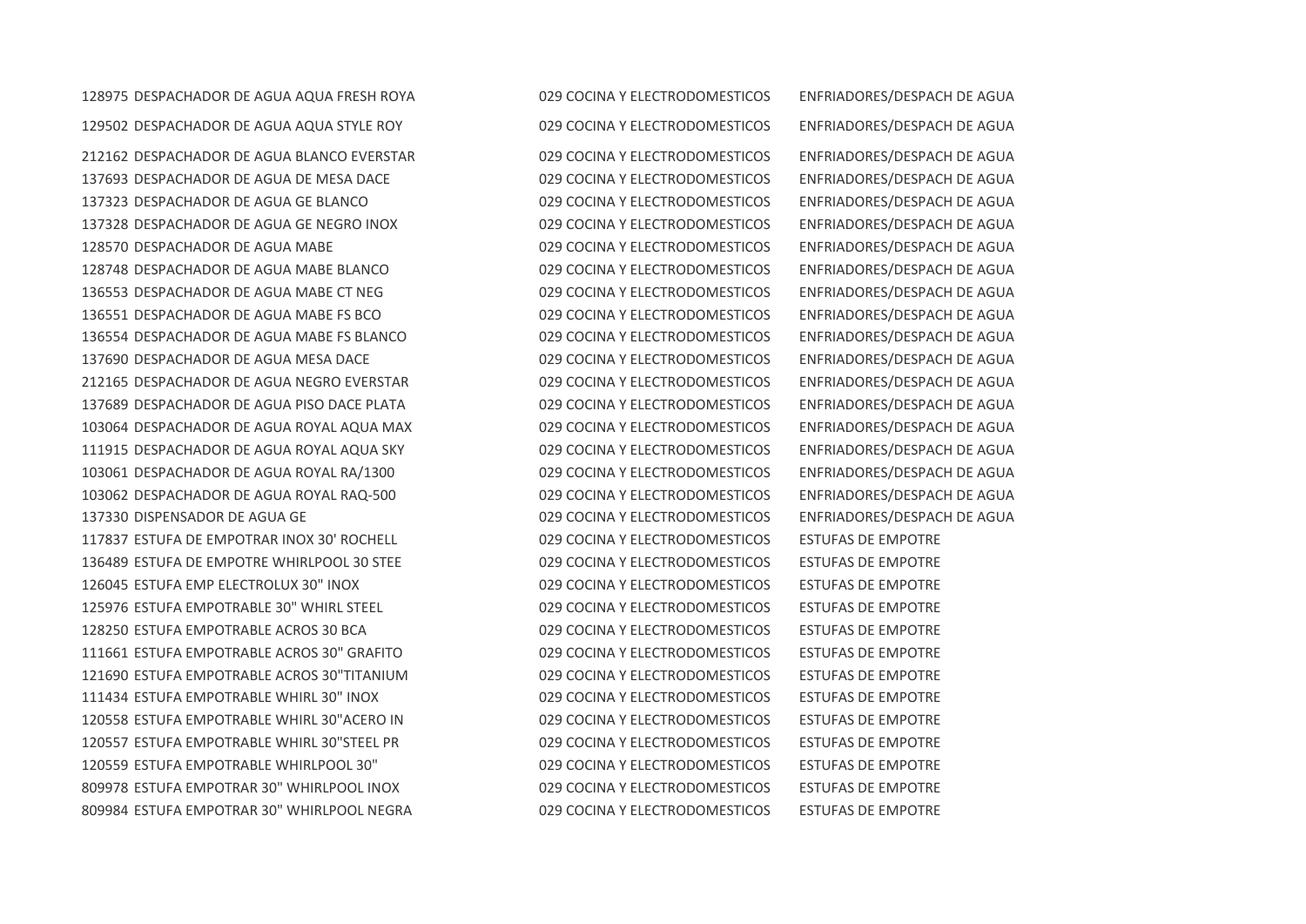| | | | |
|---|---|---|---|
| 128975 | DESPACHADOR DE AGUA AQUA FRESH ROYA | 029 COCINA Y ELECTRODOMESTICOS | ENFRIADORES/DESPACH DE AGUA |
| 129502 | DESPACHADOR DE AGUA AQUA STYLE ROY | 029 COCINA Y ELECTRODOMESTICOS | ENFRIADORES/DESPACH DE AGUA |
| 212162 | DESPACHADOR DE AGUA BLANCO EVERSTAR | 029 COCINA Y ELECTRODOMESTICOS | ENFRIADORES/DESPACH DE AGUA |
| 137693 | DESPACHADOR DE AGUA DE MESA DACE | 029 COCINA Y ELECTRODOMESTICOS | ENFRIADORES/DESPACH DE AGUA |
| 137323 | DESPACHADOR DE AGUA GE BLANCO | 029 COCINA Y ELECTRODOMESTICOS | ENFRIADORES/DESPACH DE AGUA |
| 137328 | DESPACHADOR DE AGUA GE NEGRO INOX | 029 COCINA Y ELECTRODOMESTICOS | ENFRIADORES/DESPACH DE AGUA |
| 128570 | DESPACHADOR DE AGUA MABE | 029 COCINA Y ELECTRODOMESTICOS | ENFRIADORES/DESPACH DE AGUA |
| 128748 | DESPACHADOR DE AGUA MABE BLANCO | 029 COCINA Y ELECTRODOMESTICOS | ENFRIADORES/DESPACH DE AGUA |
| 136553 | DESPACHADOR DE AGUA MABE CT NEG | 029 COCINA Y ELECTRODOMESTICOS | ENFRIADORES/DESPACH DE AGUA |
| 136551 | DESPACHADOR DE AGUA MABE FS BCO | 029 COCINA Y ELECTRODOMESTICOS | ENFRIADORES/DESPACH DE AGUA |
| 136554 | DESPACHADOR DE AGUA MABE FS BLANCO | 029 COCINA Y ELECTRODOMESTICOS | ENFRIADORES/DESPACH DE AGUA |
| 137690 | DESPACHADOR DE AGUA MESA DACE | 029 COCINA Y ELECTRODOMESTICOS | ENFRIADORES/DESPACH DE AGUA |
| 212165 | DESPACHADOR DE AGUA NEGRO EVERSTAR | 029 COCINA Y ELECTRODOMESTICOS | ENFRIADORES/DESPACH DE AGUA |
| 137689 | DESPACHADOR DE AGUA PISO DACE PLATA | 029 COCINA Y ELECTRODOMESTICOS | ENFRIADORES/DESPACH DE AGUA |
| 103064 | DESPACHADOR DE AGUA ROYAL AQUA MAX | 029 COCINA Y ELECTRODOMESTICOS | ENFRIADORES/DESPACH DE AGUA |
| 111915 | DESPACHADOR DE AGUA ROYAL AQUA SKY | 029 COCINA Y ELECTRODOMESTICOS | ENFRIADORES/DESPACH DE AGUA |
| 103061 | DESPACHADOR DE AGUA ROYAL RA/1300 | 029 COCINA Y ELECTRODOMESTICOS | ENFRIADORES/DESPACH DE AGUA |
| 103062 | DESPACHADOR DE AGUA ROYAL RAQ-500 | 029 COCINA Y ELECTRODOMESTICOS | ENFRIADORES/DESPACH DE AGUA |
| 137330 | DISPENSADOR DE AGUA GE | 029 COCINA Y ELECTRODOMESTICOS | ENFRIADORES/DESPACH DE AGUA |
| 117837 | ESTUFA DE EMPOTRAR INOX 30' ROCHELL | 029 COCINA Y ELECTRODOMESTICOS | ESTUFAS DE EMPOTRE |
| 136489 | ESTUFA DE EMPOTRE WHIRLPOOL 30 STEE | 029 COCINA Y ELECTRODOMESTICOS | ESTUFAS DE EMPOTRE |
| 126045 | ESTUFA EMP ELECTROLUX 30" INOX | 029 COCINA Y ELECTRODOMESTICOS | ESTUFAS DE EMPOTRE |
| 125976 | ESTUFA EMPOTRABLE 30" WHIRL STEEL | 029 COCINA Y ELECTRODOMESTICOS | ESTUFAS DE EMPOTRE |
| 128250 | ESTUFA EMPOTRABLE ACROS 30 BCA | 029 COCINA Y ELECTRODOMESTICOS | ESTUFAS DE EMPOTRE |
| 111661 | ESTUFA EMPOTRABLE ACROS 30" GRAFITO | 029 COCINA Y ELECTRODOMESTICOS | ESTUFAS DE EMPOTRE |
| 121690 | ESTUFA EMPOTRABLE ACROS 30"TITANIUM | 029 COCINA Y ELECTRODOMESTICOS | ESTUFAS DE EMPOTRE |
| 111434 | ESTUFA EMPOTRABLE WHIRL 30" INOX | 029 COCINA Y ELECTRODOMESTICOS | ESTUFAS DE EMPOTRE |
| 120558 | ESTUFA EMPOTRABLE WHIRL 30"ACERO IN | 029 COCINA Y ELECTRODOMESTICOS | ESTUFAS DE EMPOTRE |
| 120557 | ESTUFA EMPOTRABLE WHIRL 30"STEEL PR | 029 COCINA Y ELECTRODOMESTICOS | ESTUFAS DE EMPOTRE |
| 120559 | ESTUFA EMPOTRABLE WHIRLPOOL 30" | 029 COCINA Y ELECTRODOMESTICOS | ESTUFAS DE EMPOTRE |
| 809978 | ESTUFA EMPOTRAR 30" WHIRLPOOL INOX | 029 COCINA Y ELECTRODOMESTICOS | ESTUFAS DE EMPOTRE |
| 809984 | ESTUFA EMPOTRAR 30" WHIRLPOOL NEGRA | 029 COCINA Y ELECTRODOMESTICOS | ESTUFAS DE EMPOTRE |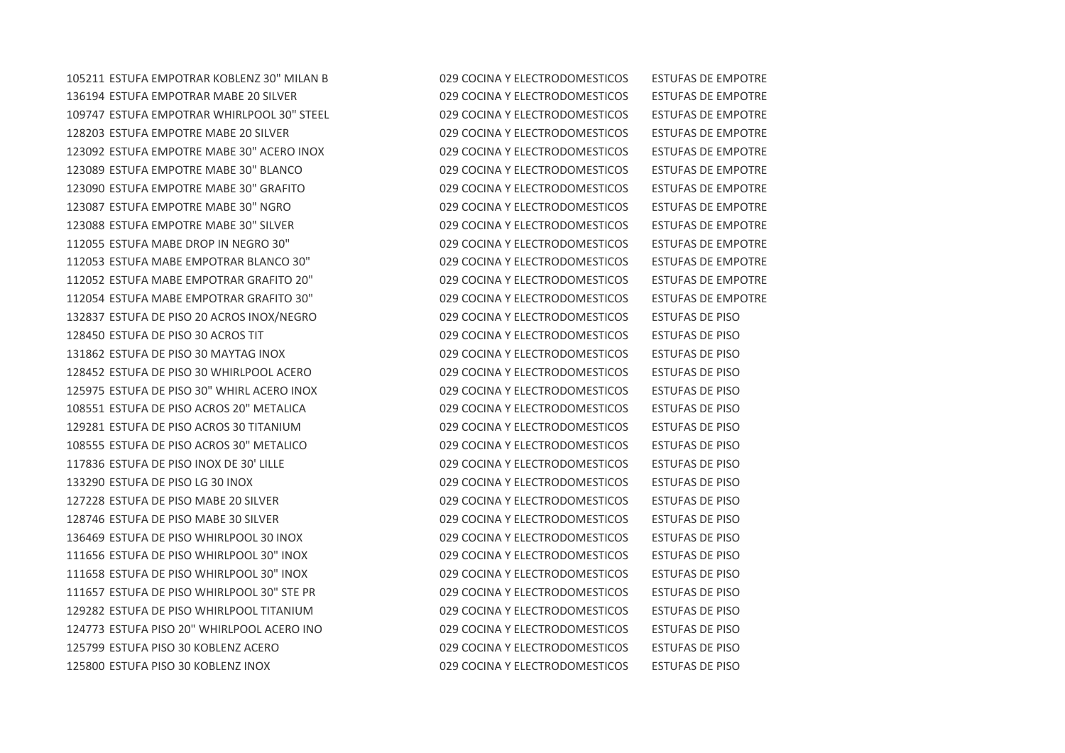| | | | |
|---|---|---|---|
| 105211 | ESTUFA EMPOTRAR KOBLENZ 30" MILAN B | 029 COCINA Y ELECTRODOMESTICOS | ESTUFAS DE EMPOTRE |
| 136194 | ESTUFA EMPOTRAR MABE 20 SILVER | 029 COCINA Y ELECTRODOMESTICOS | ESTUFAS DE EMPOTRE |
| 109747 | ESTUFA EMPOTRAR WHIRLPOOL 30" STEEL | 029 COCINA Y ELECTRODOMESTICOS | ESTUFAS DE EMPOTRE |
| 128203 | ESTUFA EMPOTRE MABE 20 SILVER | 029 COCINA Y ELECTRODOMESTICOS | ESTUFAS DE EMPOTRE |
| 123092 | ESTUFA EMPOTRE MABE 30" ACERO INOX | 029 COCINA Y ELECTRODOMESTICOS | ESTUFAS DE EMPOTRE |
| 123089 | ESTUFA EMPOTRE MABE 30" BLANCO | 029 COCINA Y ELECTRODOMESTICOS | ESTUFAS DE EMPOTRE |
| 123090 | ESTUFA EMPOTRE MABE 30" GRAFITO | 029 COCINA Y ELECTRODOMESTICOS | ESTUFAS DE EMPOTRE |
| 123087 | ESTUFA EMPOTRE MABE 30" NGRO | 029 COCINA Y ELECTRODOMESTICOS | ESTUFAS DE EMPOTRE |
| 123088 | ESTUFA EMPOTRE MABE 30" SILVER | 029 COCINA Y ELECTRODOMESTICOS | ESTUFAS DE EMPOTRE |
| 112055 | ESTUFA MABE DROP IN NEGRO 30" | 029 COCINA Y ELECTRODOMESTICOS | ESTUFAS DE EMPOTRE |
| 112053 | ESTUFA MABE EMPOTRAR BLANCO 30" | 029 COCINA Y ELECTRODOMESTICOS | ESTUFAS DE EMPOTRE |
| 112052 | ESTUFA MABE EMPOTRAR GRAFITO 20" | 029 COCINA Y ELECTRODOMESTICOS | ESTUFAS DE EMPOTRE |
| 112054 | ESTUFA MABE EMPOTRAR GRAFITO 30" | 029 COCINA Y ELECTRODOMESTICOS | ESTUFAS DE EMPOTRE |
| 132837 | ESTUFA DE PISO 20 ACROS INOX/NEGRO | 029 COCINA Y ELECTRODOMESTICOS | ESTUFAS DE PISO |
| 128450 | ESTUFA DE PISO 30 ACROS TIT | 029 COCINA Y ELECTRODOMESTICOS | ESTUFAS DE PISO |
| 131862 | ESTUFA DE PISO 30 MAYTAG INOX | 029 COCINA Y ELECTRODOMESTICOS | ESTUFAS DE PISO |
| 128452 | ESTUFA DE PISO 30 WHIRLPOOL ACERO | 029 COCINA Y ELECTRODOMESTICOS | ESTUFAS DE PISO |
| 125975 | ESTUFA DE PISO 30" WHIRL ACERO INOX | 029 COCINA Y ELECTRODOMESTICOS | ESTUFAS DE PISO |
| 108551 | ESTUFA DE PISO ACROS 20" METALICA | 029 COCINA Y ELECTRODOMESTICOS | ESTUFAS DE PISO |
| 129281 | ESTUFA DE PISO ACROS 30 TITANIUM | 029 COCINA Y ELECTRODOMESTICOS | ESTUFAS DE PISO |
| 108555 | ESTUFA DE PISO ACROS 30" METALICO | 029 COCINA Y ELECTRODOMESTICOS | ESTUFAS DE PISO |
| 117836 | ESTUFA DE PISO INOX DE 30' LILLE | 029 COCINA Y ELECTRODOMESTICOS | ESTUFAS DE PISO |
| 133290 | ESTUFA DE PISO LG 30 INOX | 029 COCINA Y ELECTRODOMESTICOS | ESTUFAS DE PISO |
| 127228 | ESTUFA DE PISO MABE 20 SILVER | 029 COCINA Y ELECTRODOMESTICOS | ESTUFAS DE PISO |
| 128746 | ESTUFA DE PISO MABE 30 SILVER | 029 COCINA Y ELECTRODOMESTICOS | ESTUFAS DE PISO |
| 136469 | ESTUFA DE PISO WHIRLPOOL 30 INOX | 029 COCINA Y ELECTRODOMESTICOS | ESTUFAS DE PISO |
| 111656 | ESTUFA DE PISO WHIRLPOOL 30" INOX | 029 COCINA Y ELECTRODOMESTICOS | ESTUFAS DE PISO |
| 111658 | ESTUFA DE PISO WHIRLPOOL 30" INOX | 029 COCINA Y ELECTRODOMESTICOS | ESTUFAS DE PISO |
| 111657 | ESTUFA DE PISO WHIRLPOOL 30" STE PR | 029 COCINA Y ELECTRODOMESTICOS | ESTUFAS DE PISO |
| 129282 | ESTUFA DE PISO WHIRLPOOL TITANIUM | 029 COCINA Y ELECTRODOMESTICOS | ESTUFAS DE PISO |
| 124773 | ESTUFA PISO 20" WHIRLPOOL ACERO INO | 029 COCINA Y ELECTRODOMESTICOS | ESTUFAS DE PISO |
| 125799 | ESTUFA PISO 30 KOBLENZ ACERO | 029 COCINA Y ELECTRODOMESTICOS | ESTUFAS DE PISO |
| 125800 | ESTUFA PISO 30 KOBLENZ INOX | 029 COCINA Y ELECTRODOMESTICOS | ESTUFAS DE PISO |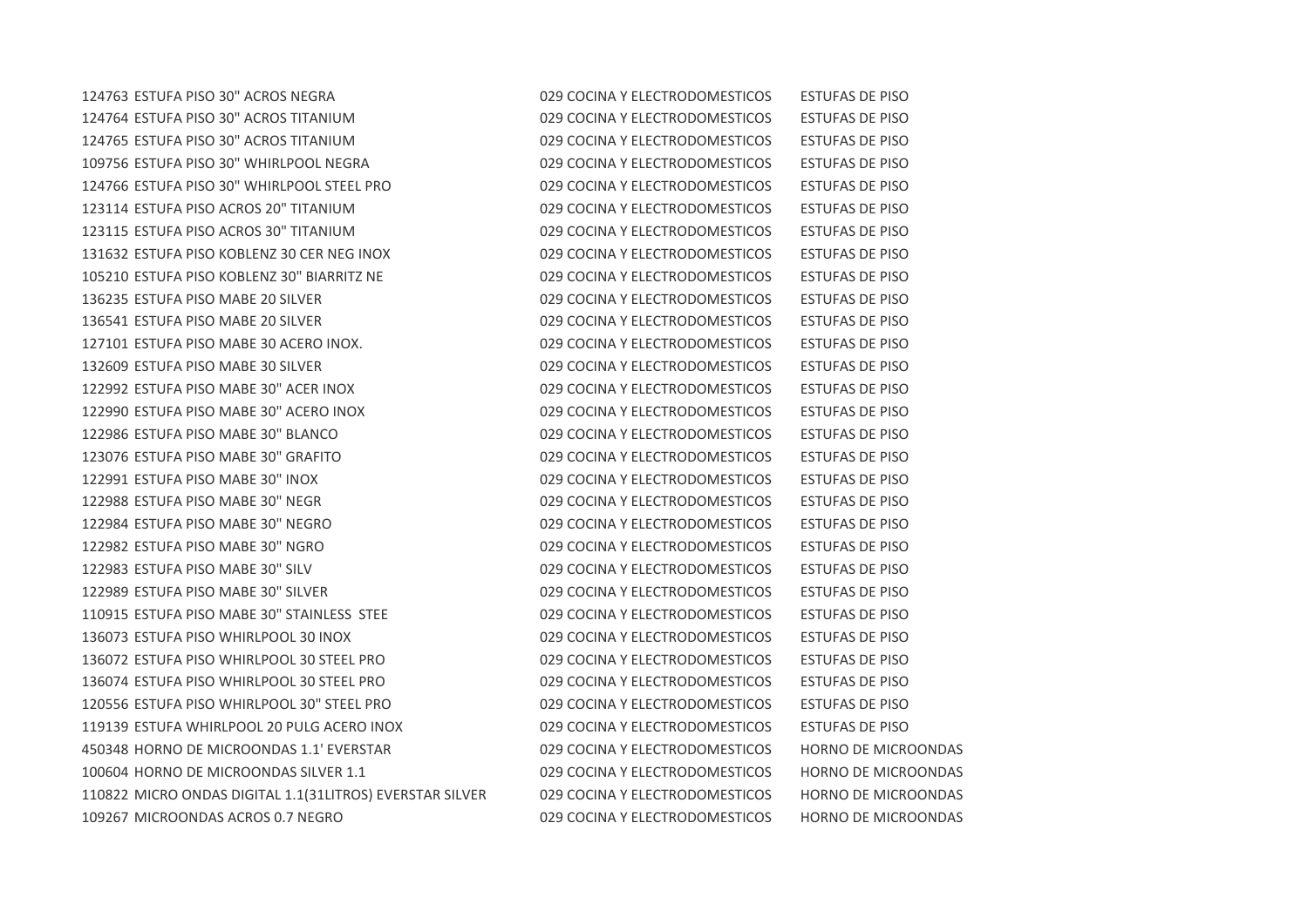| | | | |
|---|---|---|---|
| 124763 | ESTUFA PISO 30" ACROS NEGRA | 029 COCINA Y ELECTRODOMESTICOS | ESTUFAS DE PISO |
| 124764 | ESTUFA PISO 30" ACROS TITANIUM | 029 COCINA Y ELECTRODOMESTICOS | ESTUFAS DE PISO |
| 124765 | ESTUFA PISO 30" ACROS TITANIUM | 029 COCINA Y ELECTRODOMESTICOS | ESTUFAS DE PISO |
| 109756 | ESTUFA PISO 30" WHIRLPOOL NEGRA | 029 COCINA Y ELECTRODOMESTICOS | ESTUFAS DE PISO |
| 124766 | ESTUFA PISO 30" WHIRLPOOL STEEL PRO | 029 COCINA Y ELECTRODOMESTICOS | ESTUFAS DE PISO |
| 123114 | ESTUFA PISO ACROS 20" TITANIUM | 029 COCINA Y ELECTRODOMESTICOS | ESTUFAS DE PISO |
| 123115 | ESTUFA PISO ACROS 30" TITANIUM | 029 COCINA Y ELECTRODOMESTICOS | ESTUFAS DE PISO |
| 131632 | ESTUFA PISO KOBLENZ 30 CER NEG INOX | 029 COCINA Y ELECTRODOMESTICOS | ESTUFAS DE PISO |
| 105210 | ESTUFA PISO KOBLENZ 30" BIARRITZ NE | 029 COCINA Y ELECTRODOMESTICOS | ESTUFAS DE PISO |
| 136235 | ESTUFA PISO MABE 20 SILVER | 029 COCINA Y ELECTRODOMESTICOS | ESTUFAS DE PISO |
| 136541 | ESTUFA PISO MABE 20 SILVER | 029 COCINA Y ELECTRODOMESTICOS | ESTUFAS DE PISO |
| 127101 | ESTUFA PISO MABE 30 ACERO INOX. | 029 COCINA Y ELECTRODOMESTICOS | ESTUFAS DE PISO |
| 132609 | ESTUFA PISO MABE 30 SILVER | 029 COCINA Y ELECTRODOMESTICOS | ESTUFAS DE PISO |
| 122992 | ESTUFA PISO MABE 30" ACER INOX | 029 COCINA Y ELECTRODOMESTICOS | ESTUFAS DE PISO |
| 122990 | ESTUFA PISO MABE 30" ACERO INOX | 029 COCINA Y ELECTRODOMESTICOS | ESTUFAS DE PISO |
| 122986 | ESTUFA PISO MABE 30" BLANCO | 029 COCINA Y ELECTRODOMESTICOS | ESTUFAS DE PISO |
| 123076 | ESTUFA PISO MABE 30" GRAFITO | 029 COCINA Y ELECTRODOMESTICOS | ESTUFAS DE PISO |
| 122991 | ESTUFA PISO MABE 30" INOX | 029 COCINA Y ELECTRODOMESTICOS | ESTUFAS DE PISO |
| 122988 | ESTUFA PISO MABE 30" NEGR | 029 COCINA Y ELECTRODOMESTICOS | ESTUFAS DE PISO |
| 122984 | ESTUFA PISO MABE 30" NEGRO | 029 COCINA Y ELECTRODOMESTICOS | ESTUFAS DE PISO |
| 122982 | ESTUFA PISO MABE 30" NGRO | 029 COCINA Y ELECTRODOMESTICOS | ESTUFAS DE PISO |
| 122983 | ESTUFA PISO MABE 30" SILV | 029 COCINA Y ELECTRODOMESTICOS | ESTUFAS DE PISO |
| 122989 | ESTUFA PISO MABE 30" SILVER | 029 COCINA Y ELECTRODOMESTICOS | ESTUFAS DE PISO |
| 110915 | ESTUFA PISO MABE 30" STAINLESS STEE | 029 COCINA Y ELECTRODOMESTICOS | ESTUFAS DE PISO |
| 136073 | ESTUFA PISO WHIRLPOOL 30 INOX | 029 COCINA Y ELECTRODOMESTICOS | ESTUFAS DE PISO |
| 136072 | ESTUFA PISO WHIRLPOOL 30 STEEL PRO | 029 COCINA Y ELECTRODOMESTICOS | ESTUFAS DE PISO |
| 136074 | ESTUFA PISO WHIRLPOOL 30 STEEL PRO | 029 COCINA Y ELECTRODOMESTICOS | ESTUFAS DE PISO |
| 120556 | ESTUFA PISO WHIRLPOOL 30" STEEL PRO | 029 COCINA Y ELECTRODOMESTICOS | ESTUFAS DE PISO |
| 119139 | ESTUFA WHIRLPOOL 20 PULG ACERO INOX | 029 COCINA Y ELECTRODOMESTICOS | ESTUFAS DE PISO |
| 450348 | HORNO DE MICROONDAS 1.1' EVERSTAR | 029 COCINA Y ELECTRODOMESTICOS | HORNO DE MICROONDAS |
| 100604 | HORNO DE MICROONDAS SILVER 1.1 | 029 COCINA Y ELECTRODOMESTICOS | HORNO DE MICROONDAS |
| 110822 | MICRO ONDAS DIGITAL 1.1(31LITROS) EVERSTAR SILVER | 029 COCINA Y ELECTRODOMESTICOS | HORNO DE MICROONDAS |
| 109267 | MICROONDAS ACROS 0.7 NEGRO | 029 COCINA Y ELECTRODOMESTICOS | HORNO DE MICROONDAS |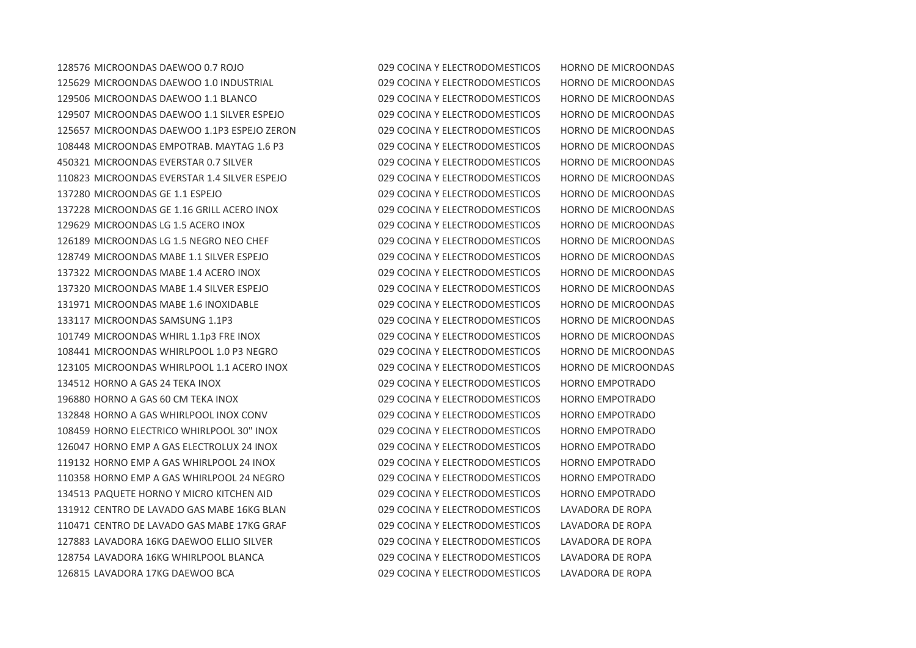| | | | |
|---|---|---|---|
| 128576 | MICROONDAS DAEWOO 0.7 ROJO | 029 COCINA Y ELECTRODOMESTICOS | HORNO DE MICROONDAS |
| 125629 | MICROONDAS DAEWOO 1.0 INDUSTRIAL | 029 COCINA Y ELECTRODOMESTICOS | HORNO DE MICROONDAS |
| 129506 | MICROONDAS DAEWOO 1.1 BLANCO | 029 COCINA Y ELECTRODOMESTICOS | HORNO DE MICROONDAS |
| 129507 | MICROONDAS DAEWOO 1.1 SILVER ESPEJO | 029 COCINA Y ELECTRODOMESTICOS | HORNO DE MICROONDAS |
| 125657 | MICROONDAS DAEWOO 1.1P3 ESPEJO ZERON | 029 COCINA Y ELECTRODOMESTICOS | HORNO DE MICROONDAS |
| 108448 | MICROONDAS EMPOTRAB. MAYTAG 1.6 P3 | 029 COCINA Y ELECTRODOMESTICOS | HORNO DE MICROONDAS |
| 450321 | MICROONDAS EVERSTAR 0.7 SILVER | 029 COCINA Y ELECTRODOMESTICOS | HORNO DE MICROONDAS |
| 110823 | MICROONDAS EVERSTAR 1.4 SILVER ESPEJO | 029 COCINA Y ELECTRODOMESTICOS | HORNO DE MICROONDAS |
| 137280 | MICROONDAS GE 1.1 ESPEJO | 029 COCINA Y ELECTRODOMESTICOS | HORNO DE MICROONDAS |
| 137228 | MICROONDAS GE 1.16 GRILL ACERO INOX | 029 COCINA Y ELECTRODOMESTICOS | HORNO DE MICROONDAS |
| 129629 | MICROONDAS LG 1.5 ACERO INOX | 029 COCINA Y ELECTRODOMESTICOS | HORNO DE MICROONDAS |
| 126189 | MICROONDAS LG 1.5 NEGRO NEO CHEF | 029 COCINA Y ELECTRODOMESTICOS | HORNO DE MICROONDAS |
| 128749 | MICROONDAS MABE 1.1 SILVER ESPEJO | 029 COCINA Y ELECTRODOMESTICOS | HORNO DE MICROONDAS |
| 137322 | MICROONDAS MABE 1.4 ACERO INOX | 029 COCINA Y ELECTRODOMESTICOS | HORNO DE MICROONDAS |
| 137320 | MICROONDAS MABE 1.4 SILVER ESPEJO | 029 COCINA Y ELECTRODOMESTICOS | HORNO DE MICROONDAS |
| 131971 | MICROONDAS MABE 1.6 INOXIDABLE | 029 COCINA Y ELECTRODOMESTICOS | HORNO DE MICROONDAS |
| 133117 | MICROONDAS SAMSUNG 1.1P3 | 029 COCINA Y ELECTRODOMESTICOS | HORNO DE MICROONDAS |
| 101749 | MICROONDAS WHIRL 1.1p3 FRE INOX | 029 COCINA Y ELECTRODOMESTICOS | HORNO DE MICROONDAS |
| 108441 | MICROONDAS WHIRLPOOL 1.0 P3 NEGRO | 029 COCINA Y ELECTRODOMESTICOS | HORNO DE MICROONDAS |
| 123105 | MICROONDAS WHIRLPOOL 1.1 ACERO INOX | 029 COCINA Y ELECTRODOMESTICOS | HORNO DE MICROONDAS |
| 134512 | HORNO A GAS 24 TEKA INOX | 029 COCINA Y ELECTRODOMESTICOS | HORNO EMPOTRADO |
| 196880 | HORNO A GAS 60 CM TEKA INOX | 029 COCINA Y ELECTRODOMESTICOS | HORNO EMPOTRADO |
| 132848 | HORNO A GAS WHIRLPOOL INOX CONV | 029 COCINA Y ELECTRODOMESTICOS | HORNO EMPOTRADO |
| 108459 | HORNO ELECTRICO WHIRLPOOL 30" INOX | 029 COCINA Y ELECTRODOMESTICOS | HORNO EMPOTRADO |
| 126047 | HORNO EMP A GAS ELECTROLUX 24 INOX | 029 COCINA Y ELECTRODOMESTICOS | HORNO EMPOTRADO |
| 119132 | HORNO EMP A GAS WHIRLPOOL 24 INOX | 029 COCINA Y ELECTRODOMESTICOS | HORNO EMPOTRADO |
| 110358 | HORNO EMP A GAS WHIRLPOOL 24 NEGRO | 029 COCINA Y ELECTRODOMESTICOS | HORNO EMPOTRADO |
| 134513 | PAQUETE HORNO Y MICRO KITCHEN AID | 029 COCINA Y ELECTRODOMESTICOS | HORNO EMPOTRADO |
| 131912 | CENTRO DE LAVADO GAS MABE 16KG BLAN | 029 COCINA Y ELECTRODOMESTICOS | LAVADORA DE ROPA |
| 110471 | CENTRO DE LAVADO GAS MABE 17KG GRAF | 029 COCINA Y ELECTRODOMESTICOS | LAVADORA DE ROPA |
| 127883 | LAVADORA 16KG DAEWOO ELLIO SILVER | 029 COCINA Y ELECTRODOMESTICOS | LAVADORA DE ROPA |
| 128754 | LAVADORA 16KG WHIRLPOOL BLANCA | 029 COCINA Y ELECTRODOMESTICOS | LAVADORA DE ROPA |
| 126815 | LAVADORA 17KG DAEWOO BCA | 029 COCINA Y ELECTRODOMESTICOS | LAVADORA DE ROPA |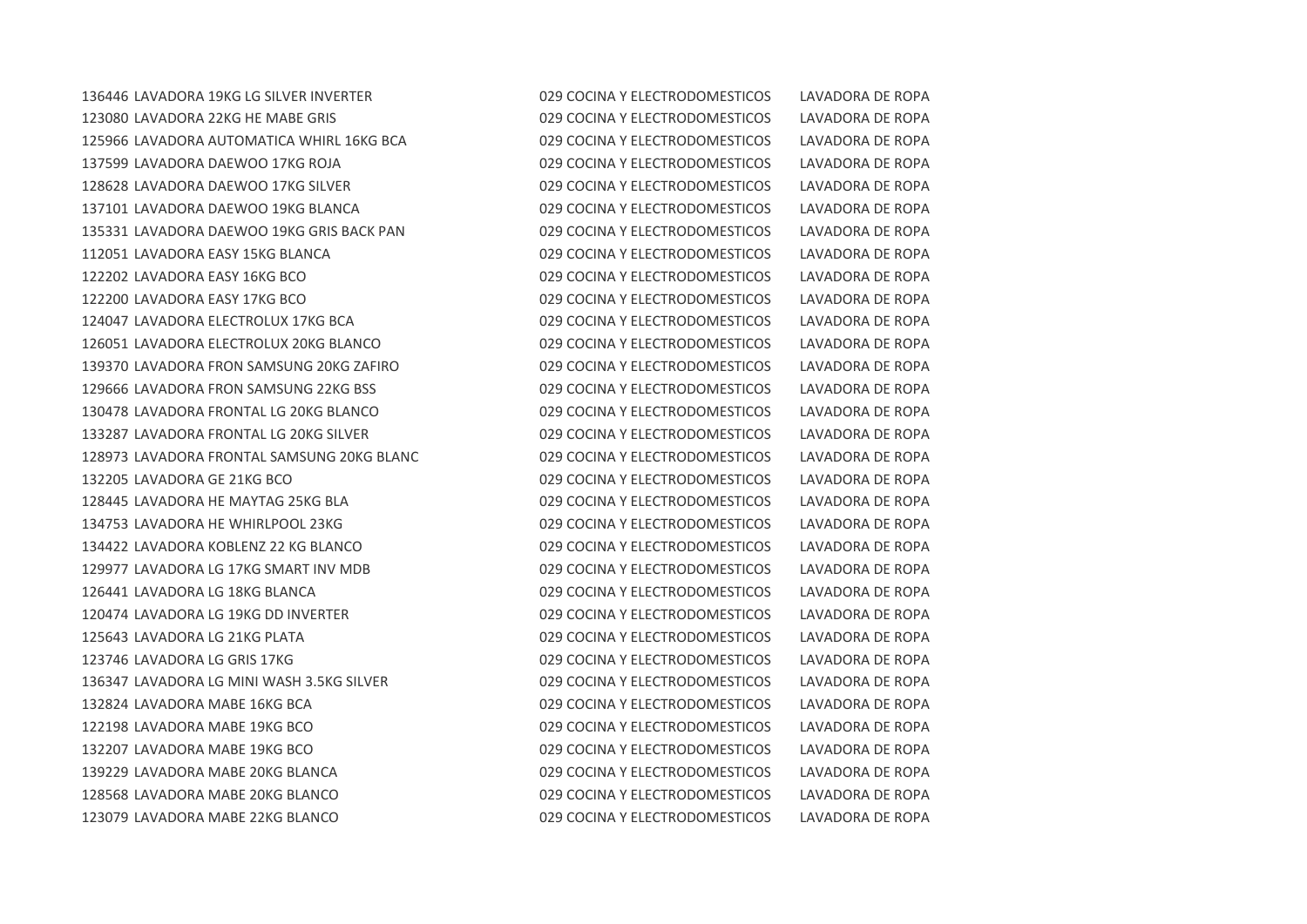| | | | |
|---|---|---|---|
| 136446 | LAVADORA 19KG LG SILVER INVERTER | 029 COCINA Y ELECTRODOMESTICOS | LAVADORA DE ROPA |
| 123080 | LAVADORA 22KG HE MABE GRIS | 029 COCINA Y ELECTRODOMESTICOS | LAVADORA DE ROPA |
| 125966 | LAVADORA AUTOMATICA WHIRL 16KG BCA | 029 COCINA Y ELECTRODOMESTICOS | LAVADORA DE ROPA |
| 137599 | LAVADORA DAEWOO 17KG ROJA | 029 COCINA Y ELECTRODOMESTICOS | LAVADORA DE ROPA |
| 128628 | LAVADORA DAEWOO 17KG SILVER | 029 COCINA Y ELECTRODOMESTICOS | LAVADORA DE ROPA |
| 137101 | LAVADORA DAEWOO 19KG BLANCA | 029 COCINA Y ELECTRODOMESTICOS | LAVADORA DE ROPA |
| 135331 | LAVADORA DAEWOO 19KG GRIS BACK PAN | 029 COCINA Y ELECTRODOMESTICOS | LAVADORA DE ROPA |
| 112051 | LAVADORA EASY 15KG BLANCA | 029 COCINA Y ELECTRODOMESTICOS | LAVADORA DE ROPA |
| 122202 | LAVADORA EASY 16KG BCO | 029 COCINA Y ELECTRODOMESTICOS | LAVADORA DE ROPA |
| 122200 | LAVADORA EASY 17KG BCO | 029 COCINA Y ELECTRODOMESTICOS | LAVADORA DE ROPA |
| 124047 | LAVADORA ELECTROLUX 17KG BCA | 029 COCINA Y ELECTRODOMESTICOS | LAVADORA DE ROPA |
| 126051 | LAVADORA ELECTROLUX 20KG BLANCO | 029 COCINA Y ELECTRODOMESTICOS | LAVADORA DE ROPA |
| 139370 | LAVADORA FRON SAMSUNG 20KG ZAFIRO | 029 COCINA Y ELECTRODOMESTICOS | LAVADORA DE ROPA |
| 129666 | LAVADORA FRON SAMSUNG 22KG BSS | 029 COCINA Y ELECTRODOMESTICOS | LAVADORA DE ROPA |
| 130478 | LAVADORA FRONTAL LG 20KG BLANCO | 029 COCINA Y ELECTRODOMESTICOS | LAVADORA DE ROPA |
| 133287 | LAVADORA FRONTAL LG 20KG SILVER | 029 COCINA Y ELECTRODOMESTICOS | LAVADORA DE ROPA |
| 128973 | LAVADORA FRONTAL SAMSUNG 20KG BLANC | 029 COCINA Y ELECTRODOMESTICOS | LAVADORA DE ROPA |
| 132205 | LAVADORA GE 21KG BCO | 029 COCINA Y ELECTRODOMESTICOS | LAVADORA DE ROPA |
| 128445 | LAVADORA HE MAYTAG 25KG BLA | 029 COCINA Y ELECTRODOMESTICOS | LAVADORA DE ROPA |
| 134753 | LAVADORA HE WHIRLPOOL 23KG | 029 COCINA Y ELECTRODOMESTICOS | LAVADORA DE ROPA |
| 134422 | LAVADORA KOBLENZ 22 KG BLANCO | 029 COCINA Y ELECTRODOMESTICOS | LAVADORA DE ROPA |
| 129977 | LAVADORA LG 17KG SMART INV MDB | 029 COCINA Y ELECTRODOMESTICOS | LAVADORA DE ROPA |
| 126441 | LAVADORA LG 18KG BLANCA | 029 COCINA Y ELECTRODOMESTICOS | LAVADORA DE ROPA |
| 120474 | LAVADORA LG 19KG DD INVERTER | 029 COCINA Y ELECTRODOMESTICOS | LAVADORA DE ROPA |
| 125643 | LAVADORA LG 21KG PLATA | 029 COCINA Y ELECTRODOMESTICOS | LAVADORA DE ROPA |
| 123746 | LAVADORA LG GRIS 17KG | 029 COCINA Y ELECTRODOMESTICOS | LAVADORA DE ROPA |
| 136347 | LAVADORA LG MINI WASH 3.5KG SILVER | 029 COCINA Y ELECTRODOMESTICOS | LAVADORA DE ROPA |
| 132824 | LAVADORA MABE 16KG BCA | 029 COCINA Y ELECTRODOMESTICOS | LAVADORA DE ROPA |
| 122198 | LAVADORA MABE 19KG BCO | 029 COCINA Y ELECTRODOMESTICOS | LAVADORA DE ROPA |
| 132207 | LAVADORA MABE 19KG BCO | 029 COCINA Y ELECTRODOMESTICOS | LAVADORA DE ROPA |
| 139229 | LAVADORA MABE 20KG BLANCA | 029 COCINA Y ELECTRODOMESTICOS | LAVADORA DE ROPA |
| 128568 | LAVADORA MABE 20KG BLANCO | 029 COCINA Y ELECTRODOMESTICOS | LAVADORA DE ROPA |
| 123079 | LAVADORA MABE 22KG BLANCO | 029 COCINA Y ELECTRODOMESTICOS | LAVADORA DE ROPA |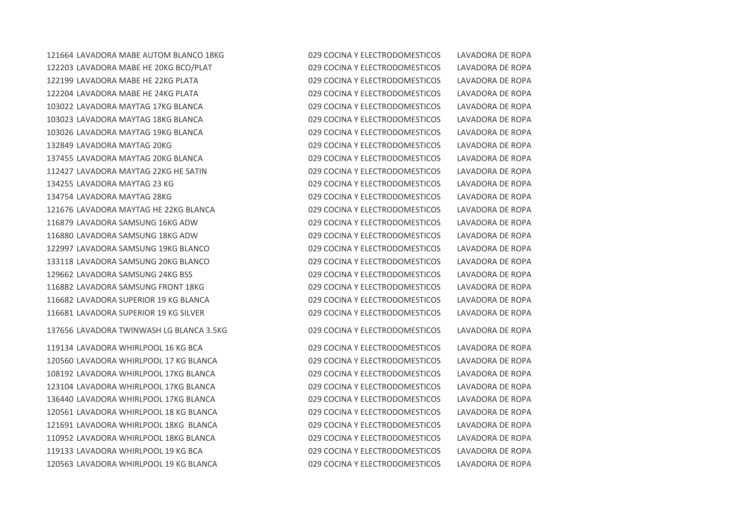| | | | |
|---|---|---|---|
| 121664 | LAVADORA MABE AUTOM BLANCO 18KG | 029 COCINA Y ELECTRODOMESTICOS | LAVADORA DE ROPA |
| 122203 | LAVADORA MABE HE 20KG BCO/PLAT | 029 COCINA Y ELECTRODOMESTICOS | LAVADORA DE ROPA |
| 122199 | LAVADORA MABE HE 22KG PLATA | 029 COCINA Y ELECTRODOMESTICOS | LAVADORA DE ROPA |
| 122204 | LAVADORA MABE HE 24KG PLATA | 029 COCINA Y ELECTRODOMESTICOS | LAVADORA DE ROPA |
| 103022 | LAVADORA MAYTAG 17KG BLANCA | 029 COCINA Y ELECTRODOMESTICOS | LAVADORA DE ROPA |
| 103023 | LAVADORA MAYTAG 18KG BLANCA | 029 COCINA Y ELECTRODOMESTICOS | LAVADORA DE ROPA |
| 103026 | LAVADORA MAYTAG 19KG BLANCA | 029 COCINA Y ELECTRODOMESTICOS | LAVADORA DE ROPA |
| 132849 | LAVADORA MAYTAG 20KG | 029 COCINA Y ELECTRODOMESTICOS | LAVADORA DE ROPA |
| 137455 | LAVADORA MAYTAG 20KG BLANCA | 029 COCINA Y ELECTRODOMESTICOS | LAVADORA DE ROPA |
| 112427 | LAVADORA MAYTAG 22KG HE SATIN | 029 COCINA Y ELECTRODOMESTICOS | LAVADORA DE ROPA |
| 134255 | LAVADORA MAYTAG 23 KG | 029 COCINA Y ELECTRODOMESTICOS | LAVADORA DE ROPA |
| 134754 | LAVADORA MAYTAG 28KG | 029 COCINA Y ELECTRODOMESTICOS | LAVADORA DE ROPA |
| 121676 | LAVADORA MAYTAG HE 22KG BLANCA | 029 COCINA Y ELECTRODOMESTICOS | LAVADORA DE ROPA |
| 116879 | LAVADORA SAMSUNG 16KG ADW | 029 COCINA Y ELECTRODOMESTICOS | LAVADORA DE ROPA |
| 116880 | LAVADORA SAMSUNG 18KG ADW | 029 COCINA Y ELECTRODOMESTICOS | LAVADORA DE ROPA |
| 122997 | LAVADORA SAMSUNG 19KG BLANCO | 029 COCINA Y ELECTRODOMESTICOS | LAVADORA DE ROPA |
| 133118 | LAVADORA SAMSUNG 20KG BLANCO | 029 COCINA Y ELECTRODOMESTICOS | LAVADORA DE ROPA |
| 129662 | LAVADORA SAMSUNG 24KG BSS | 029 COCINA Y ELECTRODOMESTICOS | LAVADORA DE ROPA |
| 116882 | LAVADORA SAMSUNG FRONT 18KG | 029 COCINA Y ELECTRODOMESTICOS | LAVADORA DE ROPA |
| 116682 | LAVADORA SUPERIOR 19 KG BLANCA | 029 COCINA Y ELECTRODOMESTICOS | LAVADORA DE ROPA |
| 116681 | LAVADORA SUPERIOR 19 KG SILVER | 029 COCINA Y ELECTRODOMESTICOS | LAVADORA DE ROPA |
| 137656 | LAVADORA TWINWASH LG BLANCA 3.5KG | 029 COCINA Y ELECTRODOMESTICOS | LAVADORA DE ROPA |
| 119134 | LAVADORA WHIRLPOOL 16 KG BCA | 029 COCINA Y ELECTRODOMESTICOS | LAVADORA DE ROPA |
| 120560 | LAVADORA WHIRLPOOL 17 KG BLANCA | 029 COCINA Y ELECTRODOMESTICOS | LAVADORA DE ROPA |
| 108192 | LAVADORA WHIRLPOOL 17KG BLANCA | 029 COCINA Y ELECTRODOMESTICOS | LAVADORA DE ROPA |
| 123104 | LAVADORA WHIRLPOOL 17KG BLANCA | 029 COCINA Y ELECTRODOMESTICOS | LAVADORA DE ROPA |
| 136440 | LAVADORA WHIRLPOOL 17KG BLANCA | 029 COCINA Y ELECTRODOMESTICOS | LAVADORA DE ROPA |
| 120561 | LAVADORA WHIRLPOOL 18 KG BLANCA | 029 COCINA Y ELECTRODOMESTICOS | LAVADORA DE ROPA |
| 121691 | LAVADORA WHIRLPOOL 18KG BLANCA | 029 COCINA Y ELECTRODOMESTICOS | LAVADORA DE ROPA |
| 110952 | LAVADORA WHIRLPOOL 18KG BLANCA | 029 COCINA Y ELECTRODOMESTICOS | LAVADORA DE ROPA |
| 119133 | LAVADORA WHIRLPOOL 19 KG BCA | 029 COCINA Y ELECTRODOMESTICOS | LAVADORA DE ROPA |
| 120563 | LAVADORA WHIRLPOOL 19 KG BLANCA | 029 COCINA Y ELECTRODOMESTICOS | LAVADORA DE ROPA |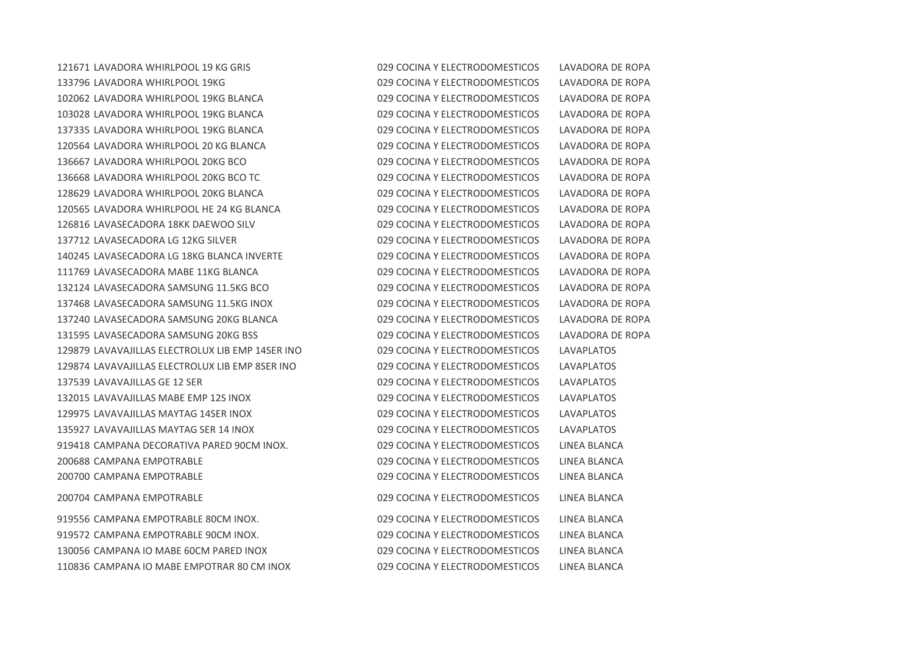| | | | |
|---|---|---|---|
| 121671 | LAVADORA WHIRLPOOL 19 KG GRIS | 029 COCINA Y ELECTRODOMESTICOS | LAVADORA DE ROPA |
| 133796 | LAVADORA WHIRLPOOL 19KG | 029 COCINA Y ELECTRODOMESTICOS | LAVADORA DE ROPA |
| 102062 | LAVADORA WHIRLPOOL 19KG BLANCA | 029 COCINA Y ELECTRODOMESTICOS | LAVADORA DE ROPA |
| 103028 | LAVADORA WHIRLPOOL 19KG BLANCA | 029 COCINA Y ELECTRODOMESTICOS | LAVADORA DE ROPA |
| 137335 | LAVADORA WHIRLPOOL 19KG BLANCA | 029 COCINA Y ELECTRODOMESTICOS | LAVADORA DE ROPA |
| 120564 | LAVADORA WHIRLPOOL 20 KG BLANCA | 029 COCINA Y ELECTRODOMESTICOS | LAVADORA DE ROPA |
| 136667 | LAVADORA WHIRLPOOL 20KG BCO | 029 COCINA Y ELECTRODOMESTICOS | LAVADORA DE ROPA |
| 136668 | LAVADORA WHIRLPOOL 20KG BCO TC | 029 COCINA Y ELECTRODOMESTICOS | LAVADORA DE ROPA |
| 128629 | LAVADORA WHIRLPOOL 20KG BLANCA | 029 COCINA Y ELECTRODOMESTICOS | LAVADORA DE ROPA |
| 120565 | LAVADORA WHIRLPOOL HE 24 KG BLANCA | 029 COCINA Y ELECTRODOMESTICOS | LAVADORA DE ROPA |
| 126816 | LAVASECADORA 18KK DAEWOO SILV | 029 COCINA Y ELECTRODOMESTICOS | LAVADORA DE ROPA |
| 137712 | LAVASECADORA LG 12KG SILVER | 029 COCINA Y ELECTRODOMESTICOS | LAVADORA DE ROPA |
| 140245 | LAVASECADORA LG 18KG BLANCA INVERTE | 029 COCINA Y ELECTRODOMESTICOS | LAVADORA DE ROPA |
| 111769 | LAVASECADORA MABE 11KG BLANCA | 029 COCINA Y ELECTRODOMESTICOS | LAVADORA DE ROPA |
| 132124 | LAVASECADORA SAMSUNG 11.5KG BCO | 029 COCINA Y ELECTRODOMESTICOS | LAVADORA DE ROPA |
| 137468 | LAVASECADORA SAMSUNG 11.5KG INOX | 029 COCINA Y ELECTRODOMESTICOS | LAVADORA DE ROPA |
| 137240 | LAVASECADORA SAMSUNG 20KG BLANCA | 029 COCINA Y ELECTRODOMESTICOS | LAVADORA DE ROPA |
| 131595 | LAVASECADORA SAMSUNG 20KG BSS | 029 COCINA Y ELECTRODOMESTICOS | LAVADORA DE ROPA |
| 129879 | LAVAVAJILLAS ELECTROLUX LIB EMP 14SER INO | 029 COCINA Y ELECTRODOMESTICOS | LAVAPLATOS |
| 129874 | LAVAVAJILLAS ELECTROLUX LIB EMP 8SER INO | 029 COCINA Y ELECTRODOMESTICOS | LAVAPLATOS |
| 137539 | LAVAVAJILLAS GE 12 SER | 029 COCINA Y ELECTRODOMESTICOS | LAVAPLATOS |
| 132015 | LAVAVAJILLAS MABE EMP 12S INOX | 029 COCINA Y ELECTRODOMESTICOS | LAVAPLATOS |
| 129975 | LAVAVAJILLAS MAYTAG 14SER INOX | 029 COCINA Y ELECTRODOMESTICOS | LAVAPLATOS |
| 135927 | LAVAVAJILLAS MAYTAG SER 14 INOX | 029 COCINA Y ELECTRODOMESTICOS | LAVAPLATOS |
| 919418 | CAMPANA DECORATIVA PARED 90CM INOX. | 029 COCINA Y ELECTRODOMESTICOS | LINEA BLANCA |
| 200688 | CAMPANA EMPOTRABLE | 029 COCINA Y ELECTRODOMESTICOS | LINEA BLANCA |
| 200700 | CAMPANA EMPOTRABLE | 029 COCINA Y ELECTRODOMESTICOS | LINEA BLANCA |
| 200704 | CAMPANA EMPOTRABLE | 029 COCINA Y ELECTRODOMESTICOS | LINEA BLANCA |
| 919556 | CAMPANA EMPOTRABLE 80CM INOX. | 029 COCINA Y ELECTRODOMESTICOS | LINEA BLANCA |
| 919572 | CAMPANA EMPOTRABLE 90CM INOX. | 029 COCINA Y ELECTRODOMESTICOS | LINEA BLANCA |
| 130056 | CAMPANA IO MABE 60CM PARED INOX | 029 COCINA Y ELECTRODOMESTICOS | LINEA BLANCA |
| 110836 | CAMPANA IO MABE EMPOTRAR 80 CM INOX | 029 COCINA Y ELECTRODOMESTICOS | LINEA BLANCA |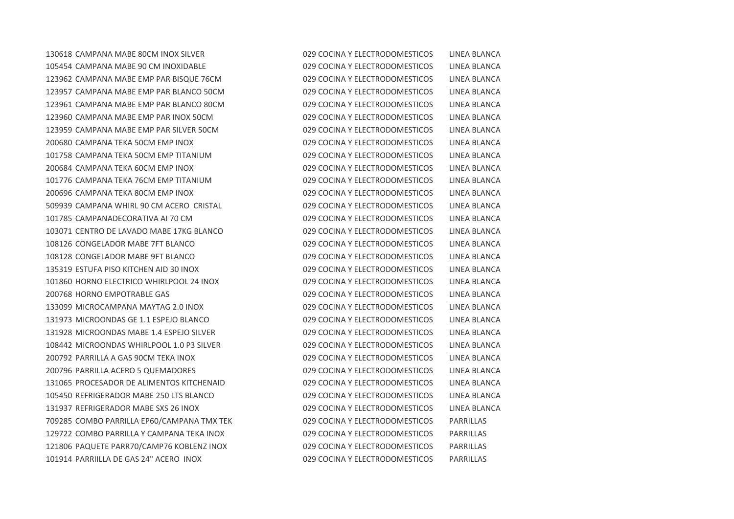| | | | |
|---|---|---|---|
| 130618 | CAMPANA MABE 80CM INOX SILVER | 029 COCINA Y ELECTRODOMESTICOS | LINEA BLANCA |
| 105454 | CAMPANA MABE 90 CM INOXIDABLE | 029 COCINA Y ELECTRODOMESTICOS | LINEA BLANCA |
| 123962 | CAMPANA MABE EMP PAR BISQUE 76CM | 029 COCINA Y ELECTRODOMESTICOS | LINEA BLANCA |
| 123957 | CAMPANA MABE EMP PAR BLANCO 50CM | 029 COCINA Y ELECTRODOMESTICOS | LINEA BLANCA |
| 123961 | CAMPANA MABE EMP PAR BLANCO 80CM | 029 COCINA Y ELECTRODOMESTICOS | LINEA BLANCA |
| 123960 | CAMPANA MABE EMP PAR INOX 50CM | 029 COCINA Y ELECTRODOMESTICOS | LINEA BLANCA |
| 123959 | CAMPANA MABE EMP PAR SILVER 50CM | 029 COCINA Y ELECTRODOMESTICOS | LINEA BLANCA |
| 200680 | CAMPANA TEKA 50CM EMP INOX | 029 COCINA Y ELECTRODOMESTICOS | LINEA BLANCA |
| 101758 | CAMPANA TEKA 50CM EMP TITANIUM | 029 COCINA Y ELECTRODOMESTICOS | LINEA BLANCA |
| 200684 | CAMPANA TEKA 60CM EMP INOX | 029 COCINA Y ELECTRODOMESTICOS | LINEA BLANCA |
| 101776 | CAMPANA TEKA 76CM EMP TITANIUM | 029 COCINA Y ELECTRODOMESTICOS | LINEA BLANCA |
| 200696 | CAMPANA TEKA 80CM EMP INOX | 029 COCINA Y ELECTRODOMESTICOS | LINEA BLANCA |
| 509939 | CAMPANA WHIRL 90 CM ACERO CRISTAL | 029 COCINA Y ELECTRODOMESTICOS | LINEA BLANCA |
| 101785 | CAMPANADECORATIVA AI 70 CM | 029 COCINA Y ELECTRODOMESTICOS | LINEA BLANCA |
| 103071 | CENTRO DE LAVADO MABE 17KG BLANCO | 029 COCINA Y ELECTRODOMESTICOS | LINEA BLANCA |
| 108126 | CONGELADOR MABE 7FT BLANCO | 029 COCINA Y ELECTRODOMESTICOS | LINEA BLANCA |
| 108128 | CONGELADOR MABE 9FT BLANCO | 029 COCINA Y ELECTRODOMESTICOS | LINEA BLANCA |
| 135319 | ESTUFA PISO KITCHEN AID 30 INOX | 029 COCINA Y ELECTRODOMESTICOS | LINEA BLANCA |
| 101860 | HORNO ELECTRICO WHIRLPOOL 24 INOX | 029 COCINA Y ELECTRODOMESTICOS | LINEA BLANCA |
| 200768 | HORNO EMPOTRABLE GAS | 029 COCINA Y ELECTRODOMESTICOS | LINEA BLANCA |
| 133099 | MICROCAMPANA MAYTAG 2.0 INOX | 029 COCINA Y ELECTRODOMESTICOS | LINEA BLANCA |
| 131973 | MICROONDAS GE 1.1 ESPEJO BLANCO | 029 COCINA Y ELECTRODOMESTICOS | LINEA BLANCA |
| 131928 | MICROONDAS MABE 1.4 ESPEJO SILVER | 029 COCINA Y ELECTRODOMESTICOS | LINEA BLANCA |
| 108442 | MICROONDAS WHIRLPOOL 1.0 P3 SILVER | 029 COCINA Y ELECTRODOMESTICOS | LINEA BLANCA |
| 200792 | PARRILLA A GAS 90CM TEKA INOX | 029 COCINA Y ELECTRODOMESTICOS | LINEA BLANCA |
| 200796 | PARRILLA ACERO 5 QUEMADORES | 029 COCINA Y ELECTRODOMESTICOS | LINEA BLANCA |
| 131065 | PROCESADOR DE ALIMENTOS KITCHENAID | 029 COCINA Y ELECTRODOMESTICOS | LINEA BLANCA |
| 105450 | REFRIGERADOR MABE 250 LTS BLANCO | 029 COCINA Y ELECTRODOMESTICOS | LINEA BLANCA |
| 131937 | REFRIGERADOR MABE SXS 26 INOX | 029 COCINA Y ELECTRODOMESTICOS | LINEA BLANCA |
| 709285 | COMBO PARRILLA EP60/CAMPANA TMX TEK | 029 COCINA Y ELECTRODOMESTICOS | PARRILLAS |
| 129722 | COMBO PARRILLA Y CAMPANA TEKA INOX | 029 COCINA Y ELECTRODOMESTICOS | PARRILLAS |
| 121806 | PAQUETE PARR70/CAMP76 KOBLENZ INOX | 029 COCINA Y ELECTRODOMESTICOS | PARRILLAS |
| 101914 | PARRIILLA DE GAS 24" ACERO INOX | 029 COCINA Y ELECTRODOMESTICOS | PARRILLAS |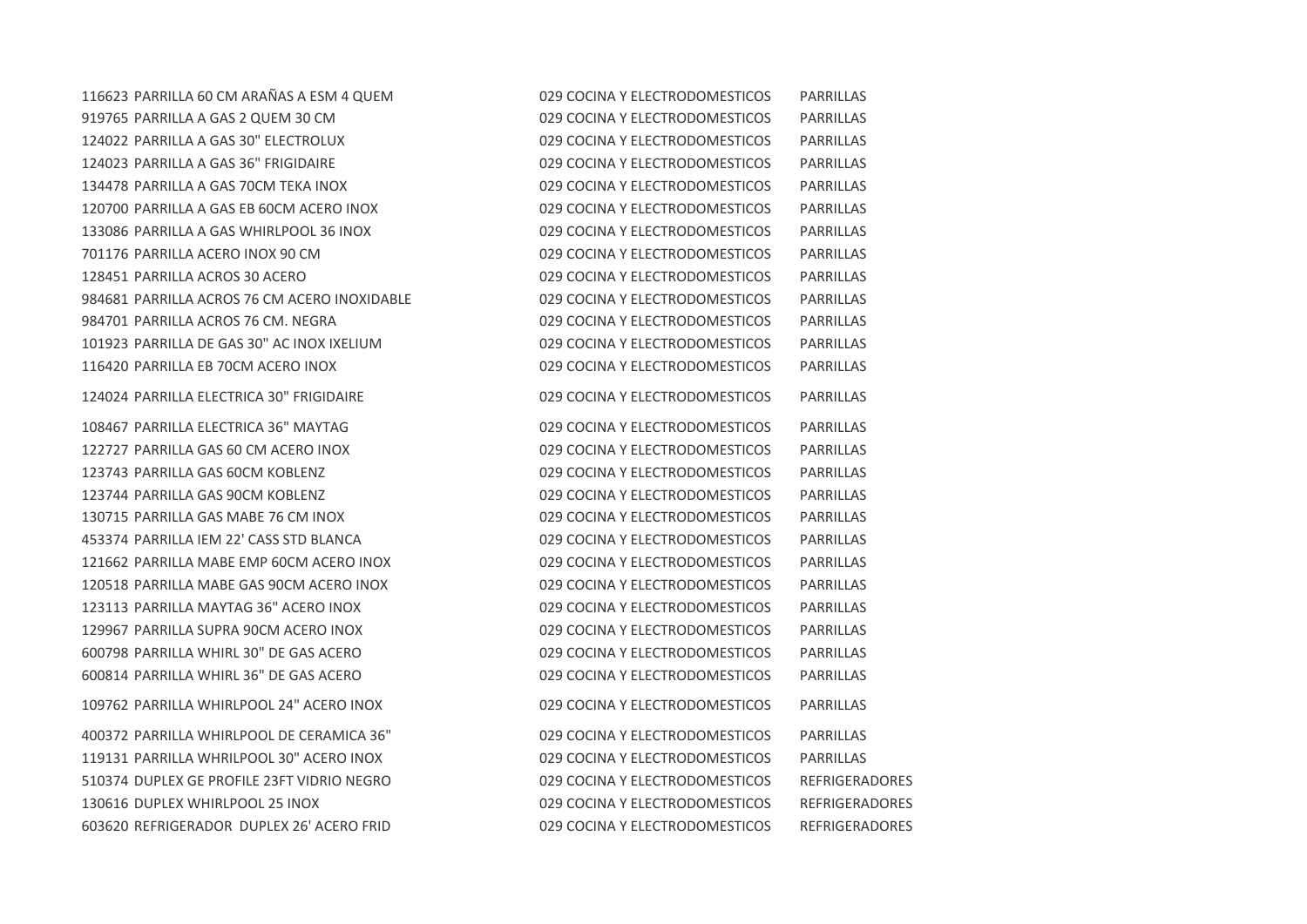| | | | |
|---|---|---|---|
| 116623 | PARRILLA 60 CM ARAÑAS A ESM 4 QUEM | 029 COCINA Y ELECTRODOMESTICOS | PARRILLAS |
| 919765 | PARRILLA A GAS 2 QUEM 30 CM | 029 COCINA Y ELECTRODOMESTICOS | PARRILLAS |
| 124022 | PARRILLA A GAS 30" ELECTROLUX | 029 COCINA Y ELECTRODOMESTICOS | PARRILLAS |
| 124023 | PARRILLA A GAS 36" FRIGIDAIRE | 029 COCINA Y ELECTRODOMESTICOS | PARRILLAS |
| 134478 | PARRILLA A GAS 70CM TEKA INOX | 029 COCINA Y ELECTRODOMESTICOS | PARRILLAS |
| 120700 | PARRILLA A GAS EB 60CM ACERO INOX | 029 COCINA Y ELECTRODOMESTICOS | PARRILLAS |
| 133086 | PARRILLA A GAS WHIRLPOOL 36 INOX | 029 COCINA Y ELECTRODOMESTICOS | PARRILLAS |
| 701176 | PARRILLA ACERO INOX 90 CM | 029 COCINA Y ELECTRODOMESTICOS | PARRILLAS |
| 128451 | PARRILLA ACROS 30 ACERO | 029 COCINA Y ELECTRODOMESTICOS | PARRILLAS |
| 984681 | PARRILLA ACROS 76 CM ACERO INOXIDABLE | 029 COCINA Y ELECTRODOMESTICOS | PARRILLAS |
| 984701 | PARRILLA ACROS 76 CM. NEGRA | 029 COCINA Y ELECTRODOMESTICOS | PARRILLAS |
| 101923 | PARRILLA DE GAS 30" AC INOX IXELIUM | 029 COCINA Y ELECTRODOMESTICOS | PARRILLAS |
| 116420 | PARRILLA EB 70CM ACERO INOX | 029 COCINA Y ELECTRODOMESTICOS | PARRILLAS |
| 124024 | PARRILLA ELECTRICA 30" FRIGIDAIRE | 029 COCINA Y ELECTRODOMESTICOS | PARRILLAS |
| 108467 | PARRILLA ELECTRICA 36" MAYTAG | 029 COCINA Y ELECTRODOMESTICOS | PARRILLAS |
| 122727 | PARRILLA GAS 60 CM ACERO INOX | 029 COCINA Y ELECTRODOMESTICOS | PARRILLAS |
| 123743 | PARRILLA GAS 60CM KOBLENZ | 029 COCINA Y ELECTRODOMESTICOS | PARRILLAS |
| 123744 | PARRILLA GAS 90CM KOBLENZ | 029 COCINA Y ELECTRODOMESTICOS | PARRILLAS |
| 130715 | PARRILLA GAS MABE 76 CM INOX | 029 COCINA Y ELECTRODOMESTICOS | PARRILLAS |
| 453374 | PARRILLA IEM 22' CASS STD BLANCA | 029 COCINA Y ELECTRODOMESTICOS | PARRILLAS |
| 121662 | PARRILLA MABE EMP 60CM ACERO INOX | 029 COCINA Y ELECTRODOMESTICOS | PARRILLAS |
| 120518 | PARRILLA MABE GAS 90CM ACERO INOX | 029 COCINA Y ELECTRODOMESTICOS | PARRILLAS |
| 123113 | PARRILLA MAYTAG 36" ACERO INOX | 029 COCINA Y ELECTRODOMESTICOS | PARRILLAS |
| 129967 | PARRILLA SUPRA 90CM ACERO INOX | 029 COCINA Y ELECTRODOMESTICOS | PARRILLAS |
| 600798 | PARRILLA WHIRL 30" DE GAS ACERO | 029 COCINA Y ELECTRODOMESTICOS | PARRILLAS |
| 600814 | PARRILLA WHIRL 36" DE GAS ACERO | 029 COCINA Y ELECTRODOMESTICOS | PARRILLAS |
| 109762 | PARRILLA WHIRLPOOL 24" ACERO INOX | 029 COCINA Y ELECTRODOMESTICOS | PARRILLAS |
| 400372 | PARRILLA WHIRLPOOL DE CERAMICA 36" | 029 COCINA Y ELECTRODOMESTICOS | PARRILLAS |
| 119131 | PARRILLA WHRILPOOL 30" ACERO INOX | 029 COCINA Y ELECTRODOMESTICOS | PARRILLAS |
| 510374 | DUPLEX GE PROFILE 23FT VIDRIO NEGRO | 029 COCINA Y ELECTRODOMESTICOS | REFRIGERADORES |
| 130616 | DUPLEX WHIRLPOOL 25 INOX | 029 COCINA Y ELECTRODOMESTICOS | REFRIGERADORES |
| 603620 | REFRIGERADOR DUPLEX 26' ACERO FRID | 029 COCINA Y ELECTRODOMESTICOS | REFRIGERADORES |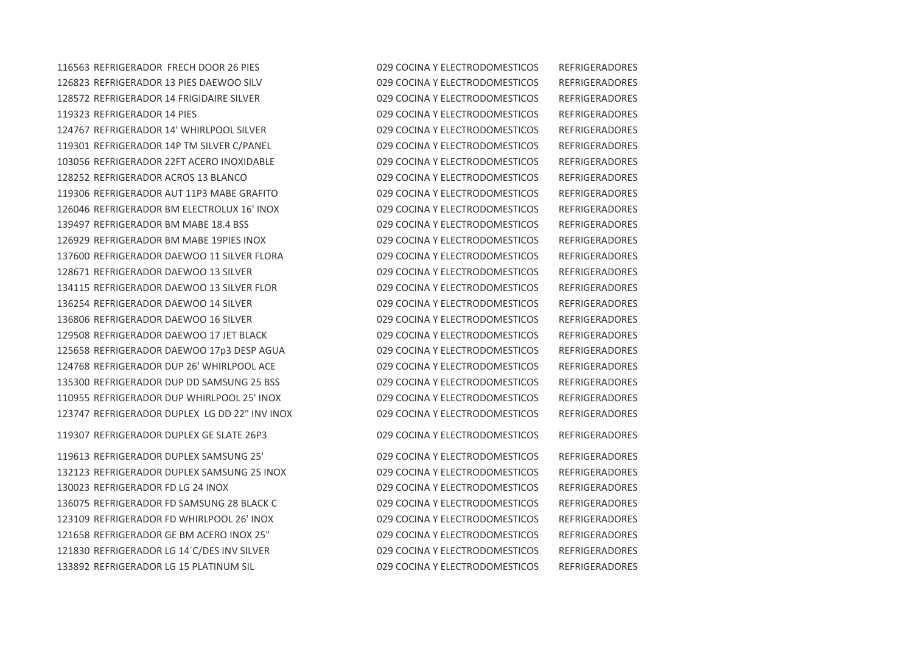| | | | |
|---|---|---|---|
| 116563 | REFRIGERADOR  FRECH DOOR 26 PIES | 029 COCINA Y ELECTRODOMESTICOS | REFRIGERADORES |
| 126823 | REFRIGERADOR 13 PIES DAEWOO SILV | 029 COCINA Y ELECTRODOMESTICOS | REFRIGERADORES |
| 128572 | REFRIGERADOR 14 FRIGIDAIRE SILVER | 029 COCINA Y ELECTRODOMESTICOS | REFRIGERADORES |
| 119323 | REFRIGERADOR 14 PIES | 029 COCINA Y ELECTRODOMESTICOS | REFRIGERADORES |
| 124767 | REFRIGERADOR 14' WHIRLPOOL SILVER | 029 COCINA Y ELECTRODOMESTICOS | REFRIGERADORES |
| 119301 | REFRIGERADOR 14P TM SILVER C/PANEL | 029 COCINA Y ELECTRODOMESTICOS | REFRIGERADORES |
| 103056 | REFRIGERADOR 22FT ACERO INOXIDABLE | 029 COCINA Y ELECTRODOMESTICOS | REFRIGERADORES |
| 128252 | REFRIGERADOR ACROS 13 BLANCO | 029 COCINA Y ELECTRODOMESTICOS | REFRIGERADORES |
| 119306 | REFRIGERADOR AUT 11P3 MABE GRAFITO | 029 COCINA Y ELECTRODOMESTICOS | REFRIGERADORES |
| 126046 | REFRIGERADOR BM ELECTROLUX 16' INOX | 029 COCINA Y ELECTRODOMESTICOS | REFRIGERADORES |
| 139497 | REFRIGERADOR BM MABE 18.4 BSS | 029 COCINA Y ELECTRODOMESTICOS | REFRIGERADORES |
| 126929 | REFRIGERADOR BM MABE 19PIES INOX | 029 COCINA Y ELECTRODOMESTICOS | REFRIGERADORES |
| 137600 | REFRIGERADOR DAEWOO 11 SILVER FLORA | 029 COCINA Y ELECTRODOMESTICOS | REFRIGERADORES |
| 128671 | REFRIGERADOR DAEWOO 13 SILVER | 029 COCINA Y ELECTRODOMESTICOS | REFRIGERADORES |
| 134115 | REFRIGERADOR DAEWOO 13 SILVER FLOR | 029 COCINA Y ELECTRODOMESTICOS | REFRIGERADORES |
| 136254 | REFRIGERADOR DAEWOO 14 SILVER | 029 COCINA Y ELECTRODOMESTICOS | REFRIGERADORES |
| 136806 | REFRIGERADOR DAEWOO 16 SILVER | 029 COCINA Y ELECTRODOMESTICOS | REFRIGERADORES |
| 129508 | REFRIGERADOR DAEWOO 17 JET BLACK | 029 COCINA Y ELECTRODOMESTICOS | REFRIGERADORES |
| 125658 | REFRIGERADOR DAEWOO 17p3 DESP AGUA | 029 COCINA Y ELECTRODOMESTICOS | REFRIGERADORES |
| 124768 | REFRIGERADOR DUP 26' WHIRLPOOL ACE | 029 COCINA Y ELECTRODOMESTICOS | REFRIGERADORES |
| 135300 | REFRIGERADOR DUP DD SAMSUNG 25 BSS | 029 COCINA Y ELECTRODOMESTICOS | REFRIGERADORES |
| 110955 | REFRIGERADOR DUP WHIRLPOOL 25' INOX | 029 COCINA Y ELECTRODOMESTICOS | REFRIGERADORES |
| 123747 | REFRIGERADOR DUPLEX  LG DD 22" INV INOX | 029 COCINA Y ELECTRODOMESTICOS | REFRIGERADORES |
| 119307 | REFRIGERADOR DUPLEX GE SLATE 26P3 | 029 COCINA Y ELECTRODOMESTICOS | REFRIGERADORES |
| 119613 | REFRIGERADOR DUPLEX SAMSUNG 25' | 029 COCINA Y ELECTRODOMESTICOS | REFRIGERADORES |
| 132123 | REFRIGERADOR DUPLEX SAMSUNG 25 INOX | 029 COCINA Y ELECTRODOMESTICOS | REFRIGERADORES |
| 130023 | REFRIGERADOR FD LG 24 INOX | 029 COCINA Y ELECTRODOMESTICOS | REFRIGERADORES |
| 136075 | REFRIGERADOR FD SAMSUNG 28 BLACK C | 029 COCINA Y ELECTRODOMESTICOS | REFRIGERADORES |
| 123109 | REFRIGERADOR FD WHIRLPOOL 26' INOX | 029 COCINA Y ELECTRODOMESTICOS | REFRIGERADORES |
| 121658 | REFRIGERADOR GE BM ACERO INOX 25" | 029 COCINA Y ELECTRODOMESTICOS | REFRIGERADORES |
| 121830 | REFRIGERADOR LG 14´C/DES INV SILVER | 029 COCINA Y ELECTRODOMESTICOS | REFRIGERADORES |
| 133892 | REFRIGERADOR LG 15 PLATINUM SIL | 029 COCINA Y ELECTRODOMESTICOS | REFRIGERADORES |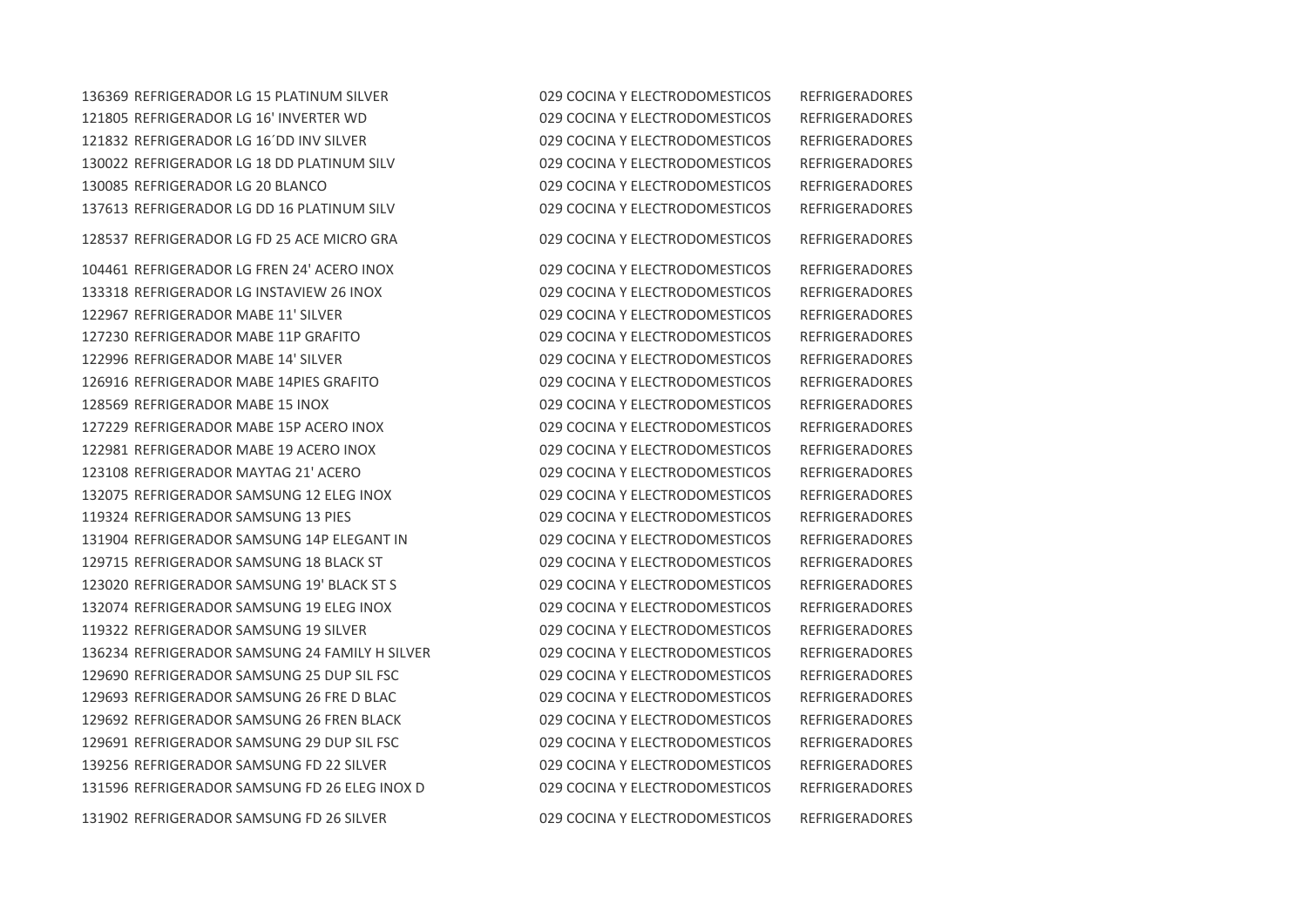| | | | |
|---|---|---|---|
| 136369 | REFRIGERADOR LG 15 PLATINUM SILVER | 029 COCINA Y ELECTRODOMESTICOS | REFRIGERADORES |
| 121805 | REFRIGERADOR LG 16' INVERTER WD | 029 COCINA Y ELECTRODOMESTICOS | REFRIGERADORES |
| 121832 | REFRIGERADOR LG 16´DD INV SILVER | 029 COCINA Y ELECTRODOMESTICOS | REFRIGERADORES |
| 130022 | REFRIGERADOR LG 18 DD PLATINUM SILV | 029 COCINA Y ELECTRODOMESTICOS | REFRIGERADORES |
| 130085 | REFRIGERADOR LG 20 BLANCO | 029 COCINA Y ELECTRODOMESTICOS | REFRIGERADORES |
| 137613 | REFRIGERADOR LG DD 16 PLATINUM SILV | 029 COCINA Y ELECTRODOMESTICOS | REFRIGERADORES |
| 128537 | REFRIGERADOR LG FD 25 ACE MICRO GRA | 029 COCINA Y ELECTRODOMESTICOS | REFRIGERADORES |
| 104461 | REFRIGERADOR LG FREN 24' ACERO INOX | 029 COCINA Y ELECTRODOMESTICOS | REFRIGERADORES |
| 133318 | REFRIGERADOR LG INSTAVIEW 26 INOX | 029 COCINA Y ELECTRODOMESTICOS | REFRIGERADORES |
| 122967 | REFRIGERADOR MABE 11' SILVER | 029 COCINA Y ELECTRODOMESTICOS | REFRIGERADORES |
| 127230 | REFRIGERADOR MABE 11P GRAFITO | 029 COCINA Y ELECTRODOMESTICOS | REFRIGERADORES |
| 122996 | REFRIGERADOR MABE 14' SILVER | 029 COCINA Y ELECTRODOMESTICOS | REFRIGERADORES |
| 126916 | REFRIGERADOR MABE 14PIES GRAFITO | 029 COCINA Y ELECTRODOMESTICOS | REFRIGERADORES |
| 128569 | REFRIGERADOR MABE 15 INOX | 029 COCINA Y ELECTRODOMESTICOS | REFRIGERADORES |
| 127229 | REFRIGERADOR MABE 15P ACERO INOX | 029 COCINA Y ELECTRODOMESTICOS | REFRIGERADORES |
| 122981 | REFRIGERADOR MABE 19 ACERO INOX | 029 COCINA Y ELECTRODOMESTICOS | REFRIGERADORES |
| 123108 | REFRIGERADOR MAYTAG 21' ACERO | 029 COCINA Y ELECTRODOMESTICOS | REFRIGERADORES |
| 132075 | REFRIGERADOR SAMSUNG 12 ELEG INOX | 029 COCINA Y ELECTRODOMESTICOS | REFRIGERADORES |
| 119324 | REFRIGERADOR SAMSUNG 13 PIES | 029 COCINA Y ELECTRODOMESTICOS | REFRIGERADORES |
| 131904 | REFRIGERADOR SAMSUNG 14P ELEGANT IN | 029 COCINA Y ELECTRODOMESTICOS | REFRIGERADORES |
| 129715 | REFRIGERADOR SAMSUNG 18 BLACK ST | 029 COCINA Y ELECTRODOMESTICOS | REFRIGERADORES |
| 123020 | REFRIGERADOR SAMSUNG 19' BLACK ST S | 029 COCINA Y ELECTRODOMESTICOS | REFRIGERADORES |
| 132074 | REFRIGERADOR SAMSUNG 19 ELEG INOX | 029 COCINA Y ELECTRODOMESTICOS | REFRIGERADORES |
| 119322 | REFRIGERADOR SAMSUNG 19 SILVER | 029 COCINA Y ELECTRODOMESTICOS | REFRIGERADORES |
| 136234 | REFRIGERADOR SAMSUNG 24 FAMILY H SILVER | 029 COCINA Y ELECTRODOMESTICOS | REFRIGERADORES |
| 129690 | REFRIGERADOR SAMSUNG 25 DUP SIL FSC | 029 COCINA Y ELECTRODOMESTICOS | REFRIGERADORES |
| 129693 | REFRIGERADOR SAMSUNG 26 FRE D BLAC | 029 COCINA Y ELECTRODOMESTICOS | REFRIGERADORES |
| 129692 | REFRIGERADOR SAMSUNG 26 FREN BLACK | 029 COCINA Y ELECTRODOMESTICOS | REFRIGERADORES |
| 129691 | REFRIGERADOR SAMSUNG 29 DUP SIL FSC | 029 COCINA Y ELECTRODOMESTICOS | REFRIGERADORES |
| 139256 | REFRIGERADOR SAMSUNG FD 22 SILVER | 029 COCINA Y ELECTRODOMESTICOS | REFRIGERADORES |
| 131596 | REFRIGERADOR SAMSUNG FD 26 ELEG INOX D | 029 COCINA Y ELECTRODOMESTICOS | REFRIGERADORES |
| 131902 | REFRIGERADOR SAMSUNG FD 26 SILVER | 029 COCINA Y ELECTRODOMESTICOS | REFRIGERADORES |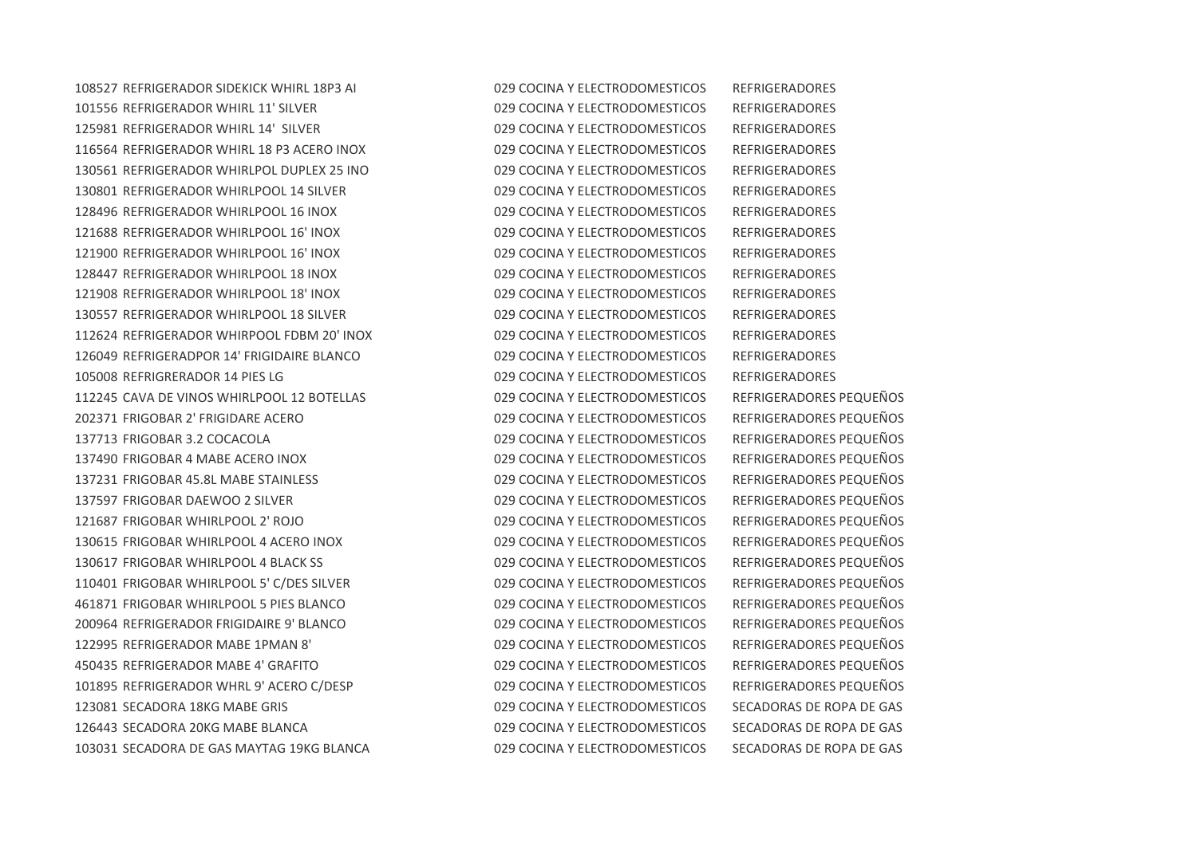| | | | |
|---|---|---|---|
| 108527 | REFRIGERADOR SIDEKICK WHIRL 18P3 AI | 029 COCINA Y ELECTRODOMESTICOS | REFRIGERADORES |
| 101556 | REFRIGERADOR WHIRL 11' SILVER | 029 COCINA Y ELECTRODOMESTICOS | REFRIGERADORES |
| 125981 | REFRIGERADOR WHIRL 14' SILVER | 029 COCINA Y ELECTRODOMESTICOS | REFRIGERADORES |
| 116564 | REFRIGERADOR WHIRL 18 P3 ACERO INOX | 029 COCINA Y ELECTRODOMESTICOS | REFRIGERADORES |
| 130561 | REFRIGERADOR WHIRLPOL DUPLEX 25 INO | 029 COCINA Y ELECTRODOMESTICOS | REFRIGERADORES |
| 130801 | REFRIGERADOR WHIRLPOOL 14 SILVER | 029 COCINA Y ELECTRODOMESTICOS | REFRIGERADORES |
| 128496 | REFRIGERADOR WHIRLPOOL 16 INOX | 029 COCINA Y ELECTRODOMESTICOS | REFRIGERADORES |
| 121688 | REFRIGERADOR WHIRLPOOL 16' INOX | 029 COCINA Y ELECTRODOMESTICOS | REFRIGERADORES |
| 121900 | REFRIGERADOR WHIRLPOOL 16' INOX | 029 COCINA Y ELECTRODOMESTICOS | REFRIGERADORES |
| 128447 | REFRIGERADOR WHIRLPOOL 18 INOX | 029 COCINA Y ELECTRODOMESTICOS | REFRIGERADORES |
| 121908 | REFRIGERADOR WHIRLPOOL 18' INOX | 029 COCINA Y ELECTRODOMESTICOS | REFRIGERADORES |
| 130557 | REFRIGERADOR WHIRLPOOL 18 SILVER | 029 COCINA Y ELECTRODOMESTICOS | REFRIGERADORES |
| 112624 | REFRIGERADOR WHIRPOOL FDBM 20' INOX | 029 COCINA Y ELECTRODOMESTICOS | REFRIGERADORES |
| 126049 | REFRIGERADPOR 14' FRIGIDAIRE BLANCO | 029 COCINA Y ELECTRODOMESTICOS | REFRIGERADORES |
| 105008 | REFRIGRERADOR 14 PIES LG | 029 COCINA Y ELECTRODOMESTICOS | REFRIGERADORES |
| 112245 | CAVA DE VINOS WHIRLPOOL 12 BOTELLAS | 029 COCINA Y ELECTRODOMESTICOS | REFRIGERADORES PEQUEÑOS |
| 202371 | FRIGOBAR 2' FRIGIDARE ACERO | 029 COCINA Y ELECTRODOMESTICOS | REFRIGERADORES PEQUEÑOS |
| 137713 | FRIGOBAR 3.2 COCACOLA | 029 COCINA Y ELECTRODOMESTICOS | REFRIGERADORES PEQUEÑOS |
| 137490 | FRIGOBAR 4 MABE ACERO INOX | 029 COCINA Y ELECTRODOMESTICOS | REFRIGERADORES PEQUEÑOS |
| 137231 | FRIGOBAR 45.8L MABE STAINLESS | 029 COCINA Y ELECTRODOMESTICOS | REFRIGERADORES PEQUEÑOS |
| 137597 | FRIGOBAR DAEWOO 2 SILVER | 029 COCINA Y ELECTRODOMESTICOS | REFRIGERADORES PEQUEÑOS |
| 121687 | FRIGOBAR WHIRLPOOL 2' ROJO | 029 COCINA Y ELECTRODOMESTICOS | REFRIGERADORES PEQUEÑOS |
| 130615 | FRIGOBAR WHIRLPOOL 4 ACERO INOX | 029 COCINA Y ELECTRODOMESTICOS | REFRIGERADORES PEQUEÑOS |
| 130617 | FRIGOBAR WHIRLPOOL 4 BLACK SS | 029 COCINA Y ELECTRODOMESTICOS | REFRIGERADORES PEQUEÑOS |
| 110401 | FRIGOBAR WHIRLPOOL 5' C/DES SILVER | 029 COCINA Y ELECTRODOMESTICOS | REFRIGERADORES PEQUEÑOS |
| 461871 | FRIGOBAR WHIRLPOOL 5 PIES BLANCO | 029 COCINA Y ELECTRODOMESTICOS | REFRIGERADORES PEQUEÑOS |
| 200964 | REFRIGERADOR FRIGIDAIRE 9' BLANCO | 029 COCINA Y ELECTRODOMESTICOS | REFRIGERADORES PEQUEÑOS |
| 122995 | REFRIGERADOR MABE 1PMAN 8' | 029 COCINA Y ELECTRODOMESTICOS | REFRIGERADORES PEQUEÑOS |
| 450435 | REFRIGERADOR MABE 4' GRAFITO | 029 COCINA Y ELECTRODOMESTICOS | REFRIGERADORES PEQUEÑOS |
| 101895 | REFRIGERADOR WHRL 9' ACERO C/DESP | 029 COCINA Y ELECTRODOMESTICOS | REFRIGERADORES PEQUEÑOS |
| 123081 | SECADORA 18KG MABE GRIS | 029 COCINA Y ELECTRODOMESTICOS | SECADORAS DE ROPA DE GAS |
| 126443 | SECADORA 20KG MABE BLANCA | 029 COCINA Y ELECTRODOMESTICOS | SECADORAS DE ROPA DE GAS |
| 103031 | SECADORA DE GAS MAYTAG 19KG BLANCA | 029 COCINA Y ELECTRODOMESTICOS | SECADORAS DE ROPA DE GAS |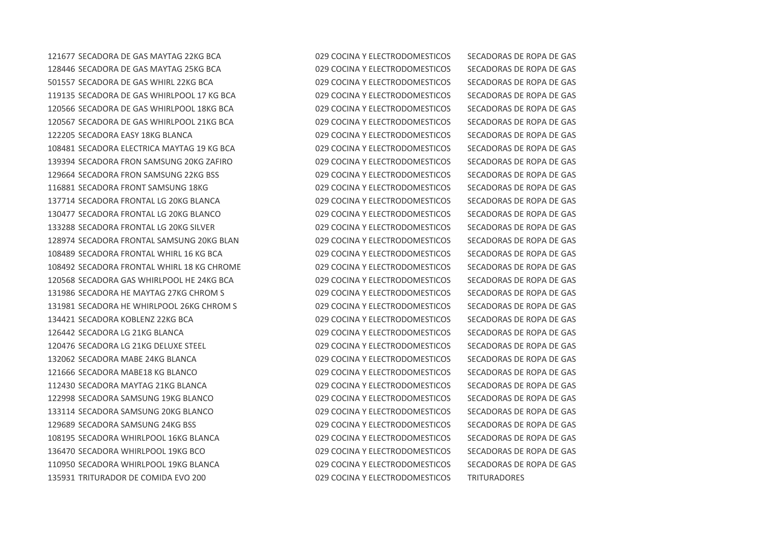| | | | |
|---|---|---|---|
| 121677 | SECADORA DE GAS MAYTAG 22KG BCA | 029 COCINA Y ELECTRODOMESTICOS | SECADORAS DE ROPA DE GAS |
| 128446 | SECADORA DE GAS MAYTAG 25KG BCA | 029 COCINA Y ELECTRODOMESTICOS | SECADORAS DE ROPA DE GAS |
| 501557 | SECADORA DE GAS WHIRL 22KG BCA | 029 COCINA Y ELECTRODOMESTICOS | SECADORAS DE ROPA DE GAS |
| 119135 | SECADORA DE GAS WHIRLPOOL 17 KG BCA | 029 COCINA Y ELECTRODOMESTICOS | SECADORAS DE ROPA DE GAS |
| 120566 | SECADORA DE GAS WHIRLPOOL 18KG BCA | 029 COCINA Y ELECTRODOMESTICOS | SECADORAS DE ROPA DE GAS |
| 120567 | SECADORA DE GAS WHIRLPOOL 21KG BCA | 029 COCINA Y ELECTRODOMESTICOS | SECADORAS DE ROPA DE GAS |
| 122205 | SECADORA EASY 18KG BLANCA | 029 COCINA Y ELECTRODOMESTICOS | SECADORAS DE ROPA DE GAS |
| 108481 | SECADORA ELECTRICA MAYTAG 19 KG BCA | 029 COCINA Y ELECTRODOMESTICOS | SECADORAS DE ROPA DE GAS |
| 139394 | SECADORA FRON SAMSUNG 20KG ZAFIRO | 029 COCINA Y ELECTRODOMESTICOS | SECADORAS DE ROPA DE GAS |
| 129664 | SECADORA FRON SAMSUNG 22KG BSS | 029 COCINA Y ELECTRODOMESTICOS | SECADORAS DE ROPA DE GAS |
| 116881 | SECADORA FRONT SAMSUNG 18KG | 029 COCINA Y ELECTRODOMESTICOS | SECADORAS DE ROPA DE GAS |
| 137714 | SECADORA FRONTAL LG 20KG BLANCA | 029 COCINA Y ELECTRODOMESTICOS | SECADORAS DE ROPA DE GAS |
| 130477 | SECADORA FRONTAL LG 20KG BLANCO | 029 COCINA Y ELECTRODOMESTICOS | SECADORAS DE ROPA DE GAS |
| 133288 | SECADORA FRONTAL LG 20KG SILVER | 029 COCINA Y ELECTRODOMESTICOS | SECADORAS DE ROPA DE GAS |
| 128974 | SECADORA FRONTAL SAMSUNG 20KG BLAN | 029 COCINA Y ELECTRODOMESTICOS | SECADORAS DE ROPA DE GAS |
| 108489 | SECADORA FRONTAL WHIRL 16 KG BCA | 029 COCINA Y ELECTRODOMESTICOS | SECADORAS DE ROPA DE GAS |
| 108492 | SECADORA FRONTAL WHIRL 18 KG CHROME | 029 COCINA Y ELECTRODOMESTICOS | SECADORAS DE ROPA DE GAS |
| 120568 | SECADORA GAS WHIRLPOOL HE 24KG BCA | 029 COCINA Y ELECTRODOMESTICOS | SECADORAS DE ROPA DE GAS |
| 131986 | SECADORA HE MAYTAG 27KG CHROM S | 029 COCINA Y ELECTRODOMESTICOS | SECADORAS DE ROPA DE GAS |
| 131981 | SECADORA HE WHIRLPOOL 26KG CHROM S | 029 COCINA Y ELECTRODOMESTICOS | SECADORAS DE ROPA DE GAS |
| 134421 | SECADORA KOBLENZ 22KG BCA | 029 COCINA Y ELECTRODOMESTICOS | SECADORAS DE ROPA DE GAS |
| 126442 | SECADORA LG 21KG BLANCA | 029 COCINA Y ELECTRODOMESTICOS | SECADORAS DE ROPA DE GAS |
| 120476 | SECADORA LG 21KG DELUXE STEEL | 029 COCINA Y ELECTRODOMESTICOS | SECADORAS DE ROPA DE GAS |
| 132062 | SECADORA MABE 24KG BLANCA | 029 COCINA Y ELECTRODOMESTICOS | SECADORAS DE ROPA DE GAS |
| 121666 | SECADORA MABE18 KG BLANCO | 029 COCINA Y ELECTRODOMESTICOS | SECADORAS DE ROPA DE GAS |
| 112430 | SECADORA MAYTAG 21KG BLANCA | 029 COCINA Y ELECTRODOMESTICOS | SECADORAS DE ROPA DE GAS |
| 122998 | SECADORA SAMSUNG 19KG BLANCO | 029 COCINA Y ELECTRODOMESTICOS | SECADORAS DE ROPA DE GAS |
| 133114 | SECADORA SAMSUNG 20KG BLANCO | 029 COCINA Y ELECTRODOMESTICOS | SECADORAS DE ROPA DE GAS |
| 129689 | SECADORA SAMSUNG 24KG BSS | 029 COCINA Y ELECTRODOMESTICOS | SECADORAS DE ROPA DE GAS |
| 108195 | SECADORA WHIRLPOOL 16KG BLANCA | 029 COCINA Y ELECTRODOMESTICOS | SECADORAS DE ROPA DE GAS |
| 136470 | SECADORA WHIRLPOOL 19KG BCO | 029 COCINA Y ELECTRODOMESTICOS | SECADORAS DE ROPA DE GAS |
| 110950 | SECADORA WHIRLPOOL 19KG BLANCA | 029 COCINA Y ELECTRODOMESTICOS | SECADORAS DE ROPA DE GAS |
| 135931 | TRITURADOR DE COMIDA EVO 200 | 029 COCINA Y ELECTRODOMESTICOS | TRITURADORES |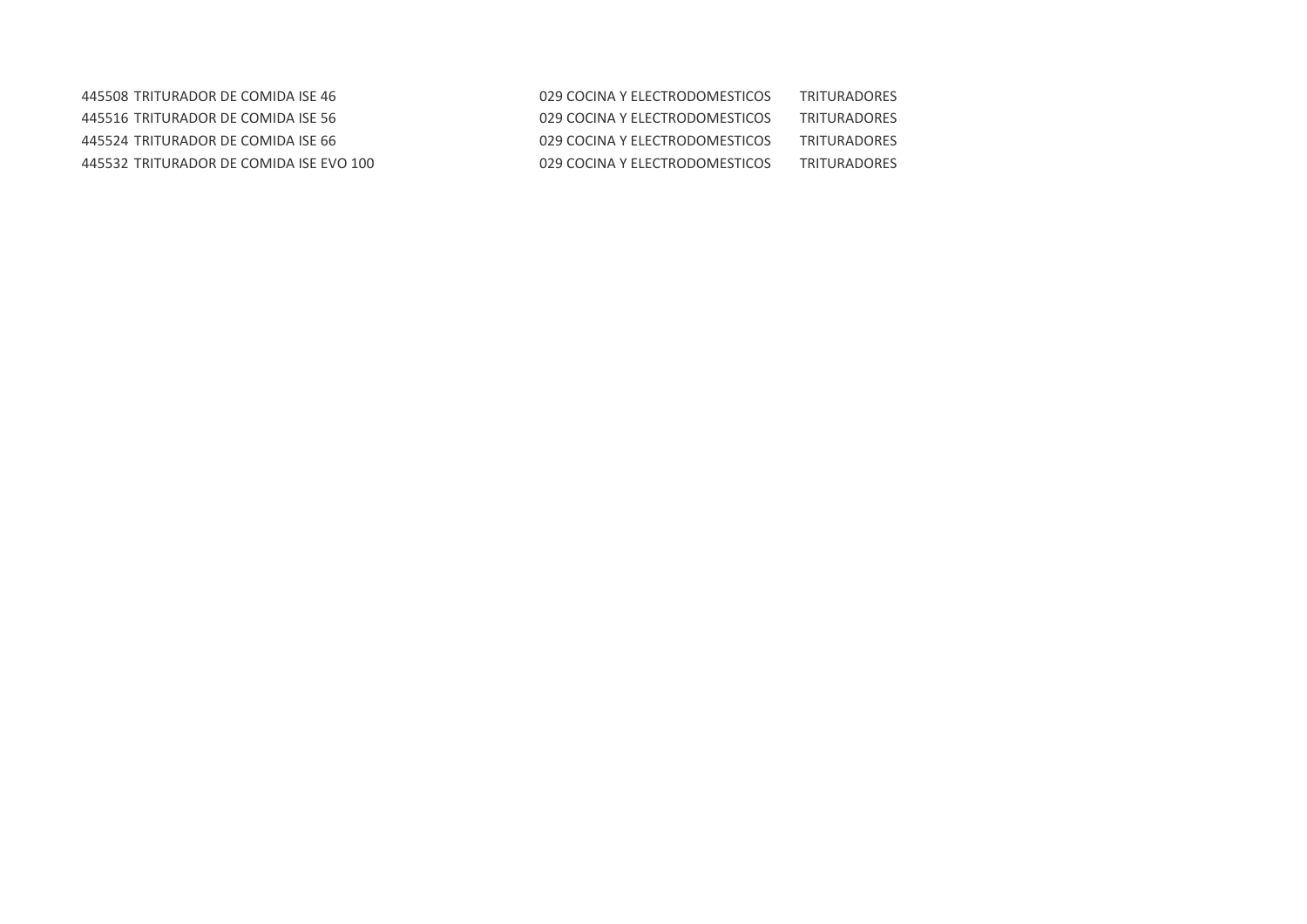| | | | |
|---|---|---|---|
| 445508 | TRITURADOR DE COMIDA ISE 46 | 029 COCINA Y ELECTRODOMESTICOS | TRITURADORES |
| 445516 | TRITURADOR DE COMIDA ISE 56 | 029 COCINA Y ELECTRODOMESTICOS | TRITURADORES |
| 445524 | TRITURADOR DE COMIDA ISE 66 | 029 COCINA Y ELECTRODOMESTICOS | TRITURADORES |
| 445532 | TRITURADOR DE COMIDA ISE EVO 100 | 029 COCINA Y ELECTRODOMESTICOS | TRITURADORES |